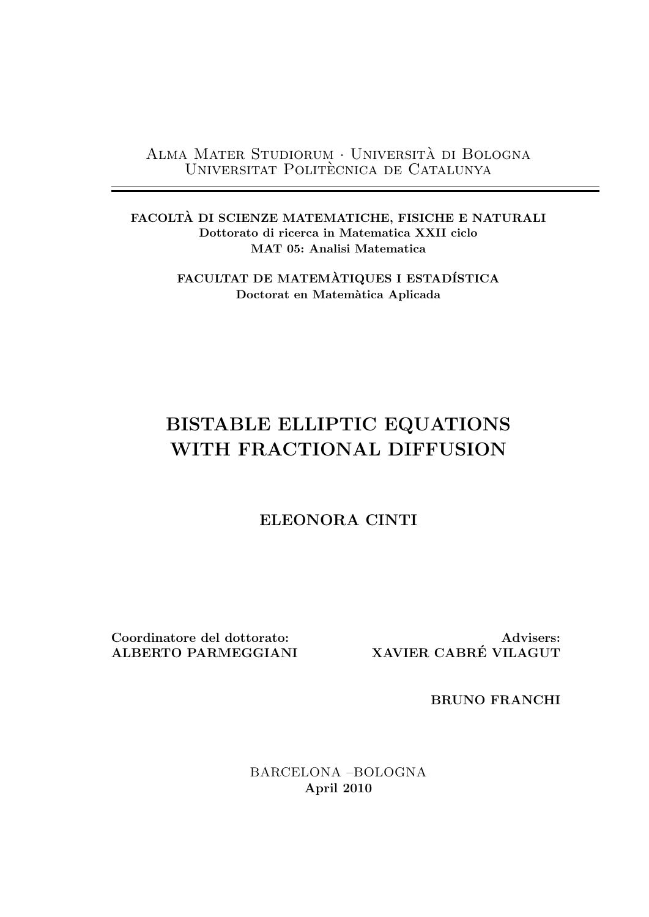Alma Mater Studiorum · Università di Bologna
Universitat Politècnica de Catalunya

---

**FACOLTÀ DI SCIENZE MATEMATICHE, FISICHE E NATURALI**
**Dottorato di ricerca in Matematica XXII ciclo**
**MAT 05: Analisi Matematica**

**FACULTAT DE MATEMÀTIQUES I ESTADÍSTICA**
**Doctorat en Matemàtica Aplicada**

# BISTABLE ELLIPTIC EQUATIONS WITH FRACTIONAL DIFFUSION

**ELEONORA CINTI**

**Coordinatore del dottorato:**
**ALBERTO PARMEGGIANI**

**Advisers:**
**XAVIER CABRÉ VILAGUT**

**BRUNO FRANCHI**

BARCELONA –BOLOGNA
**April 2010**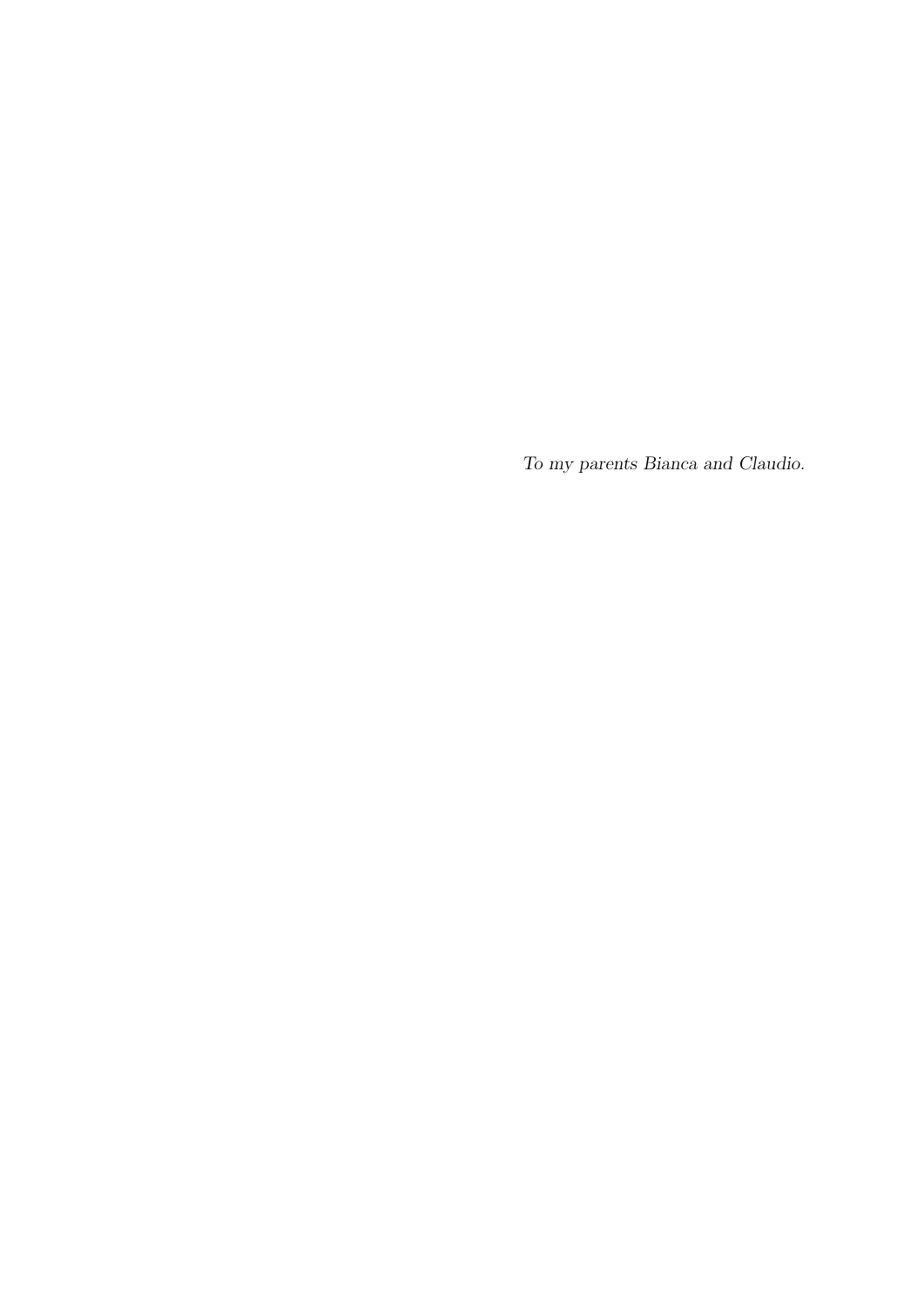*To my parents Bianca and Claudio.*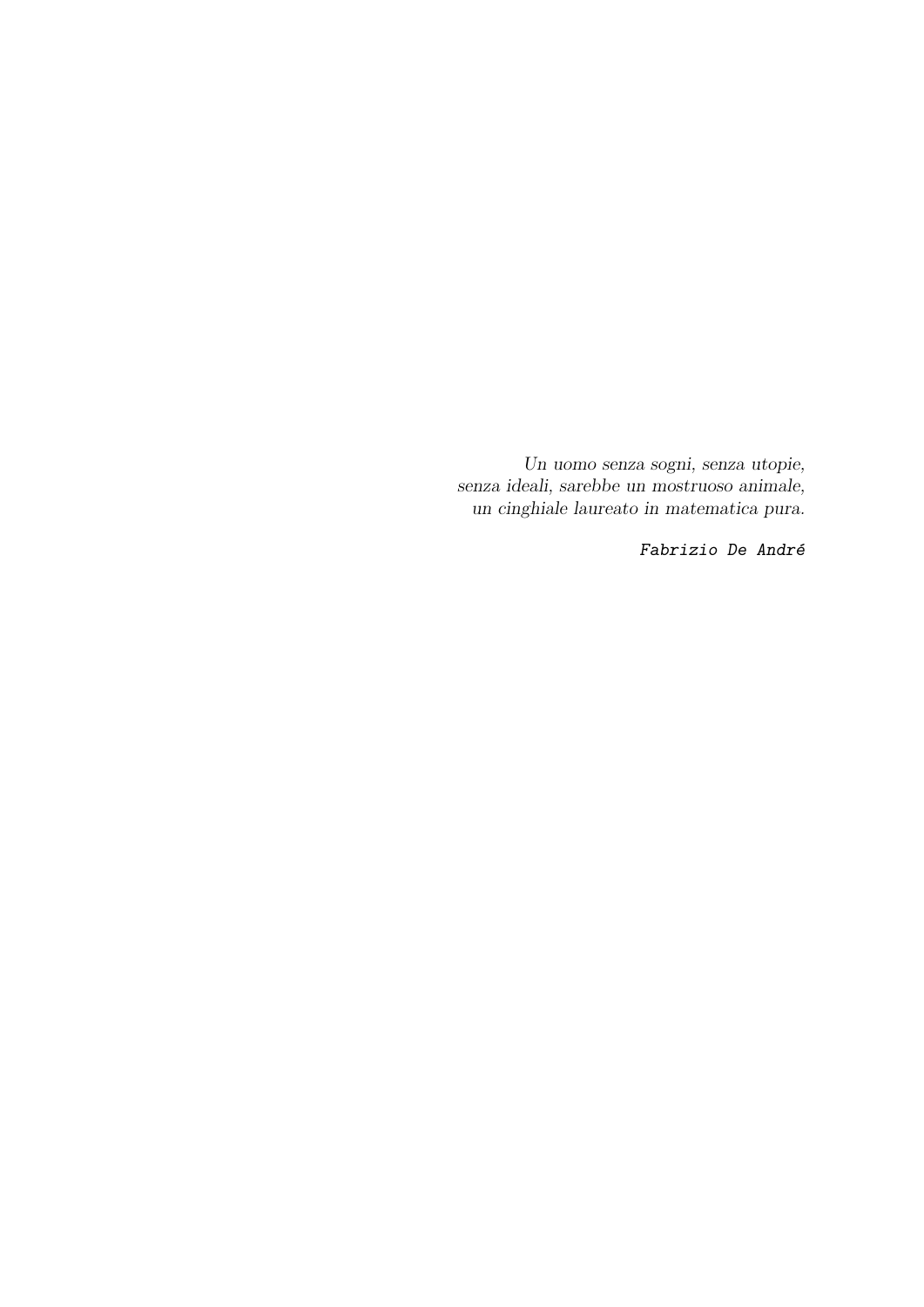*Un uomo senza sogni, senza utopie,*
*senza ideali, sarebbe un mostruoso animale,*
*un cinghiale laureato in matematica pura.*

`Fabrizio De André`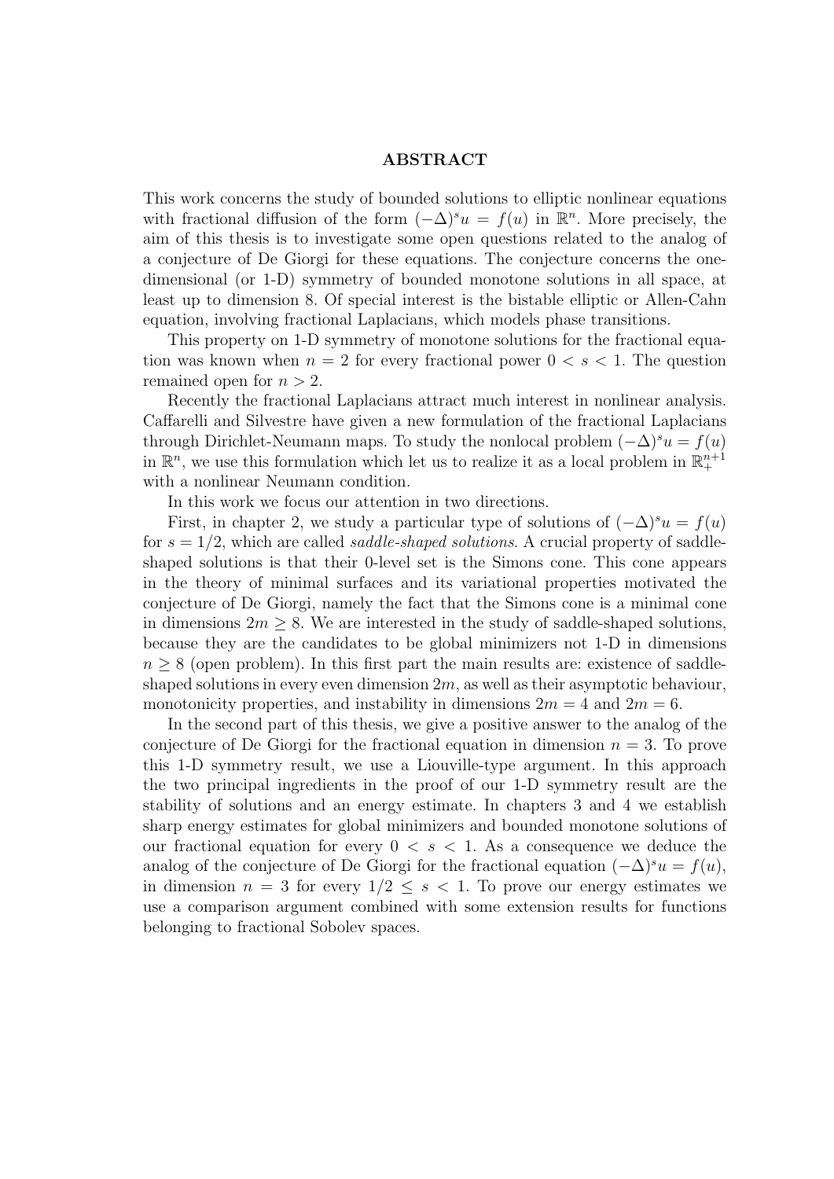## ABSTRACT

This work concerns the study of bounded solutions to elliptic nonlinear equations with fractional diffusion of the form $(-\Delta)^s u = f(u)$ in $\mathbb{R}^n$. More precisely, the aim of this thesis is to investigate some open questions related to the analog of a conjecture of De Giorgi for these equations. The conjecture concerns the one-dimensional (or 1-D) symmetry of bounded monotone solutions in all space, at least up to dimension 8. Of special interest is the bistable elliptic or Allen-Cahn equation, involving fractional Laplacians, which models phase transitions.

This property on 1-D symmetry of monotone solutions for the fractional equation was known when $n = 2$ for every fractional power $0 < s < 1$. The question remained open for $n > 2$.

Recently the fractional Laplacians attract much interest in nonlinear analysis. Caffarelli and Silvestre have given a new formulation of the fractional Laplacians through Dirichlet-Neumann maps. To study the nonlocal problem $(-\Delta)^s u = f(u)$ in $\mathbb{R}^n$, we use this formulation which let us to realize it as a local problem in $\mathbb{R}^{n+1}_+$ with a nonlinear Neumann condition.

In this work we focus our attention in two directions.

First, in chapter 2, we study a particular type of solutions of $(-\Delta)^s u = f(u)$ for $s = 1/2$, which are called *saddle-shaped solutions*. A crucial property of saddle-shaped solutions is that their 0-level set is the Simons cone. This cone appears in the theory of minimal surfaces and its variational properties motivated the conjecture of De Giorgi, namely the fact that the Simons cone is a minimal cone in dimensions $2m \geq 8$. We are interested in the study of saddle-shaped solutions, because they are the candidates to be global minimizers not 1-D in dimensions $n \geq 8$ (open problem). In this first part the main results are: existence of saddle-shaped solutions in every even dimension $2m$, as well as their asymptotic behaviour, monotonicity properties, and instability in dimensions $2m = 4$ and $2m = 6$.

In the second part of this thesis, we give a positive answer to the analog of the conjecture of De Giorgi for the fractional equation in dimension $n = 3$. To prove this 1-D symmetry result, we use a Liouville-type argument. In this approach the two principal ingredients in the proof of our 1-D symmetry result are the stability of solutions and an energy estimate. In chapters 3 and 4 we establish sharp energy estimates for global minimizers and bounded monotone solutions of our fractional equation for every $0 < s < 1$. As a consequence we deduce the analog of the conjecture of De Giorgi for the fractional equation $(-\Delta)^s u = f(u)$, in dimension $n = 3$ for every $1/2 \leq s < 1$. To prove our energy estimates we use a comparison argument combined with some extension results for functions belonging to fractional Sobolev spaces.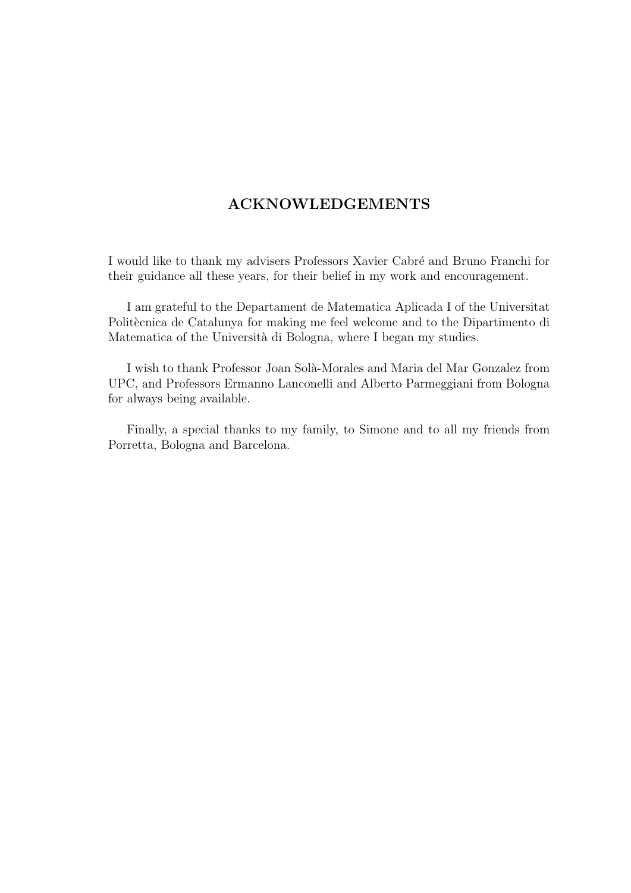# ACKNOWLEDGEMENTS

I would like to thank my advisers Professors Xavier Cabré and Bruno Franchi for their guidance all these years, for their belief in my work and encouragement.

I am grateful to the Departament de Matematica Aplicada I of the Universitat Politècnica de Catalunya for making me feel welcome and to the Dipartimento di Matematica of the Università di Bologna, where I began my studies.

I wish to thank Professor Joan Solà-Morales and Maria del Mar Gonzalez from UPC, and Professors Ermanno Lanconelli and Alberto Parmeggiani from Bologna for always being available.

Finally, a special thanks to my family, to Simone and to all my friends from Porretta, Bologna and Barcelona.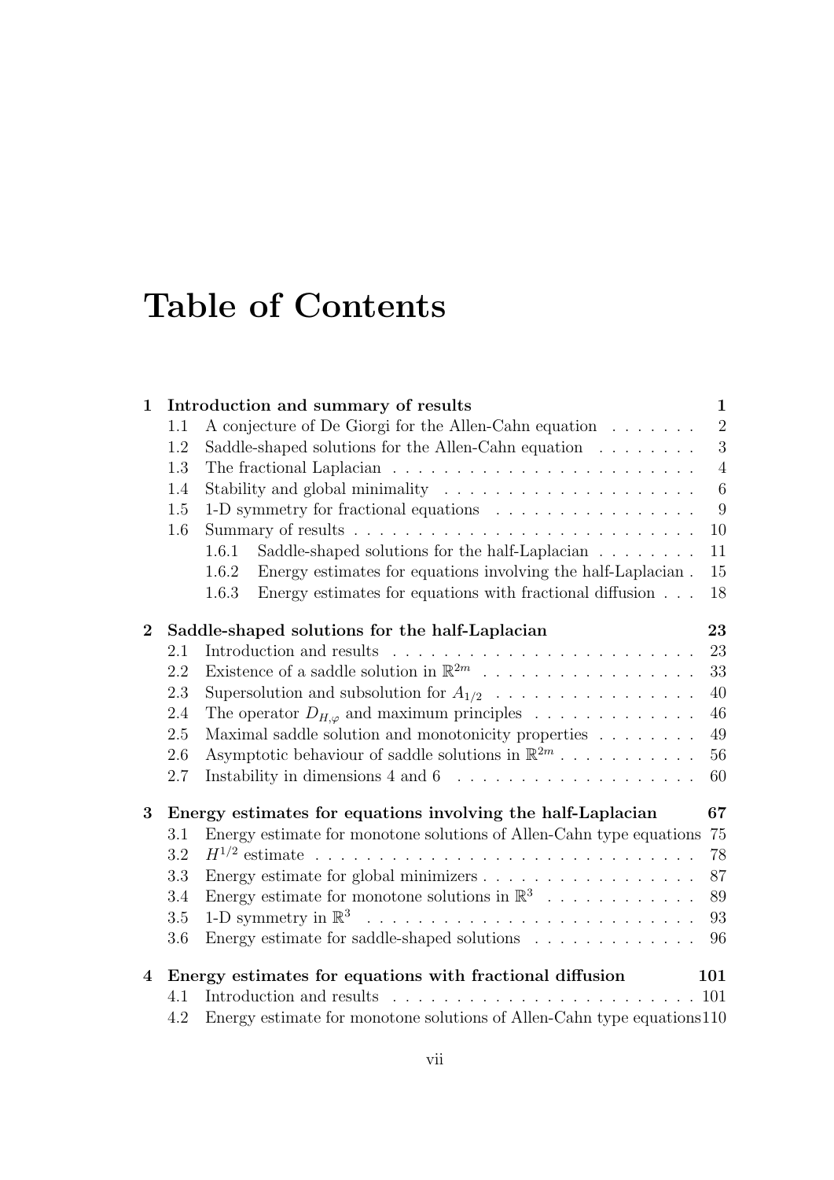# Table of Contents

**1 Introduction and summary of results** — **1**

- 1.1 A conjecture of De Giorgi for the Allen-Cahn equation — 2
- 1.2 Saddle-shaped solutions for the Allen-Cahn equation — 3
- 1.3 The fractional Laplacian — 4
- 1.4 Stability and global minimality — 6
- 1.5 1-D symmetry for fractional equations — 9
- 1.6 Summary of results — 10
  - 1.6.1 Saddle-shaped solutions for the half-Laplacian — 11
  - 1.6.2 Energy estimates for equations involving the half-Laplacian — 15
  - 1.6.3 Energy estimates for equations with fractional diffusion — 18

**2 Saddle-shaped solutions for the half-Laplacian** — **23**

- 2.1 Introduction and results — 23
- 2.2 Existence of a saddle solution in $\mathbb{R}^{2m}$ — 33
- 2.3 Supersolution and subsolution for $A_{1/2}$ — 40
- 2.4 The operator $D_{H,\varphi}$ and maximum principles — 46
- 2.5 Maximal saddle solution and monotonicity properties — 49
- 2.6 Asymptotic behaviour of saddle solutions in $\mathbb{R}^{2m}$ — 56
- 2.7 Instability in dimensions 4 and 6 — 60

**3 Energy estimates for equations involving the half-Laplacian** — **67**

- 3.1 Energy estimate for monotone solutions of Allen-Cahn type equations — 75
- 3.2 $H^{1/2}$ estimate — 78
- 3.3 Energy estimate for global minimizers — 87
- 3.4 Energy estimate for monotone solutions in $\mathbb{R}^3$ — 89
- 3.5 1-D symmetry in $\mathbb{R}^3$ — 93
- 3.6 Energy estimate for saddle-shaped solutions — 96

**4 Energy estimates for equations with fractional diffusion** — **101**

- 4.1 Introduction and results — 101
- 4.2 Energy estimate for monotone solutions of Allen-Cahn type equations — 110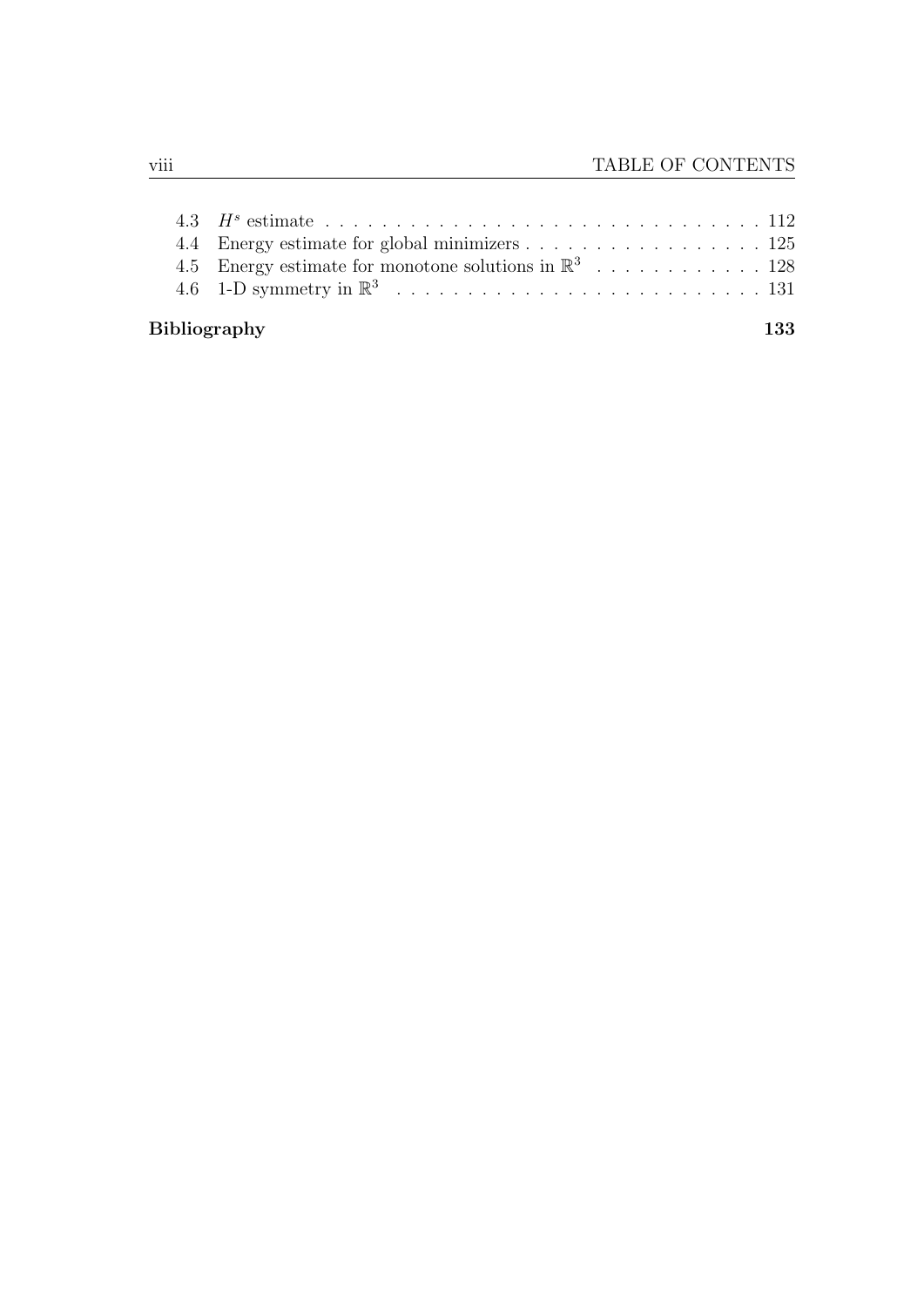- 4.3 $H^s$ estimate . . . . . . . . . . . . . . . . . . . . . . . . . . . . . . . 112
- 4.4 Energy estimate for global minimizers . . . . . . . . . . . . . . . . . . 125
- 4.5 Energy estimate for monotone solutions in $\mathbb{R}^3$ . . . . . . . . . . . . 128
- 4.6 1-D symmetry in $\mathbb{R}^3$ . . . . . . . . . . . . . . . . . . . . . . . . . . 131

**Bibliography** **133**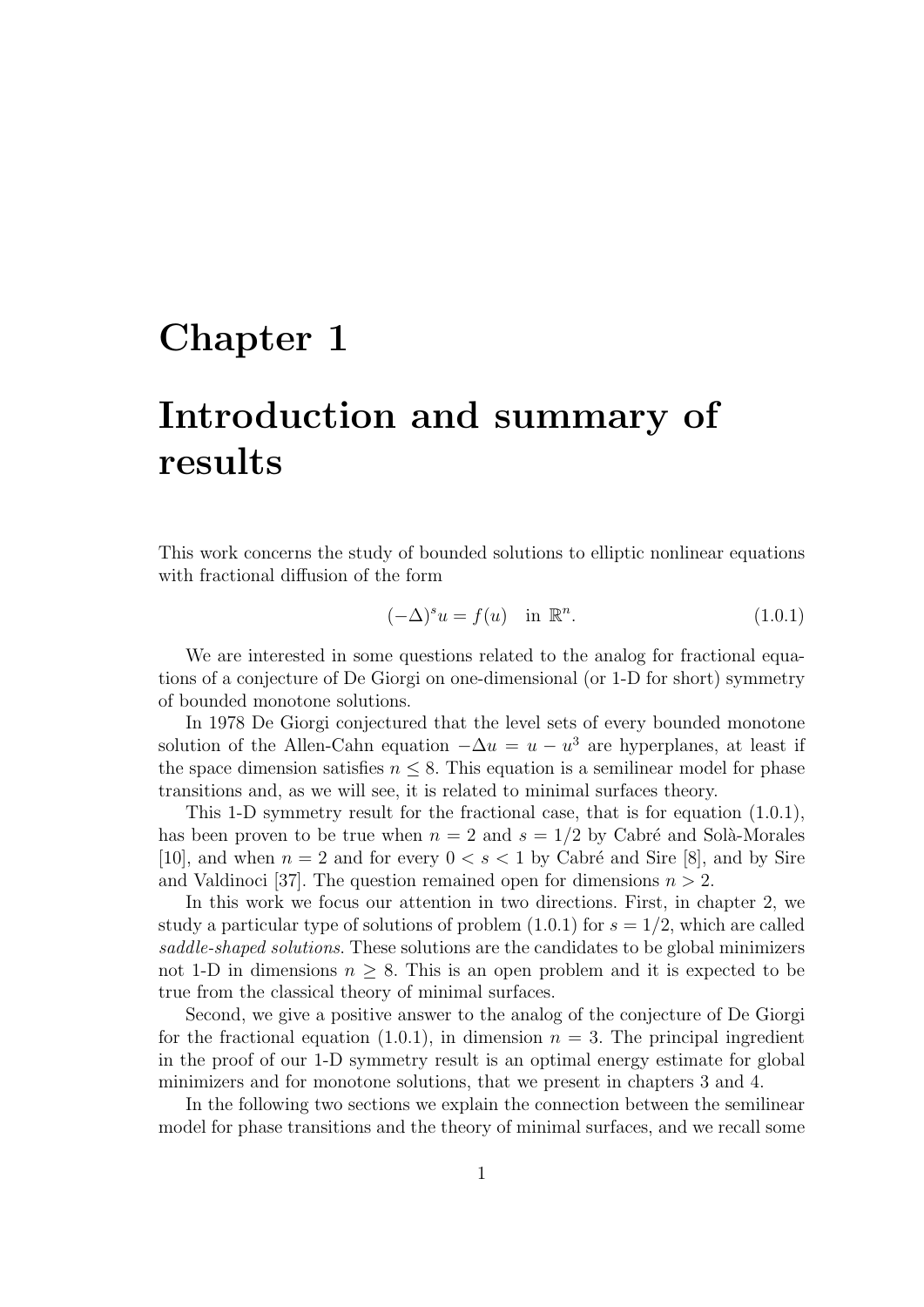# Chapter 1

# Introduction and summary of results

This work concerns the study of bounded solutions to elliptic nonlinear equations with fractional diffusion of the form

$$(-\Delta)^s u = f(u) \quad \text{in } \mathbb{R}^n. \tag{1.0.1}$$

We are interested in some questions related to the analog for fractional equations of a conjecture of De Giorgi on one-dimensional (or 1-D for short) symmetry of bounded monotone solutions.

In 1978 De Giorgi conjectured that the level sets of every bounded monotone solution of the Allen-Cahn equation $-\Delta u = u - u^3$ are hyperplanes, at least if the space dimension satisfies $n \leq 8$. This equation is a semilinear model for phase transitions and, as we will see, it is related to minimal surfaces theory.

This 1-D symmetry result for the fractional case, that is for equation (1.0.1), has been proven to be true when $n = 2$ and $s = 1/2$ by Cabré and Solà-Morales [10], and when $n = 2$ and for every $0 < s < 1$ by Cabré and Sire [8], and by Sire and Valdinoci [37]. The question remained open for dimensions $n > 2$.

In this work we focus our attention in two directions. First, in chapter 2, we study a particular type of solutions of problem (1.0.1) for $s = 1/2$, which are called *saddle-shaped solutions*. These solutions are the candidates to be global minimizers not 1-D in dimensions $n \geq 8$. This is an open problem and it is expected to be true from the classical theory of minimal surfaces.

Second, we give a positive answer to the analog of the conjecture of De Giorgi for the fractional equation (1.0.1), in dimension $n = 3$. The principal ingredient in the proof of our 1-D symmetry result is an optimal energy estimate for global minimizers and for monotone solutions, that we present in chapters 3 and 4.

In the following two sections we explain the connection between the semilinear model for phase transitions and the theory of minimal surfaces, and we recall some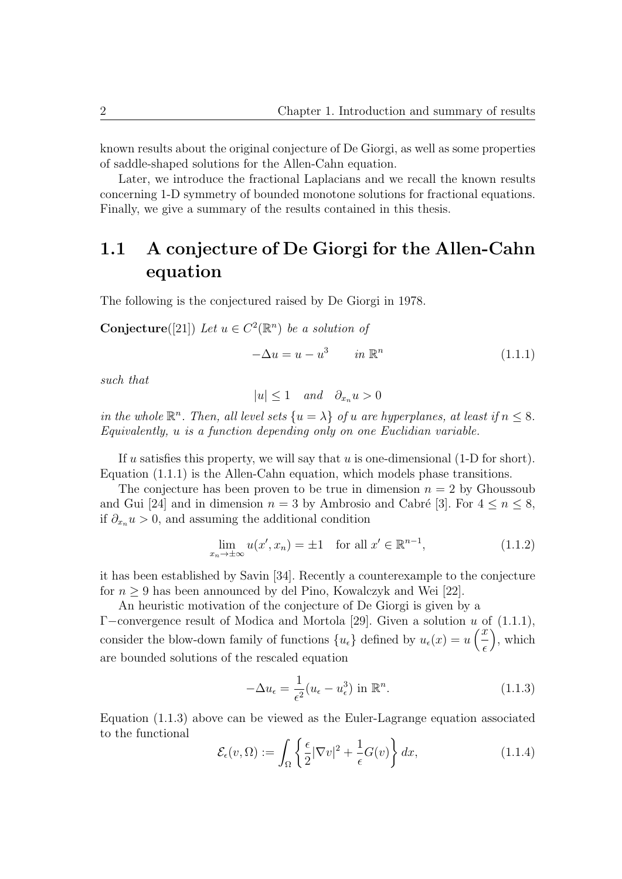known results about the original conjecture of De Giorgi, as well as some properties of saddle-shaped solutions for the Allen-Cahn equation.

Later, we introduce the fractional Laplacians and we recall the known results concerning 1-D symmetry of bounded monotone solutions for fractional equations. Finally, we give a summary of the results contained in this thesis.

## 1.1 A conjecture of De Giorgi for the Allen-Cahn equation

The following is the conjectured raised by De Giorgi in 1978.

**Conjecture**([21]) *Let $u \in C^2(\mathbb{R}^n)$ be a solution of*

$$-\Delta u = u - u^3 \qquad in\ \mathbb{R}^n \tag{1.1.1}$$

*such that*

$$|u| \leq 1 \quad and \quad \partial_{x_n} u > 0$$

*in the whole $\mathbb{R}^n$. Then, all level sets $\{u = \lambda\}$ of $u$ are hyperplanes, at least if $n \leq 8$. Equivalently, $u$ is a function depending only on one Euclidian variable.*

If $u$ satisfies this property, we will say that $u$ is one-dimensional (1-D for short). Equation (1.1.1) is the Allen-Cahn equation, which models phase transitions.

The conjecture has been proven to be true in dimension $n = 2$ by Ghoussoub and Gui [24] and in dimension $n = 3$ by Ambrosio and Cabré [3]. For $4 \leq n \leq 8$, if $\partial_{x_n} u > 0$, and assuming the additional condition

$$\lim_{x_n \to \pm\infty} u(x', x_n) = \pm 1 \quad \text{for all } x' \in \mathbb{R}^{n-1}, \tag{1.1.2}$$

it has been established by Savin [34]. Recently a counterexample to the conjecture for $n \geq 9$ has been announced by del Pino, Kowalczyk and Wei [22].

An heuristic motivation of the conjecture of De Giorgi is given by a $\Gamma-$convergence result of Modica and Mortola [29]. Given a solution $u$ of (1.1.1), consider the blow-down family of functions $\{u_\epsilon\}$ defined by $u_\epsilon(x) = u\left(\frac{x}{\epsilon}\right)$, which are bounded solutions of the rescaled equation

$$-\Delta u_\epsilon = \frac{1}{\epsilon^2}(u_\epsilon - u_\epsilon^3) \text{ in } \mathbb{R}^n. \tag{1.1.3}$$

Equation (1.1.3) above can be viewed as the Euler-Lagrange equation associated to the functional

$$\mathcal{E}_\epsilon(v, \Omega) := \int_\Omega \left\{ \frac{\epsilon}{2}|\nabla v|^2 + \frac{1}{\epsilon}G(v) \right\} dx, \tag{1.1.4}$$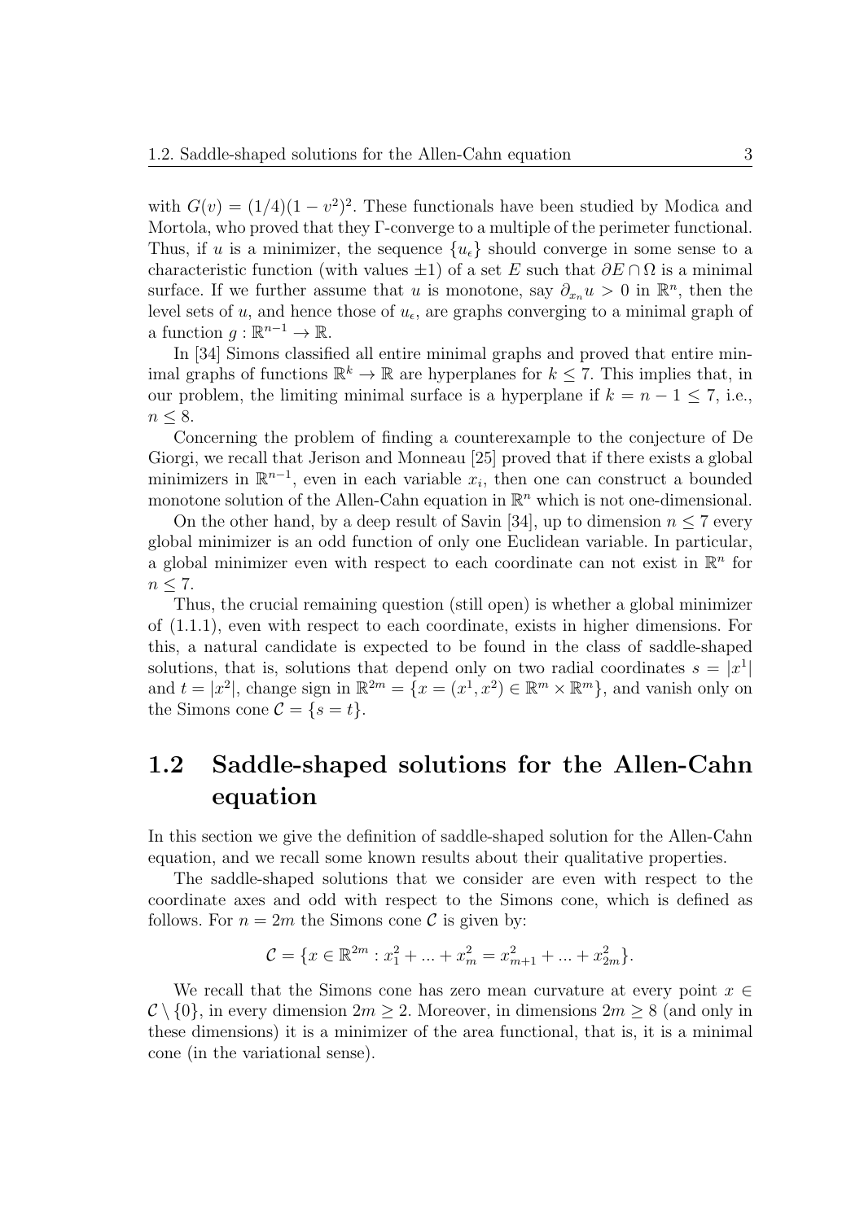with $G(v) = (1/4)(1 - v^2)^2$. These functionals have been studied by Modica and Mortola, who proved that they $\Gamma$-converge to a multiple of the perimeter functional. Thus, if $u$ is a minimizer, the sequence $\{u_\epsilon\}$ should converge in some sense to a characteristic function (with values $\pm 1$) of a set $E$ such that $\partial E \cap \Omega$ is a minimal surface. If we further assume that $u$ is monotone, say $\partial_{x_n} u > 0$ in $\mathbb{R}^n$, then the level sets of $u$, and hence those of $u_\epsilon$, are graphs converging to a minimal graph of a function $g : \mathbb{R}^{n-1} \to \mathbb{R}$.

In [34] Simons classified all entire minimal graphs and proved that entire minimal graphs of functions $\mathbb{R}^k \to \mathbb{R}$ are hyperplanes for $k \leq 7$. This implies that, in our problem, the limiting minimal surface is a hyperplane if $k = n - 1 \leq 7$, i.e., $n \leq 8$.

Concerning the problem of finding a counterexample to the conjecture of De Giorgi, we recall that Jerison and Monneau [25] proved that if there exists a global minimizers in $\mathbb{R}^{n-1}$, even in each variable $x_i$, then one can construct a bounded monotone solution of the Allen-Cahn equation in $\mathbb{R}^n$ which is not one-dimensional.

On the other hand, by a deep result of Savin [34], up to dimension $n \leq 7$ every global minimizer is an odd function of only one Euclidean variable. In particular, a global minimizer even with respect to each coordinate can not exist in $\mathbb{R}^n$ for $n \leq 7$.

Thus, the crucial remaining question (still open) is whether a global minimizer of (1.1.1), even with respect to each coordinate, exists in higher dimensions. For this, a natural candidate is expected to be found in the class of saddle-shaped solutions, that is, solutions that depend only on two radial coordinates $s = |x^1|$ and $t = |x^2|$, change sign in $\mathbb{R}^{2m} = \{x = (x^1, x^2) \in \mathbb{R}^m \times \mathbb{R}^m\}$, and vanish only on the Simons cone $\mathcal{C} = \{s = t\}$.

## 1.2 Saddle-shaped solutions for the Allen-Cahn equation

In this section we give the definition of saddle-shaped solution for the Allen-Cahn equation, and we recall some known results about their qualitative properties.

The saddle-shaped solutions that we consider are even with respect to the coordinate axes and odd with respect to the Simons cone, which is defined as follows. For $n = 2m$ the Simons cone $\mathcal{C}$ is given by:

$$\mathcal{C} = \{x \in \mathbb{R}^{2m} : x_1^2 + ... + x_m^2 = x_{m+1}^2 + ... + x_{2m}^2\}.$$

We recall that the Simons cone has zero mean curvature at every point $x \in \mathcal{C} \setminus \{0\}$, in every dimension $2m \geq 2$. Moreover, in dimensions $2m \geq 8$ (and only in these dimensions) it is a minimizer of the area functional, that is, it is a minimal cone (in the variational sense).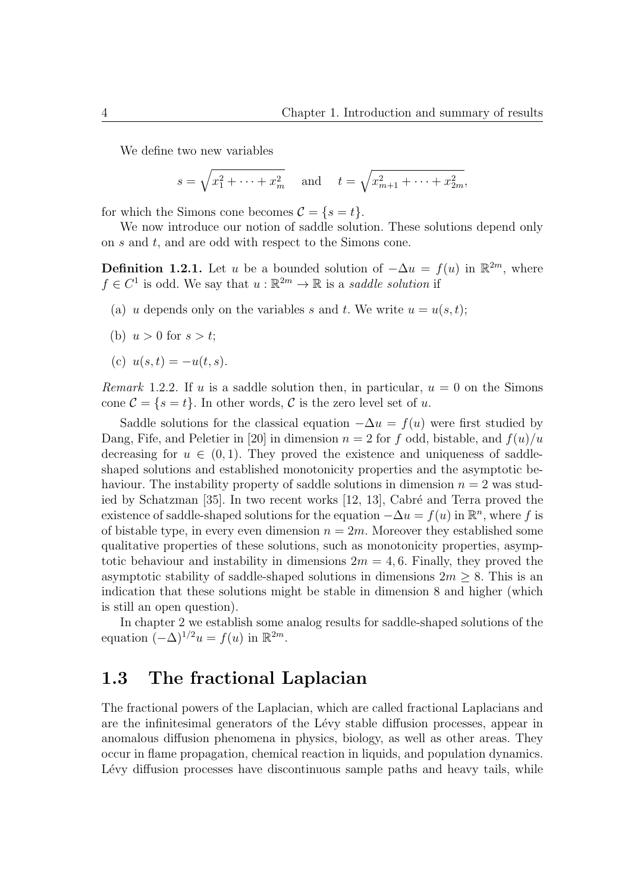We define two new variables

$$s = \sqrt{x_1^2 + \cdots + x_m^2} \quad \text{and} \quad t = \sqrt{x_{m+1}^2 + \cdots + x_{2m}^2},$$

for which the Simons cone becomes $\mathcal{C} = \{s = t\}$.

We now introduce our notion of saddle solution. These solutions depend only on $s$ and $t$, and are odd with respect to the Simons cone.

**Definition 1.2.1.** Let $u$ be a bounded solution of $-\Delta u = f(u)$ in $\mathbb{R}^{2m}$, where $f \in C^1$ is odd. We say that $u : \mathbb{R}^{2m} \to \mathbb{R}$ is a *saddle solution* if

(a) $u$ depends only on the variables $s$ and $t$. We write $u = u(s,t)$;

(b) $u > 0$ for $s > t$;

(c) $u(s,t) = -u(t,s)$.

*Remark* 1.2.2. If $u$ is a saddle solution then, in particular, $u = 0$ on the Simons cone $\mathcal{C} = \{s = t\}$. In other words, $\mathcal{C}$ is the zero level set of $u$.

Saddle solutions for the classical equation $-\Delta u = f(u)$ were first studied by Dang, Fife, and Peletier in [20] in dimension $n = 2$ for $f$ odd, bistable, and $f(u)/u$ decreasing for $u \in (0,1)$. They proved the existence and uniqueness of saddle-shaped solutions and established monotonicity properties and the asymptotic behaviour. The instability property of saddle solutions in dimension $n = 2$ was studied by Schatzman [35]. In two recent works [12, 13], Cabré and Terra proved the existence of saddle-shaped solutions for the equation $-\Delta u = f(u)$ in $\mathbb{R}^n$, where $f$ is of bistable type, in every even dimension $n = 2m$. Moreover they established some qualitative properties of these solutions, such as monotonicity properties, asymptotic behaviour and instability in dimensions $2m = 4, 6$. Finally, they proved the asymptotic stability of saddle-shaped solutions in dimensions $2m \geq 8$. This is an indication that these solutions might be stable in dimension 8 and higher (which is still an open question).

In chapter 2 we establish some analog results for saddle-shaped solutions of the equation $(-\Delta)^{1/2} u = f(u)$ in $\mathbb{R}^{2m}$.

## 1.3 The fractional Laplacian

The fractional powers of the Laplacian, which are called fractional Laplacians and are the infinitesimal generators of the Lévy stable diffusion processes, appear in anomalous diffusion phenomena in physics, biology, as well as other areas. They occur in flame propagation, chemical reaction in liquids, and population dynamics. Lévy diffusion processes have discontinuous sample paths and heavy tails, while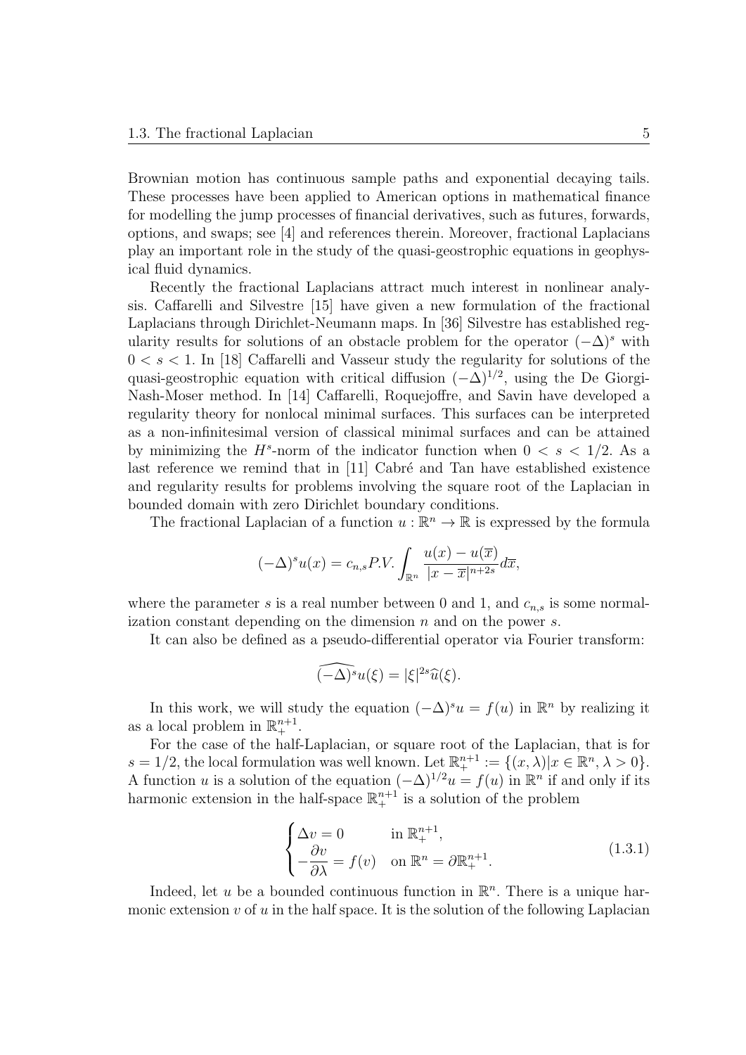Brownian motion has continuous sample paths and exponential decaying tails. These processes have been applied to American options in mathematical finance for modelling the jump processes of financial derivatives, such as futures, forwards, options, and swaps; see [4] and references therein. Moreover, fractional Laplacians play an important role in the study of the quasi-geostrophic equations in geophysical fluid dynamics.

Recently the fractional Laplacians attract much interest in nonlinear analysis. Caffarelli and Silvestre [15] have given a new formulation of the fractional Laplacians through Dirichlet-Neumann maps. In [36] Silvestre has established regularity results for solutions of an obstacle problem for the operator $(-\Delta)^s$ with $0 < s < 1$. In [18] Caffarelli and Vasseur study the regularity for solutions of the quasi-geostrophic equation with critical diffusion $(-\Delta)^{1/2}$, using the De Giorgi-Nash-Moser method. In [14] Caffarelli, Roquejoffre, and Savin have developed a regularity theory for nonlocal minimal surfaces. This surfaces can be interpreted as a non-infinitesimal version of classical minimal surfaces and can be attained by minimizing the $H^s$-norm of the indicator function when $0 < s < 1/2$. As a last reference we remind that in [11] Cabré and Tan have established existence and regularity results for problems involving the square root of the Laplacian in bounded domain with zero Dirichlet boundary conditions.

The fractional Laplacian of a function $u : \mathbb{R}^n \to \mathbb{R}$ is expressed by the formula

$$(-\Delta)^s u(x) = c_{n,s} P.V. \int_{\mathbb{R}^n} \frac{u(x) - u(\overline{x})}{|x - \overline{x}|^{n+2s}} d\overline{x},$$

where the parameter $s$ is a real number between 0 and 1, and $c_{n,s}$ is some normalization constant depending on the dimension $n$ and on the power $s$.

It can also be defined as a pseudo-differential operator via Fourier transform:

$$\widehat{(-\Delta)^s} u(\xi) = |\xi|^{2s} \widehat{u}(\xi).$$

In this work, we will study the equation $(-\Delta)^s u = f(u)$ in $\mathbb{R}^n$ by realizing it as a local problem in $\mathbb{R}^{n+1}_+$.

For the case of the half-Laplacian, or square root of the Laplacian, that is for $s = 1/2$, the local formulation was well known. Let $\mathbb{R}^{n+1}_+ := \{(x, \lambda) | x \in \mathbb{R}^n, \lambda > 0\}$. A function $u$ is a solution of the equation $(-\Delta)^{1/2} u = f(u)$ in $\mathbb{R}^n$ if and only if its harmonic extension in the half-space $\mathbb{R}^{n+1}_+$ is a solution of the problem

$$\begin{cases} \Delta v = 0 & \text{in } \mathbb{R}^{n+1}_+, \\ -\dfrac{\partial v}{\partial \lambda} = f(v) & \text{on } \mathbb{R}^n = \partial \mathbb{R}^{n+1}_+. \end{cases} \tag{1.3.1}$$

Indeed, let $u$ be a bounded continuous function in $\mathbb{R}^n$. There is a unique harmonic extension $v$ of $u$ in the half space. It is the solution of the following Laplacian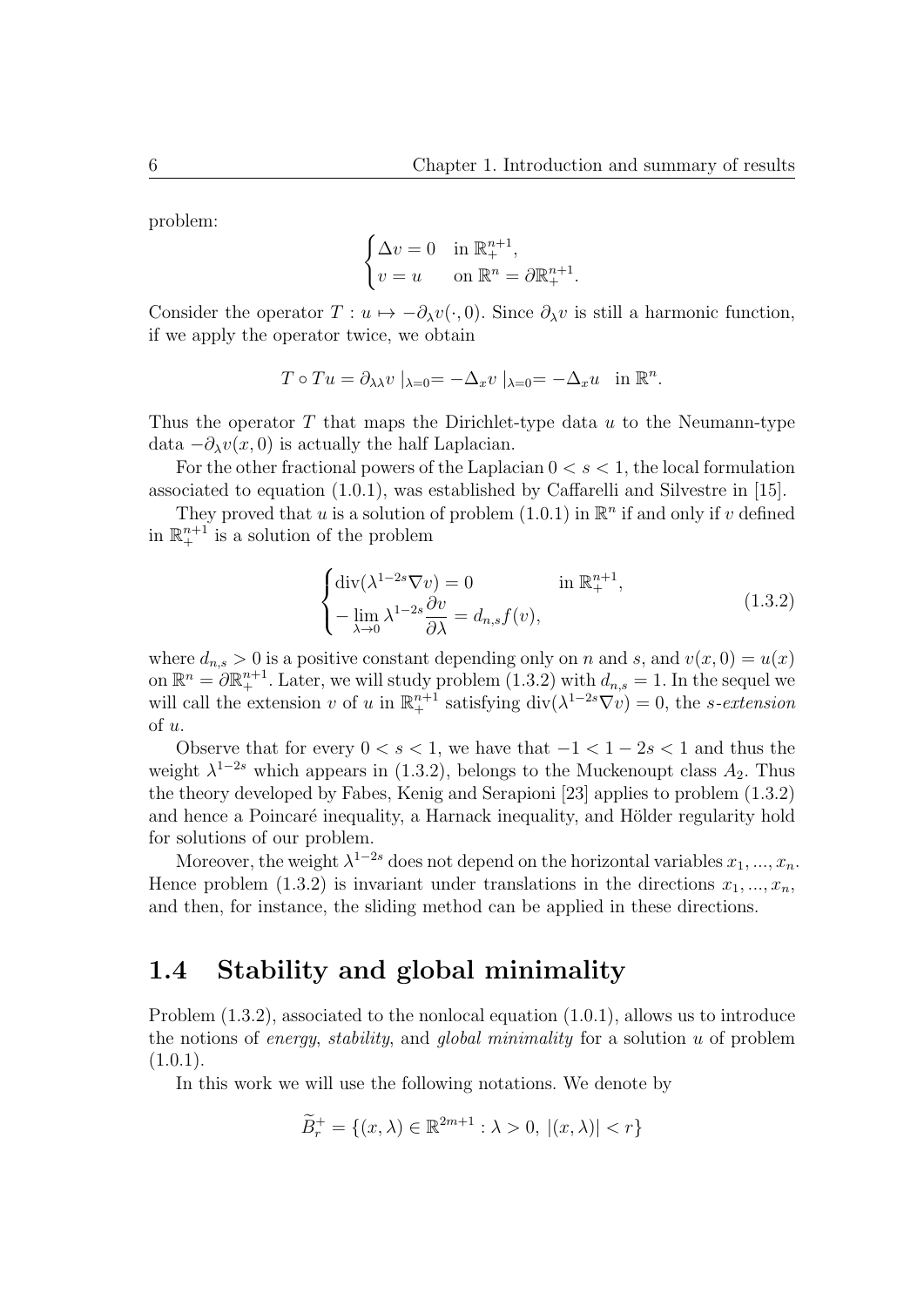problem:

$$\begin{cases} \Delta v = 0 & \text{in } \mathbb{R}^{n+1}_+, \\ v = u & \text{on } \mathbb{R}^n = \partial \mathbb{R}^{n+1}_+. \end{cases}$$

Consider the operator $T : u \mapsto -\partial_\lambda v(\cdot, 0)$. Since $\partial_\lambda v$ is still a harmonic function, if we apply the operator twice, we obtain

$$T \circ Tu = \partial_{\lambda\lambda} v \mid_{\lambda=0} = -\Delta_x v \mid_{\lambda=0} = -\Delta_x u \quad \text{in } \mathbb{R}^n.$$

Thus the operator $T$ that maps the Dirichlet-type data $u$ to the Neumann-type data $-\partial_\lambda v(x, 0)$ is actually the half Laplacian.

For the other fractional powers of the Laplacian $0 < s < 1$, the local formulation associated to equation (1.0.1), was established by Caffarelli and Silvestre in [15].

They proved that $u$ is a solution of problem (1.0.1) in $\mathbb{R}^n$ if and only if $v$ defined in $\mathbb{R}^{n+1}_+$ is a solution of the problem

$$\begin{cases} \operatorname{div}(\lambda^{1-2s} \nabla v) = 0 & \text{in } \mathbb{R}^{n+1}_+, \\ -\lim\limits_{\lambda \to 0} \lambda^{1-2s} \dfrac{\partial v}{\partial \lambda} = d_{n,s} f(v), \end{cases} \tag{1.3.2}$$

where $d_{n,s} > 0$ is a positive constant depending only on $n$ and $s$, and $v(x, 0) = u(x)$ on $\mathbb{R}^n = \partial \mathbb{R}^{n+1}_+$. Later, we will study problem (1.3.2) with $d_{n,s} = 1$. In the sequel we will call the extension $v$ of $u$ in $\mathbb{R}^{n+1}_+$ satisfying $\operatorname{div}(\lambda^{1-2s} \nabla v) = 0$, the *s-extension* of $u$.

Observe that for every $0 < s < 1$, we have that $-1 < 1 - 2s < 1$ and thus the weight $\lambda^{1-2s}$ which appears in (1.3.2), belongs to the Muckenoupt class $A_2$. Thus the theory developed by Fabes, Kenig and Serapioni [23] applies to problem (1.3.2) and hence a Poincaré inequality, a Harnack inequality, and Hölder regularity hold for solutions of our problem.

Moreover, the weight $\lambda^{1-2s}$ does not depend on the horizontal variables $x_1, ..., x_n$. Hence problem (1.3.2) is invariant under translations in the directions $x_1, ..., x_n$, and then, for instance, the sliding method can be applied in these directions.

## 1.4 Stability and global minimality

Problem (1.3.2), associated to the nonlocal equation (1.0.1), allows us to introduce the notions of *energy*, *stability*, and *global minimality* for a solution $u$ of problem (1.0.1).

In this work we will use the following notations. We denote by

$$\widetilde{B}^+_r = \{(x, \lambda) \in \mathbb{R}^{2m+1} : \lambda > 0,\ |(x, \lambda)| < r\}$$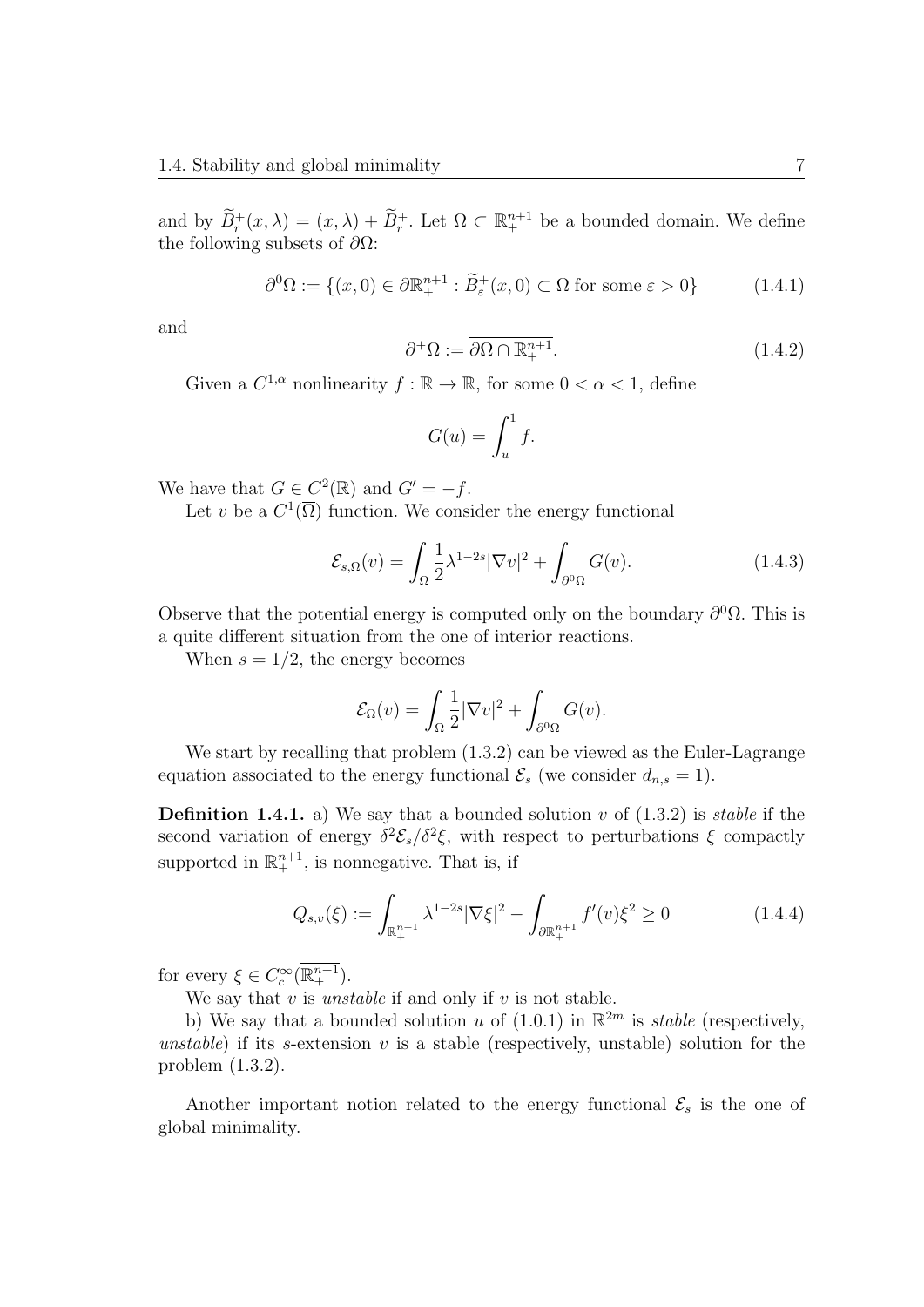and by $\widetilde{B}_r^+(x,\lambda) = (x,\lambda) + \widetilde{B}_r^+$. Let $\Omega \subset \mathbb{R}^{n+1}_+$ be a bounded domain. We define the following subsets of $\partial\Omega$:

$$\partial^0\Omega := \{(x,0) \in \partial\mathbb{R}^{n+1}_+ : \widetilde{B}_\varepsilon^+(x,0) \subset \Omega \text{ for some } \varepsilon > 0\} \tag{1.4.1}$$

and

$$\partial^+\Omega := \overline{\partial\Omega \cap \mathbb{R}^{n+1}_+}. \tag{1.4.2}$$

Given a $C^{1,\alpha}$ nonlinearity $f : \mathbb{R} \to \mathbb{R}$, for some $0 < \alpha < 1$, define

$$G(u) = \int_u^1 f.$$

We have that $G \in C^2(\mathbb{R})$ and $G' = -f$.

Let $v$ be a $C^1(\overline{\Omega})$ function. We consider the energy functional

$$\mathcal{E}_{s,\Omega}(v) = \int_\Omega \frac{1}{2}\lambda^{1-2s}|\nabla v|^2 + \int_{\partial^0\Omega} G(v). \tag{1.4.3}$$

Observe that the potential energy is computed only on the boundary $\partial^0\Omega$. This is a quite different situation from the one of interior reactions.

When $s = 1/2$, the energy becomes

$$\mathcal{E}_\Omega(v) = \int_\Omega \frac{1}{2}|\nabla v|^2 + \int_{\partial^0\Omega} G(v).$$

We start by recalling that problem (1.3.2) can be viewed as the Euler-Lagrange equation associated to the energy functional $\mathcal{E}_s$ (we consider $d_{n,s} = 1$).

**Definition 1.4.1.** a) We say that a bounded solution $v$ of (1.3.2) is *stable* if the second variation of energy $\delta^2\mathcal{E}_s/\delta^2\xi$, with respect to perturbations $\xi$ compactly supported in $\overline{\mathbb{R}^{n+1}_+}$, is nonnegative. That is, if

$$Q_{s,v}(\xi) := \int_{\mathbb{R}^{n+1}_+} \lambda^{1-2s}|\nabla\xi|^2 - \int_{\partial\mathbb{R}^{n+1}_+} f'(v)\xi^2 \geq 0 \tag{1.4.4}$$

for every $\xi \in C_c^\infty(\overline{\mathbb{R}^{n+1}_+})$.

We say that $v$ is *unstable* if and only if $v$ is not stable.

b) We say that a bounded solution $u$ of (1.0.1) in $\mathbb{R}^{2m}$ is *stable* (respectively, *unstable*) if its $s$-extension $v$ is a stable (respectively, unstable) solution for the problem (1.3.2).

Another important notion related to the energy functional $\mathcal{E}_s$ is the one of global minimality.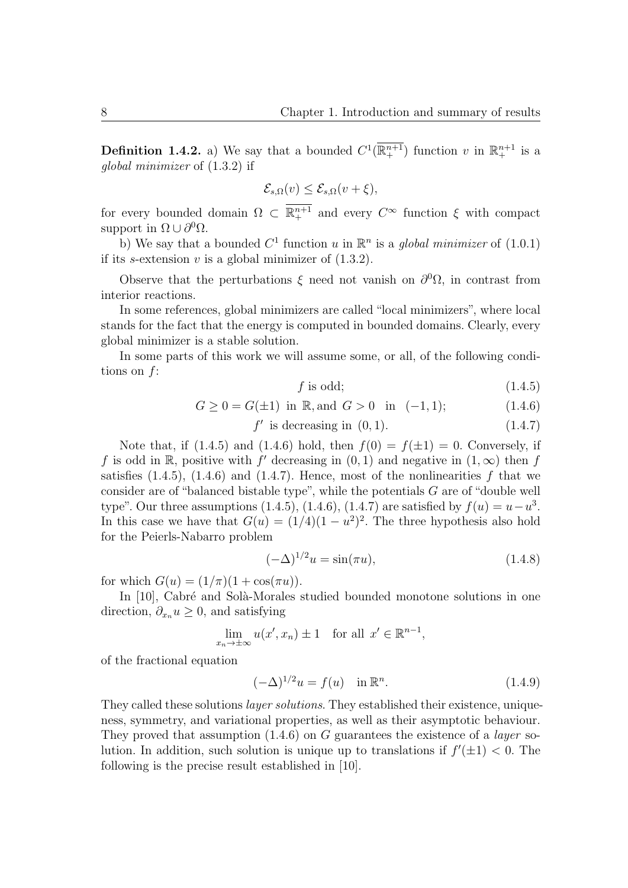**Definition 1.4.2.** a) We say that a bounded $C^1(\overline{\mathbb{R}^{n+1}_+})$ function $v$ in $\mathbb{R}^{n+1}_+$ is a *global minimizer* of (1.3.2) if

$$\mathcal{E}_{s,\Omega}(v) \leq \mathcal{E}_{s,\Omega}(v + \xi),$$

for every bounded domain $\Omega \subset \overline{\mathbb{R}^{n+1}_+}$ and every $C^\infty$ function $\xi$ with compact support in $\Omega \cup \partial^0\Omega$.

b) We say that a bounded $C^1$ function $u$ in $\mathbb{R}^n$ is a *global minimizer* of (1.0.1) if its $s$-extension $v$ is a global minimizer of (1.3.2).

Observe that the perturbations $\xi$ need not vanish on $\partial^0\Omega$, in contrast from interior reactions.

In some references, global minimizers are called "local minimizers", where local stands for the fact that the energy is computed in bounded domains. Clearly, every global minimizer is a stable solution.

In some parts of this work we will assume some, or all, of the following conditions on $f$:

$$f \text{ is odd;} \tag{1.4.5}$$

$$G \geq 0 = G(\pm 1) \text{ in } \mathbb{R}, \text{and } G > 0 \quad \text{in} \quad (-1, 1); \tag{1.4.6}$$

$$f' \text{ is decreasing in } (0, 1). \tag{1.4.7}$$

Note that, if (1.4.5) and (1.4.6) hold, then $f(0) = f(\pm 1) = 0$. Conversely, if $f$ is odd in $\mathbb{R}$, positive with $f'$ decreasing in $(0, 1)$ and negative in $(1, \infty)$ then $f$ satisfies (1.4.5), (1.4.6) and (1.4.7). Hence, most of the nonlinearities $f$ that we consider are of "balanced bistable type", while the potentials $G$ are of "double well type". Our three assumptions (1.4.5), (1.4.6), (1.4.7) are satisfied by $f(u) = u - u^3$. In this case we have that $G(u) = (1/4)(1 - u^2)^2$. The three hypothesis also hold for the Peierls-Nabarro problem

$$(-\Delta)^{1/2} u = \sin(\pi u), \tag{1.4.8}$$

for which $G(u) = (1/\pi)(1 + \cos(\pi u))$.

In [10], Cabré and Solà-Morales studied bounded monotone solutions in one direction, $\partial_{x_n} u \geq 0$, and satisfying

$$\lim_{x_n \to \pm\infty} u(x', x_n) \pm 1 \quad \text{for all } x' \in \mathbb{R}^{n-1},$$

of the fractional equation

$$(-\Delta)^{1/2} u = f(u) \quad \text{in } \mathbb{R}^n. \tag{1.4.9}$$

They called these solutions *layer solutions*. They established their existence, uniqueness, symmetry, and variational properties, as well as their asymptotic behaviour. They proved that assumption (1.4.6) on $G$ guarantees the existence of a *layer* solution. In addition, such solution is unique up to translations if $f'(\pm 1) < 0$. The following is the precise result established in [10].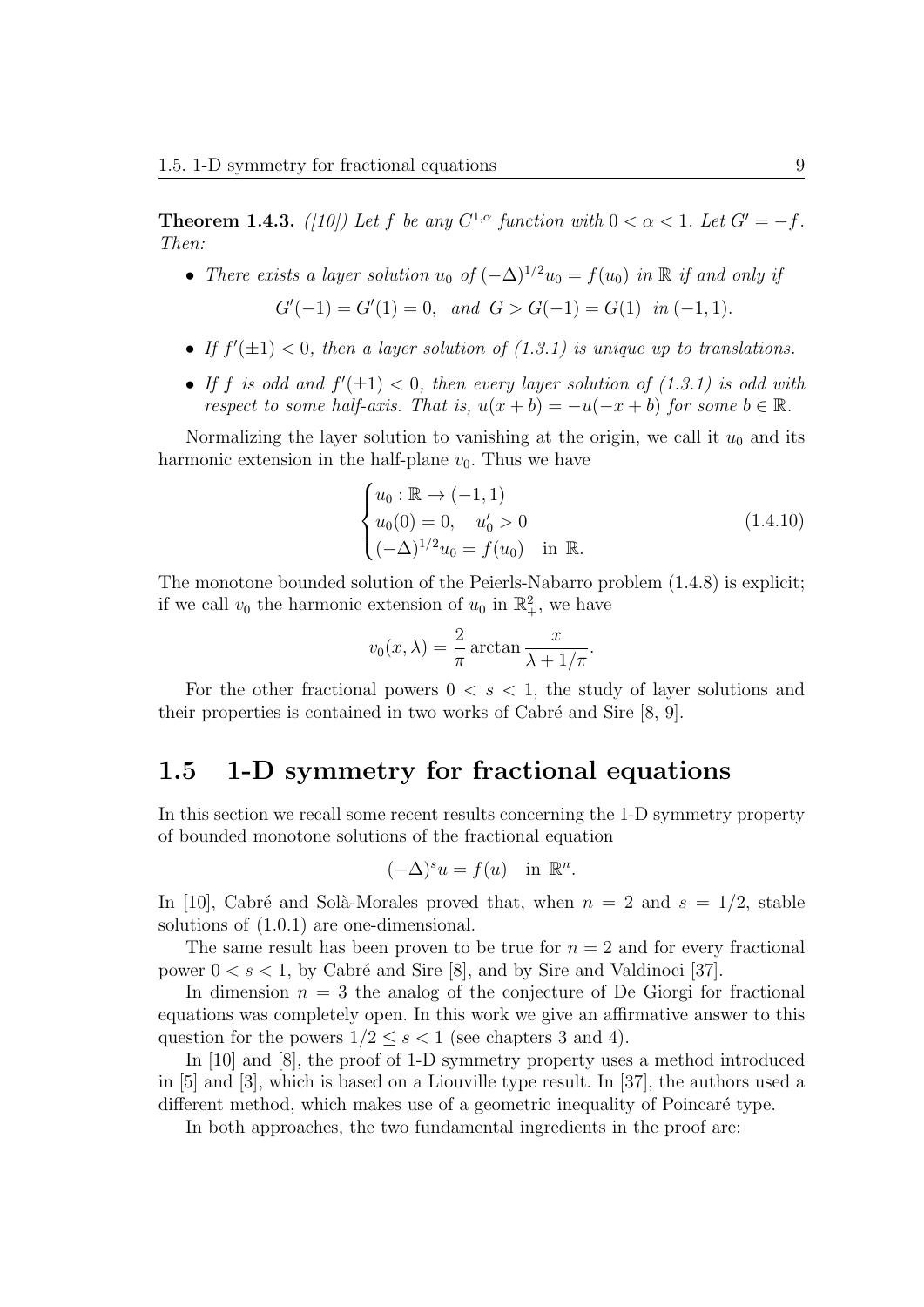**Theorem 1.4.3.** *([10]) Let $f$ be any $C^{1,\alpha}$ function with $0 < \alpha < 1$. Let $G' = -f$. Then:*

- *There exists a layer solution $u_0$ of $(-\Delta)^{1/2}u_0 = f(u_0)$ in $\mathbb{R}$ if and only if*

$$G'(-1) = G'(1) = 0, \quad \text{and} \quad G > G(-1) = G(1) \quad \text{in } (-1,1).$$

- *If $f'(\pm 1) < 0$, then a layer solution of (1.3.1) is unique up to translations.*
- *If $f$ is odd and $f'(\pm 1) < 0$, then every layer solution of (1.3.1) is odd with respect to some half-axis. That is, $u(x+b) = -u(-x+b)$ for some $b \in \mathbb{R}$.*

Normalizing the layer solution to vanishing at the origin, we call it $u_0$ and its harmonic extension in the half-plane $v_0$. Thus we have

$$\begin{cases} u_0 : \mathbb{R} \to (-1,1) \\ u_0(0) = 0, \quad u_0' > 0 \\ (-\Delta)^{1/2}u_0 = f(u_0) \quad \text{in } \mathbb{R}. \end{cases} \tag{1.4.10}$$

The monotone bounded solution of the Peierls-Nabarro problem (1.4.8) is explicit; if we call $v_0$ the harmonic extension of $u_0$ in $\mathbb{R}^2_+$, we have

$$v_0(x,\lambda) = \frac{2}{\pi}\arctan\frac{x}{\lambda + 1/\pi}.$$

For the other fractional powers $0 < s < 1$, the study of layer solutions and their properties is contained in two works of Cabré and Sire [8, 9].

## 1.5 1-D symmetry for fractional equations

In this section we recall some recent results concerning the 1-D symmetry property of bounded monotone solutions of the fractional equation

$$(-\Delta)^s u = f(u) \quad \text{in } \mathbb{R}^n.$$

In [10], Cabré and Solà-Morales proved that, when $n = 2$ and $s = 1/2$, stable solutions of (1.0.1) are one-dimensional.

The same result has been proven to be true for $n = 2$ and for every fractional power $0 < s < 1$, by Cabré and Sire [8], and by Sire and Valdinoci [37].

In dimension $n = 3$ the analog of the conjecture of De Giorgi for fractional equations was completely open. In this work we give an affirmative answer to this question for the powers $1/2 \leq s < 1$ (see chapters 3 and 4).

In [10] and [8], the proof of 1-D symmetry property uses a method introduced in [5] and [3], which is based on a Liouville type result. In [37], the authors used a different method, which makes use of a geometric inequality of Poincaré type.

In both approaches, the two fundamental ingredients in the proof are: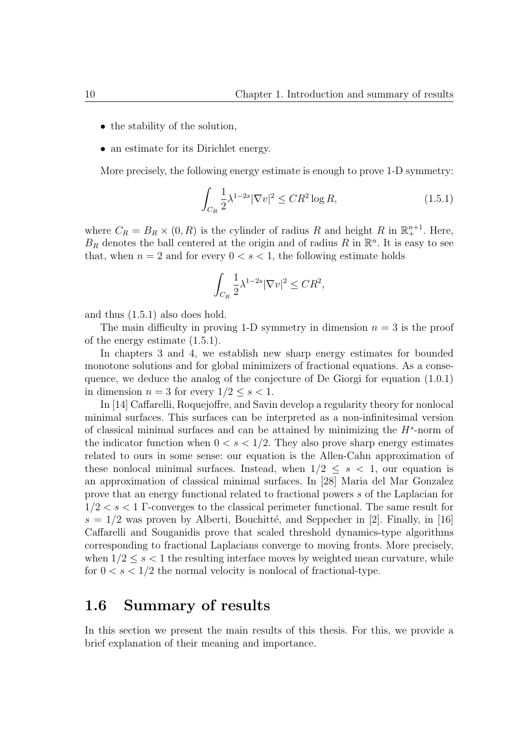- the stability of the solution,
- an estimate for its Dirichlet energy.

More precisely, the following energy estimate is enough to prove 1-D symmetry:

$$\int_{C_R} \frac{1}{2}\lambda^{1-2s}|\nabla v|^2 \leq CR^2 \log R, \tag{1.5.1}$$

where $C_R = B_R \times (0, R)$ is the cylinder of radius $R$ and height $R$ in $\mathbb{R}^{n+1}_+$. Here, $B_R$ denotes the ball centered at the origin and of radius $R$ in $\mathbb{R}^n$. It is easy to see that, when $n = 2$ and for every $0 < s < 1$, the following estimate holds

$$\int_{C_R} \frac{1}{2}\lambda^{1-2s}|\nabla v|^2 \leq CR^2,$$

and thus (1.5.1) also does hold.

The main difficulty in proving 1-D symmetry in dimension $n = 3$ is the proof of the energy estimate (1.5.1).

In chapters 3 and 4, we establish new sharp energy estimates for bounded monotone solutions and for global minimizers of fractional equations. As a consequence, we deduce the analog of the conjecture of De Giorgi for equation (1.0.1) in dimension $n = 3$ for every $1/2 \leq s < 1$.

In [14] Caffarelli, Roquejoffre, and Savin develop a regularity theory for nonlocal minimal surfaces. This surfaces can be interpreted as a non-infinitesimal version of classical minimal surfaces and can be attained by minimizing the $H^s$-norm of the indicator function when $0 < s < 1/2$. They also prove sharp energy estimates related to ours in some sense: our equation is the Allen-Cahn approximation of these nonlocal minimal surfaces. Instead, when $1/2 \leq s < 1$, our equation is an approximation of classical minimal surfaces. In [28] Maria del Mar Gonzalez prove that an energy functional related to fractional powers $s$ of the Laplacian for $1/2 < s < 1$ $\Gamma$-converges to the classical perimeter functional. The same result for $s = 1/2$ was proven by Alberti, Bouchitté, and Seppecher in [2]. Finally, in [16] Caffarelli and Souganidis prove that scaled threshold dynamics-type algorithms corresponding to fractional Laplacians converge to moving fronts. More precisely, when $1/2 \leq s < 1$ the resulting interface moves by weighted mean curvature, while for $0 < s < 1/2$ the normal velocity is nonlocal of fractional-type.

## 1.6 Summary of results

In this section we present the main results of this thesis. For this, we provide a brief explanation of their meaning and importance.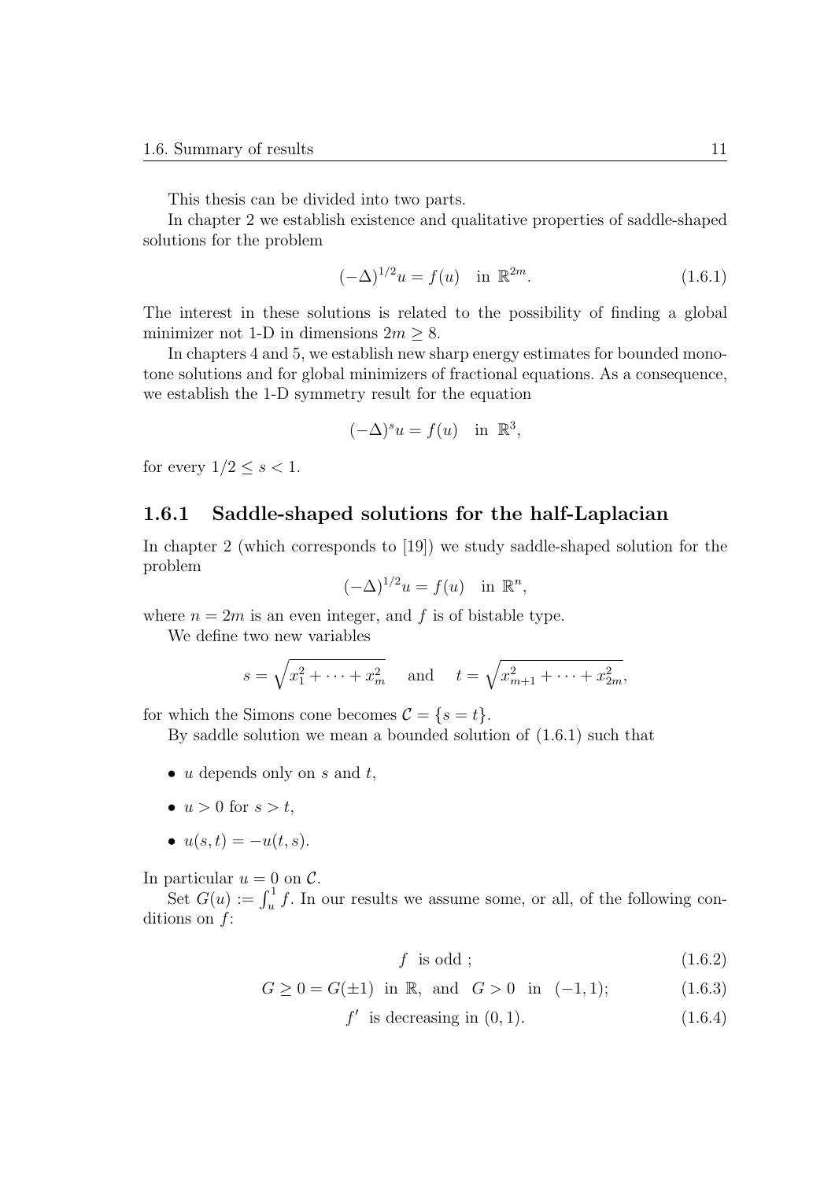This thesis can be divided into two parts.

In chapter 2 we establish existence and qualitative properties of saddle-shaped solutions for the problem

$$(-\Delta)^{1/2}u = f(u) \quad \text{in } \mathbb{R}^{2m}. \tag{1.6.1}$$

The interest in these solutions is related to the possibility of finding a global minimizer not 1-D in dimensions $2m \geq 8$.

In chapters 4 and 5, we establish new sharp energy estimates for bounded monotone solutions and for global minimizers of fractional equations. As a consequence, we establish the 1-D symmetry result for the equation

$$(-\Delta)^s u = f(u) \quad \text{in } \mathbb{R}^3,$$

for every $1/2 \leq s < 1$.

### 1.6.1 Saddle-shaped solutions for the half-Laplacian

In chapter 2 (which corresponds to [19]) we study saddle-shaped solution for the problem

$$(-\Delta)^{1/2}u = f(u) \quad \text{in } \mathbb{R}^n,$$

where $n = 2m$ is an even integer, and $f$ is of bistable type.

We define two new variables

$$s = \sqrt{x_1^2 + \cdots + x_m^2} \quad \text{ and } \quad t = \sqrt{x_{m+1}^2 + \cdots + x_{2m}^2},$$

for which the Simons cone becomes $\mathcal{C} = \{s = t\}$.

By saddle solution we mean a bounded solution of (1.6.1) such that

- $u$ depends only on $s$ and $t$,
- $u > 0$ for $s > t$,
- $u(s,t) = -u(t,s)$.

In particular $u = 0$ on $\mathcal{C}$.

Set $G(u) := \int_u^1 f$. In our results we assume some, or all, of the following conditions on $f$:

$$f \text{ is odd ;} \tag{1.6.2}$$

$$G \geq 0 = G(\pm 1) \text{ in } \mathbb{R}, \text{ and } G > 0 \text{ in } (-1,1); \tag{1.6.3}$$

$$f' \text{ is decreasing in } (0,1). \tag{1.6.4}$$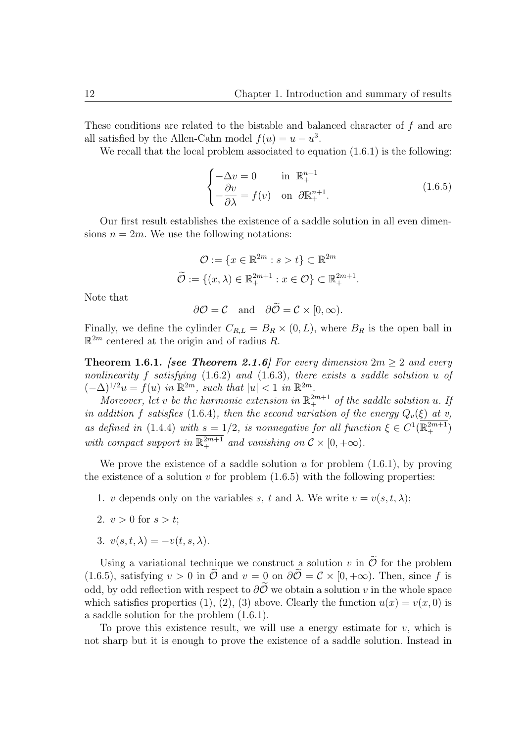These conditions are related to the bistable and balanced character of $f$ and are all satisfied by the Allen-Cahn model $f(u) = u - u^3$.

We recall that the local problem associated to equation (1.6.1) is the following:

$$
\begin{cases}
-\Delta v = 0 & \text{in } \mathbb{R}^{n+1}_+ \\
-\dfrac{\partial v}{\partial \lambda} = f(v) & \text{on } \partial\mathbb{R}^{n+1}_+.
\end{cases}
\tag{1.6.5}
$$

Our first result establishes the existence of a saddle solution in all even dimensions $n = 2m$. We use the following notations:

$$
\mathcal{O} := \{x \in \mathbb{R}^{2m} : s > t\} \subset \mathbb{R}^{2m}
$$

$$
\widetilde{\mathcal{O}} := \{(x, \lambda) \in \mathbb{R}^{2m+1}_+ : x \in \mathcal{O}\} \subset \mathbb{R}^{2m+1}_+.
$$

Note that

$$
\partial\mathcal{O} = \mathcal{C} \quad \text{and} \quad \partial\widetilde{\mathcal{O}} = \mathcal{C} \times [0, \infty).
$$

Finally, we define the cylinder $C_{R,L} = B_R \times (0, L)$, where $B_R$ is the open ball in $\mathbb{R}^{2m}$ centered at the origin and of radius $R$.

**Theorem 1.6.1.** ***[see Theorem 2.1.6]*** *For every dimension $2m \geq 2$ and every nonlinearity $f$ satisfying* (1.6.2) *and* (1.6.3)*, there exists a saddle solution $u$ of $(-\Delta)^{1/2}u = f(u)$ in $\mathbb{R}^{2m}$, such that $|u| < 1$ in $\mathbb{R}^{2m}$.*

*Moreover, let $v$ be the harmonic extension in $\mathbb{R}^{2m+1}_+$ of the saddle solution $u$. If in addition $f$ satisfies* (1.6.4)*, then the second variation of the energy $Q_v(\xi)$ at $v$, as defined in* (1.4.4) *with $s = 1/2$, is nonnegative for all function $\xi \in C^1(\overline{\mathbb{R}^{2m+1}_+})$ with compact support in $\overline{\mathbb{R}^{2m+1}_+}$ and vanishing on $\mathcal{C} \times [0, +\infty)$.*

We prove the existence of a saddle solution $u$ for problem (1.6.1), by proving the existence of a solution $v$ for problem (1.6.5) with the following properties:

1. $v$ depends only on the variables $s$, $t$ and $\lambda$. We write $v = v(s, t, \lambda)$;
2. $v > 0$ for $s > t$;
3. $v(s, t, \lambda) = -v(t, s, \lambda)$.

Using a variational technique we construct a solution $v$ in $\widetilde{\mathcal{O}}$ for the problem (1.6.5), satisfying $v > 0$ in $\widetilde{\mathcal{O}}$ and $v = 0$ on $\partial\widetilde{\mathcal{O}} = \mathcal{C} \times [0, +\infty)$. Then, since $f$ is odd, by odd reflection with respect to $\partial\widetilde{\mathcal{O}}$ we obtain a solution $v$ in the whole space which satisfies properties (1), (2), (3) above. Clearly the function $u(x) = v(x, 0)$ is a saddle solution for the problem (1.6.1).

To prove this existence result, we will use a energy estimate for $v$, which is not sharp but it is enough to prove the existence of a saddle solution. Instead in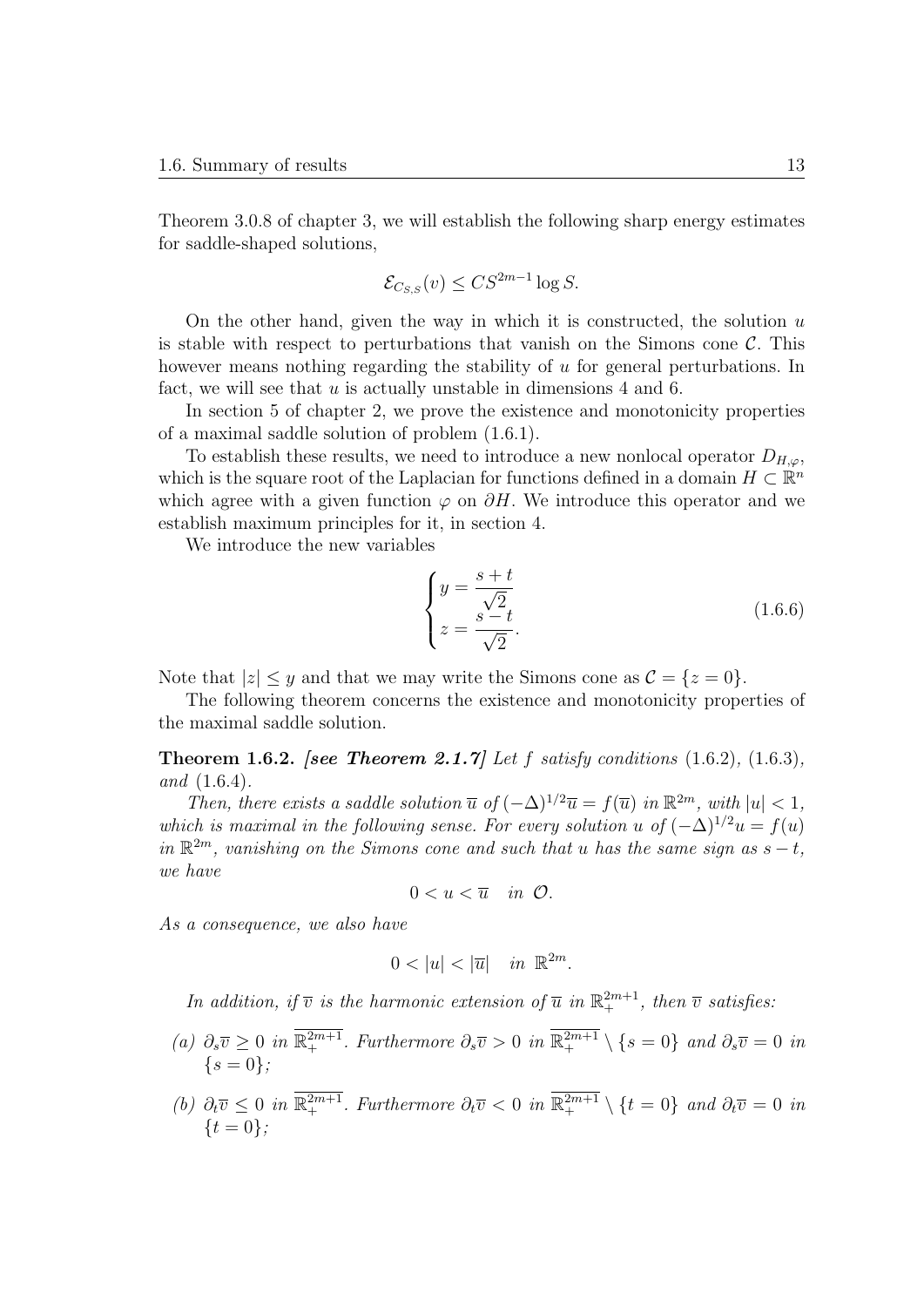Theorem 3.0.8 of chapter 3, we will establish the following sharp energy estimates for saddle-shaped solutions,

$$\mathcal{E}_{C_{S,S}}(v) \le C S^{2m-1} \log S.$$

On the other hand, given the way in which it is constructed, the solution $u$ is stable with respect to perturbations that vanish on the Simons cone $\mathcal{C}$. This however means nothing regarding the stability of $u$ for general perturbations. In fact, we will see that $u$ is actually unstable in dimensions 4 and 6.

In section 5 of chapter 2, we prove the existence and monotonicity properties of a maximal saddle solution of problem (1.6.1).

To establish these results, we need to introduce a new nonlocal operator $D_{H,\varphi}$, which is the square root of the Laplacian for functions defined in a domain $H \subset \mathbb{R}^n$ which agree with a given function $\varphi$ on $\partial H$. We introduce this operator and we establish maximum principles for it, in section 4.

We introduce the new variables

$$\begin{cases} y = \dfrac{s+t}{\sqrt{2}} \\ z = \dfrac{s-t}{\sqrt{2}}. \end{cases} \tag{1.6.6}$$

Note that $|z| \le y$ and that we may write the Simons cone as $\mathcal{C} = \{z = 0\}$.

The following theorem concerns the existence and monotonicity properties of the maximal saddle solution.

**Theorem 1.6.2.** ***[see Theorem 2.1.7]*** *Let $f$ satisfy conditions* (1.6.2), (1.6.3), *and* (1.6.4).

*Then, there exists a saddle solution $\overline{u}$ of $(-\Delta)^{1/2}\overline{u} = f(\overline{u})$ in $\mathbb{R}^{2m}$, with $|u| < 1$, which is maximal in the following sense. For every solution $u$ of $(-\Delta)^{1/2}u = f(u)$ in $\mathbb{R}^{2m}$, vanishing on the Simons cone and such that $u$ has the same sign as $s - t$, we have*

$$0 < u < \overline{u} \quad in\ \mathcal{O}.$$

*As a consequence, we also have*

$$0 < |u| < |\overline{u}| \quad in\ \mathbb{R}^{2m}.$$

*In addition, if $\overline{v}$ is the harmonic extension of $\overline{u}$ in $\mathbb{R}^{2m+1}_+$, then $\overline{v}$ satisfies:*

*(a) $\partial_s \overline{v} \ge 0$ in $\overline{\mathbb{R}^{2m+1}_+}$. Furthermore $\partial_s \overline{v} > 0$ in $\overline{\mathbb{R}^{2m+1}_+} \setminus \{s = 0\}$ and $\partial_s \overline{v} = 0$ in $\{s = 0\}$;*

*(b) $\partial_t \overline{v} \le 0$ in $\overline{\mathbb{R}^{2m+1}_+}$. Furthermore $\partial_t \overline{v} < 0$ in $\overline{\mathbb{R}^{2m+1}_+} \setminus \{t = 0\}$ and $\partial_t \overline{v} = 0$ in $\{t = 0\}$;*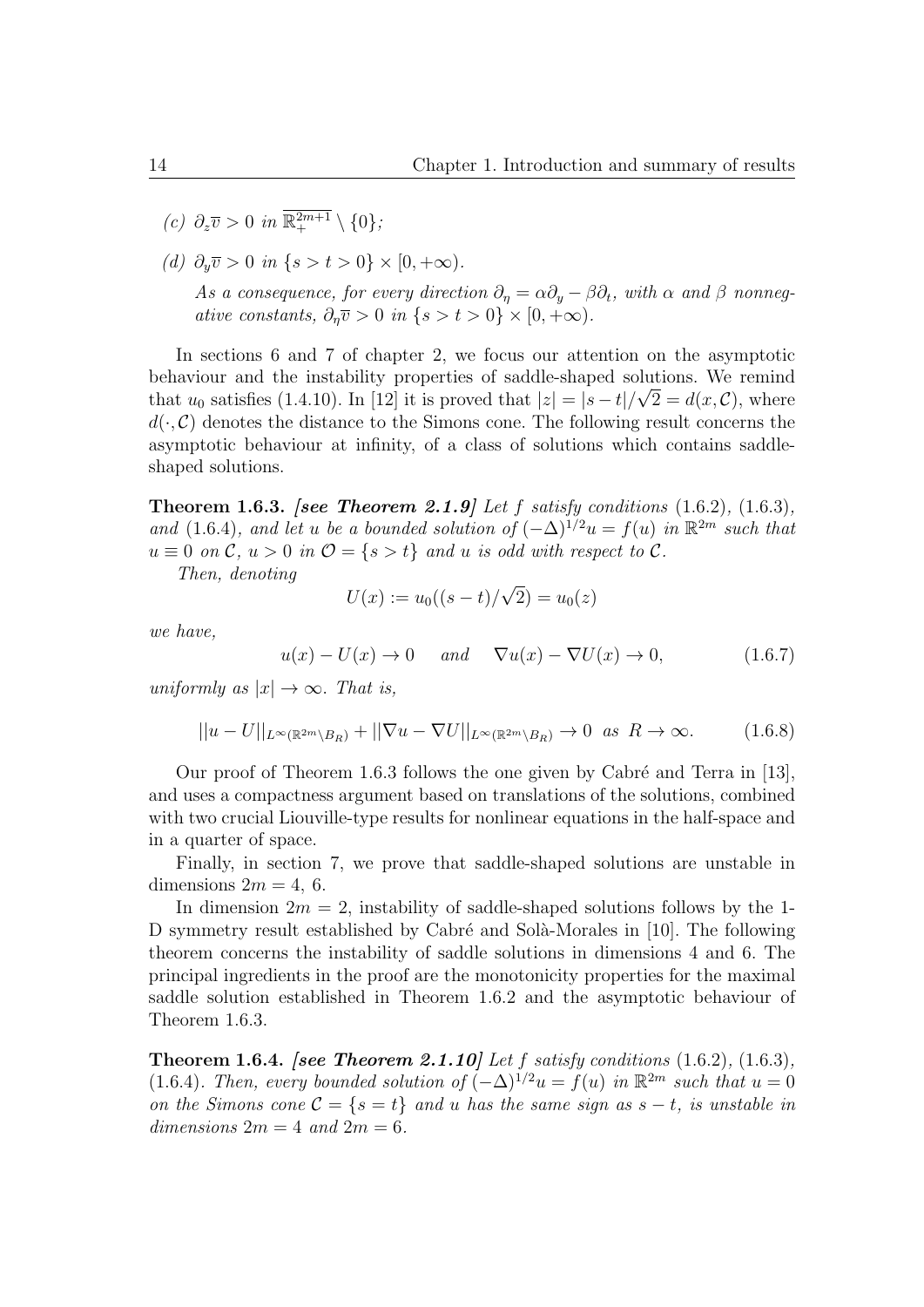(c) $\partial_z \overline{v} > 0$ *in* $\overline{\mathbb{R}^{2m+1}_+} \setminus \{0\}$;

(d) $\partial_y \overline{v} > 0$ *in* $\{s > t > 0\} \times [0, +\infty)$.

*As a consequence, for every direction* $\partial_\eta = \alpha \partial_y - \beta \partial_t$, *with* $\alpha$ *and* $\beta$ *nonnegative constants,* $\partial_\eta \overline{v} > 0$ *in* $\{s > t > 0\} \times [0, +\infty)$.

In sections 6 and 7 of chapter 2, we focus our attention on the asymptotic behaviour and the instability properties of saddle-shaped solutions. We remind that $u_0$ satisfies (1.4.10). In [12] it is proved that $|z| = |s-t|/\sqrt{2} = d(x, \mathcal{C})$, where $d(\cdot, \mathcal{C})$ denotes the distance to the Simons cone. The following result concerns the asymptotic behaviour at infinity, of a class of solutions which contains saddle-shaped solutions.

**Theorem 1.6.3.** ***[see Theorem 2.1.9]*** *Let* $f$ *satisfy conditions* (1.6.2), (1.6.3), *and* (1.6.4), *and let* $u$ *be a bounded solution of* $(-\Delta)^{1/2} u = f(u)$ *in* $\mathbb{R}^{2m}$ *such that* $u \equiv 0$ *on* $\mathcal{C}$, $u > 0$ *in* $\mathcal{O} = \{s > t\}$ *and* $u$ *is odd with respect to* $\mathcal{C}$.

*Then, denoting*

$$U(x) := u_0((s-t)/\sqrt{2}) = u_0(z)$$

*we have,*

$$u(x) - U(x) \to 0 \quad \text{ and } \quad \nabla u(x) - \nabla U(x) \to 0, \tag{1.6.7}$$

*uniformly as* $|x| \to \infty$. *That is,*

$$||u - U||_{L^\infty(\mathbb{R}^{2m} \setminus B_R)} + ||\nabla u - \nabla U||_{L^\infty(\mathbb{R}^{2m} \setminus B_R)} \to 0 \ \text{ as } \ R \to \infty. \tag{1.6.8}$$

Our proof of Theorem 1.6.3 follows the one given by Cabré and Terra in [13], and uses a compactness argument based on translations of the solutions, combined with two crucial Liouville-type results for nonlinear equations in the half-space and in a quarter of space.

Finally, in section 7, we prove that saddle-shaped solutions are unstable in dimensions $2m = 4,\ 6$.

In dimension $2m = 2$, instability of saddle-shaped solutions follows by the 1-D symmetry result established by Cabré and Solà-Morales in [10]. The following theorem concerns the instability of saddle solutions in dimensions 4 and 6. The principal ingredients in the proof are the monotonicity properties for the maximal saddle solution established in Theorem 1.6.2 and the asymptotic behaviour of Theorem 1.6.3.

**Theorem 1.6.4.** ***[see Theorem 2.1.10]*** *Let* $f$ *satisfy conditions* (1.6.2), (1.6.3), (1.6.4). *Then, every bounded solution of* $(-\Delta)^{1/2} u = f(u)$ *in* $\mathbb{R}^{2m}$ *such that* $u = 0$ *on the Simons cone* $\mathcal{C} = \{s = t\}$ *and* $u$ *has the same sign as* $s - t$, *is unstable in dimensions* $2m = 4$ *and* $2m = 6$.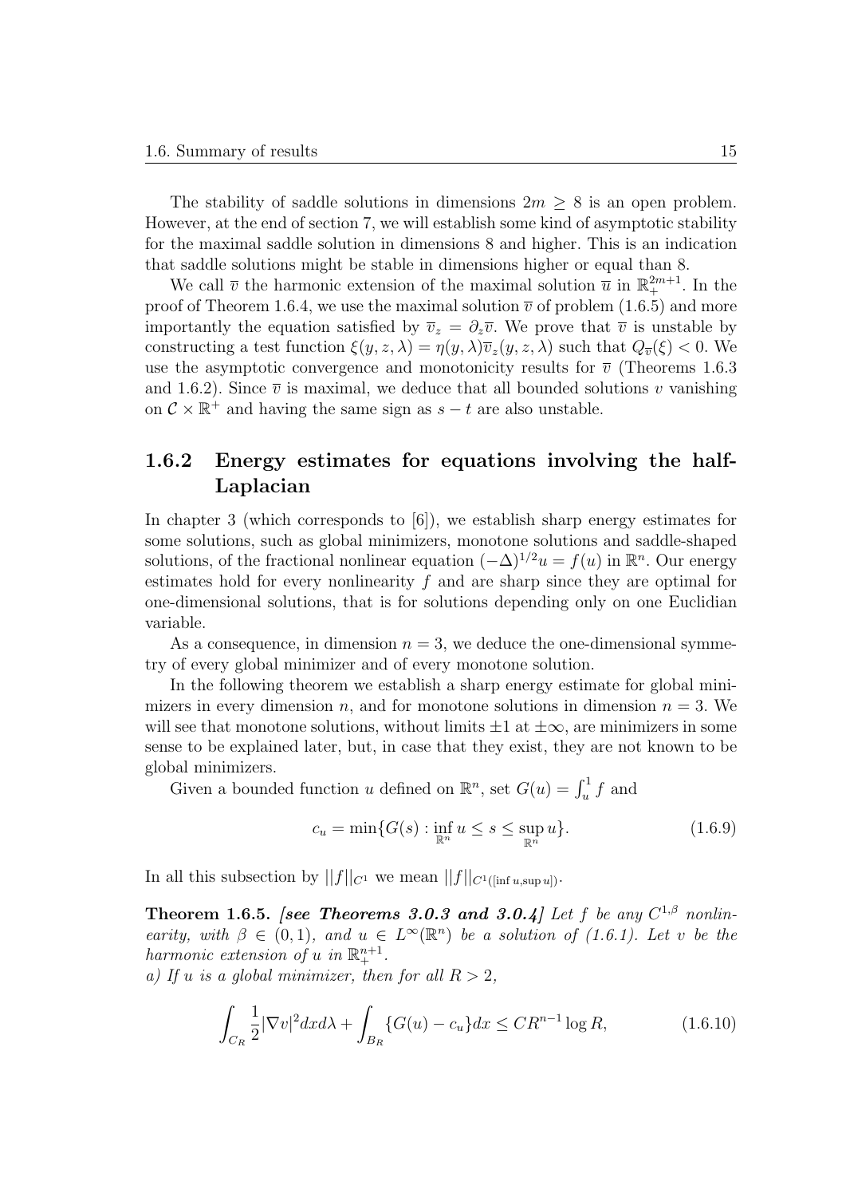The stability of saddle solutions in dimensions $2m \geq 8$ is an open problem. However, at the end of section 7, we will establish some kind of asymptotic stability for the maximal saddle solution in dimensions 8 and higher. This is an indication that saddle solutions might be stable in dimensions higher or equal than 8.

We call $\overline{v}$ the harmonic extension of the maximal solution $\overline{u}$ in $\mathbb{R}^{2m+1}_+$. In the proof of Theorem 1.6.4, we use the maximal solution $\overline{v}$ of problem (1.6.5) and more importantly the equation satisfied by $\overline{v}_z = \partial_z \overline{v}$. We prove that $\overline{v}$ is unstable by constructing a test function $\xi(y, z, \lambda) = \eta(y, \lambda)\overline{v}_z(y, z, \lambda)$ such that $Q_{\overline{v}}(\xi) < 0$. We use the asymptotic convergence and monotonicity results for $\overline{v}$ (Theorems 1.6.3 and 1.6.2). Since $\overline{v}$ is maximal, we deduce that all bounded solutions $v$ vanishing on $\mathcal{C} \times \mathbb{R}^+$ and having the same sign as $s - t$ are also unstable.

### 1.6.2 Energy estimates for equations involving the half-Laplacian

In chapter 3 (which corresponds to [6]), we establish sharp energy estimates for some solutions, such as global minimizers, monotone solutions and saddle-shaped solutions, of the fractional nonlinear equation $(-\Delta)^{1/2}u = f(u)$ in $\mathbb{R}^n$. Our energy estimates hold for every nonlinearity $f$ and are sharp since they are optimal for one-dimensional solutions, that is for solutions depending only on one Euclidian variable.

As a consequence, in dimension $n = 3$, we deduce the one-dimensional symmetry of every global minimizer and of every monotone solution.

In the following theorem we establish a sharp energy estimate for global minimizers in every dimension $n$, and for monotone solutions in dimension $n = 3$. We will see that monotone solutions, without limits $\pm 1$ at $\pm\infty$, are minimizers in some sense to be explained later, but, in case that they exist, they are not known to be global minimizers.

Given a bounded function $u$ defined on $\mathbb{R}^n$, set $G(u) = \int_u^1 f$ and

$$c_u = \min\{G(s) : \inf_{\mathbb{R}^n} u \leq s \leq \sup_{\mathbb{R}^n} u\}. \tag{1.6.9}$$

In all this subsection by $||f||_{C^1}$ we mean $||f||_{C^1([\inf u, \sup u])}$.

**Theorem 1.6.5.** ***[see Theorems 3.0.3 and 3.0.4]*** *Let $f$ be any $C^{1,\beta}$ nonlinearity, with $\beta \in (0, 1)$, and $u \in L^\infty(\mathbb{R}^n)$ be a solution of (1.6.1). Let $v$ be the harmonic extension of $u$ in $\mathbb{R}^{n+1}_+$.*

*a) If $u$ is a global minimizer, then for all $R > 2$,*

$$\int_{C_R} \frac{1}{2}|\nabla v|^2 dx d\lambda + \int_{B_R} \{G(u) - c_u\} dx \leq C R^{n-1} \log R, \tag{1.6.10}$$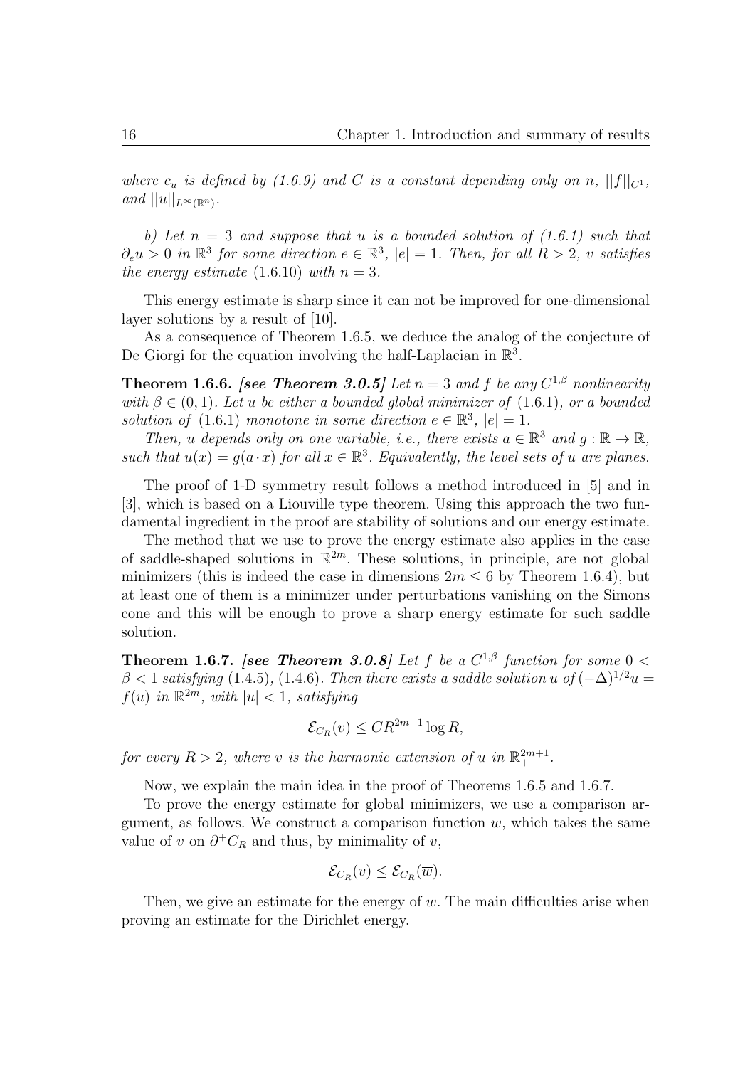*where $c_u$ is defined by (1.6.9) and $C$ is a constant depending only on $n$, $||f||_{C^1}$, and $||u||_{L^\infty(\mathbb{R}^n)}$.*

*b) Let $n = 3$ and suppose that $u$ is a bounded solution of (1.6.1) such that $\partial_e u > 0$ in $\mathbb{R}^3$ for some direction $e \in \mathbb{R}^3$, $|e| = 1$. Then, for all $R > 2$, $v$ satisfies the energy estimate (1.6.10) with $n = 3$.*

This energy estimate is sharp since it can not be improved for one-dimensional layer solutions by a result of [10].

As a consequence of Theorem 1.6.5, we deduce the analog of the conjecture of De Giorgi for the equation involving the half-Laplacian in $\mathbb{R}^3$.

**Theorem 1.6.6.** ***[see Theorem 3.0.5]*** *Let $n = 3$ and $f$ be any $C^{1,\beta}$ nonlinearity with $\beta \in (0, 1)$. Let $u$ be either a bounded global minimizer of (1.6.1), or a bounded solution of (1.6.1) monotone in some direction $e \in \mathbb{R}^3$, $|e| = 1$.*

*Then, $u$ depends only on one variable, i.e., there exists $a \in \mathbb{R}^3$ and $g : \mathbb{R} \to \mathbb{R}$, such that $u(x) = g(a \cdot x)$ for all $x \in \mathbb{R}^3$. Equivalently, the level sets of $u$ are planes.*

The proof of 1-D symmetry result follows a method introduced in [5] and in [3], which is based on a Liouville type theorem. Using this approach the two fundamental ingredient in the proof are stability of solutions and our energy estimate.

The method that we use to prove the energy estimate also applies in the case of saddle-shaped solutions in $\mathbb{R}^{2m}$. These solutions, in principle, are not global minimizers (this is indeed the case in dimensions $2m \leq 6$ by Theorem 1.6.4), but at least one of them is a minimizer under perturbations vanishing on the Simons cone and this will be enough to prove a sharp energy estimate for such saddle solution.

**Theorem 1.6.7.** ***[see Theorem 3.0.8]*** *Let $f$ be a $C^{1,\beta}$ function for some $0 < \beta < 1$ satisfying (1.4.5), (1.4.6). Then there exists a saddle solution $u$ of $(-\Delta)^{1/2} u = f(u)$ in $\mathbb{R}^{2m}$, with $|u| < 1$, satisfying*

$$\mathcal{E}_{C_R}(v) \leq C R^{2m-1} \log R,$$

*for every $R > 2$, where $v$ is the harmonic extension of $u$ in $\mathbb{R}^{2m+1}_+$.*

Now, we explain the main idea in the proof of Theorems 1.6.5 and 1.6.7.

To prove the energy estimate for global minimizers, we use a comparison argument, as follows. We construct a comparison function $\overline{w}$, which takes the same value of $v$ on $\partial^+ C_R$ and thus, by minimality of $v$,

$$\mathcal{E}_{C_R}(v) \leq \mathcal{E}_{C_R}(\overline{w}).$$

Then, we give an estimate for the energy of $\overline{w}$. The main difficulties arise when proving an estimate for the Dirichlet energy.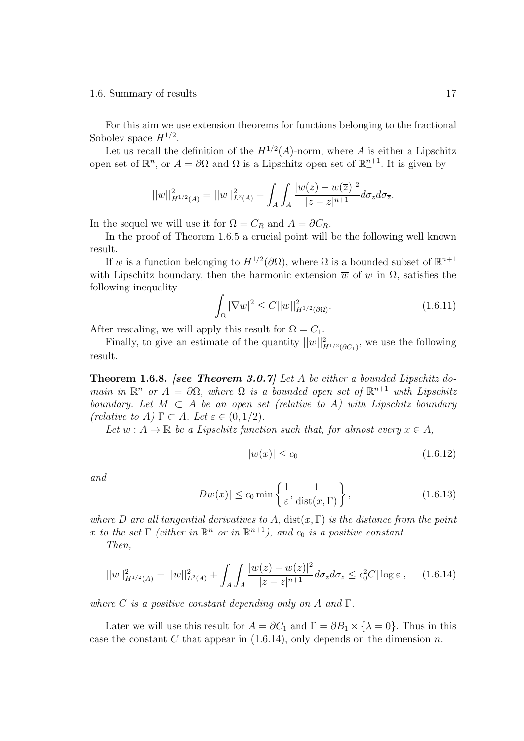For this aim we use extension theorems for functions belonging to the fractional Sobolev space $H^{1/2}$.

Let us recall the definition of the $H^{1/2}(A)$-norm, where $A$ is either a Lipschitz open set of $\mathbb{R}^n$, or $A = \partial\Omega$ and $\Omega$ is a Lipschitz open set of $\mathbb{R}^{n+1}_+$. It is given by

$$||w||^2_{H^{1/2}(A)} = ||w||^2_{L^2(A)} + \int_A \int_A \frac{|w(z) - w(\overline{z})|^2}{|z - \overline{z}|^{n+1}} d\sigma_z d\sigma_{\overline{z}}.$$

In the sequel we will use it for $\Omega = C_R$ and $A = \partial C_R$.

In the proof of Theorem 1.6.5 a crucial point will be the following well known result.

If $w$ is a function belonging to $H^{1/2}(\partial\Omega)$, where $\Omega$ is a bounded subset of $\mathbb{R}^{n+1}$ with Lipschitz boundary, then the harmonic extension $\overline{w}$ of $w$ in $\Omega$, satisfies the following inequality

$$\int_\Omega |\nabla \overline{w}|^2 \leq C ||w||^2_{H^{1/2}(\partial\Omega)}. \tag{1.6.11}$$

After rescaling, we will apply this result for $\Omega = C_1$.

Finally, to give an estimate of the quantity $||w||^2_{H^{1/2}(\partial C_1)}$, we use the following result.

**Theorem 1.6.8.** ***[see Theorem 3.0.7]*** *Let $A$ be either a bounded Lipschitz domain in $\mathbb{R}^n$ or $A = \partial\Omega$, where $\Omega$ is a bounded open set of $\mathbb{R}^{n+1}$ with Lipschitz boundary. Let $M \subset A$ be an open set (relative to $A$) with Lipschitz boundary (relative to $A$) $\Gamma \subset A$. Let $\varepsilon \in (0, 1/2)$.*

*Let $w : A \to \mathbb{R}$ be a Lipschitz function such that, for almost every $x \in A$,*

$$|w(x)| \leq c_0 \tag{1.6.12}$$

*and*

$$|Dw(x)| \leq c_0 \min\left\{\frac{1}{\varepsilon}, \frac{1}{\operatorname{dist}(x, \Gamma)}\right\}, \tag{1.6.13}$$

*where $D$ are all tangential derivatives to $A$, $\operatorname{dist}(x, \Gamma)$ is the distance from the point $x$ to the set $\Gamma$ (either in $\mathbb{R}^n$ or in $\mathbb{R}^{n+1}$), and $c_0$ is a positive constant.*

*Then,*

$$||w||^2_{H^{1/2}(A)} = ||w||^2_{L^2(A)} + \int_A \int_A \frac{|w(z) - w(\overline{z})|^2}{|z - \overline{z}|^{n+1}} d\sigma_z d\sigma_{\overline{z}} \leq c_0^2 C |\log \varepsilon|, \tag{1.6.14}$$

*where $C$ is a positive constant depending only on $A$ and $\Gamma$.*

Later we will use this result for $A = \partial C_1$ and $\Gamma = \partial B_1 \times \{\lambda = 0\}$. Thus in this case the constant $C$ that appear in (1.6.14), only depends on the dimension $n$.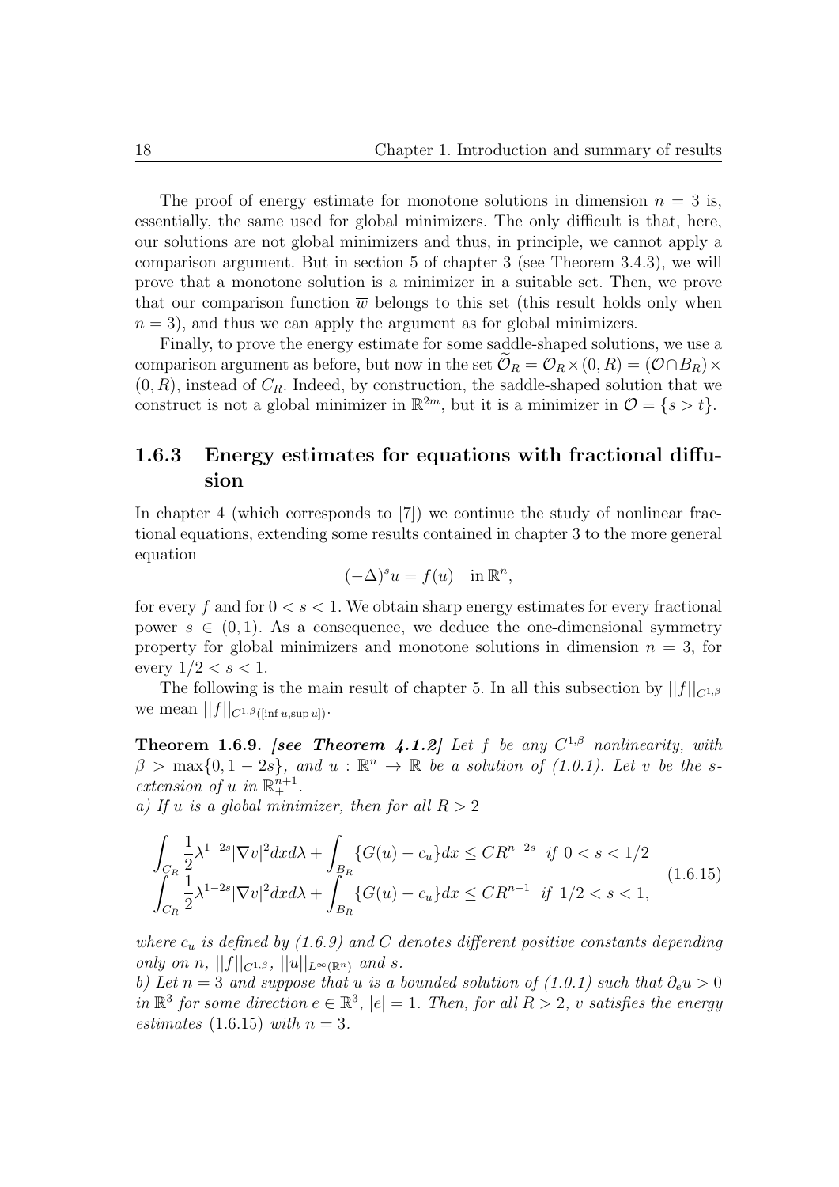The proof of energy estimate for monotone solutions in dimension $n = 3$ is, essentially, the same used for global minimizers. The only difficult is that, here, our solutions are not global minimizers and thus, in principle, we cannot apply a comparison argument. But in section 5 of chapter 3 (see Theorem 3.4.3), we will prove that a monotone solution is a minimizer in a suitable set. Then, we prove that our comparison function $\overline{w}$ belongs to this set (this result holds only when $n = 3$), and thus we can apply the argument as for global minimizers.

Finally, to prove the energy estimate for some saddle-shaped solutions, we use a comparison argument as before, but now in the set $\widetilde{\mathcal{O}}_R = \mathcal{O}_R \times (0, R) = (\mathcal{O} \cap B_R) \times (0, R)$, instead of $C_R$. Indeed, by construction, the saddle-shaped solution that we construct is not a global minimizer in $\mathbb{R}^{2m}$, but it is a minimizer in $\mathcal{O} = \{s > t\}$.

### 1.6.3 Energy estimates for equations with fractional diffusion

In chapter 4 (which corresponds to [7]) we continue the study of nonlinear fractional equations, extending some results contained in chapter 3 to the more general equation

$$(-\Delta)^s u = f(u) \quad \text{in } \mathbb{R}^n,$$

for every $f$ and for $0 < s < 1$. We obtain sharp energy estimates for every fractional power $s \in (0, 1)$. As a consequence, we deduce the one-dimensional symmetry property for global minimizers and monotone solutions in dimension $n = 3$, for every $1/2 < s < 1$.

The following is the main result of chapter 5. In all this subsection by $||f||_{C^{1,\beta}}$ we mean $||f||_{C^{1,\beta}([\inf u, \sup u])}$.

**Theorem 1.6.9.** ***[see Theorem 4.1.2]*** *Let $f$ be any $C^{1,\beta}$ nonlinearity, with $\beta > \max\{0, 1 - 2s\}$, and $u : \mathbb{R}^n \to \mathbb{R}$ be a solution of (1.0.1). Let $v$ be the $s$-extension of $u$ in $\mathbb{R}^{n+1}_+$.*

*a) If $u$ is a global minimizer, then for all $R > 2$*

$$\begin{aligned}
\int_{C_R} \frac{1}{2}\lambda^{1-2s}|\nabla v|^2 dx d\lambda + \int_{B_R} \{G(u) - c_u\} dx \leq CR^{n-2s} \;\; \text{if } 0 < s < 1/2 \\
\int_{C_R} \frac{1}{2}\lambda^{1-2s}|\nabla v|^2 dx d\lambda + \int_{B_R} \{G(u) - c_u\} dx \leq CR^{n-1} \;\; \text{if } 1/2 < s < 1,
\end{aligned} \tag{1.6.15}$$

*where $c_u$ is defined by (1.6.9) and $C$ denotes different positive constants depending only on $n$, $||f||_{C^{1,\beta}}$, $||u||_{L^\infty(\mathbb{R}^n)}$ and $s$.*

*b) Let $n = 3$ and suppose that $u$ is a bounded solution of (1.0.1) such that $\partial_e u > 0$ in $\mathbb{R}^3$ for some direction $e \in \mathbb{R}^3$, $|e| = 1$. Then, for all $R > 2$, $v$ satisfies the energy estimates* (1.6.15) *with $n = 3$.*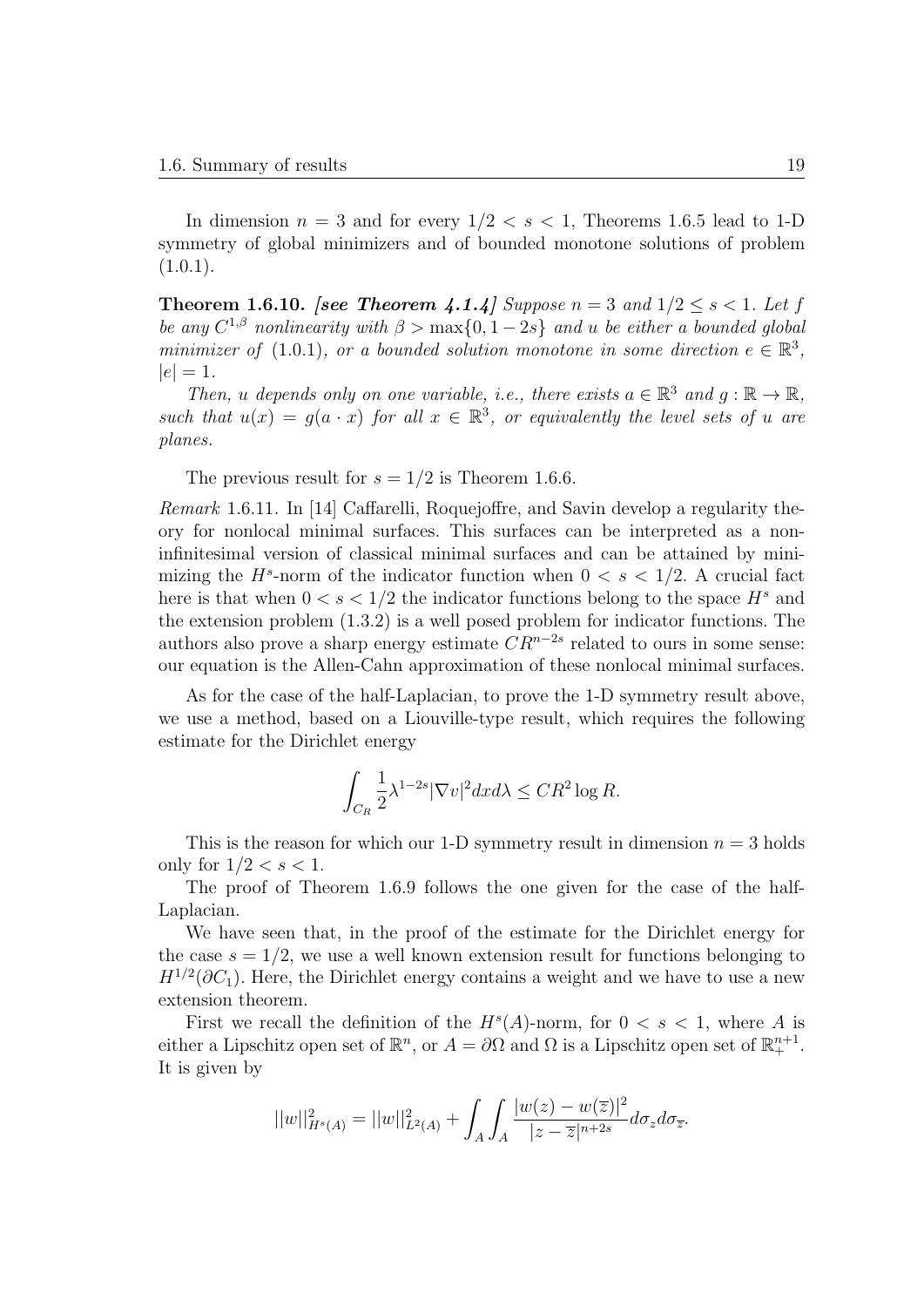In dimension $n = 3$ and for every $1/2 < s < 1$, Theorems 1.6.5 lead to 1-D symmetry of global minimizers and of bounded monotone solutions of problem (1.0.1).

**Theorem 1.6.10.** ***[see Theorem 4.1.4]*** *Suppose $n = 3$ and $1/2 \leq s < 1$. Let $f$ be any $C^{1,\beta}$ nonlinearity with $\beta > \max\{0, 1-2s\}$ and $u$ be either a bounded global minimizer of* (1.0.1)*, or a bounded solution monotone in some direction $e \in \mathbb{R}^3$, $|e| = 1$.*

*Then, $u$ depends only on one variable, i.e., there exists $a \in \mathbb{R}^3$ and $g : \mathbb{R} \to \mathbb{R}$, such that $u(x) = g(a \cdot x)$ for all $x \in \mathbb{R}^3$, or equivalently the level sets of $u$ are planes.*

The previous result for $s = 1/2$ is Theorem 1.6.6.

*Remark* 1.6.11. In [14] Caffarelli, Roquejoffre, and Savin develop a regularity theory for nonlocal minimal surfaces. This surfaces can be interpreted as a non-infinitesimal version of classical minimal surfaces and can be attained by minimizing the $H^s$-norm of the indicator function when $0 < s < 1/2$. A crucial fact here is that when $0 < s < 1/2$ the indicator functions belong to the space $H^s$ and the extension problem (1.3.2) is a well posed problem for indicator functions. The authors also prove a sharp energy estimate $CR^{n-2s}$ related to ours in some sense: our equation is the Allen-Cahn approximation of these nonlocal minimal surfaces.

As for the case of the half-Laplacian, to prove the 1-D symmetry result above, we use a method, based on a Liouville-type result, which requires the following estimate for the Dirichlet energy

$$\int_{C_R} \frac{1}{2}\lambda^{1-2s}|\nabla v|^2 dx d\lambda \leq CR^2 \log R.$$

This is the reason for which our 1-D symmetry result in dimension $n = 3$ holds only for $1/2 < s < 1$.

The proof of Theorem 1.6.9 follows the one given for the case of the half-Laplacian.

We have seen that, in the proof of the estimate for the Dirichlet energy for the case $s = 1/2$, we use a well known extension result for functions belonging to $H^{1/2}(\partial C_1)$. Here, the Dirichlet energy contains a weight and we have to use a new extension theorem.

First we recall the definition of the $H^s(A)$-norm, for $0 < s < 1$, where $A$ is either a Lipschitz open set of $\mathbb{R}^n$, or $A = \partial\Omega$ and $\Omega$ is a Lipschitz open set of $\mathbb{R}^{n+1}_+$. It is given by

$$||w||^2_{H^s(A)} = ||w||^2_{L^2(A)} + \int_A \int_A \frac{|w(z) - w(\overline{z})|^2}{|z - \overline{z}|^{n+2s}} d\sigma_z d\sigma_{\overline{z}}.$$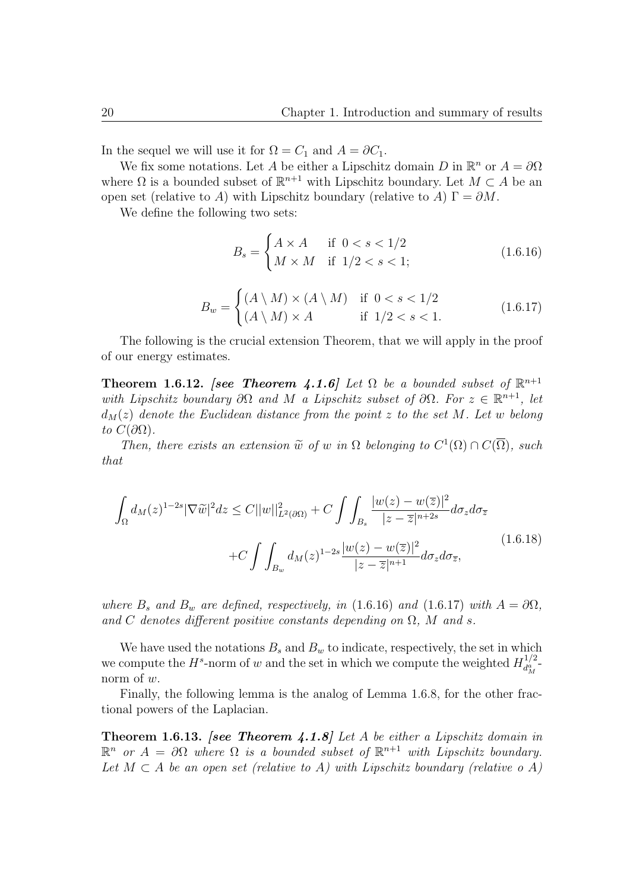In the sequel we will use it for $\Omega = C_1$ and $A = \partial C_1$.

We fix some notations. Let $A$ be either a Lipschitz domain $D$ in $\mathbb{R}^n$ or $A = \partial\Omega$ where $\Omega$ is a bounded subset of $\mathbb{R}^{n+1}$ with Lipschitz boundary. Let $M \subset A$ be an open set (relative to $A$) with Lipschitz boundary (relative to $A$) $\Gamma = \partial M$.

We define the following two sets:

$$B_s = \begin{cases} A \times A & \text{if } 0 < s < 1/2 \\ M \times M & \text{if } 1/2 < s < 1; \end{cases} \tag{1.6.16}$$

$$B_w = \begin{cases} (A \setminus M) \times (A \setminus M) & \text{if } 0 < s < 1/2 \\ (A \setminus M) \times A & \text{if } 1/2 < s < 1. \end{cases} \tag{1.6.17}$$

The following is the crucial extension Theorem, that we will apply in the proof of our energy estimates.

**Theorem 1.6.12.** ***[see Theorem 4.1.6]*** *Let $\Omega$ be a bounded subset of $\mathbb{R}^{n+1}$ with Lipschitz boundary $\partial\Omega$ and $M$ a Lipschitz subset of $\partial\Omega$. For $z \in \mathbb{R}^{n+1}$, let $d_M(z)$ denote the Euclidean distance from the point $z$ to the set $M$. Let $w$ belong to $C(\partial\Omega)$.*

*Then, there exists an extension $\widetilde{w}$ of $w$ in $\Omega$ belonging to $C^1(\Omega) \cap C(\overline{\Omega})$, such that*

$$\begin{aligned}\int_\Omega d_M(z)^{1-2s} |\nabla \widetilde{w}|^2 dz \leq C||w||^2_{L^2(\partial\Omega)} + C \int\int_{B_s} \frac{|w(z) - w(\overline{z})|^2}{|z - \overline{z}|^{n+2s}} d\sigma_z d\sigma_{\overline{z}} \\ + C \int\int_{B_w} d_M(z)^{1-2s} \frac{|w(z) - w(\overline{z})|^2}{|z - \overline{z}|^{n+1}} d\sigma_z d\sigma_{\overline{z}},\end{aligned} \tag{1.6.18}$$

*where $B_s$ and $B_w$ are defined, respectively, in* (1.6.16) *and* (1.6.17) *with $A = \partial\Omega$, and $C$ denotes different positive constants depending on $\Omega$, $M$ and $s$.*

We have used the notations $B_s$ and $B_w$ to indicate, respectively, the set in which we compute the $H^s$-norm of $w$ and the set in which we compute the weighted $H^{1/2}_{d_M^a}$-norm of $w$.

Finally, the following lemma is the analog of Lemma 1.6.8, for the other fractional powers of the Laplacian.

**Theorem 1.6.13.** ***[see Theorem 4.1.8]*** *Let $A$ be either a Lipschitz domain in $\mathbb{R}^n$ or $A = \partial\Omega$ where $\Omega$ is a bounded subset of $\mathbb{R}^{n+1}$ with Lipschitz boundary. Let $M \subset A$ be an open set (relative to $A$) with Lipschitz boundary (relative o $A$)*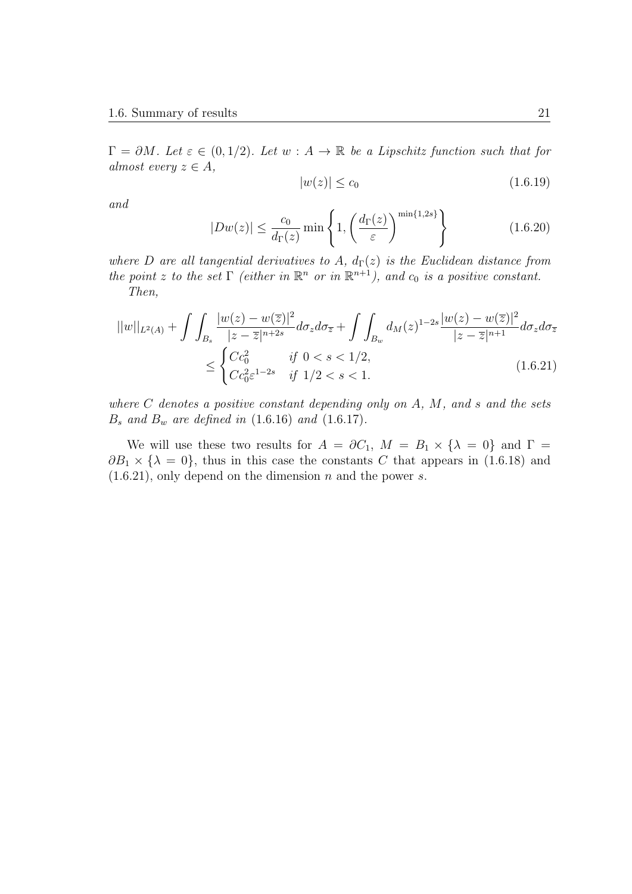*$\Gamma = \partial M$. Let $\varepsilon \in (0, 1/2)$. Let $w : A \to \mathbb{R}$ be a Lipschitz function such that for almost every $z \in A$,*

$$|w(z)| \leq c_0 \tag{1.6.19}$$

*and*

$$|Dw(z)| \leq \frac{c_0}{d_\Gamma(z)} \min\left\{1, \left(\frac{d_\Gamma(z)}{\varepsilon}\right)^{\min\{1,2s\}}\right\} \tag{1.6.20}$$

*where $D$ are all tangential derivatives to $A$, $d_\Gamma(z)$ is the Euclidean distance from the point $z$ to the set $\Gamma$ (either in $\mathbb{R}^n$ or in $\mathbb{R}^{n+1}$), and $c_0$ is a positive constant.*

*Then,*

$$\begin{aligned} ||w||_{L^2(A)} + \int\int_{B_s} \frac{|w(z) - w(\overline{z})|^2}{|z - \overline{z}|^{n+2s}} d\sigma_z d\sigma_{\overline{z}} + \int\int_{B_w} d_M(z)^{1-2s} \frac{|w(z) - w(\overline{z})|^2}{|z - \overline{z}|^{n+1}} d\sigma_z d\sigma_{\overline{z}} \\ \leq \begin{cases} Cc_0^2 & \text{if } 0 < s < 1/2, \\ Cc_0^2 \varepsilon^{1-2s} & \text{if } 1/2 < s < 1. \end{cases} \end{aligned} \tag{1.6.21}$$

*where $C$ denotes a positive constant depending only on $A$, $M$, and $s$ and the sets $B_s$ and $B_w$ are defined in* (1.6.16) *and* (1.6.17).

We will use these two results for $A = \partial C_1$, $M = B_1 \times \{\lambda = 0\}$ and $\Gamma = \partial B_1 \times \{\lambda = 0\}$, thus in this case the constants $C$ that appears in (1.6.18) and (1.6.21), only depend on the dimension $n$ and the power $s$.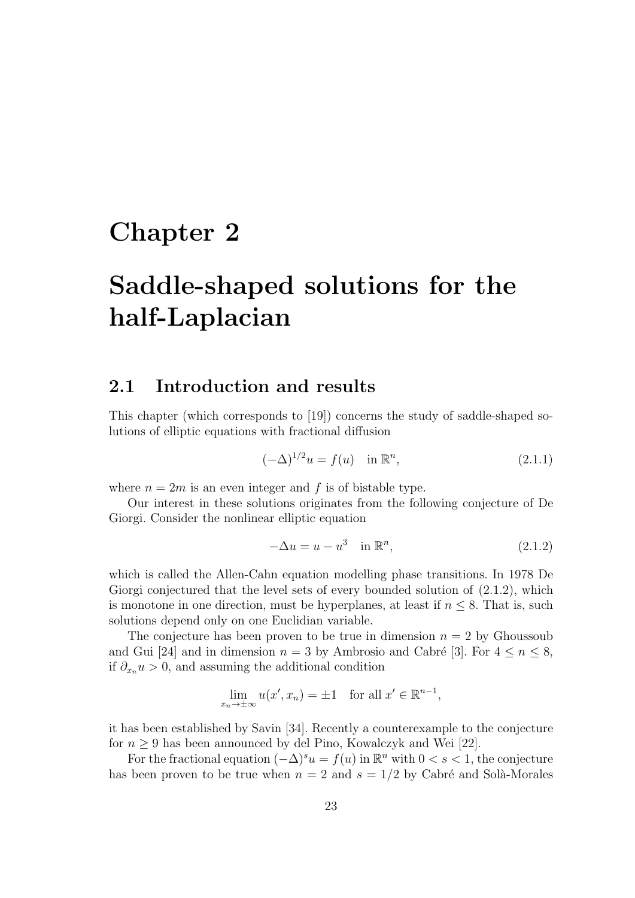# Chapter 2

# Saddle-shaped solutions for the half-Laplacian

## 2.1 Introduction and results

This chapter (which corresponds to [19]) concerns the study of saddle-shaped solutions of elliptic equations with fractional diffusion

$$(-\Delta)^{1/2}u = f(u) \quad \text{in } \mathbb{R}^n, \tag{2.1.1}$$

where $n = 2m$ is an even integer and $f$ is of bistable type.

Our interest in these solutions originates from the following conjecture of De Giorgi. Consider the nonlinear elliptic equation

$$-\Delta u = u - u^3 \quad \text{in } \mathbb{R}^n, \tag{2.1.2}$$

which is called the Allen-Cahn equation modelling phase transitions. In 1978 De Giorgi conjectured that the level sets of every bounded solution of (2.1.2), which is monotone in one direction, must be hyperplanes, at least if $n \leq 8$. That is, such solutions depend only on one Euclidian variable.

The conjecture has been proven to be true in dimension $n = 2$ by Ghoussoub and Gui [24] and in dimension $n = 3$ by Ambrosio and Cabré [3]. For $4 \leq n \leq 8$, if $\partial_{x_n} u > 0$, and assuming the additional condition

$$\lim_{x_n \to \pm\infty} u(x', x_n) = \pm 1 \quad \text{for all } x' \in \mathbb{R}^{n-1},$$

it has been established by Savin [34]. Recently a counterexample to the conjecture for $n \geq 9$ has been announced by del Pino, Kowalczyk and Wei [22].

For the fractional equation $(-\Delta)^s u = f(u)$ in $\mathbb{R}^n$ with $0 < s < 1$, the conjecture has been proven to be true when $n = 2$ and $s = 1/2$ by Cabré and Solà-Morales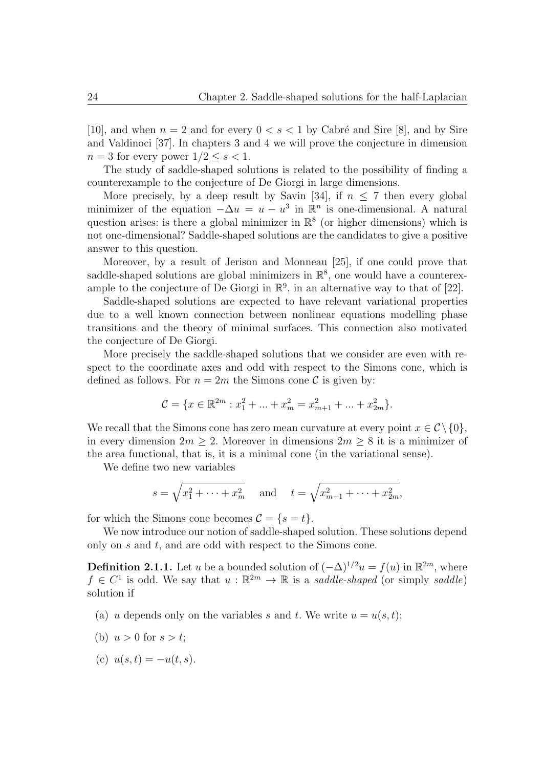[10], and when $n = 2$ and for every $0 < s < 1$ by Cabré and Sire [8], and by Sire and Valdinoci [37]. In chapters 3 and 4 we will prove the conjecture in dimension $n = 3$ for every power $1/2 \leq s < 1$.

The study of saddle-shaped solutions is related to the possibility of finding a counterexample to the conjecture of De Giorgi in large dimensions.

More precisely, by a deep result by Savin [34], if $n \leq 7$ then every global minimizer of the equation $-\Delta u = u - u^3$ in $\mathbb{R}^n$ is one-dimensional. A natural question arises: is there a global minimizer in $\mathbb{R}^8$ (or higher dimensions) which is not one-dimensional? Saddle-shaped solutions are the candidates to give a positive answer to this question.

Moreover, by a result of Jerison and Monneau [25], if one could prove that saddle-shaped solutions are global minimizers in $\mathbb{R}^8$, one would have a counterexample to the conjecture of De Giorgi in $\mathbb{R}^9$, in an alternative way to that of [22].

Saddle-shaped solutions are expected to have relevant variational properties due to a well known connection between nonlinear equations modelling phase transitions and the theory of minimal surfaces. This connection also motivated the conjecture of De Giorgi.

More precisely the saddle-shaped solutions that we consider are even with respect to the coordinate axes and odd with respect to the Simons cone, which is defined as follows. For $n = 2m$ the Simons cone $\mathcal{C}$ is given by:

$$\mathcal{C} = \{x \in \mathbb{R}^{2m} : x_1^2 + ... + x_m^2 = x_{m+1}^2 + ... + x_{2m}^2\}.$$

We recall that the Simons cone has zero mean curvature at every point $x \in \mathcal{C} \setminus \{0\}$, in every dimension $2m \geq 2$. Moreover in dimensions $2m \geq 8$ it is a minimizer of the area functional, that is, it is a minimal cone (in the variational sense).

We define two new variables

$$s = \sqrt{x_1^2 + \cdots + x_m^2} \quad \text{and} \quad t = \sqrt{x_{m+1}^2 + \cdots + x_{2m}^2},$$

for which the Simons cone becomes $\mathcal{C} = \{s = t\}$.

We now introduce our notion of saddle-shaped solution. These solutions depend only on $s$ and $t$, and are odd with respect to the Simons cone.

**Definition 2.1.1.** Let $u$ be a bounded solution of $(-\Delta)^{1/2} u = f(u)$ in $\mathbb{R}^{2m}$, where $f \in C^1$ is odd. We say that $u : \mathbb{R}^{2m} \to \mathbb{R}$ is a *saddle-shaped* (or simply *saddle*) solution if

(a) $u$ depends only on the variables $s$ and $t$. We write $u = u(s, t)$;

(b) $u > 0$ for $s > t$;

(c) $u(s, t) = -u(t, s)$.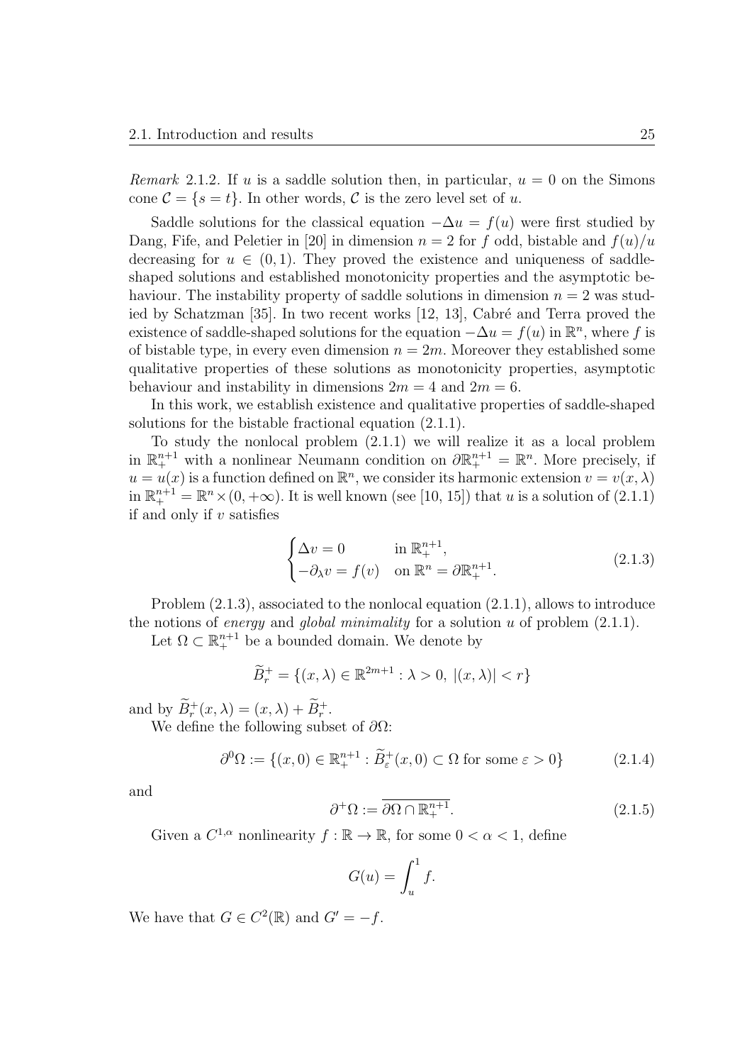*Remark* 2.1.2. If $u$ is a saddle solution then, in particular, $u = 0$ on the Simons cone $\mathcal{C} = \{s = t\}$. In other words, $\mathcal{C}$ is the zero level set of $u$.

Saddle solutions for the classical equation $-\Delta u = f(u)$ were first studied by Dang, Fife, and Peletier in [20] in dimension $n = 2$ for $f$ odd, bistable and $f(u)/u$ decreasing for $u \in (0, 1)$. They proved the existence and uniqueness of saddle-shaped solutions and established monotonicity properties and the asymptotic behaviour. The instability property of saddle solutions in dimension $n = 2$ was studied by Schatzman [35]. In two recent works [12, 13], Cabré and Terra proved the existence of saddle-shaped solutions for the equation $-\Delta u = f(u)$ in $\mathbb{R}^n$, where $f$ is of bistable type, in every even dimension $n = 2m$. Moreover they established some qualitative properties of these solutions as monotonicity properties, asymptotic behaviour and instability in dimensions $2m = 4$ and $2m = 6$.

In this work, we establish existence and qualitative properties of saddle-shaped solutions for the bistable fractional equation (2.1.1).

To study the nonlocal problem (2.1.1) we will realize it as a local problem in $\mathbb{R}^{n+1}_+$ with a nonlinear Neumann condition on $\partial\mathbb{R}^{n+1}_+ = \mathbb{R}^n$. More precisely, if $u = u(x)$ is a function defined on $\mathbb{R}^n$, we consider its harmonic extension $v = v(x, \lambda)$ in $\mathbb{R}^{n+1}_+ = \mathbb{R}^n \times (0, +\infty)$. It is well known (see [10, 15]) that $u$ is a solution of (2.1.1) if and only if $v$ satisfies

$$\begin{cases} \Delta v = 0 & \text{in } \mathbb{R}^{n+1}_+, \\ -\partial_\lambda v = f(v) & \text{on } \mathbb{R}^n = \partial\mathbb{R}^{n+1}_+. \end{cases} \tag{2.1.3}$$

Problem (2.1.3), associated to the nonlocal equation (2.1.1), allows to introduce the notions of *energy* and *global minimality* for a solution $u$ of problem (2.1.1).

Let $\Omega \subset \mathbb{R}^{n+1}_+$ be a bounded domain. We denote by

$$\widetilde{B}^+_r = \{(x, \lambda) \in \mathbb{R}^{2m+1} : \lambda > 0, \ |(x, \lambda)| < r\}$$

and by $\widetilde{B}^+_r(x, \lambda) = (x, \lambda) + \widetilde{B}^+_r$.

We define the following subset of $\partial\Omega$:

$$\partial^0\Omega := \{(x, 0) \in \mathbb{R}^{n+1}_+ : \widetilde{B}^+_\varepsilon(x, 0) \subset \Omega \text{ for some } \varepsilon > 0\} \tag{2.1.4}$$

and

$$\partial^+\Omega := \overline{\partial\Omega \cap \mathbb{R}^{n+1}_+}. \tag{2.1.5}$$

Given a $C^{1,\alpha}$ nonlinearity $f : \mathbb{R} \to \mathbb{R}$, for some $0 < \alpha < 1$, define

$$G(u) = \int_u^1 f.$$

We have that $G \in C^2(\mathbb{R})$ and $G' = -f$.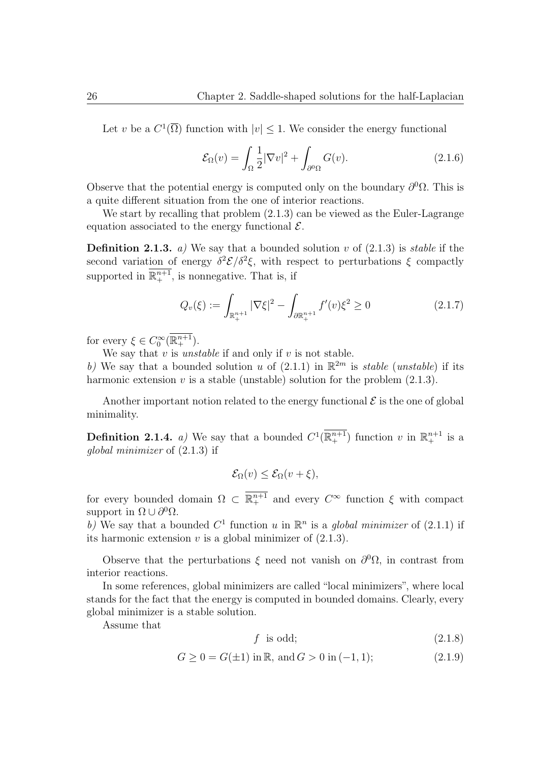Let $v$ be a $C^1(\overline{\Omega})$ function with $|v| \leq 1$. We consider the energy functional

$$\mathcal{E}_\Omega(v) = \int_\Omega \frac{1}{2}|\nabla v|^2 + \int_{\partial^0\Omega} G(v). \tag{2.1.6}$$

Observe that the potential energy is computed only on the boundary $\partial^0\Omega$. This is a quite different situation from the one of interior reactions.

We start by recalling that problem (2.1.3) can be viewed as the Euler-Lagrange equation associated to the energy functional $\mathcal{E}$.

**Definition 2.1.3.** *a)* We say that a bounded solution $v$ of (2.1.3) is *stable* if the second variation of energy $\delta^2\mathcal{E}/\delta^2\xi$, with respect to perturbations $\xi$ compactly supported in $\overline{\mathbb{R}^{n+1}_+}$, is nonnegative. That is, if

$$Q_v(\xi) := \int_{\mathbb{R}^{n+1}_+} |\nabla \xi|^2 - \int_{\partial\mathbb{R}^{n+1}_+} f'(v)\xi^2 \geq 0 \tag{2.1.7}$$

for every $\xi \in C_0^\infty(\overline{\mathbb{R}^{n+1}_+})$.

We say that $v$ is *unstable* if and only if $v$ is not stable.

*b)* We say that a bounded solution $u$ of (2.1.1) in $\mathbb{R}^{2m}$ is *stable* (*unstable*) if its harmonic extension $v$ is a stable (unstable) solution for the problem (2.1.3).

Another important notion related to the energy functional $\mathcal{E}$ is the one of global minimality.

**Definition 2.1.4.** *a)* We say that a bounded $C^1(\overline{\mathbb{R}^{n+1}_+})$ function $v$ in $\mathbb{R}^{n+1}_+$ is a *global minimizer* of (2.1.3) if

$$\mathcal{E}_\Omega(v) \leq \mathcal{E}_\Omega(v + \xi),$$

for every bounded domain $\Omega \subset \overline{\mathbb{R}^{n+1}_+}$ and every $C^\infty$ function $\xi$ with compact support in $\Omega \cup \partial^0\Omega$.

*b)* We say that a bounded $C^1$ function $u$ in $\mathbb{R}^n$ is a *global minimizer* of (2.1.1) if its harmonic extension $v$ is a global minimizer of (2.1.3).

Observe that the perturbations $\xi$ need not vanish on $\partial^0\Omega$, in contrast from interior reactions.

In some references, global minimizers are called "local minimizers", where local stands for the fact that the energy is computed in bounded domains. Clearly, every global minimizer is a stable solution.

Assume that

$$f \text{ is odd;} \tag{2.1.8}$$

$$G \geq 0 = G(\pm 1) \text{ in } \mathbb{R}, \text{ and } G > 0 \text{ in } (-1, 1); \tag{2.1.9}$$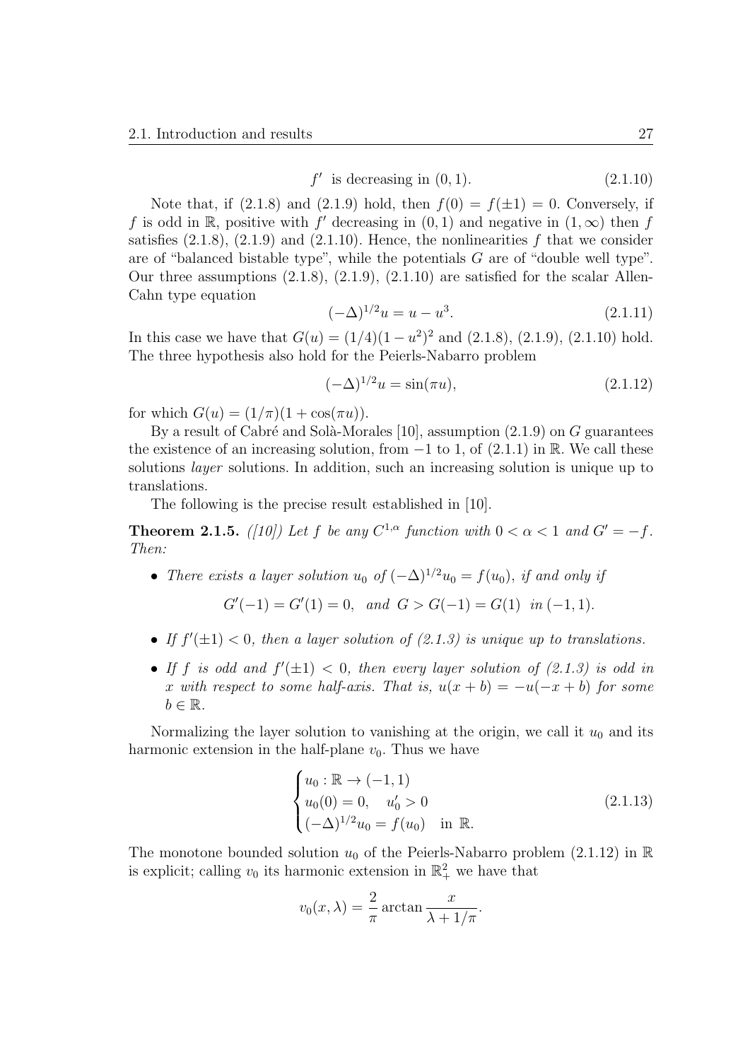$$f' \text{ is decreasing in } (0,1). \tag{2.1.10}$$

Note that, if (2.1.8) and (2.1.9) hold, then $f(0) = f(\pm 1) = 0$. Conversely, if $f$ is odd in $\mathbb{R}$, positive with $f'$ decreasing in $(0,1)$ and negative in $(1,\infty)$ then $f$ satisfies (2.1.8), (2.1.9) and (2.1.10). Hence, the nonlinearities $f$ that we consider are of "balanced bistable type", while the potentials $G$ are of "double well type". Our three assumptions (2.1.8), (2.1.9), (2.1.10) are satisfied for the scalar Allen-Cahn type equation

$$(-\Delta)^{1/2} u = u - u^3. \tag{2.1.11}$$

In this case we have that $G(u) = (1/4)(1-u^2)^2$ and (2.1.8), (2.1.9), (2.1.10) hold. The three hypothesis also hold for the Peierls-Nabarro problem

$$(-\Delta)^{1/2} u = \sin(\pi u), \tag{2.1.12}$$

for which $G(u) = (1/\pi)(1 + \cos(\pi u))$.

By a result of Cabré and Solà-Morales [10], assumption (2.1.9) on $G$ guarantees the existence of an increasing solution, from $-1$ to $1$, of (2.1.1) in $\mathbb{R}$. We call these solutions *layer* solutions. In addition, such an increasing solution is unique up to translations.

The following is the precise result established in [10].

**Theorem 2.1.5.** *([10]) Let $f$ be any $C^{1,\alpha}$ function with $0 < \alpha < 1$ and $G' = -f$. Then:*

- *There exists a layer solution $u_0$ of $(-\Delta)^{1/2} u_0 = f(u_0)$, if and only if*

  $$G'(-1) = G'(1) = 0, \quad \text{and} \quad G > G(-1) = G(1) \quad \text{in } (-1,1).$$

- *If $f'(\pm 1) < 0$, then a layer solution of (2.1.3) is unique up to translations.*
- *If $f$ is odd and $f'(\pm 1) < 0$, then every layer solution of (2.1.3) is odd in $x$ with respect to some half-axis. That is, $u(x+b) = -u(-x+b)$ for some $b \in \mathbb{R}$.*

Normalizing the layer solution to vanishing at the origin, we call it $u_0$ and its harmonic extension in the half-plane $v_0$. Thus we have

$$\begin{cases} u_0 : \mathbb{R} \to (-1,1) \\ u_0(0) = 0, \quad u_0' > 0 \\ (-\Delta)^{1/2} u_0 = f(u_0) \quad \text{in } \mathbb{R}. \end{cases} \tag{2.1.13}$$

The monotone bounded solution $u_0$ of the Peierls-Nabarro problem (2.1.12) in $\mathbb{R}$ is explicit; calling $v_0$ its harmonic extension in $\mathbb{R}^2_+$ we have that

$$v_0(x,\lambda) = \frac{2}{\pi} \arctan \frac{x}{\lambda + 1/\pi}.$$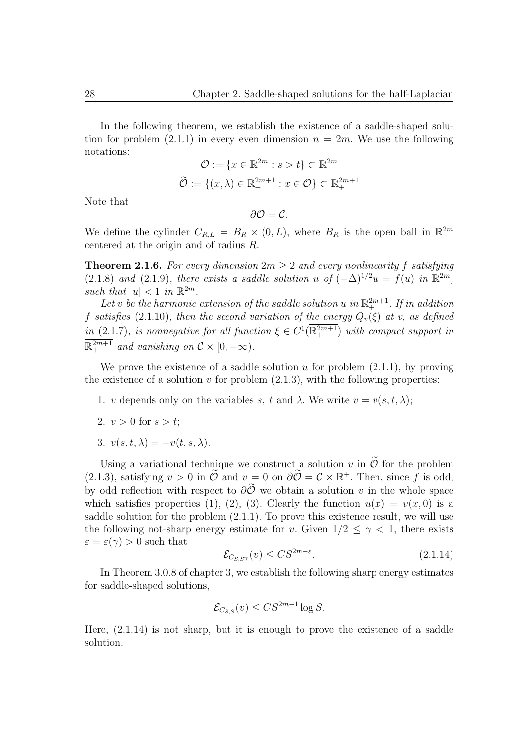In the following theorem, we establish the existence of a saddle-shaped solution for problem (2.1.1) in every even dimension $n = 2m$. We use the following notations:

$$\mathcal{O} := \{x \in \mathbb{R}^{2m} : s > t\} \subset \mathbb{R}^{2m}$$

$$\widetilde{\mathcal{O}} := \{(x, \lambda) \in \mathbb{R}^{2m+1}_+ : x \in \mathcal{O}\} \subset \mathbb{R}^{2m+1}_+$$

Note that

$$\partial \mathcal{O} = \mathcal{C}.$$

We define the cylinder $C_{R,L} = B_R \times (0, L)$, where $B_R$ is the open ball in $\mathbb{R}^{2m}$ centered at the origin and of radius $R$.

**Theorem 2.1.6.** *For every dimension $2m \geq 2$ and every nonlinearity $f$ satisfying (2.1.8) and (2.1.9), there exists a saddle solution $u$ of $(-\Delta)^{1/2} u = f(u)$ in $\mathbb{R}^{2m}$, such that $|u| < 1$ in $\mathbb{R}^{2m}$.*

*Let $v$ be the harmonic extension of the saddle solution $u$ in $\mathbb{R}^{2m+1}_+$. If in addition $f$ satisfies (2.1.10), then the second variation of the energy $Q_v(\xi)$ at $v$, as defined in (2.1.7), is nonnegative for all function $\xi \in C^1(\overline{\mathbb{R}^{2m+1}_+})$ with compact support in $\overline{\mathbb{R}^{2m+1}_+}$ and vanishing on $\mathcal{C} \times [0, +\infty)$.*

We prove the existence of a saddle solution $u$ for problem (2.1.1), by proving the existence of a solution $v$ for problem (2.1.3), with the following properties:

1. $v$ depends only on the variables $s$, $t$ and $\lambda$. We write $v = v(s, t, \lambda)$;
2. $v > 0$ for $s > t$;
3. $v(s, t, \lambda) = -v(t, s, \lambda)$.

Using a variational technique we construct a solution $v$ in $\widetilde{\mathcal{O}}$ for the problem (2.1.3), satisfying $v > 0$ in $\widetilde{\mathcal{O}}$ and $v = 0$ on $\partial\widetilde{\mathcal{O}} = \mathcal{C} \times \mathbb{R}^+$. Then, since $f$ is odd, by odd reflection with respect to $\partial\widetilde{\mathcal{O}}$ we obtain a solution $v$ in the whole space which satisfies properties (1), (2), (3). Clearly the function $u(x) = v(x, 0)$ is a saddle solution for the problem (2.1.1). To prove this existence result, we will use the following not-sharp energy estimate for $v$. Given $1/2 \leq \gamma < 1$, there exists $\varepsilon = \varepsilon(\gamma) > 0$ such that

$$\mathcal{E}_{C_{S,S^\gamma}}(v) \leq C S^{2m-\varepsilon}. \tag{2.1.14}$$

In Theorem 3.0.8 of chapter 3, we establish the following sharp energy estimates for saddle-shaped solutions,

$$\mathcal{E}_{C_{S,S}}(v) \leq C S^{2m-1} \log S.$$

Here, (2.1.14) is not sharp, but it is enough to prove the existence of a saddle solution.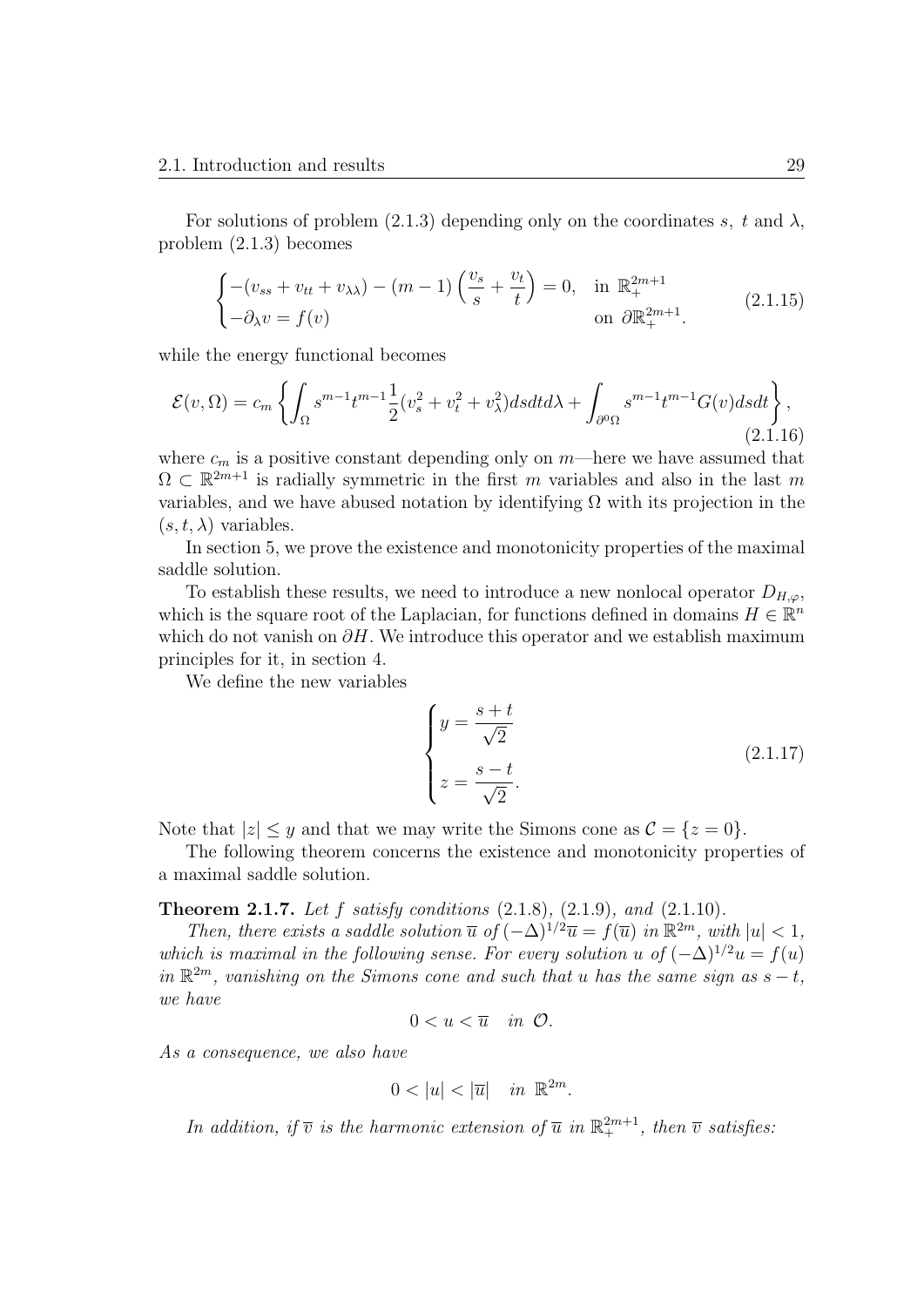For solutions of problem (2.1.3) depending only on the coordinates $s$, $t$ and $\lambda$, problem (2.1.3) becomes

$$
\begin{cases}
-(v_{ss} + v_{tt} + v_{\lambda\lambda}) - (m-1)\left(\dfrac{v_s}{s} + \dfrac{v_t}{t}\right) = 0, & \text{in } \mathbb{R}^{2m+1}_+ \\
-\partial_\lambda v = f(v) & \text{on } \partial\mathbb{R}^{2m+1}_+.
\end{cases}
\tag{2.1.15}
$$

while the energy functional becomes

$$
\mathcal{E}(v,\Omega) = c_m \left\{ \int_\Omega s^{m-1} t^{m-1} \frac{1}{2}(v_s^2 + v_t^2 + v_\lambda^2) ds dt d\lambda + \int_{\partial^0\Omega} s^{m-1} t^{m-1} G(v) ds dt \right\},
\tag{2.1.16}
$$

where $c_m$ is a positive constant depending only on $m$—here we have assumed that $\Omega \subset \mathbb{R}^{2m+1}$ is radially symmetric in the first $m$ variables and also in the last $m$ variables, and we have abused notation by identifying $\Omega$ with its projection in the $(s, t, \lambda)$ variables.

In section 5, we prove the existence and monotonicity properties of the maximal saddle solution.

To establish these results, we need to introduce a new nonlocal operator $D_{H,\varphi}$, which is the square root of the Laplacian, for functions defined in domains $H \in \mathbb{R}^n$ which do not vanish on $\partial H$. We introduce this operator and we establish maximum principles for it, in section 4.

We define the new variables

$$
\begin{cases}
y = \dfrac{s+t}{\sqrt{2}} \\[2mm]
z = \dfrac{s-t}{\sqrt{2}}.
\end{cases}
\tag{2.1.17}
$$

Note that $|z| \leq y$ and that we may write the Simons cone as $\mathcal{C} = \{z = 0\}$.

The following theorem concerns the existence and monotonicity properties of a maximal saddle solution.

**Theorem 2.1.7.** *Let $f$ satisfy conditions* (2.1.8)*,* (2.1.9)*, and* (2.1.10)*.*

*Then, there exists a saddle solution $\overline{u}$ of $(-\Delta)^{1/2}\overline{u} = f(\overline{u})$ in $\mathbb{R}^{2m}$, with $|u| < 1$, which is maximal in the following sense. For every solution $u$ of $(-\Delta)^{1/2}u = f(u)$ in $\mathbb{R}^{2m}$, vanishing on the Simons cone and such that $u$ has the same sign as $s - t$, we have*

$$0 < u < \overline{u} \quad \text{in } \mathcal{O}.$$

*As a consequence, we also have*

$$0 < |u| < |\overline{u}| \quad \text{in } \mathbb{R}^{2m}.$$

*In addition, if $\overline{v}$ is the harmonic extension of $\overline{u}$ in $\mathbb{R}^{2m+1}_+$, then $\overline{v}$ satisfies:*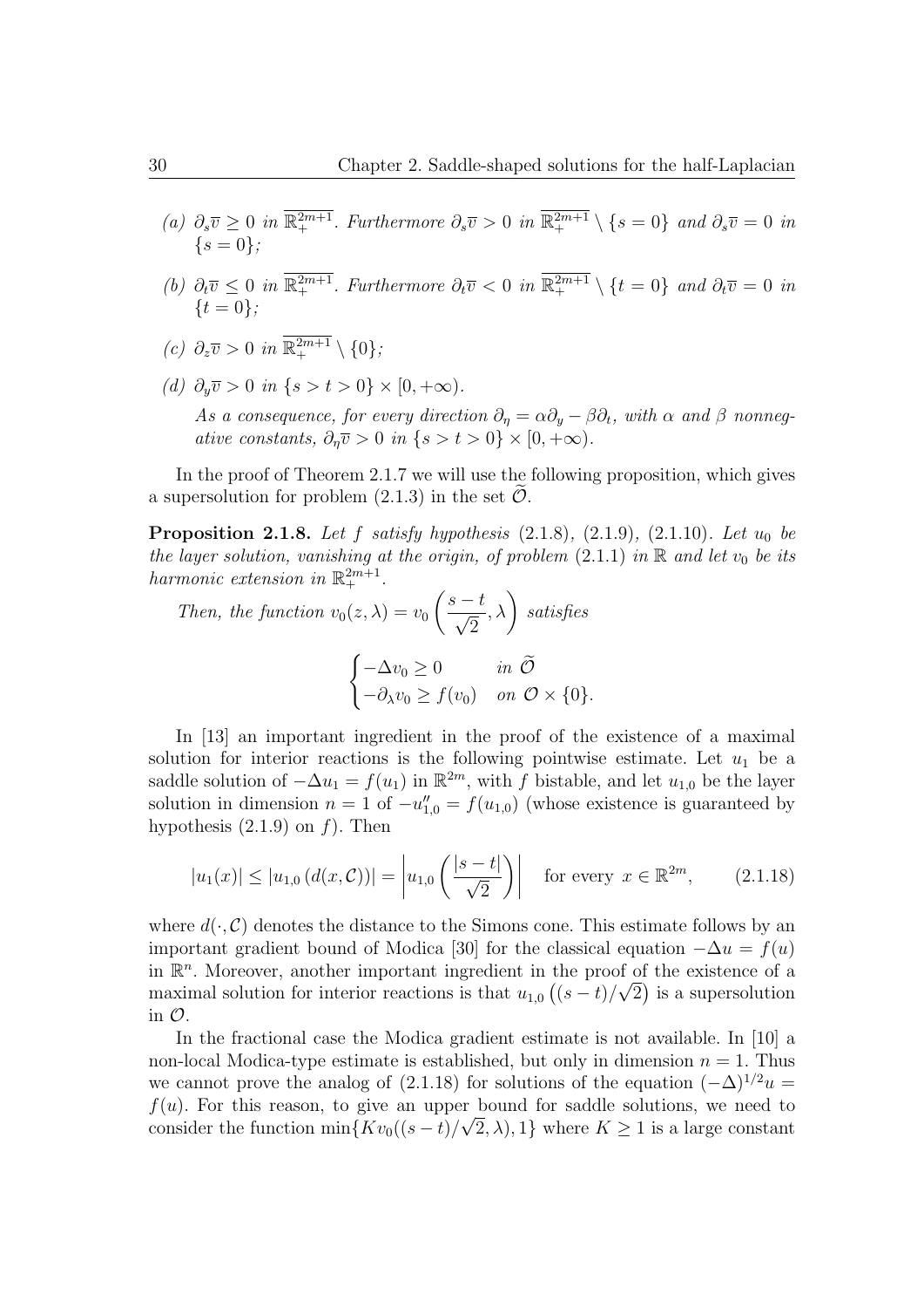(a) $\partial_s \overline{v} \geq 0$ *in* $\overline{\mathbb{R}^{2m+1}_+}$. *Furthermore* $\partial_s \overline{v} > 0$ *in* $\overline{\mathbb{R}^{2m+1}_+} \setminus \{s = 0\}$ *and* $\partial_s \overline{v} = 0$ *in* $\{s = 0\}$*;*

(b) $\partial_t \overline{v} \leq 0$ *in* $\overline{\mathbb{R}^{2m+1}_+}$. *Furthermore* $\partial_t \overline{v} < 0$ *in* $\overline{\mathbb{R}^{2m+1}_+} \setminus \{t = 0\}$ *and* $\partial_t \overline{v} = 0$ *in* $\{t = 0\}$*;*

(c) $\partial_z \overline{v} > 0$ *in* $\overline{\mathbb{R}^{2m+1}_+} \setminus \{0\}$*;*

(d) $\partial_y \overline{v} > 0$ *in* $\{s > t > 0\} \times [0, +\infty)$.

*As a consequence, for every direction* $\partial_\eta = \alpha \partial_y - \beta \partial_t$*, with* $\alpha$ *and* $\beta$ *nonnegative constants,* $\partial_\eta \overline{v} > 0$ *in* $\{s > t > 0\} \times [0, +\infty)$.

In the proof of Theorem 2.1.7 we will use the following proposition, which gives a supersolution for problem (2.1.3) in the set $\widetilde{\mathcal{O}}$.

**Proposition 2.1.8.** *Let* $f$ *satisfy hypothesis* (2.1.8), (2.1.9), (2.1.10). *Let* $u_0$ *be the layer solution, vanishing at the origin, of problem* (2.1.1) *in* $\mathbb{R}$ *and let* $v_0$ *be its harmonic extension in* $\mathbb{R}^{2m+1}_+$.

*Then, the function* $v_0(z, \lambda) = v_0\left(\dfrac{s-t}{\sqrt{2}}, \lambda\right)$ *satisfies*

$$\begin{cases} -\Delta v_0 \geq 0 & \text{in } \widetilde{\mathcal{O}} \\ -\partial_\lambda v_0 \geq f(v_0) & \text{on } \mathcal{O} \times \{0\}. \end{cases}$$

In [13] an important ingredient in the proof of the existence of a maximal solution for interior reactions is the following pointwise estimate. Let $u_1$ be a saddle solution of $-\Delta u_1 = f(u_1)$ in $\mathbb{R}^{2m}$, with $f$ bistable, and let $u_{1,0}$ be the layer solution in dimension $n = 1$ of $-u''_{1,0} = f(u_{1,0})$ (whose existence is guaranteed by hypothesis (2.1.9) on $f$). Then

$$|u_1(x)| \leq |u_{1,0}\left(d(x, \mathcal{C})\right)| = \left| u_{1,0}\left(\frac{|s-t|}{\sqrt{2}}\right)\right| \quad \text{for every } x \in \mathbb{R}^{2m}, \tag{2.1.18}$$

where $d(\cdot, \mathcal{C})$ denotes the distance to the Simons cone. This estimate follows by an important gradient bound of Modica [30] for the classical equation $-\Delta u = f(u)$ in $\mathbb{R}^n$. Moreover, another important ingredient in the proof of the existence of a maximal solution for interior reactions is that $u_{1,0}\left((s-t)/\sqrt{2}\right)$ is a supersolution in $\mathcal{O}$.

In the fractional case the Modica gradient estimate is not available. In [10] a non-local Modica-type estimate is established, but only in dimension $n = 1$. Thus we cannot prove the analog of (2.1.18) for solutions of the equation $(-\Delta)^{1/2} u = f(u)$. For this reason, to give an upper bound for saddle solutions, we need to consider the function $\min\{K v_0((s-t)/\sqrt{2}, \lambda), 1\}$ where $K \geq 1$ is a large constant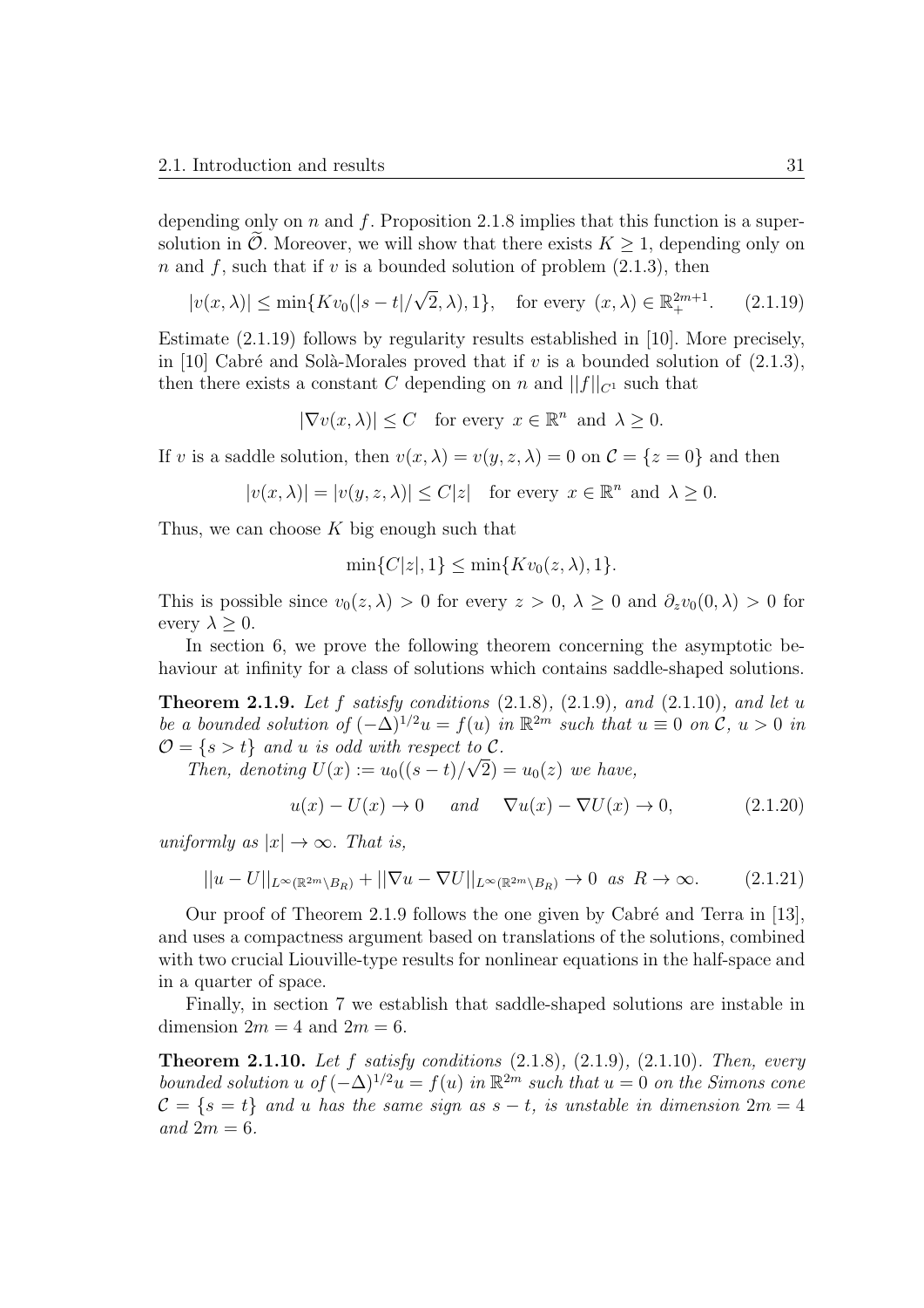depending only on $n$ and $f$. Proposition 2.1.8 implies that this function is a supersolution in $\widetilde{\mathcal{O}}$. Moreover, we will show that there exists $K \geq 1$, depending only on $n$ and $f$, such that if $v$ is a bounded solution of problem (2.1.3), then

$$|v(x, \lambda)| \leq \min\{K v_0(|s-t|/\sqrt{2}, \lambda), 1\}, \quad \text{for every } (x, \lambda) \in \mathbb{R}^{2m+1}_+. \qquad (2.1.19)$$

Estimate (2.1.19) follows by regularity results established in [10]. More precisely, in [10] Cabré and Solà-Morales proved that if $v$ is a bounded solution of (2.1.3), then there exists a constant $C$ depending on $n$ and $||f||_{C^1}$ such that

$$|\nabla v(x, \lambda)| \leq C \quad \text{for every } x \in \mathbb{R}^n \text{ and } \lambda \geq 0.$$

If $v$ is a saddle solution, then $v(x, \lambda) = v(y, z, \lambda) = 0$ on $\mathcal{C} = \{z = 0\}$ and then

$$|v(x, \lambda)| = |v(y, z, \lambda)| \leq C|z| \quad \text{for every } x \in \mathbb{R}^n \text{ and } \lambda \geq 0.$$

Thus, we can choose $K$ big enough such that

$$\min\{C|z|, 1\} \leq \min\{K v_0(z, \lambda), 1\}.$$

This is possible since $v_0(z, \lambda) > 0$ for every $z > 0$, $\lambda \geq 0$ and $\partial_z v_0(0, \lambda) > 0$ for every $\lambda \geq 0$.

In section 6, we prove the following theorem concerning the asymptotic behaviour at infinity for a class of solutions which contains saddle-shaped solutions.

**Theorem 2.1.9.** *Let $f$ satisfy conditions* (2.1.8), (2.1.9), *and* (2.1.10), *and let $u$ be a bounded solution of $(-\Delta)^{1/2}u = f(u)$ in $\mathbb{R}^{2m}$ such that $u \equiv 0$ on $\mathcal{C}$, $u > 0$ in $\mathcal{O} = \{s > t\}$ and $u$ is odd with respect to $\mathcal{C}$.*

*Then, denoting $U(x) := u_0((s-t)/\sqrt{2}) = u_0(z)$ we have,*

$$u(x) - U(x) \to 0 \quad \text{ and } \quad \nabla u(x) - \nabla U(x) \to 0, \qquad (2.1.20)$$

*uniformly as $|x| \to \infty$. That is,*

$$||u - U||_{L^\infty(\mathbb{R}^{2m} \setminus B_R)} + ||\nabla u - \nabla U||_{L^\infty(\mathbb{R}^{2m} \setminus B_R)} \to 0 \text{ as } R \to \infty. \qquad (2.1.21)$$

Our proof of Theorem 2.1.9 follows the one given by Cabré and Terra in [13], and uses a compactness argument based on translations of the solutions, combined with two crucial Liouville-type results for nonlinear equations in the half-space and in a quarter of space.

Finally, in section 7 we establish that saddle-shaped solutions are instable in dimension $2m = 4$ and $2m = 6$.

**Theorem 2.1.10.** *Let $f$ satisfy conditions* (2.1.8), (2.1.9), (2.1.10). *Then, every bounded solution $u$ of $(-\Delta)^{1/2}u = f(u)$ in $\mathbb{R}^{2m}$ such that $u = 0$ on the Simons cone $\mathcal{C} = \{s = t\}$ and $u$ has the same sign as $s - t$, is unstable in dimension $2m = 4$ and $2m = 6$.*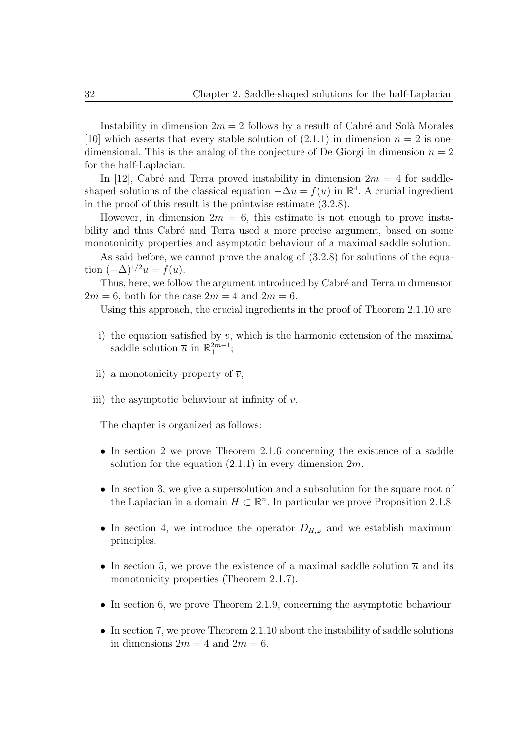Instability in dimension $2m = 2$ follows by a result of Cabré and Solà Morales [10] which asserts that every stable solution of (2.1.1) in dimension $n = 2$ is one-dimensional. This is the analog of the conjecture of De Giorgi in dimension $n = 2$ for the half-Laplacian.

In [12], Cabré and Terra proved instability in dimension $2m = 4$ for saddle-shaped solutions of the classical equation $-\Delta u = f(u)$ in $\mathbb{R}^4$. A crucial ingredient in the proof of this result is the pointwise estimate (3.2.8).

However, in dimension $2m = 6$, this estimate is not enough to prove instability and thus Cabré and Terra used a more precise argument, based on some monotonicity properties and asymptotic behaviour of a maximal saddle solution.

As said before, we cannot prove the analog of (3.2.8) for solutions of the equation $(-\Delta)^{1/2}u = f(u)$.

Thus, here, we follow the argument introduced by Cabré and Terra in dimension $2m = 6$, both for the case $2m = 4$ and $2m = 6$.

Using this approach, the crucial ingredients in the proof of Theorem 2.1.10 are:

i) the equation satisfied by $\overline{v}$, which is the harmonic extension of the maximal saddle solution $\overline{u}$ in $\mathbb{R}^{2m+1}_+$;

ii) a monotonicity property of $\overline{v}$;

iii) the asymptotic behaviour at infinity of $\overline{v}$.

The chapter is organized as follows:

- In section 2 we prove Theorem 2.1.6 concerning the existence of a saddle solution for the equation (2.1.1) in every dimension $2m$.
- In section 3, we give a supersolution and a subsolution for the square root of the Laplacian in a domain $H \subset \mathbb{R}^n$. In particular we prove Proposition 2.1.8.
- In section 4, we introduce the operator $D_{H,\varphi}$ and we establish maximum principles.
- In section 5, we prove the existence of a maximal saddle solution $\overline{u}$ and its monotonicity properties (Theorem 2.1.7).
- In section 6, we prove Theorem 2.1.9, concerning the asymptotic behaviour.
- In section 7, we prove Theorem 2.1.10 about the instability of saddle solutions in dimensions $2m = 4$ and $2m = 6$.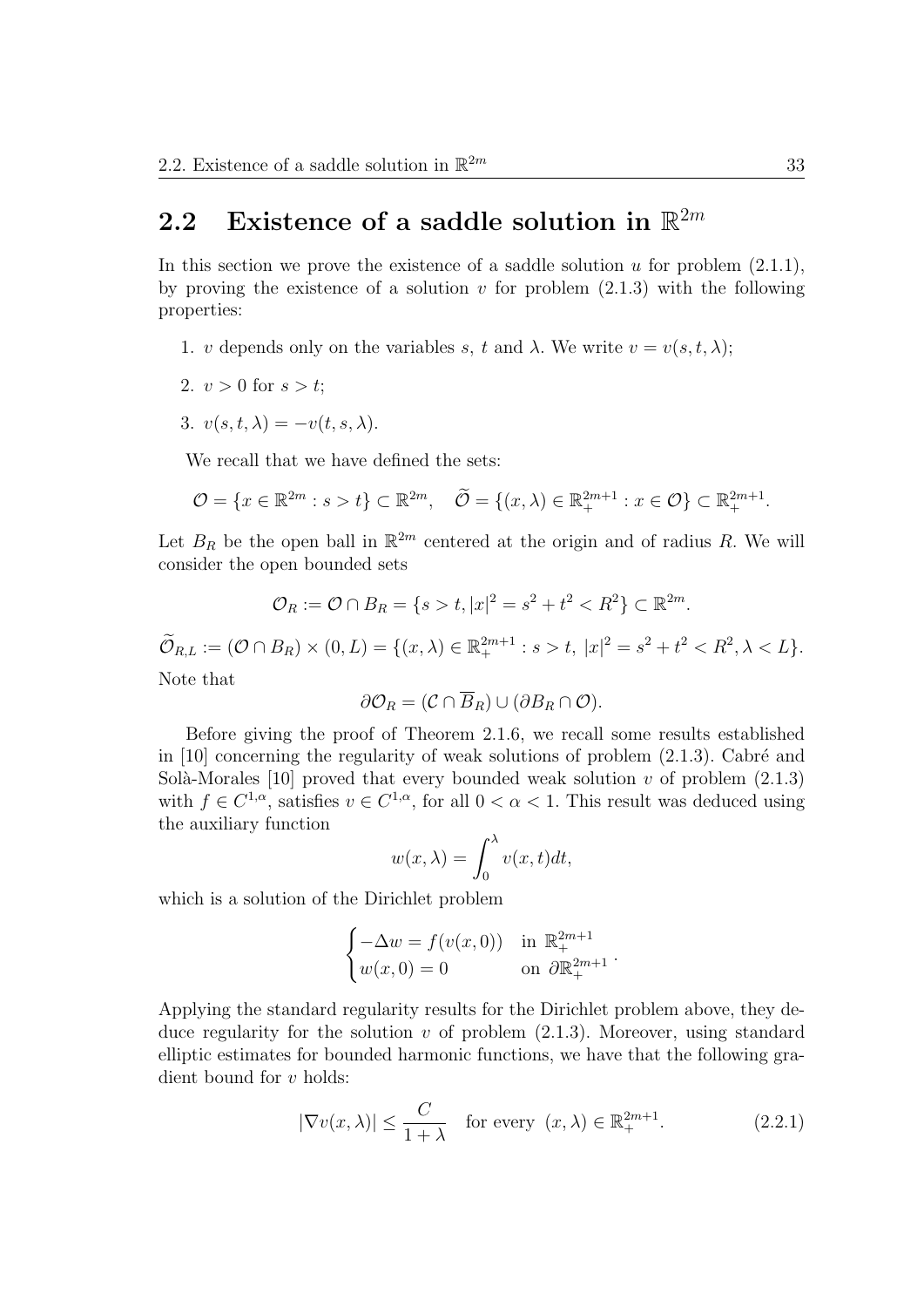## 2.2 Existence of a saddle solution in $\mathbb{R}^{2m}$

In this section we prove the existence of a saddle solution $u$ for problem (2.1.1), by proving the existence of a solution $v$ for problem (2.1.3) with the following properties:

1. $v$ depends only on the variables $s$, $t$ and $\lambda$. We write $v = v(s, t, \lambda)$;
2. $v > 0$ for $s > t$;
3. $v(s, t, \lambda) = -v(t, s, \lambda)$.

We recall that we have defined the sets:

$$\mathcal{O} = \{x \in \mathbb{R}^{2m} : s > t\} \subset \mathbb{R}^{2m}, \quad \widetilde{\mathcal{O}} = \{(x, \lambda) \in \mathbb{R}^{2m+1}_+ : x \in \mathcal{O}\} \subset \mathbb{R}^{2m+1}_+.$$

Let $B_R$ be the open ball in $\mathbb{R}^{2m}$ centered at the origin and of radius $R$. We will consider the open bounded sets

$$\mathcal{O}_R := \mathcal{O} \cap B_R = \{s > t, |x|^2 = s^2 + t^2 < R^2\} \subset \mathbb{R}^{2m}.$$

$$\widetilde{\mathcal{O}}_{R,L} := (\mathcal{O} \cap B_R) \times (0, L) = \{(x, \lambda) \in \mathbb{R}^{2m+1}_+ : s > t,\ |x|^2 = s^2 + t^2 < R^2, \lambda < L\}.$$

Note that

$$\partial \mathcal{O}_R = (\mathcal{C} \cap \overline{B}_R) \cup (\partial B_R \cap \mathcal{O}).$$

Before giving the proof of Theorem 2.1.6, we recall some results established in [10] concerning the regularity of weak solutions of problem (2.1.3). Cabré and Solà-Morales [10] proved that every bounded weak solution $v$ of problem (2.1.3) with $f \in C^{1,\alpha}$, satisfies $v \in C^{1,\alpha}$, for all $0 < \alpha < 1$. This result was deduced using the auxiliary function

$$w(x, \lambda) = \int_0^\lambda v(x, t)dt,$$

which is a solution of the Dirichlet problem

$$\begin{cases} -\Delta w = f(v(x, 0)) & \text{in } \mathbb{R}^{2m+1}_+ \\ w(x, 0) = 0 & \text{on } \partial \mathbb{R}^{2m+1}_+ \end{cases}.$$

Applying the standard regularity results for the Dirichlet problem above, they deduce regularity for the solution $v$ of problem (2.1.3). Moreover, using standard elliptic estimates for bounded harmonic functions, we have that the following gradient bound for $v$ holds:

$$|\nabla v(x, \lambda)| \leq \frac{C}{1 + \lambda} \quad \text{for every } (x, \lambda) \in \mathbb{R}^{2m+1}_+. \tag{2.2.1}$$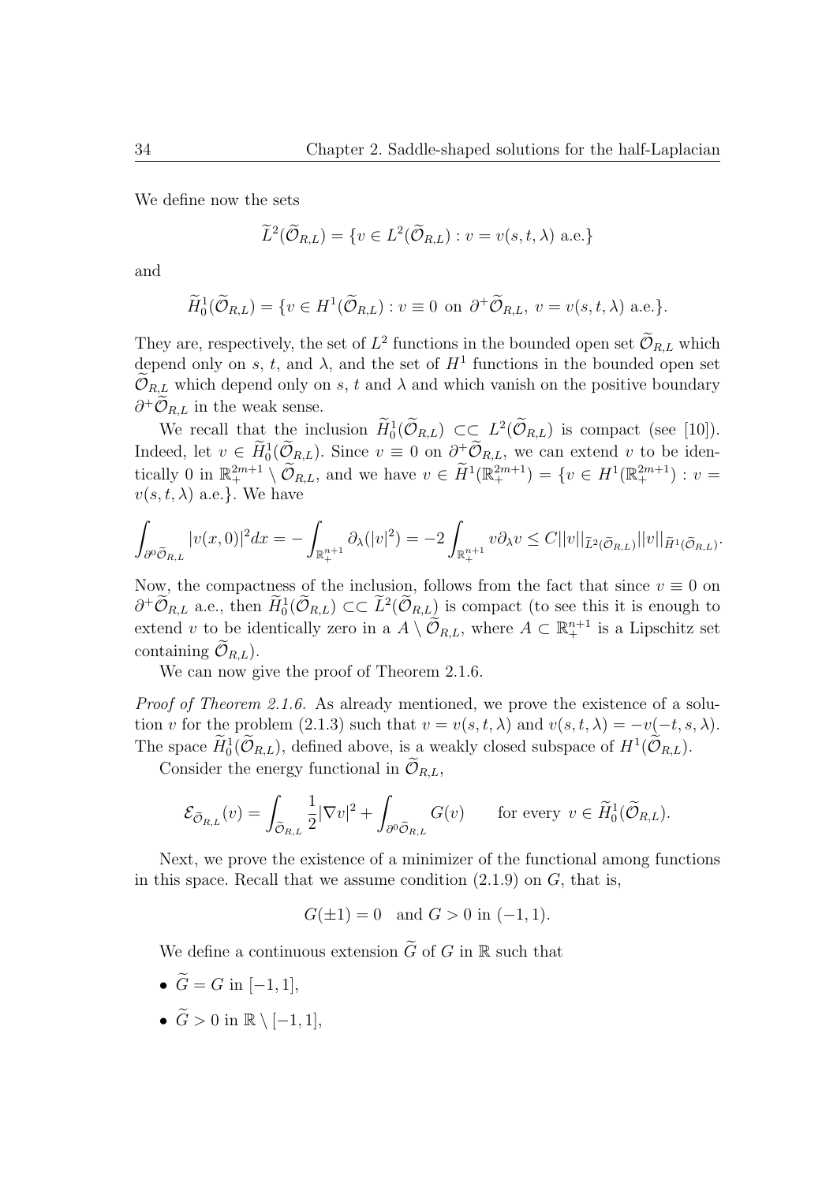We define now the sets

$$\widetilde{L}^2(\widetilde{\mathcal{O}}_{R,L}) = \{v \in L^2(\widetilde{\mathcal{O}}_{R,L}) : v = v(s,t,\lambda) \text{ a.e.}\}$$

and

$$\widetilde{H}^1_0(\widetilde{\mathcal{O}}_{R,L}) = \{v \in H^1(\widetilde{\mathcal{O}}_{R,L}) : v \equiv 0 \text{ on } \partial^+\widetilde{\mathcal{O}}_{R,L},\ v = v(s,t,\lambda) \text{ a.e.}\}.$$

They are, respectively, the set of $L^2$ functions in the bounded open set $\widetilde{\mathcal{O}}_{R,L}$ which depend only on $s$, $t$, and $\lambda$, and the set of $H^1$ functions in the bounded open set $\widetilde{\mathcal{O}}_{R,L}$ which depend only on $s$, $t$ and $\lambda$ and which vanish on the positive boundary $\partial^+\widetilde{\mathcal{O}}_{R,L}$ in the weak sense.

We recall that the inclusion $\widetilde{H}^1_0(\widetilde{\mathcal{O}}_{R,L}) \subset\subset L^2(\widetilde{\mathcal{O}}_{R,L})$ is compact (see [10]). Indeed, let $v \in \widetilde{H}^1_0(\widetilde{\mathcal{O}}_{R,L})$. Since $v \equiv 0$ on $\partial^+\widetilde{\mathcal{O}}_{R,L}$, we can extend $v$ to be identically 0 in $\mathbb{R}^{2m+1}_+ \setminus \widetilde{\mathcal{O}}_{R,L}$, and we have $v \in \widetilde{H}^1(\mathbb{R}^{2m+1}_+) = \{v \in H^1(\mathbb{R}^{2m+1}_+) : v = v(s,t,\lambda) \text{ a.e.}\}$. We have

$$\int_{\partial^0\widetilde{\mathcal{O}}_{R,L}} |v(x,0)|^2 dx = -\int_{\mathbb{R}^{n+1}_+} \partial_\lambda(|v|^2) = -2\int_{\mathbb{R}^{n+1}_+} v\partial_\lambda v \le C||v||_{\widetilde{L}^2(\widetilde{\mathcal{O}}_{R,L})}||v||_{\widetilde{H}^1(\widetilde{\mathcal{O}}_{R,L})}.$$

Now, the compactness of the inclusion, follows from the fact that since $v \equiv 0$ on $\partial^+\widetilde{\mathcal{O}}_{R,L}$ a.e., then $\widetilde{H}^1_0(\widetilde{\mathcal{O}}_{R,L}) \subset\subset \widetilde{L}^2(\widetilde{\mathcal{O}}_{R,L})$ is compact (to see this it is enough to extend $v$ to be identically zero in a $A \setminus \widetilde{\mathcal{O}}_{R,L}$, where $A \subset \mathbb{R}^{n+1}_+$ is a Lipschitz set containing $\widetilde{\mathcal{O}}_{R,L}$).

We can now give the proof of Theorem 2.1.6.

*Proof of Theorem 2.1.6.* As already mentioned, we prove the existence of a solution $v$ for the problem (2.1.3) such that $v = v(s,t,\lambda)$ and $v(s,t,\lambda) = -v(-t,s,\lambda)$. The space $\widetilde{H}^1_0(\widetilde{\mathcal{O}}_{R,L})$, defined above, is a weakly closed subspace of $H^1(\widetilde{\mathcal{O}}_{R,L})$.

Consider the energy functional in $\widetilde{\mathcal{O}}_{R,L}$,

$$\mathcal{E}_{\widetilde{\mathcal{O}}_{R,L}}(v) = \int_{\widetilde{\mathcal{O}}_{R,L}} \frac{1}{2}|\nabla v|^2 + \int_{\partial^0\widetilde{\mathcal{O}}_{R,L}} G(v) \qquad \text{for every } v \in \widetilde{H}^1_0(\widetilde{\mathcal{O}}_{R,L}).$$

Next, we prove the existence of a minimizer of the functional among functions in this space. Recall that we assume condition (2.1.9) on $G$, that is,

$$G(\pm 1) = 0 \quad \text{and } G > 0 \text{ in } (-1,1).$$

We define a continuous extension $\widetilde{G}$ of $G$ in $\mathbb{R}$ such that

- $\widetilde{G} = G$ in $[-1,1]$,
- $\widetilde{G} > 0$ in $\mathbb{R} \setminus [-1,1]$,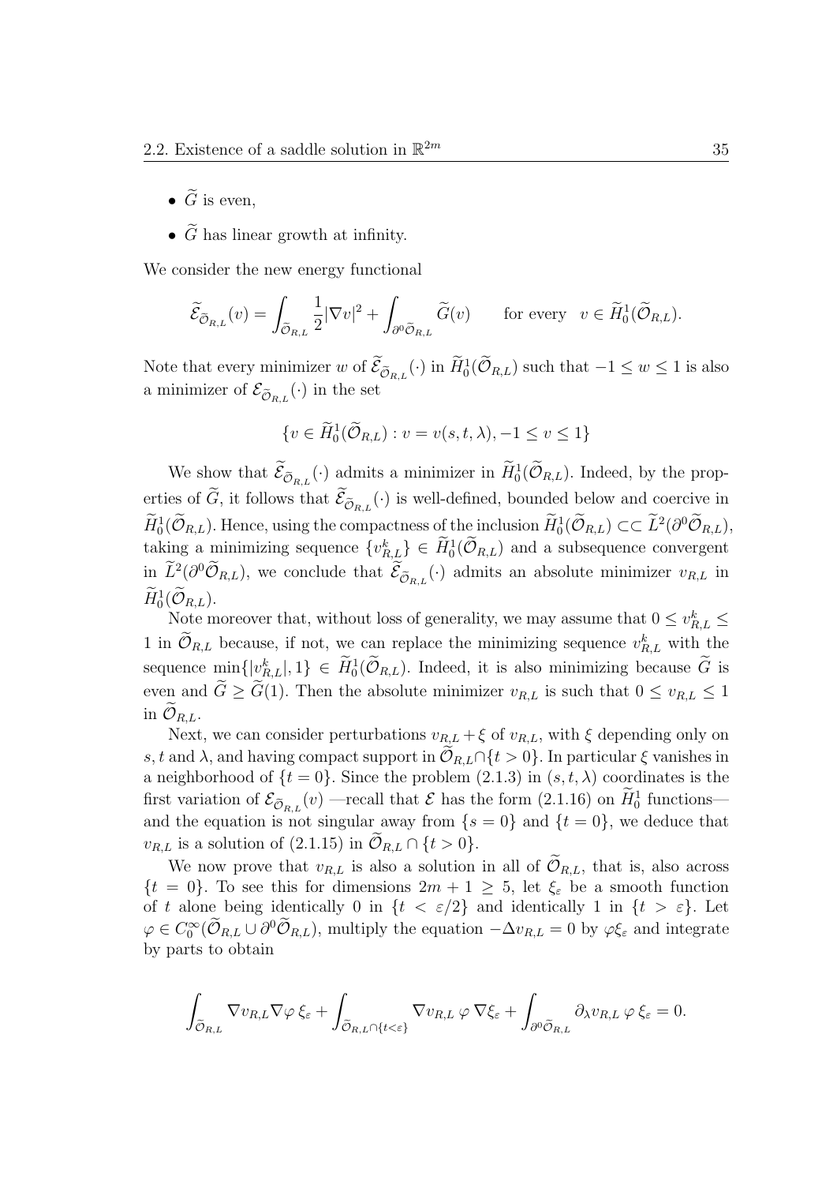- $\widetilde{G}$ is even,
- $\widetilde{G}$ has linear growth at infinity.

We consider the new energy functional

$$\widetilde{\mathcal{E}}_{\widetilde{\mathcal{O}}_{R,L}}(v) = \int_{\widetilde{\mathcal{O}}_{R,L}} \frac{1}{2}|\nabla v|^2 + \int_{\partial^0 \widetilde{\mathcal{O}}_{R,L}} \widetilde{G}(v) \qquad \text{for every} \quad v \in \widetilde{H}^1_0(\widetilde{\mathcal{O}}_{R,L}).$$

Note that every minimizer $w$ of $\widetilde{\mathcal{E}}_{\widetilde{\mathcal{O}}_{R,L}}(\cdot)$ in $\widetilde{H}^1_0(\widetilde{\mathcal{O}}_{R,L})$ such that $-1 \leq w \leq 1$ is also a minimizer of $\mathcal{E}_{\widetilde{\mathcal{O}}_{R,L}}(\cdot)$ in the set

$$\{v \in \widetilde{H}^1_0(\widetilde{\mathcal{O}}_{R,L}) : v = v(s,t,\lambda), -1 \leq v \leq 1\}$$

We show that $\widetilde{\mathcal{E}}_{\widetilde{\mathcal{O}}_{R,L}}(\cdot)$ admits a minimizer in $\widetilde{H}^1_0(\widetilde{\mathcal{O}}_{R,L})$. Indeed, by the properties of $\widetilde{G}$, it follows that $\widetilde{\mathcal{E}}_{\widetilde{\mathcal{O}}_{R,L}}(\cdot)$ is well-defined, bounded below and coercive in $\widetilde{H}^1_0(\widetilde{\mathcal{O}}_{R,L})$. Hence, using the compactness of the inclusion $\widetilde{H}^1_0(\widetilde{\mathcal{O}}_{R,L}) \subset\subset \widetilde{L}^2(\partial^0\widetilde{\mathcal{O}}_{R,L})$, taking a minimizing sequence $\{v^k_{R,L}\} \in \widetilde{H}^1_0(\widetilde{\mathcal{O}}_{R,L})$ and a subsequence convergent in $\widetilde{L}^2(\partial^0\widetilde{\mathcal{O}}_{R,L})$, we conclude that $\widetilde{\mathcal{E}}_{\widetilde{\mathcal{O}}_{R,L}}(\cdot)$ admits an absolute minimizer $v_{R,L}$ in $\widetilde{H}^1_0(\widetilde{\mathcal{O}}_{R,L})$.

Note moreover that, without loss of generality, we may assume that $0 \leq v^k_{R,L} \leq 1$ in $\widetilde{\mathcal{O}}_{R,L}$ because, if not, we can replace the minimizing sequence $v^k_{R,L}$ with the sequence $\min\{|v^k_{R,L}|, 1\} \in \widetilde{H}^1_0(\widetilde{\mathcal{O}}_{R,L})$. Indeed, it is also minimizing because $\widetilde{G}$ is even and $\widetilde{G} \geq \widetilde{G}(1)$. Then the absolute minimizer $v_{R,L}$ is such that $0 \leq v_{R,L} \leq 1$ in $\widetilde{\mathcal{O}}_{R,L}$.

Next, we can consider perturbations $v_{R,L} + \xi$ of $v_{R,L}$, with $\xi$ depending only on $s, t$ and $\lambda$, and having compact support in $\widetilde{\mathcal{O}}_{R,L} \cap \{t > 0\}$. In particular $\xi$ vanishes in a neighborhood of $\{t = 0\}$. Since the problem (2.1.3) in $(s,t,\lambda)$ coordinates is the first variation of $\mathcal{E}_{\widetilde{\mathcal{O}}_{R,L}}(v)$ —recall that $\mathcal{E}$ has the form (2.1.16) on $\widetilde{H}^1_0$ functions— and the equation is not singular away from $\{s = 0\}$ and $\{t = 0\}$, we deduce that $v_{R,L}$ is a solution of (2.1.15) in $\widetilde{\mathcal{O}}_{R,L} \cap \{t > 0\}$.

We now prove that $v_{R,L}$ is also a solution in all of $\widetilde{\mathcal{O}}_{R,L}$, that is, also across $\{t = 0\}$. To see this for dimensions $2m + 1 \geq 5$, let $\xi_\varepsilon$ be a smooth function of $t$ alone being identically 0 in $\{t < \varepsilon/2\}$ and identically 1 in $\{t > \varepsilon\}$. Let $\varphi \in C^\infty_0(\widetilde{\mathcal{O}}_{R,L} \cup \partial^0\widetilde{\mathcal{O}}_{R,L})$, multiply the equation $-\Delta v_{R,L} = 0$ by $\varphi\xi_\varepsilon$ and integrate by parts to obtain

$$\int_{\widetilde{\mathcal{O}}_{R,L}} \nabla v_{R,L} \nabla\varphi \, \xi_\varepsilon + \int_{\widetilde{\mathcal{O}}_{R,L} \cap \{t < \varepsilon\}} \nabla v_{R,L} \, \varphi \, \nabla\xi_\varepsilon + \int_{\partial^0\widetilde{\mathcal{O}}_{R,L}} \partial_\lambda v_{R,L} \, \varphi \, \xi_\varepsilon = 0.$$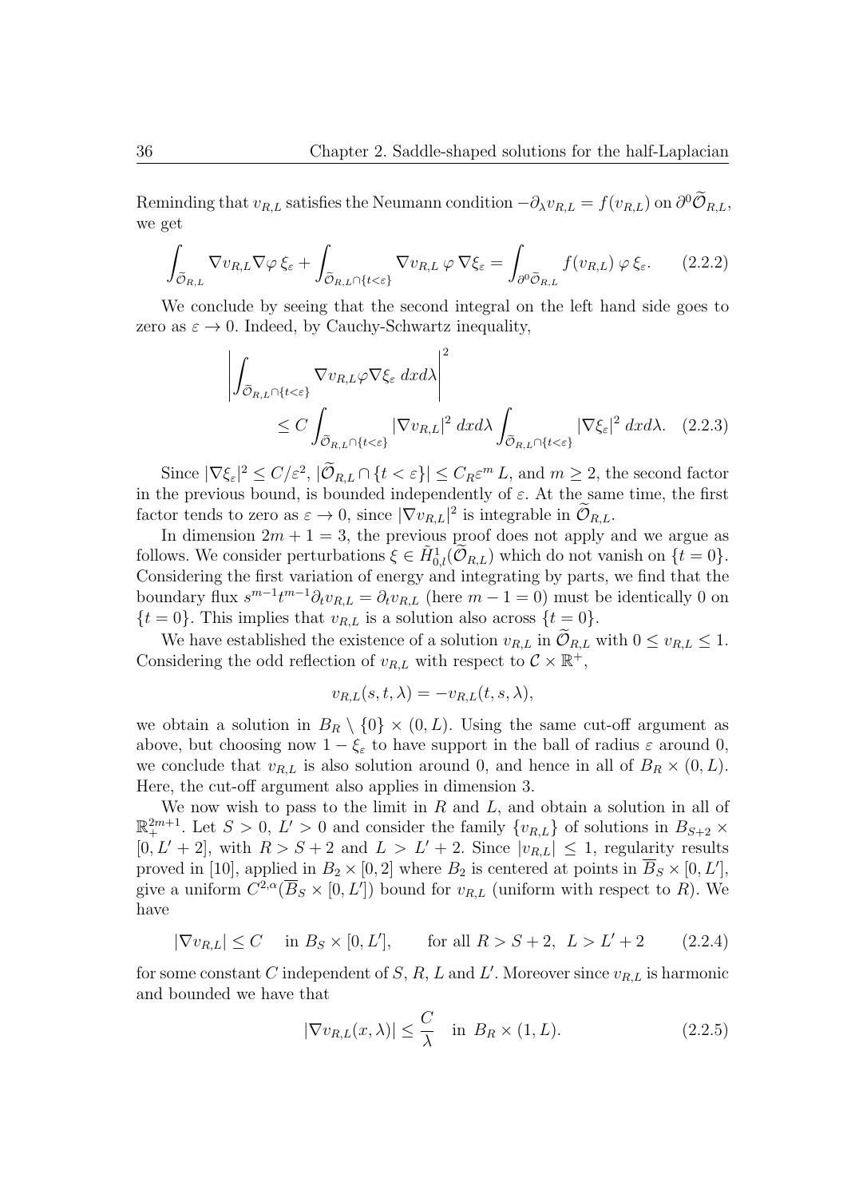Reminding that $v_{R,L}$ satisfies the Neumann condition $-\partial_\lambda v_{R,L} = f(v_{R,L})$ on $\partial^0 \widetilde{\mathcal{O}}_{R,L}$, we get

$$\int_{\widetilde{\mathcal{O}}_{R,L}} \nabla v_{R,L} \nabla \varphi \, \xi_\varepsilon + \int_{\widetilde{\mathcal{O}}_{R,L} \cap \{t<\varepsilon\}} \nabla v_{R,L} \, \varphi \, \nabla \xi_\varepsilon = \int_{\partial^0 \widetilde{\mathcal{O}}_{R,L}} f(v_{R,L}) \, \varphi \, \xi_\varepsilon. \tag{2.2.2}$$

We conclude by seeing that the second integral on the left hand side goes to zero as $\varepsilon \to 0$. Indeed, by Cauchy-Schwartz inequality,

$$\left| \int_{\widetilde{\mathcal{O}}_{R,L} \cap \{t<\varepsilon\}} \nabla v_{R,L} \varphi \nabla \xi_\varepsilon \; dx d\lambda \right|^2 \leq C \int_{\widetilde{\mathcal{O}}_{R,L} \cap \{t<\varepsilon\}} |\nabla v_{R,L}|^2 \; dx d\lambda \int_{\widetilde{\mathcal{O}}_{R,L} \cap \{t<\varepsilon\}} |\nabla \xi_\varepsilon|^2 \; dx d\lambda. \tag{2.2.3}$$

Since $|\nabla \xi_\varepsilon|^2 \leq C/\varepsilon^2$, $|\widetilde{\mathcal{O}}_{R,L} \cap \{t < \varepsilon\}| \leq C_R \varepsilon^m \, L$, and $m \geq 2$, the second factor in the previous bound, is bounded independently of $\varepsilon$. At the same time, the first factor tends to zero as $\varepsilon \to 0$, since $|\nabla v_{R,L}|^2$ is integrable in $\widetilde{\mathcal{O}}_{R,L}$.

In dimension $2m+1 = 3$, the previous proof does not apply and we argue as follows. We consider perturbations $\xi \in \tilde{H}^1_{0,l}(\widetilde{\mathcal{O}}_{R,L})$ which do not vanish on $\{t = 0\}$. Considering the first variation of energy and integrating by parts, we find that the boundary flux $s^{m-1} t^{m-1} \partial_t v_{R,L} = \partial_t v_{R,L}$ (here $m - 1 = 0$) must be identically 0 on $\{t = 0\}$. This implies that $v_{R,L}$ is a solution also across $\{t = 0\}$.

We have established the existence of a solution $v_{R,L}$ in $\widetilde{\mathcal{O}}_{R,L}$ with $0 \leq v_{R,L} \leq 1$. Considering the odd reflection of $v_{R,L}$ with respect to $\mathcal{C} \times \mathbb{R}^+$,

$$v_{R,L}(s, t, \lambda) = -v_{R,L}(t, s, \lambda),$$

we obtain a solution in $B_R \setminus \{0\} \times (0, L)$. Using the same cut-off argument as above, but choosing now $1 - \xi_\varepsilon$ to have support in the ball of radius $\varepsilon$ around 0, we conclude that $v_{R,L}$ is also solution around 0, and hence in all of $B_R \times (0, L)$. Here, the cut-off argument also applies in dimension 3.

We now wish to pass to the limit in $R$ and $L$, and obtain a solution in all of $\mathbb{R}^{2m+1}_+$. Let $S > 0$, $L' > 0$ and consider the family $\{v_{R,L}\}$ of solutions in $B_{S+2} \times [0, L' + 2]$, with $R > S + 2$ and $L > L' + 2$. Since $|v_{R,L}| \leq 1$, regularity results proved in [10], applied in $B_2 \times [0, 2]$ where $B_2$ is centered at points in $\overline{B}_S \times [0, L']$, give a uniform $C^{2,\alpha}(\overline{B}_S \times [0, L'])$ bound for $v_{R,L}$ (uniform with respect to $R$). We have

$$|\nabla v_{R,L}| \leq C \quad \text{in } B_S \times [0, L'], \qquad \text{for all } R > S + 2, \; L > L' + 2 \tag{2.2.4}$$

for some constant $C$ independent of $S$, $R$, $L$ and $L'$. Moreover since $v_{R,L}$ is harmonic and bounded we have that

$$|\nabla v_{R,L}(x, \lambda)| \leq \frac{C}{\lambda} \quad \text{in } B_R \times (1, L). \tag{2.2.5}$$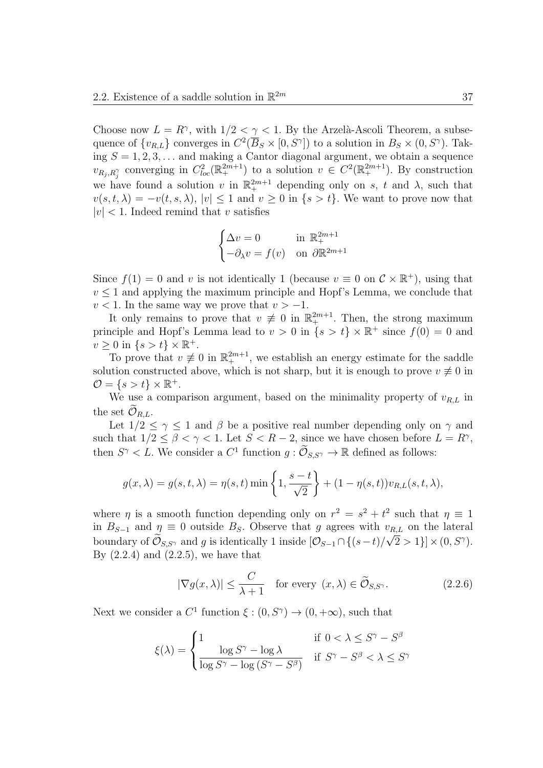Choose now $L = R^\gamma$, with $1/2 < \gamma < 1$. By the Arzelà-Ascoli Theorem, a subsequence of $\{v_{R,L}\}$ converges in $C^2(\overline{B}_S \times [0, S^\gamma])$ to a solution in $B_S \times (0, S^\gamma)$. Taking $S = 1, 2, 3, \ldots$ and making a Cantor diagonal argument, we obtain a sequence $v_{R_j, R_j^\gamma}$ converging in $C^2_{loc}(\mathbb{R}^{2m+1}_+)$ to a solution $v \in C^2(\mathbb{R}^{2m+1}_+)$. By construction we have found a solution $v$ in $\mathbb{R}^{2m+1}_+$ depending only on $s$, $t$ and $\lambda$, such that $v(s, t, \lambda) = -v(t, s, \lambda)$, $|v| \leq 1$ and $v \geq 0$ in $\{s > t\}$. We want to prove now that $|v| < 1$. Indeed remind that $v$ satisfies

$$\begin{cases} \Delta v = 0 & \text{in } \mathbb{R}^{2m+1}_+ \\ -\partial_\lambda v = f(v) & \text{on } \partial\mathbb{R}^{2m+1} \end{cases}$$

Since $f(1) = 0$ and $v$ is not identically 1 (because $v \equiv 0$ on $\mathcal{C} \times \mathbb{R}^+$), using that $v \leq 1$ and applying the maximum principle and Hopf's Lemma, we conclude that $v < 1$. In the same way we prove that $v > -1$.

It only remains to prove that $v \not\equiv 0$ in $\mathbb{R}^{2m+1}_+$. Then, the strong maximum principle and Hopf's Lemma lead to $v > 0$ in $\{s > t\} \times \mathbb{R}^+$ since $f(0) = 0$ and $v \geq 0$ in $\{s > t\} \times \mathbb{R}^+$.

To prove that $v \not\equiv 0$ in $\mathbb{R}^{2m+1}_+$, we establish an energy estimate for the saddle solution constructed above, which is not sharp, but it is enough to prove $v \not\equiv 0$ in $\mathcal{O} = \{s > t\} \times \mathbb{R}^+$.

We use a comparison argument, based on the minimality property of $v_{R,L}$ in the set $\widetilde{\mathcal{O}}_{R,L}$.

Let $1/2 \leq \gamma \leq 1$ and $\beta$ be a positive real number depending only on $\gamma$ and such that $1/2 \leq \beta < \gamma < 1$. Let $S < R - 2$, since we have chosen before $L = R^\gamma$, then $S^\gamma < L$. We consider a $C^1$ function $g : \widetilde{\mathcal{O}}_{S,S^\gamma} \to \mathbb{R}$ defined as follows:

$$g(x, \lambda) = g(s, t, \lambda) = \eta(s, t) \min\left\{1, \frac{s - t}{\sqrt{2}}\right\} + (1 - \eta(s, t)) v_{R,L}(s, t, \lambda),$$

where $\eta$ is a smooth function depending only on $r^2 = s^2 + t^2$ such that $\eta \equiv 1$ in $B_{S-1}$ and $\eta \equiv 0$ outside $B_S$. Observe that $g$ agrees with $v_{R,L}$ on the lateral boundary of $\widetilde{\mathcal{O}}_{S,S^\gamma}$ and $g$ is identically 1 inside $[\mathcal{O}_{S-1} \cap \{(s-t)/\sqrt{2} > 1\}] \times (0, S^\gamma)$. By (2.2.4) and (2.2.5), we have that

$$|\nabla g(x, \lambda)| \leq \frac{C}{\lambda + 1} \quad \text{for every } (x, \lambda) \in \widetilde{\mathcal{O}}_{S,S^\gamma}. \tag{2.2.6}$$

Next we consider a $C^1$ function $\xi : (0, S^\gamma) \to (0, +\infty)$, such that

$$\xi(\lambda) = \begin{cases} 1 & \text{if } 0 < \lambda \leq S^\gamma - S^\beta \\ \dfrac{\log S^\gamma - \log \lambda}{\log S^\gamma - \log (S^\gamma - S^\beta)} & \text{if } S^\gamma - S^\beta < \lambda \leq S^\gamma \end{cases}$$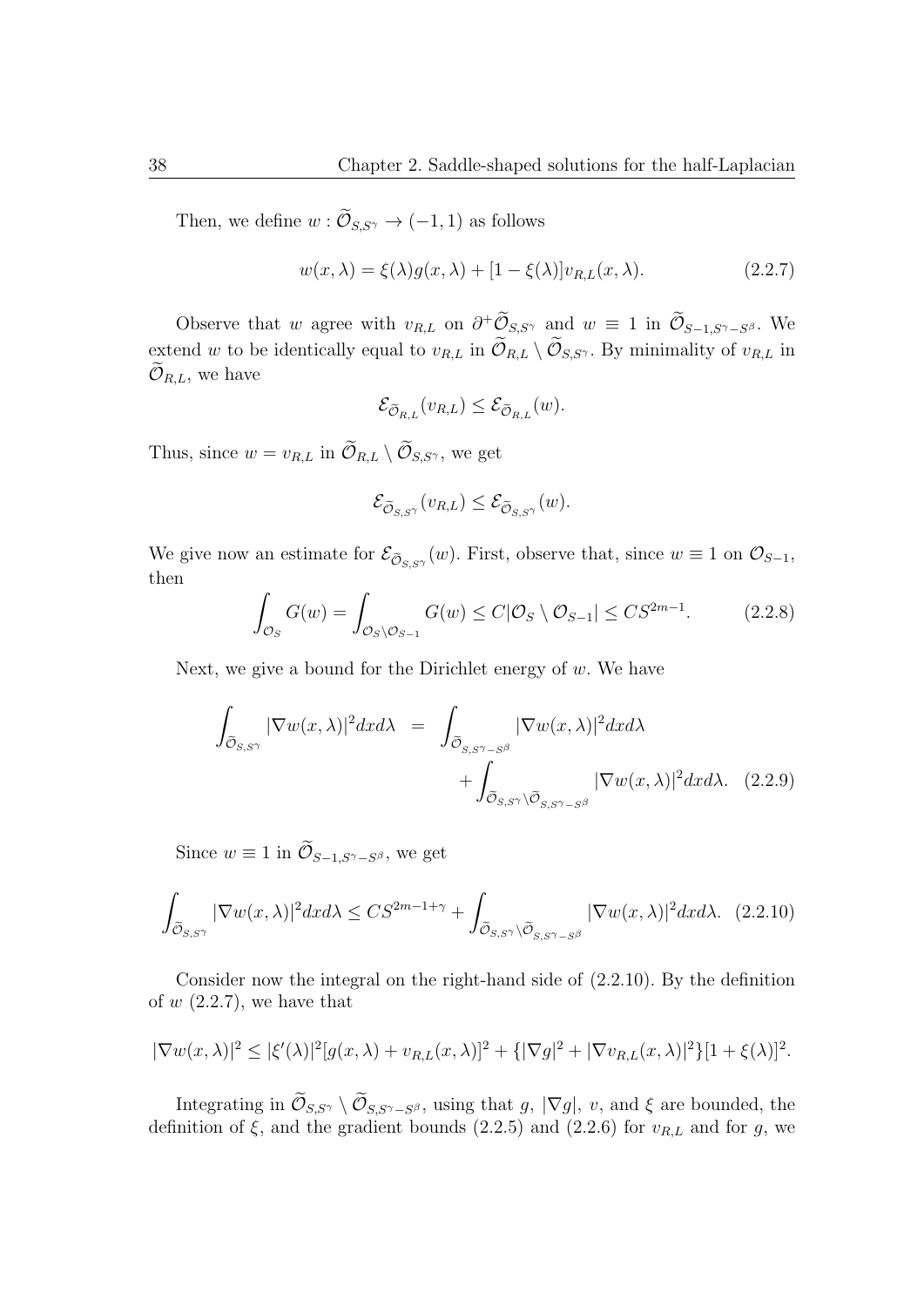Then, we define $w : \widetilde{\mathcal{O}}_{S,S^\gamma} \to (-1,1)$ as follows

$$w(x,\lambda) = \xi(\lambda)g(x,\lambda) + [1-\xi(\lambda)]v_{R,L}(x,\lambda). \tag{2.2.7}$$

Observe that $w$ agree with $v_{R,L}$ on $\partial^+\widetilde{\mathcal{O}}_{S,S^\gamma}$ and $w \equiv 1$ in $\widetilde{\mathcal{O}}_{S-1,S^\gamma - S^\beta}$. We extend $w$ to be identically equal to $v_{R,L}$ in $\widetilde{\mathcal{O}}_{R,L} \setminus \widetilde{\mathcal{O}}_{S,S^\gamma}$. By minimality of $v_{R,L}$ in $\widetilde{\mathcal{O}}_{R,L}$, we have

$$\mathcal{E}_{\widetilde{\mathcal{O}}_{R,L}}(v_{R,L}) \leq \mathcal{E}_{\widetilde{\mathcal{O}}_{R,L}}(w).$$

Thus, since $w = v_{R,L}$ in $\widetilde{\mathcal{O}}_{R,L} \setminus \widetilde{\mathcal{O}}_{S,S^\gamma}$, we get

$$\mathcal{E}_{\widetilde{\mathcal{O}}_{S,S^\gamma}}(v_{R,L}) \leq \mathcal{E}_{\widetilde{\mathcal{O}}_{S,S^\gamma}}(w).$$

We give now an estimate for $\mathcal{E}_{\widetilde{\mathcal{O}}_{S,S^\gamma}}(w)$. First, observe that, since $w \equiv 1$ on $\mathcal{O}_{S-1}$, then

$$\int_{\mathcal{O}_S} G(w) = \int_{\mathcal{O}_S \setminus \mathcal{O}_{S-1}} G(w) \leq C|\mathcal{O}_S \setminus \mathcal{O}_{S-1}| \leq CS^{2m-1}. \tag{2.2.8}$$

Next, we give a bound for the Dirichlet energy of $w$. We have

$$\int_{\widetilde{\mathcal{O}}_{S,S^\gamma}} |\nabla w(x,\lambda)|^2 dx d\lambda = \int_{\widetilde{\mathcal{O}}_{S,S^\gamma - S^\beta}} |\nabla w(x,\lambda)|^2 dx d\lambda + \int_{\widetilde{\mathcal{O}}_{S,S^\gamma} \setminus \widetilde{\mathcal{O}}_{S,S^\gamma - S^\beta}} |\nabla w(x,\lambda)|^2 dx d\lambda. \tag{2.2.9}$$

Since $w \equiv 1$ in $\widetilde{\mathcal{O}}_{S-1,S^\gamma - S^\beta}$, we get

$$\int_{\widetilde{\mathcal{O}}_{S,S^\gamma}} |\nabla w(x,\lambda)|^2 dx d\lambda \leq CS^{2m-1+\gamma} + \int_{\widetilde{\mathcal{O}}_{S,S^\gamma} \setminus \widetilde{\mathcal{O}}_{S,S^\gamma - S^\beta}} |\nabla w(x,\lambda)|^2 dx d\lambda. \tag{2.2.10}$$

Consider now the integral on the right-hand side of (2.2.10). By the definition of $w$ (2.2.7), we have that

$$|\nabla w(x,\lambda)|^2 \leq |\xi'(\lambda)|^2[g(x,\lambda) + v_{R,L}(x,\lambda)]^2 + \{|\nabla g|^2 + |\nabla v_{R,L}(x,\lambda)|^2\}[1+\xi(\lambda)]^2.$$

Integrating in $\widetilde{\mathcal{O}}_{S,S^\gamma} \setminus \widetilde{\mathcal{O}}_{S,S^\gamma - S^\beta}$, using that $g$, $|\nabla g|$, $v$, and $\xi$ are bounded, the definition of $\xi$, and the gradient bounds (2.2.5) and (2.2.6) for $v_{R,L}$ and for $g$, we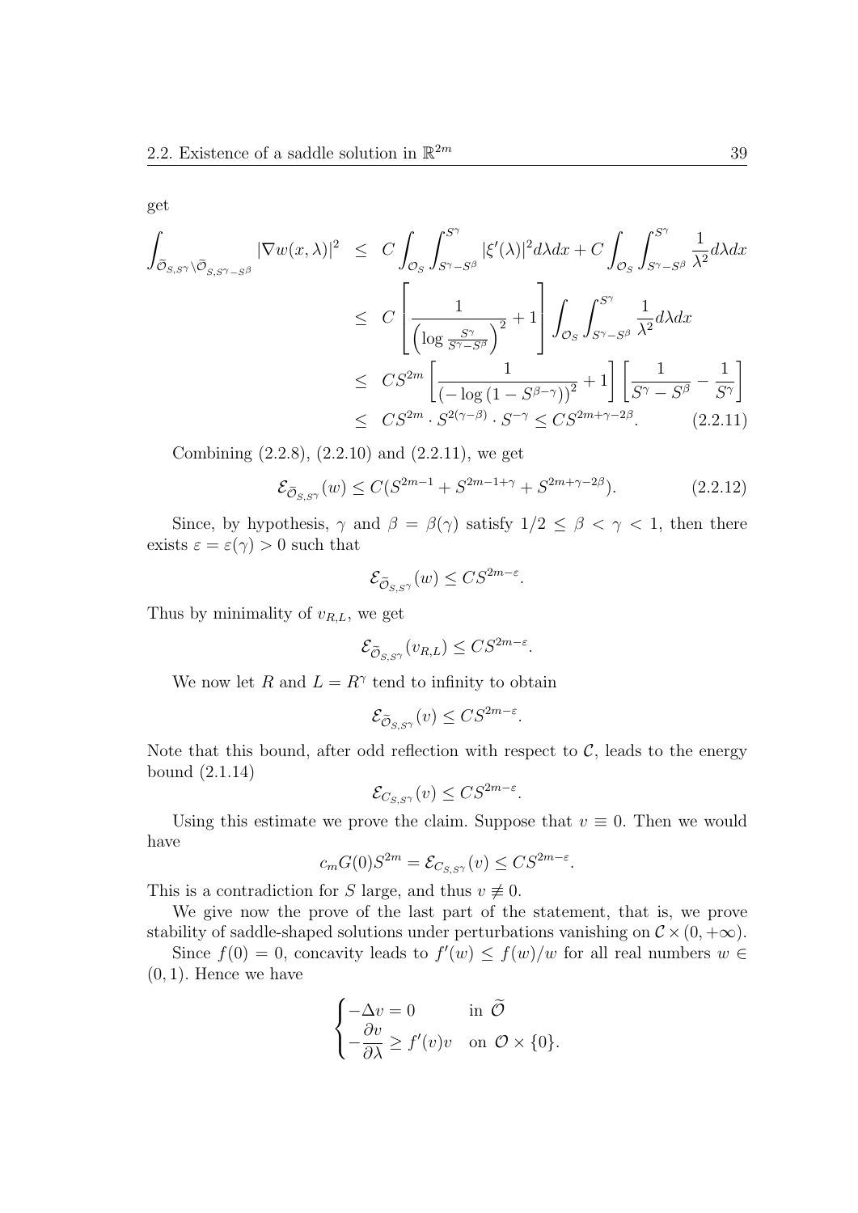get

$$
\begin{aligned}
\int_{\widetilde{\mathcal{O}}_{S,S^\gamma}\setminus\widetilde{\mathcal{O}}_{S,S^\gamma-S^\beta}} |\nabla w(x,\lambda)|^2 &\leq C\int_{\mathcal{O}_S}\int_{S^\gamma-S^\beta}^{S^\gamma} |\xi'(\lambda)|^2 d\lambda dx + C\int_{\mathcal{O}_S}\int_{S^\gamma-S^\beta}^{S^\gamma} \frac{1}{\lambda^2} d\lambda dx \\
&\leq C\left[\frac{1}{\left(\log\frac{S^\gamma}{S^\gamma-S^\beta}\right)^2}+1\right]\int_{\mathcal{O}_S}\int_{S^\gamma-S^\beta}^{S^\gamma}\frac{1}{\lambda^2}d\lambda dx \\
&\leq CS^{2m}\left[\frac{1}{\left(-\log\left(1-S^{\beta-\gamma}\right)\right)^2}+1\right]\left[\frac{1}{S^\gamma-S^\beta}-\frac{1}{S^\gamma}\right] \\
&\leq CS^{2m}\cdot S^{2(\gamma-\beta)}\cdot S^{-\gamma}\leq CS^{2m+\gamma-2\beta}. \qquad (2.2.11)
\end{aligned}
$$

Combining (2.2.8), (2.2.10) and (2.2.11), we get

$$
\mathcal{E}_{\widetilde{\mathcal{O}}_{S,S^\gamma}}(w)\leq C(S^{2m-1}+S^{2m-1+\gamma}+S^{2m+\gamma-2\beta}). \qquad (2.2.12)
$$

Since, by hypothesis, $\gamma$ and $\beta=\beta(\gamma)$ satisfy $1/2\leq\beta<\gamma<1$, then there exists $\varepsilon=\varepsilon(\gamma)>0$ such that

$$
\mathcal{E}_{\widetilde{\mathcal{O}}_{S,S^\gamma}}(w)\leq CS^{2m-\varepsilon}.
$$

Thus by minimality of $v_{R,L}$, we get

$$
\mathcal{E}_{\widetilde{\mathcal{O}}_{S,S^\gamma}}(v_{R,L})\leq CS^{2m-\varepsilon}.
$$

We now let $R$ and $L=R^\gamma$ tend to infinity to obtain

$$
\mathcal{E}_{\widetilde{\mathcal{O}}_{S,S^\gamma}}(v)\leq CS^{2m-\varepsilon}.
$$

Note that this bound, after odd reflection with respect to $\mathcal{C}$, leads to the energy bound (2.1.14)

$$
\mathcal{E}_{C_{S,S^\gamma}}(v)\leq CS^{2m-\varepsilon}.
$$

Using this estimate we prove the claim. Suppose that $v\equiv 0$. Then we would have

$$
c_m G(0)S^{2m}=\mathcal{E}_{C_{S,S^\gamma}}(v)\leq CS^{2m-\varepsilon}.
$$

This is a contradiction for $S$ large, and thus $v\not\equiv 0$.

We give now the prove of the last part of the statement, that is, we prove stability of saddle-shaped solutions under perturbations vanishing on $\mathcal{C}\times(0,+\infty)$.

Since $f(0)=0$, concavity leads to $f'(w)\leq f(w)/w$ for all real numbers $w\in(0,1)$. Hence we have

$$
\begin{cases}
-\Delta v=0 & \text{in } \widetilde{\mathcal{O}}\\
-\dfrac{\partial v}{\partial\lambda}\geq f'(v)v & \text{on } \mathcal{O}\times\{0\}.
\end{cases}
$$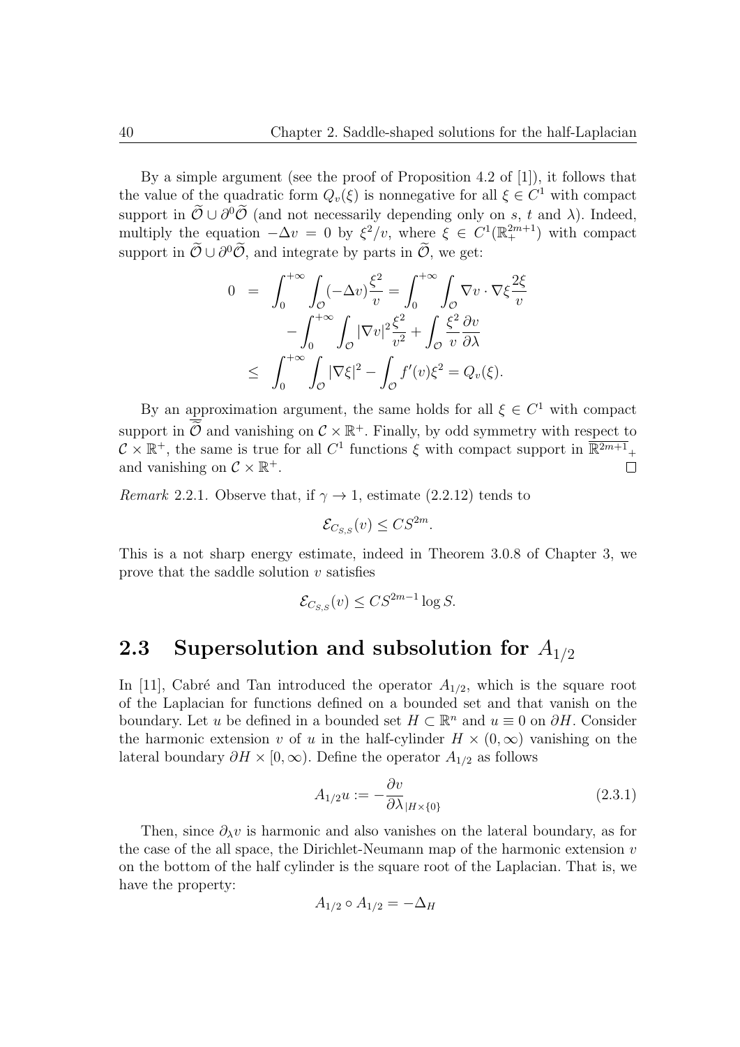By a simple argument (see the proof of Proposition 4.2 of [1]), it follows that the value of the quadratic form $Q_v(\xi)$ is nonnegative for all $\xi \in C^1$ with compact support in $\widetilde{\mathcal{O}} \cup \partial^0 \widetilde{\mathcal{O}}$ (and not necessarily depending only on $s$, $t$ and $\lambda$). Indeed, multiply the equation $-\Delta v = 0$ by $\xi^2/v$, where $\xi \in C^1(\mathbb{R}^{2m+1}_+)$ with compact support in $\widetilde{\mathcal{O}} \cup \partial^0 \widetilde{\mathcal{O}}$, and integrate by parts in $\widetilde{\mathcal{O}}$, we get:

$$
\begin{aligned}
0 &= \int_0^{+\infty} \int_{\mathcal{O}} (-\Delta v) \frac{\xi^2}{v} = \int_0^{+\infty} \int_{\mathcal{O}} \nabla v \cdot \nabla \xi \frac{2\xi}{v} \\
&\quad - \int_0^{+\infty} \int_{\mathcal{O}} |\nabla v|^2 \frac{\xi^2}{v^2} + \int_{\mathcal{O}} \frac{\xi^2}{v} \frac{\partial v}{\partial \lambda} \\
&\leq \int_0^{+\infty} \int_{\mathcal{O}} |\nabla \xi|^2 - \int_{\mathcal{O}} f'(v) \xi^2 = Q_v(\xi).
\end{aligned}
$$

By an approximation argument, the same holds for all $\xi \in C^1$ with compact support in $\overline{\widetilde{\mathcal{O}}}$ and vanishing on $\mathcal{C} \times \mathbb{R}^+$. Finally, by odd symmetry with respect to $\mathcal{C} \times \mathbb{R}^+$, the same is true for all $C^1$ functions $\xi$ with compact support in $\overline{\mathbb{R}^{2m+1}}_+$ and vanishing on $\mathcal{C} \times \mathbb{R}^+$. $\square$

*Remark* 2.2.1. Observe that, if $\gamma \to 1$, estimate (2.2.12) tends to

$$
\mathcal{E}_{C_{S,S}}(v) \leq C S^{2m}.
$$

This is a not sharp energy estimate, indeed in Theorem 3.0.8 of Chapter 3, we prove that the saddle solution $v$ satisfies

$$
\mathcal{E}_{C_{S,S}}(v) \leq C S^{2m-1} \log S.
$$

## 2.3 Supersolution and subsolution for $A_{1/2}$

In [11], Cabré and Tan introduced the operator $A_{1/2}$, which is the square root of the Laplacian for functions defined on a bounded set and that vanish on the boundary. Let $u$ be defined in a bounded set $H \subset \mathbb{R}^n$ and $u \equiv 0$ on $\partial H$. Consider the harmonic extension $v$ of $u$ in the half-cylinder $H \times (0, \infty)$ vanishing on the lateral boundary $\partial H \times [0, \infty)$. Define the operator $A_{1/2}$ as follows

$$
A_{1/2} u := -\frac{\partial v}{\partial \lambda}_{|H \times \{0\}} \tag{2.3.1}
$$

Then, since $\partial_\lambda v$ is harmonic and also vanishes on the lateral boundary, as for the case of the all space, the Dirichlet-Neumann map of the harmonic extension $v$ on the bottom of the half cylinder is the square root of the Laplacian. That is, we have the property:

$$
A_{1/2} \circ A_{1/2} = -\Delta_H
$$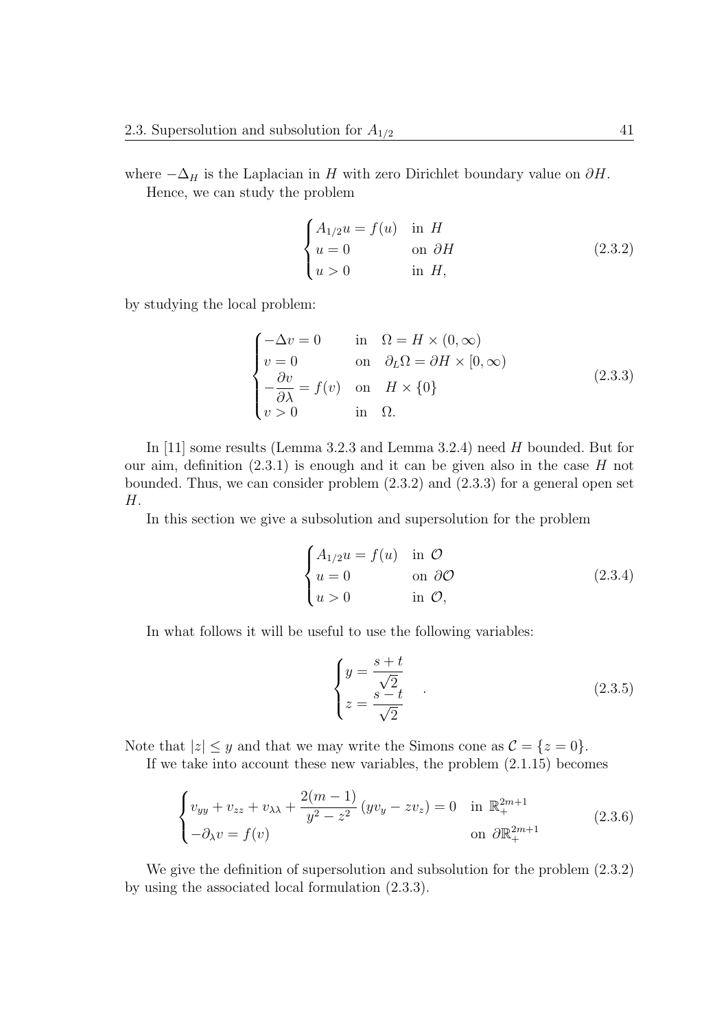where $-\Delta_H$ is the Laplacian in $H$ with zero Dirichlet boundary value on $\partial H$.

Hence, we can study the problem

$$
\begin{cases}
A_{1/2}u = f(u) & \text{in } H \\
u = 0 & \text{on } \partial H \\
u > 0 & \text{in } H,
\end{cases}
\tag{2.3.2}
$$

by studying the local problem:

$$
\begin{cases}
-\Delta v = 0 & \text{in} \quad \Omega = H \times (0, \infty) \\
v = 0 & \text{on} \quad \partial_L \Omega = \partial H \times [0, \infty) \\
-\dfrac{\partial v}{\partial \lambda} = f(v) & \text{on} \quad H \times \{0\} \\
v > 0 & \text{in} \quad \Omega.
\end{cases}
\tag{2.3.3}
$$

In [11] some results (Lemma 3.2.3 and Lemma 3.2.4) need $H$ bounded. But for our aim, definition (2.3.1) is enough and it can be given also in the case $H$ not bounded. Thus, we can consider problem (2.3.2) and (2.3.3) for a general open set $H$.

In this section we give a subsolution and supersolution for the problem

$$
\begin{cases}
A_{1/2}u = f(u) & \text{in } \mathcal{O} \\
u = 0 & \text{on } \partial \mathcal{O} \\
u > 0 & \text{in } \mathcal{O},
\end{cases}
\tag{2.3.4}
$$

In what follows it will be useful to use the following variables:

$$
\begin{cases}
y = \dfrac{s+t}{\sqrt{2}} \\
z = \dfrac{s-t}{\sqrt{2}}
\end{cases}
.
\tag{2.3.5}
$$

Note that $|z| \leq y$ and that we may write the Simons cone as $\mathcal{C} = \{z = 0\}$.

If we take into account these new variables, the problem (2.1.15) becomes

$$
\begin{cases}
v_{yy} + v_{zz} + v_{\lambda\lambda} + \dfrac{2(m-1)}{y^2 - z^2} \left( y v_y - z v_z \right) = 0 & \text{in } \mathbb{R}^{2m+1}_+ \\
-\partial_\lambda v = f(v) & \text{on } \partial \mathbb{R}^{2m+1}_+
\end{cases}
\tag{2.3.6}
$$

We give the definition of supersolution and subsolution for the problem (2.3.2) by using the associated local formulation (2.3.3).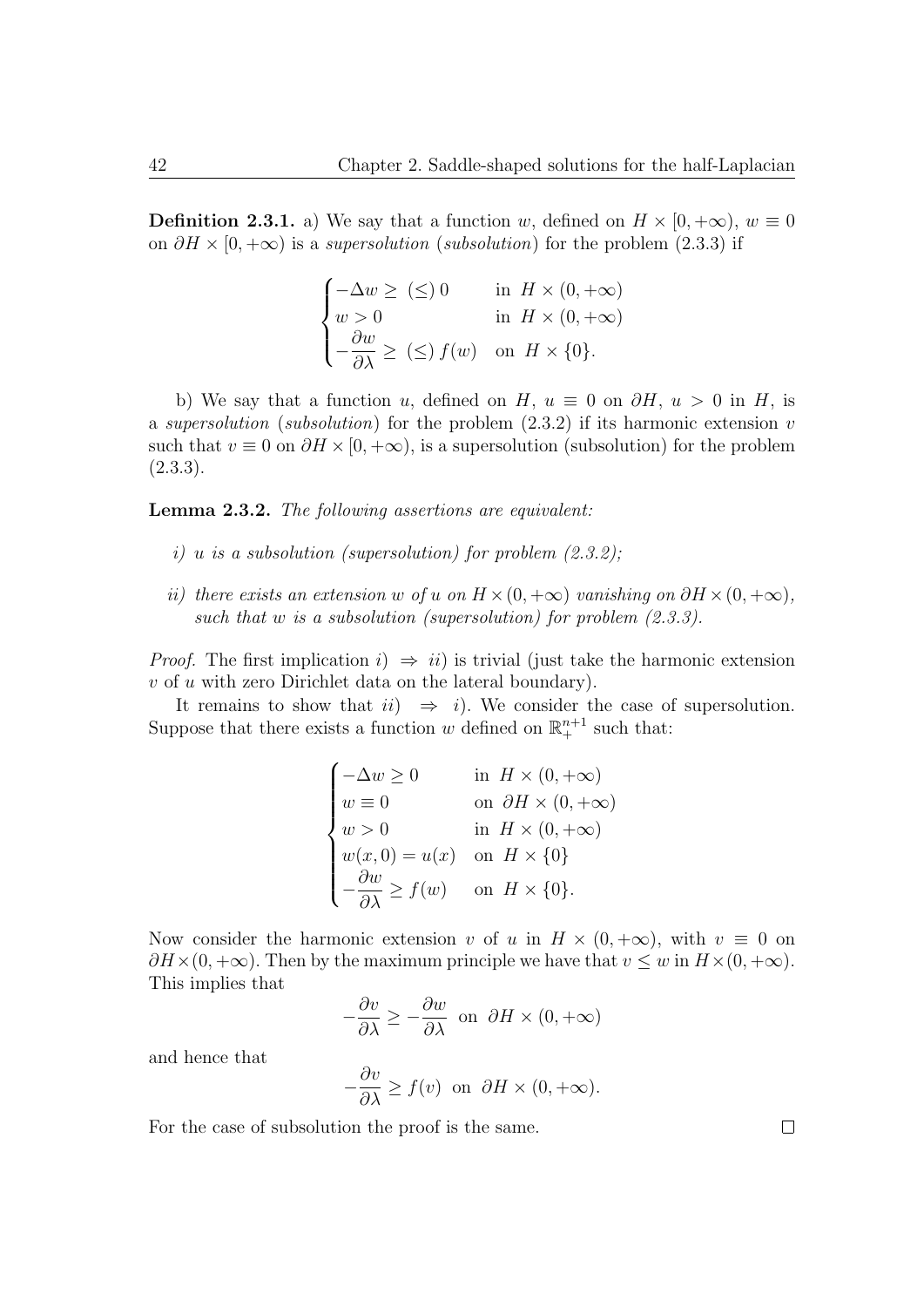**Definition 2.3.1.** a) We say that a function $w$, defined on $H \times [0, +\infty)$, $w \equiv 0$ on $\partial H \times [0, +\infty)$ is a *supersolution* (*subsolution*) for the problem (2.3.3) if

$$
\begin{cases}
-\Delta w \geq \ (\leq)\ 0 & \text{in } \ H \times (0, +\infty) \\
w > 0 & \text{in } \ H \times (0, +\infty) \\
-\dfrac{\partial w}{\partial \lambda} \geq \ (\leq)\ f(w) & \text{on } \ H \times \{0\}.
\end{cases}
$$

b) We say that a function $u$, defined on $H$, $u \equiv 0$ on $\partial H$, $u > 0$ in $H$, is a *supersolution* (*subsolution*) for the problem (2.3.2) if its harmonic extension $v$ such that $v \equiv 0$ on $\partial H \times [0, +\infty)$, is a supersolution (subsolution) for the problem (2.3.3).

**Lemma 2.3.2.** *The following assertions are equivalent:*

- *i) $u$ is a subsolution (supersolution) for problem (2.3.2);*
- *ii) there exists an extension $w$ of $u$ on $H \times (0, +\infty)$ vanishing on $\partial H \times (0, +\infty)$, such that $w$ is a subsolution (supersolution) for problem (2.3.3).*

*Proof.* The first implication $i) \Rightarrow ii)$ is trivial (just take the harmonic extension $v$ of $u$ with zero Dirichlet data on the lateral boundary).

It remains to show that $ii) \Rightarrow i)$. We consider the case of supersolution. Suppose that there exists a function $w$ defined on $\mathbb{R}^{n+1}_+$ such that:

$$
\begin{cases}
-\Delta w \geq 0 & \text{in } \ H \times (0, +\infty) \\
w \equiv 0 & \text{on } \ \partial H \times (0, +\infty) \\
w > 0 & \text{in } \ H \times (0, +\infty) \\
w(x, 0) = u(x) & \text{on } \ H \times \{0\} \\
-\dfrac{\partial w}{\partial \lambda} \geq f(w) & \text{on } \ H \times \{0\}.
\end{cases}
$$

Now consider the harmonic extension $v$ of $u$ in $H \times (0, +\infty)$, with $v \equiv 0$ on $\partial H \times (0, +\infty)$. Then by the maximum principle we have that $v \leq w$ in $H \times (0, +\infty)$. This implies that

$$
-\frac{\partial v}{\partial \lambda} \geq -\frac{\partial w}{\partial \lambda} \ \text{ on } \ \partial H \times (0, +\infty)
$$

and hence that

$$
-\frac{\partial v}{\partial \lambda} \geq f(v) \ \text{ on } \ \partial H \times (0, +\infty).
$$

For the case of subsolution the proof is the same. $\square$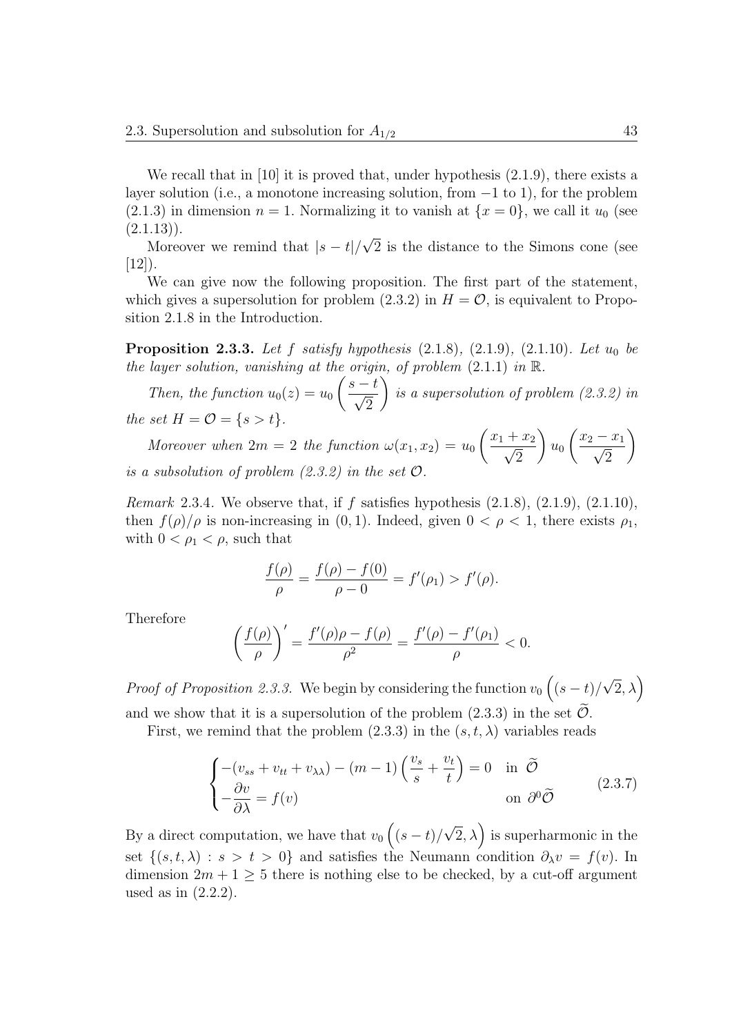We recall that in [10] it is proved that, under hypothesis (2.1.9), there exists a layer solution (i.e., a monotone increasing solution, from $-1$ to 1), for the problem (2.1.3) in dimension $n = 1$. Normalizing it to vanish at $\{x = 0\}$, we call it $u_0$ (see (2.1.13)).

Moreover we remind that $|s - t|/\sqrt{2}$ is the distance to the Simons cone (see [12]).

We can give now the following proposition. The first part of the statement, which gives a supersolution for problem (2.3.2) in $H = \mathcal{O}$, is equivalent to Proposition 2.1.8 in the Introduction.

**Proposition 2.3.3.** *Let $f$ satisfy hypothesis* (2.1.8)*,* (2.1.9)*,* (2.1.10)*. Let $u_0$ be the layer solution, vanishing at the origin, of problem* (2.1.1) *in $\mathbb{R}$.*

*Then, the function $u_0(z) = u_0\left(\dfrac{s-t}{\sqrt{2}}\right)$ is a supersolution of problem (2.3.2) in the set $H = \mathcal{O} = \{s > t\}$.*

*Moreover when $2m = 2$ the function $\omega(x_1, x_2) = u_0\left(\dfrac{x_1 + x_2}{\sqrt{2}}\right) u_0\left(\dfrac{x_2 - x_1}{\sqrt{2}}\right)$ is a subsolution of problem (2.3.2) in the set $\mathcal{O}$.*

*Remark* 2.3.4. We observe that, if $f$ satisfies hypothesis (2.1.8), (2.1.9), (2.1.10), then $f(\rho)/\rho$ is non-increasing in $(0, 1)$. Indeed, given $0 < \rho < 1$, there exists $\rho_1$, with $0 < \rho_1 < \rho$, such that

$$\frac{f(\rho)}{\rho} = \frac{f(\rho) - f(0)}{\rho - 0} = f'(\rho_1) > f'(\rho).$$

Therefore

$$\left(\frac{f(\rho)}{\rho}\right)' = \frac{f'(\rho)\rho - f(\rho)}{\rho^2} = \frac{f'(\rho) - f'(\rho_1)}{\rho} < 0.$$

*Proof of Proposition 2.3.3.* We begin by considering the function $v_0\left((s-t)/\sqrt{2}, \lambda\right)$ and we show that it is a supersolution of the problem (2.3.3) in the set $\widetilde{\mathcal{O}}$.

First, we remind that the problem (2.3.3) in the $(s, t, \lambda)$ variables reads

$$\begin{cases} -(v_{ss} + v_{tt} + v_{\lambda\lambda}) - (m-1)\left(\dfrac{v_s}{s} + \dfrac{v_t}{t}\right) = 0 & \text{in } \widetilde{\mathcal{O}} \\ -\dfrac{\partial v}{\partial \lambda} = f(v) & \text{on } \partial^0 \widetilde{\mathcal{O}} \end{cases} \tag{2.3.7}$$

By a direct computation, we have that $v_0\left((s-t)/\sqrt{2}, \lambda\right)$ is superharmonic in the set $\{(s, t, \lambda) : s > t > 0\}$ and satisfies the Neumann condition $\partial_\lambda v = f(v)$. In dimension $2m + 1 \geq 5$ there is nothing else to be checked, by a cut-off argument used as in (2.2.2).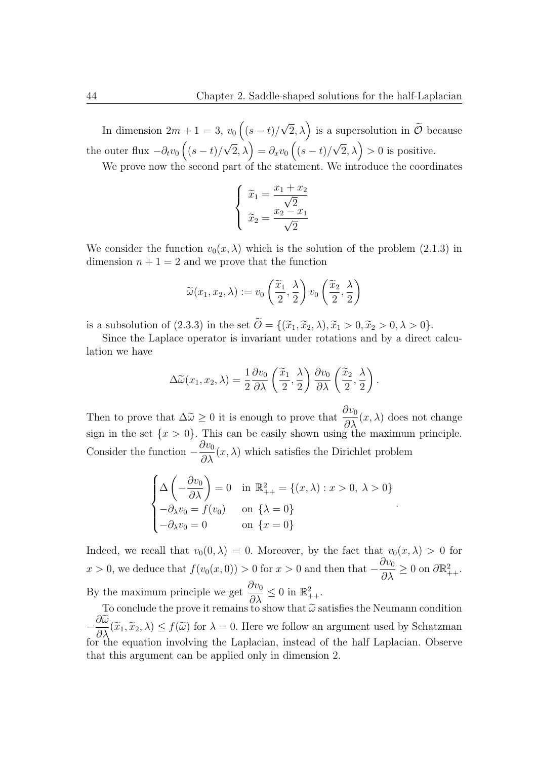In dimension $2m+1=3$, $v_0\left((s-t)/\sqrt{2},\lambda\right)$ is a supersolution in $\widetilde{\mathcal{O}}$ because the outer flux $-\partial_t v_0\left((s-t)/\sqrt{2},\lambda\right) = \partial_x v_0\left((s-t)/\sqrt{2},\lambda\right) > 0$ is positive.

We prove now the second part of the statement. We introduce the coordinates

$$
\begin{cases}
\widetilde{x}_1 = \dfrac{x_1+x_2}{\sqrt{2}} \\
\widetilde{x}_2 = \dfrac{x_2-x_1}{\sqrt{2}}
\end{cases}
$$

We consider the function $v_0(x,\lambda)$ which is the solution of the problem (2.1.3) in dimension $n+1=2$ and we prove that the function

$$
\widetilde{\omega}(x_1,x_2,\lambda) := v_0\left(\frac{\widetilde{x}_1}{2},\frac{\lambda}{2}\right) v_0\left(\frac{\widetilde{x}_2}{2},\frac{\lambda}{2}\right)
$$

is a subsolution of (2.3.3) in the set $\widetilde{O} = \{(\widetilde{x}_1,\widetilde{x}_2,\lambda), \widetilde{x}_1>0, \widetilde{x}_2>0, \lambda>0\}$.

Since the Laplace operator is invariant under rotations and by a direct calculation we have

$$
\Delta\widetilde{\omega}(x_1,x_2,\lambda) = \frac{1}{2}\frac{\partial v_0}{\partial\lambda}\left(\frac{\widetilde{x}_1}{2},\frac{\lambda}{2}\right)\frac{\partial v_0}{\partial\lambda}\left(\frac{\widetilde{x}_2}{2},\frac{\lambda}{2}\right).
$$

Then to prove that $\Delta\widetilde{\omega} \geq 0$ it is enough to prove that $\dfrac{\partial v_0}{\partial\lambda}(x,\lambda)$ does not change sign in the set $\{x>0\}$. This can be easily shown using the maximum principle. Consider the function $-\dfrac{\partial v_0}{\partial\lambda}(x,\lambda)$ which satisfies the Dirichlet problem

$$
\begin{cases}
\Delta\left(-\dfrac{\partial v_0}{\partial\lambda}\right) = 0 & \text{in } \mathbb{R}^2_{++} = \{(x,\lambda) : x>0,\ \lambda>0\} \\
-\partial_\lambda v_0 = f(v_0) & \text{on } \{\lambda=0\} \\
-\partial_\lambda v_0 = 0 & \text{on } \{x=0\}
\end{cases}.
$$

Indeed, we recall that $v_0(0,\lambda)=0$. Moreover, by the fact that $v_0(x,\lambda)>0$ for $x>0$, we deduce that $f(v_0(x,0))>0$ for $x>0$ and then that $-\dfrac{\partial v_0}{\partial\lambda} \geq 0$ on $\partial\mathbb{R}^2_{++}$. By the maximum principle we get $\dfrac{\partial v_0}{\partial\lambda} \leq 0$ in $\mathbb{R}^2_{++}$.

To conclude the prove it remains to show that $\widetilde{\omega}$ satisfies the Neumann condition $-\dfrac{\partial\widetilde{\omega}}{\partial\lambda}(\widetilde{x}_1,\widetilde{x}_2,\lambda) \leq f(\widetilde{\omega})$ for $\lambda=0$. Here we follow an argument used by Schatzman for the equation involving the Laplacian, instead of the half Laplacian. Observe that this argument can be applied only in dimension 2.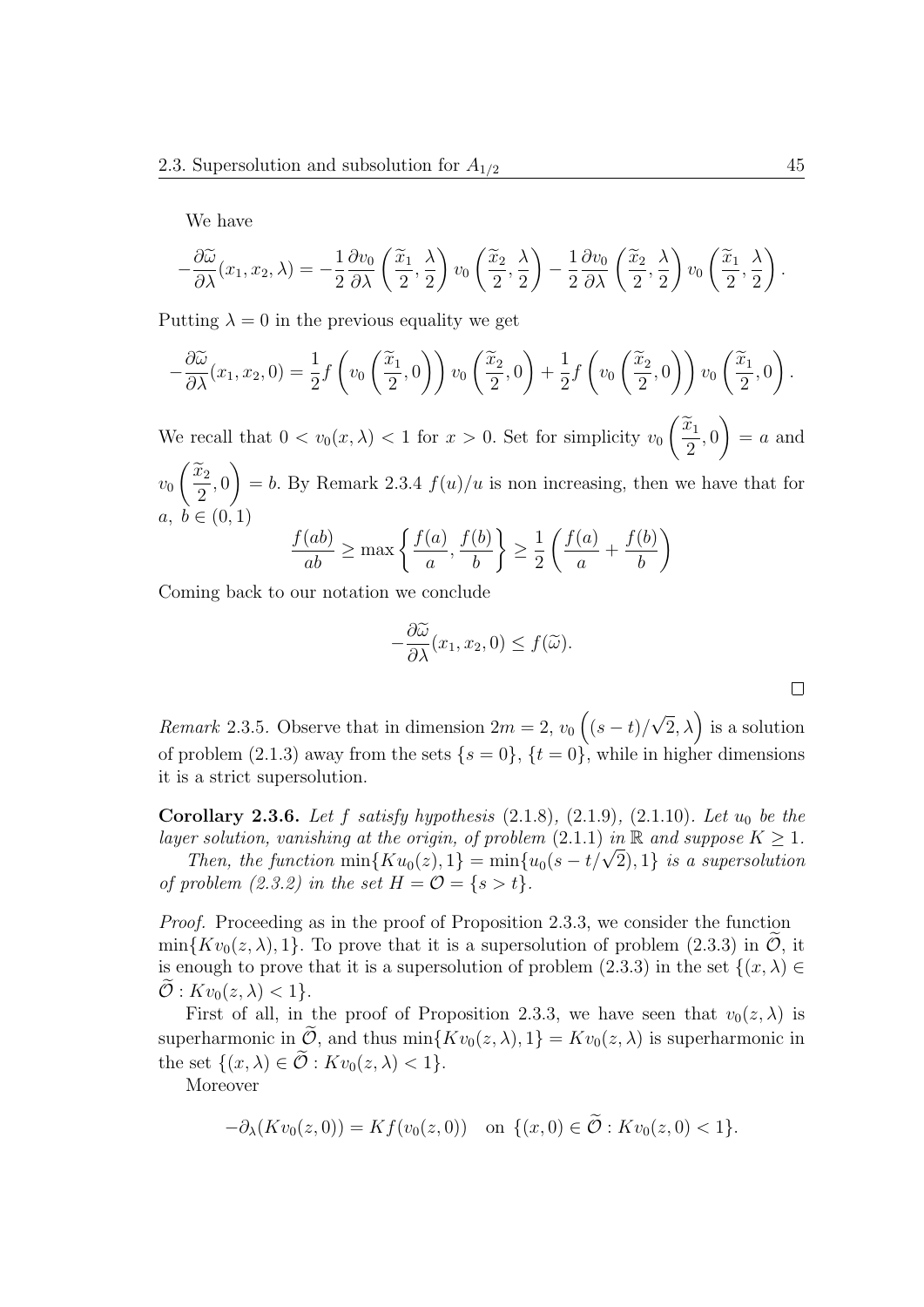We have

$$-\frac{\partial \widetilde{\omega}}{\partial \lambda}(x_1, x_2, \lambda) = -\frac{1}{2}\frac{\partial v_0}{\partial \lambda}\left(\frac{\widetilde{x}_1}{2}, \frac{\lambda}{2}\right) v_0\left(\frac{\widetilde{x}_2}{2}, \frac{\lambda}{2}\right) - \frac{1}{2}\frac{\partial v_0}{\partial \lambda}\left(\frac{\widetilde{x}_2}{2}, \frac{\lambda}{2}\right) v_0\left(\frac{\widetilde{x}_1}{2}, \frac{\lambda}{2}\right).$$

Putting $\lambda = 0$ in the previous equality we get

$$-\frac{\partial \widetilde{\omega}}{\partial \lambda}(x_1, x_2, 0) = \frac{1}{2} f\left(v_0\left(\frac{\widetilde{x}_1}{2}, 0\right)\right) v_0\left(\frac{\widetilde{x}_2}{2}, 0\right) + \frac{1}{2} f\left(v_0\left(\frac{\widetilde{x}_2}{2}, 0\right)\right) v_0\left(\frac{\widetilde{x}_1}{2}, 0\right).$$

We recall that $0 < v_0(x, \lambda) < 1$ for $x > 0$. Set for simplicity $v_0\left(\frac{\widetilde{x}_1}{2}, 0\right) = a$ and $v_0\left(\frac{\widetilde{x}_2}{2}, 0\right) = b$. By Remark 2.3.4 $f(u)/u$ is non increasing, then we have that for $a,\ b \in (0, 1)$

$$\frac{f(ab)}{ab} \geq \max\left\{\frac{f(a)}{a}, \frac{f(b)}{b}\right\} \geq \frac{1}{2}\left(\frac{f(a)}{a} + \frac{f(b)}{b}\right)$$

Coming back to our notation we conclude

$$-\frac{\partial \widetilde{\omega}}{\partial \lambda}(x_1, x_2, 0) \leq f(\widetilde{\omega}).$$

□

*Remark* 2.3.5. Observe that in dimension $2m = 2$, $v_0\left((s-t)/\sqrt{2}, \lambda\right)$ is a solution of problem (2.1.3) away from the sets $\{s = 0\}$, $\{t = 0\}$, while in higher dimensions it is a strict supersolution.

**Corollary 2.3.6.** *Let $f$ satisfy hypothesis* (2.1.8)*,* (2.1.9)*,* (2.1.10)*. Let $u_0$ be the layer solution, vanishing at the origin, of problem* (2.1.1) *in $\mathbb{R}$ and suppose $K \geq 1$.*

*Then, the function $\min\{Ku_0(z), 1\} = \min\{u_0(s - t/\sqrt{2}), 1\}$ is a supersolution of problem (2.3.2) in the set $H = \mathcal{O} = \{s > t\}$.*

*Proof.* Proceeding as in the proof of Proposition 2.3.3, we consider the function $\min\{Kv_0(z, \lambda), 1\}$. To prove that it is a supersolution of problem (2.3.3) in $\widetilde{\mathcal{O}}$, it is enough to prove that it is a supersolution of problem (2.3.3) in the set $\{(x, \lambda) \in \widetilde{\mathcal{O}} : Kv_0(z, \lambda) < 1\}$.

First of all, in the proof of Proposition 2.3.3, we have seen that $v_0(z, \lambda)$ is superharmonic in $\widetilde{\mathcal{O}}$, and thus $\min\{Kv_0(z, \lambda), 1\} = Kv_0(z, \lambda)$ is superharmonic in the set $\{(x, \lambda) \in \widetilde{\mathcal{O}} : Kv_0(z, \lambda) < 1\}$.

Moreover

$$-\partial_\lambda(Kv_0(z, 0)) = Kf(v_0(z, 0)) \quad \text{on } \{(x, 0) \in \widetilde{\mathcal{O}} : Kv_0(z, 0) < 1\}.$$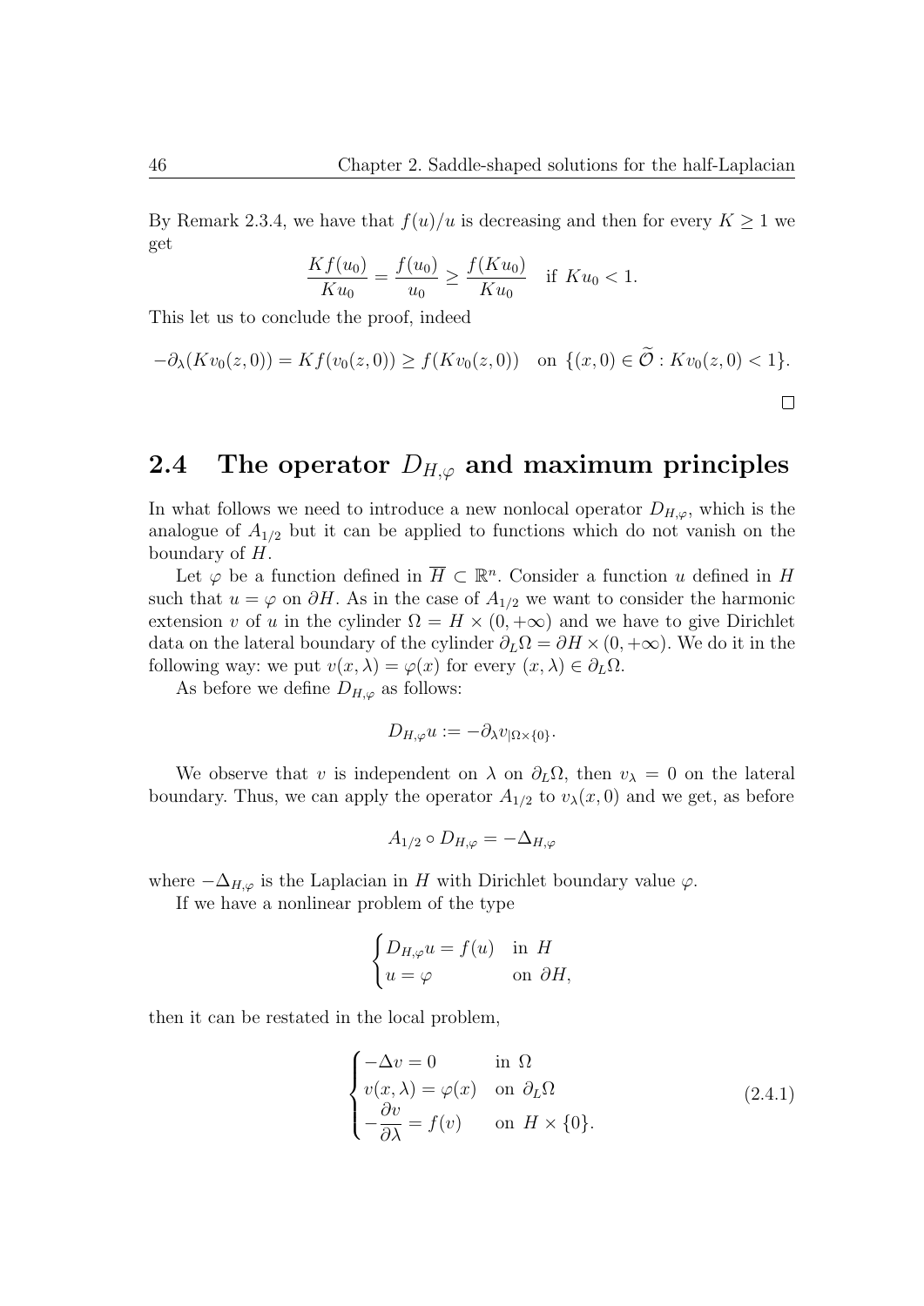By Remark 2.3.4, we have that $f(u)/u$ is decreasing and then for every $K \geq 1$ we get

$$\frac{Kf(u_0)}{Ku_0} = \frac{f(u_0)}{u_0} \geq \frac{f(Ku_0)}{Ku_0} \quad \text{if } Ku_0 < 1.$$

This let us to conclude the proof, indeed

$$-\partial_\lambda(Kv_0(z,0)) = Kf(v_0(z,0)) \geq f(Kv_0(z,0)) \quad \text{on } \{(x,0) \in \widetilde{\mathcal{O}} : Kv_0(z,0) < 1\}.$$

□

## 2.4 The operator $D_{H,\varphi}$ and maximum principles

In what follows we need to introduce a new nonlocal operator $D_{H,\varphi}$, which is the analogue of $A_{1/2}$ but it can be applied to functions which do not vanish on the boundary of $H$.

Let $\varphi$ be a function defined in $\overline{H} \subset \mathbb{R}^n$. Consider a function $u$ defined in $H$ such that $u = \varphi$ on $\partial H$. As in the case of $A_{1/2}$ we want to consider the harmonic extension $v$ of $u$ in the cylinder $\Omega = H \times (0, +\infty)$ and we have to give Dirichlet data on the lateral boundary of the cylinder $\partial_L \Omega = \partial H \times (0, +\infty)$. We do it in the following way: we put $v(x, \lambda) = \varphi(x)$ for every $(x, \lambda) \in \partial_L \Omega$.

As before we define $D_{H,\varphi}$ as follows:

$$D_{H,\varphi} u := -\partial_\lambda v_{|\Omega \times \{0\}}.$$

We observe that $v$ is independent on $\lambda$ on $\partial_L \Omega$, then $v_\lambda = 0$ on the lateral boundary. Thus, we can apply the operator $A_{1/2}$ to $v_\lambda(x, 0)$ and we get, as before

$$A_{1/2} \circ D_{H,\varphi} = -\Delta_{H,\varphi}$$

where $-\Delta_{H,\varphi}$ is the Laplacian in $H$ with Dirichlet boundary value $\varphi$.

If we have a nonlinear problem of the type

$$\begin{cases} D_{H,\varphi} u = f(u) & \text{in } H \\ u = \varphi & \text{on } \partial H, \end{cases}$$

then it can be restated in the local problem,

$$\begin{cases} -\Delta v = 0 & \text{in } \Omega \\ v(x, \lambda) = \varphi(x) & \text{on } \partial_L \Omega \\ -\dfrac{\partial v}{\partial \lambda} = f(v) & \text{on } H \times \{0\}. \end{cases} \tag{2.4.1}$$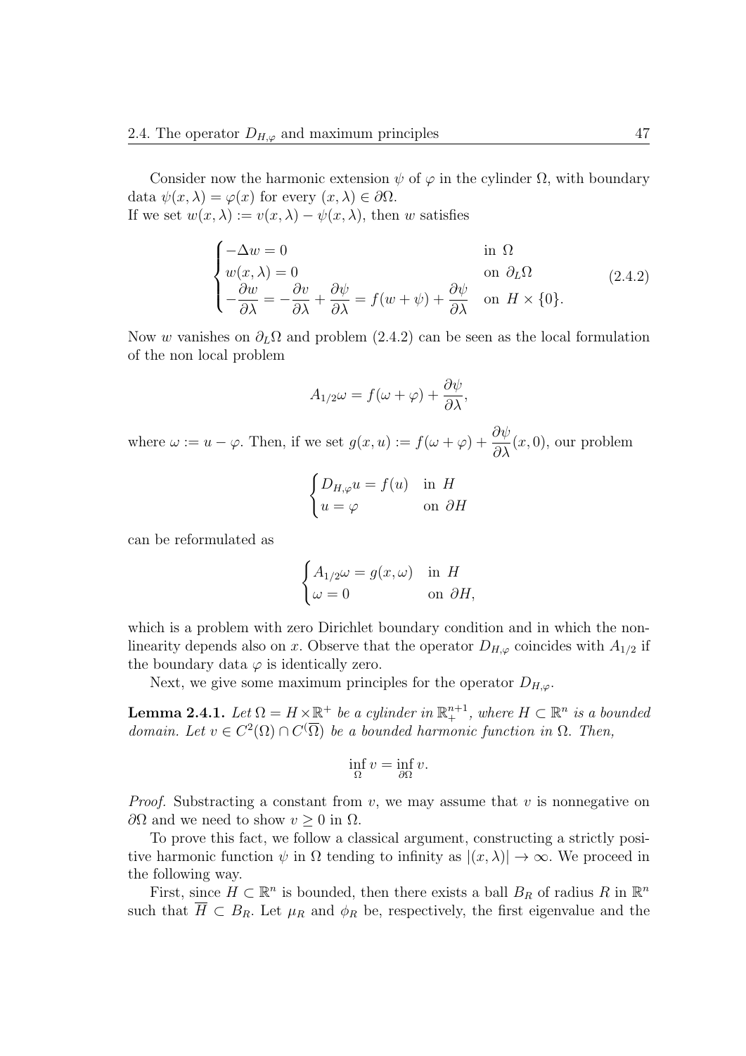Consider now the harmonic extension $\psi$ of $\varphi$ in the cylinder $\Omega$, with boundary data $\psi(x, \lambda) = \varphi(x)$ for every $(x, \lambda) \in \partial\Omega$.
If we set $w(x, \lambda) := v(x, \lambda) - \psi(x, \lambda)$, then $w$ satisfies

$$
\begin{cases}
-\Delta w = 0 & \text{in } \Omega \\
w(x, \lambda) = 0 & \text{on } \partial_L \Omega \\
-\dfrac{\partial w}{\partial \lambda} = -\dfrac{\partial v}{\partial \lambda} + \dfrac{\partial \psi}{\partial \lambda} = f(w + \psi) + \dfrac{\partial \psi}{\partial \lambda} & \text{on } H \times \{0\}.
\end{cases}
\tag{2.4.2}
$$

Now $w$ vanishes on $\partial_L \Omega$ and problem (2.4.2) can be seen as the local formulation of the non local problem

$$
A_{1/2}\omega = f(\omega + \varphi) + \frac{\partial \psi}{\partial \lambda},
$$

where $\omega := u - \varphi$. Then, if we set $g(x, u) := f(\omega + \varphi) + \dfrac{\partial \psi}{\partial \lambda}(x, 0)$, our problem

$$
\begin{cases}
D_{H,\varphi} u = f(u) & \text{in } H \\
u = \varphi & \text{on } \partial H
\end{cases}
$$

can be reformulated as

$$
\begin{cases}
A_{1/2}\omega = g(x, \omega) & \text{in } H \\
\omega = 0 & \text{on } \partial H,
\end{cases}
$$

which is a problem with zero Dirichlet boundary condition and in which the nonlinearity depends also on $x$. Observe that the operator $D_{H,\varphi}$ coincides with $A_{1/2}$ if the boundary data $\varphi$ is identically zero.

Next, we give some maximum principles for the operator $D_{H,\varphi}$.

**Lemma 2.4.1.** *Let $\Omega = H \times \mathbb{R}^+$ be a cylinder in $\mathbb{R}^{n+1}_+$, where $H \subset \mathbb{R}^n$ is a bounded domain. Let $v \in C^2(\Omega) \cap C(\overline{\Omega})$ be a bounded harmonic function in $\Omega$. Then,*

$$
\inf_{\Omega} v = \inf_{\partial\Omega} v.
$$

*Proof.* Substracting a constant from $v$, we may assume that $v$ is nonnegative on $\partial\Omega$ and we need to show $v \geq 0$ in $\Omega$.

To prove this fact, we follow a classical argument, constructing a strictly positive harmonic function $\psi$ in $\Omega$ tending to infinity as $|(x, \lambda)| \to \infty$. We proceed in the following way.

First, since $H \subset \mathbb{R}^n$ is bounded, then there exists a ball $B_R$ of radius $R$ in $\mathbb{R}^n$ such that $\overline{H} \subset B_R$. Let $\mu_R$ and $\phi_R$ be, respectively, the first eigenvalue and the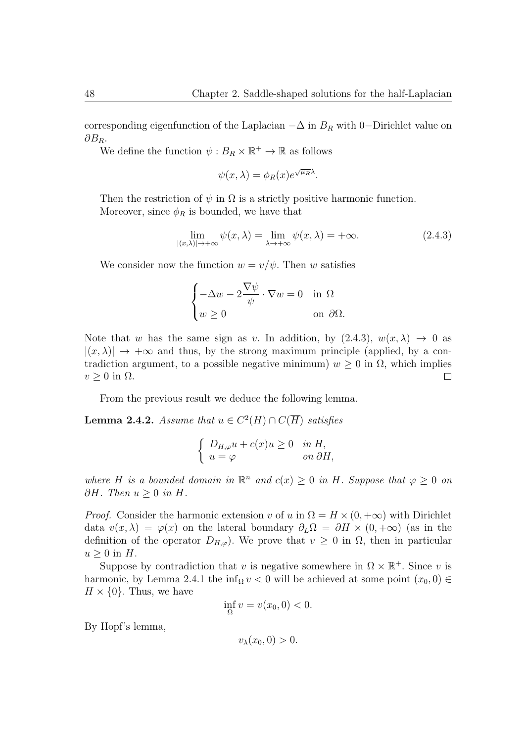corresponding eigenfunction of the Laplacian $-\Delta$ in $B_R$ with 0−Dirichlet value on $\partial B_R$.

We define the function $\psi : B_R \times \mathbb{R}^+ \to \mathbb{R}$ as follows

$$\psi(x, \lambda) = \phi_R(x) e^{\sqrt{\mu_R}\lambda}.$$

Then the restriction of $\psi$ in $\Omega$ is a strictly positive harmonic function.

Moreover, since $\phi_R$ is bounded, we have that

$$\lim_{|(x,\lambda)| \to +\infty} \psi(x, \lambda) = \lim_{\lambda \to +\infty} \psi(x, \lambda) = +\infty. \tag{2.4.3}$$

We consider now the function $w = v/\psi$. Then $w$ satisfies

$$\begin{cases} -\Delta w - 2\dfrac{\nabla \psi}{\psi} \cdot \nabla w = 0 & \text{in } \Omega \\ w \geq 0 & \text{on } \partial \Omega. \end{cases}$$

Note that $w$ has the same sign as $v$. In addition, by (2.4.3), $w(x, \lambda) \to 0$ as $|(x, \lambda)| \to +\infty$ and thus, by the strong maximum principle (applied, by a contradiction argument, to a possible negative minimum) $w \geq 0$ in $\Omega$, which implies $v \geq 0$ in $\Omega$. □

From the previous result we deduce the following lemma.

**Lemma 2.4.2.** *Assume that $u \in C^2(H) \cap C(\overline{H})$ satisfies*

$$\begin{cases} D_{H,\varphi} u + c(x) u \geq 0 & \text{in } H, \\ u = \varphi & \text{on } \partial H, \end{cases}$$

*where $H$ is a bounded domain in $\mathbb{R}^n$ and $c(x) \geq 0$ in $H$. Suppose that $\varphi \geq 0$ on $\partial H$. Then $u \geq 0$ in $H$.*

*Proof.* Consider the harmonic extension $v$ of $u$ in $\Omega = H \times (0, +\infty)$ with Dirichlet data $v(x, \lambda) = \varphi(x)$ on the lateral boundary $\partial_L \Omega = \partial H \times (0, +\infty)$ (as in the definition of the operator $D_{H,\varphi}$). We prove that $v \geq 0$ in $\Omega$, then in particular $u \geq 0$ in $H$.

Suppose by contradiction that $v$ is negative somewhere in $\Omega \times \mathbb{R}^+$. Since $v$ is harmonic, by Lemma 2.4.1 the $\inf_\Omega v < 0$ will be achieved at some point $(x_0, 0) \in H \times \{0\}$. Thus, we have

$$\inf_\Omega v = v(x_0, 0) < 0.$$

By Hopf's lemma,

$$v_\lambda(x_0, 0) > 0.$$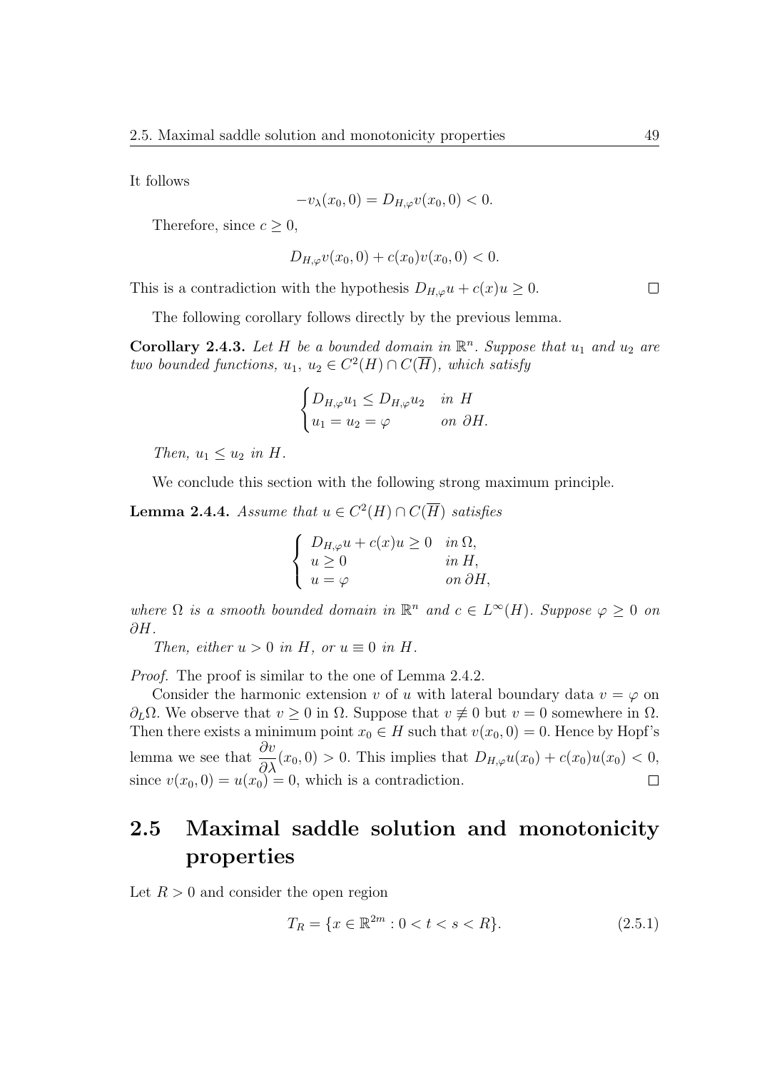It follows

$$-v_\lambda(x_0, 0) = D_{H,\varphi}v(x_0, 0) < 0.$$

Therefore, since $c \geq 0$,

$$D_{H,\varphi}v(x_0, 0) + c(x_0)v(x_0, 0) < 0.$$

This is a contradiction with the hypothesis $D_{H,\varphi}u + c(x)u \geq 0$. $\square$

The following corollary follows directly by the previous lemma.

**Corollary 2.4.3.** *Let $H$ be a bounded domain in $\mathbb{R}^n$. Suppose that $u_1$ and $u_2$ are two bounded functions, $u_1$, $u_2 \in C^2(H) \cap C(\overline{H})$, which satisfy*

$$\begin{cases} D_{H,\varphi}u_1 \leq D_{H,\varphi}u_2 & \text{in } H \\ u_1 = u_2 = \varphi & \text{on } \partial H. \end{cases}$$

*Then, $u_1 \leq u_2$ in $H$.*

We conclude this section with the following strong maximum principle.

**Lemma 2.4.4.** *Assume that $u \in C^2(H) \cap C(\overline{H})$ satisfies*

$$\begin{cases} D_{H,\varphi}u + c(x)u \geq 0 & \text{in } \Omega, \\ u \geq 0 & \text{in } H, \\ u = \varphi & \text{on } \partial H, \end{cases}$$

*where $\Omega$ is a smooth bounded domain in $\mathbb{R}^n$ and $c \in L^\infty(H)$. Suppose $\varphi \geq 0$ on $\partial H$.*

*Then, either $u > 0$ in $H$, or $u \equiv 0$ in $H$.*

*Proof.* The proof is similar to the one of Lemma 2.4.2.

Consider the harmonic extension $v$ of $u$ with lateral boundary data $v = \varphi$ on $\partial_L\Omega$. We observe that $v \geq 0$ in $\Omega$. Suppose that $v \not\equiv 0$ but $v = 0$ somewhere in $\Omega$. Then there exists a minimum point $x_0 \in H$ such that $v(x_0, 0) = 0$. Hence by Hopf's lemma we see that $\dfrac{\partial v}{\partial \lambda}(x_0, 0) > 0$. This implies that $D_{H,\varphi}u(x_0) + c(x_0)u(x_0) < 0$, since $v(x_0, 0) = u(x_0) = 0$, which is a contradiction. $\square$

## 2.5 Maximal saddle solution and monotonicity properties

Let $R > 0$ and consider the open region

$$T_R = \{x \in \mathbb{R}^{2m} : 0 < t < s < R\}. \tag{2.5.1}$$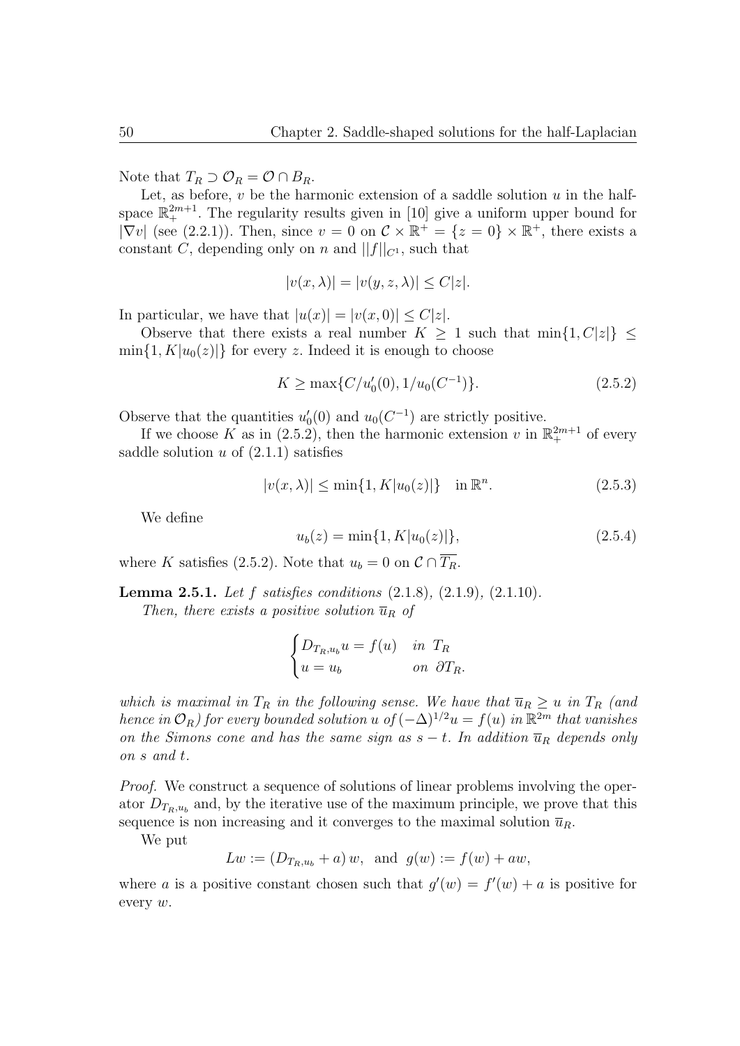Note that $T_R \supset \mathcal{O}_R = \mathcal{O} \cap B_R$.

Let, as before, $v$ be the harmonic extension of a saddle solution $u$ in the half-space $\mathbb{R}^{2m+1}_+$. The regularity results given in [10] give a uniform upper bound for $|\nabla v|$ (see (2.2.1)). Then, since $v = 0$ on $\mathcal{C} \times \mathbb{R}^+ = \{z = 0\} \times \mathbb{R}^+$, there exists a constant $C$, depending only on $n$ and $||f||_{C^1}$, such that

$$|v(x, \lambda)| = |v(y, z, \lambda)| \leq C|z|.$$

In particular, we have that $|u(x)| = |v(x, 0)| \leq C|z|$.

Observe that there exists a real number $K \geq 1$ such that $\min\{1, C|z|\} \leq \min\{1, K|u_0(z)|\}$ for every $z$. Indeed it is enough to choose

$$K \geq \max\{C/u_0'(0), 1/u_0(C^{-1})\}. \tag{2.5.2}$$

Observe that the quantities $u_0'(0)$ and $u_0(C^{-1})$ are strictly positive.

If we choose $K$ as in (2.5.2), then the harmonic extension $v$ in $\mathbb{R}^{2m+1}_+$ of every saddle solution $u$ of (2.1.1) satisfies

$$|v(x, \lambda)| \leq \min\{1, K|u_0(z)|\} \quad \text{in } \mathbb{R}^n. \tag{2.5.3}$$

We define

$$u_b(z) = \min\{1, K|u_0(z)|\}, \tag{2.5.4}$$

where $K$ satisfies (2.5.2). Note that $u_b = 0$ on $\mathcal{C} \cap \overline{T_R}$.

**Lemma 2.5.1.** *Let $f$ satisfies conditions (2.1.8), (2.1.9), (2.1.10).*

*Then, there exists a positive solution $\overline{u}_R$ of*

$$\begin{cases} D_{T_R, u_b} u = f(u) & \text{in } T_R \\ u = u_b & \text{on } \partial T_R. \end{cases}$$

*which is maximal in $T_R$ in the following sense. We have that $\overline{u}_R \geq u$ in $T_R$ (and hence in $\mathcal{O}_R$) for every bounded solution $u$ of $(-\Delta)^{1/2} u = f(u)$ in $\mathbb{R}^{2m}$ that vanishes on the Simons cone and has the same sign as $s - t$. In addition $\overline{u}_R$ depends only on $s$ and $t$.*

*Proof.* We construct a sequence of solutions of linear problems involving the operator $D_{T_R, u_b}$ and, by the iterative use of the maximum principle, we prove that this sequence is non increasing and it converges to the maximal solution $\overline{u}_R$.

We put

$$Lw := (D_{T_R, u_b} + a)\, w, \;\text{ and }\; g(w) := f(w) + aw,$$

where $a$ is a positive constant chosen such that $g'(w) = f'(w) + a$ is positive for every $w$.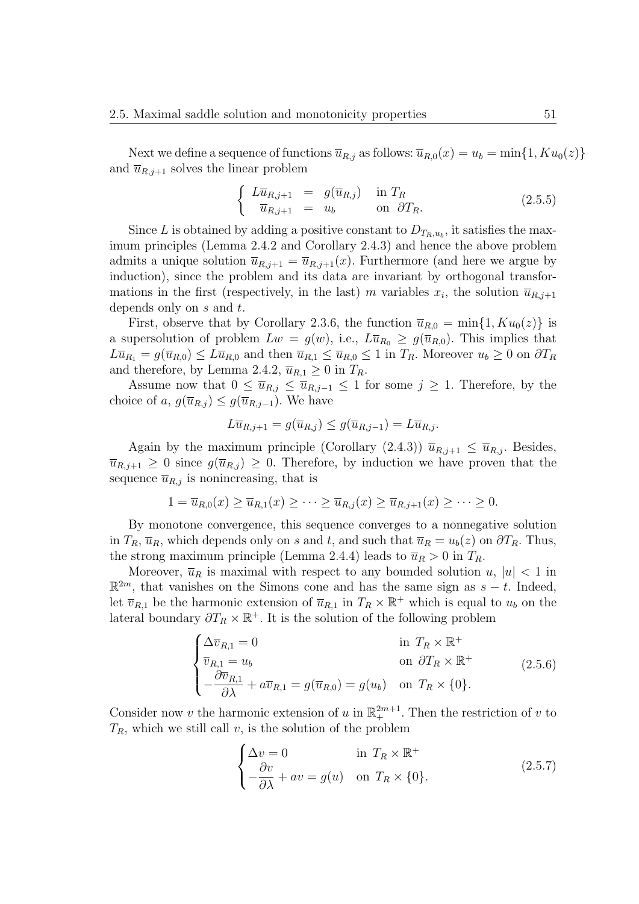Next we define a sequence of functions $\overline{u}_{R,j}$ as follows: $\overline{u}_{R,0}(x) = u_b = \min\{1, Ku_0(z)\}$ and $\overline{u}_{R,j+1}$ solves the linear problem

$$\left\{ \begin{array}{rcll} L\overline{u}_{R,j+1} & = & g(\overline{u}_{R,j}) & \text{in } T_R \\ \overline{u}_{R,j+1} & = & u_b & \text{on } \partial T_R. \end{array} \right. \tag{2.5.5}$$

Since $L$ is obtained by adding a positive constant to $D_{T_R,u_b}$, it satisfies the maximum principles (Lemma 2.4.2 and Corollary 2.4.3) and hence the above problem admits a unique solution $\overline{u}_{R,j+1} = \overline{u}_{R,j+1}(x)$. Furthermore (and here we argue by induction), since the problem and its data are invariant by orthogonal transformations in the first (respectively, in the last) $m$ variables $x_i$, the solution $\overline{u}_{R,j+1}$ depends only on $s$ and $t$.

First, observe that by Corollary 2.3.6, the function $\overline{u}_{R,0} = \min\{1, Ku_0(z)\}$ is a supersolution of problem $Lw = g(w)$, i.e., $L\overline{u}_{R_0} \geq g(\overline{u}_{R,0})$. This implies that $L\overline{u}_{R_1} = g(\overline{u}_{R,0}) \leq L\overline{u}_{R,0}$ and then $\overline{u}_{R,1} \leq \overline{u}_{R,0} \leq 1$ in $T_R$. Moreover $u_b \geq 0$ on $\partial T_R$ and therefore, by Lemma 2.4.2, $\overline{u}_{R,1} \geq 0$ in $T_R$.

Assume now that $0 \leq \overline{u}_{R,j} \leq \overline{u}_{R,j-1} \leq 1$ for some $j \geq 1$. Therefore, by the choice of $a$, $g(\overline{u}_{R,j}) \leq g(\overline{u}_{R,j-1})$. We have

$$L\overline{u}_{R,j+1} = g(\overline{u}_{R,j}) \leq g(\overline{u}_{R,j-1}) = L\overline{u}_{R,j}.$$

Again by the maximum principle (Corollary (2.4.3)) $\overline{u}_{R,j+1} \leq \overline{u}_{R,j}$. Besides, $\overline{u}_{R,j+1} \geq 0$ since $g(\overline{u}_{R,j}) \geq 0$. Therefore, by induction we have proven that the sequence $\overline{u}_{R,j}$ is nonincreasing, that is

$$1 = \overline{u}_{R,0}(x) \geq \overline{u}_{R,1}(x) \geq \cdots \geq \overline{u}_{R,j}(x) \geq \overline{u}_{R,j+1}(x) \geq \cdots \geq 0.$$

By monotone convergence, this sequence converges to a nonnegative solution in $T_R$, $\overline{u}_R$, which depends only on $s$ and $t$, and such that $\overline{u}_R = u_b(z)$ on $\partial T_R$. Thus, the strong maximum principle (Lemma 2.4.4) leads to $\overline{u}_R > 0$ in $T_R$.

Moreover, $\overline{u}_R$ is maximal with respect to any bounded solution $u$, $|u| < 1$ in $\mathbb{R}^{2m}$, that vanishes on the Simons cone and has the same sign as $s - t$. Indeed, let $\overline{v}_{R,1}$ be the harmonic extension of $\overline{u}_{R,1}$ in $T_R \times \mathbb{R}^+$ which is equal to $u_b$ on the lateral boundary $\partial T_R \times \mathbb{R}^+$. It is the solution of the following problem

$$\begin{cases} \Delta \overline{v}_{R,1} = 0 & \text{in } T_R \times \mathbb{R}^+ \\ \overline{v}_{R,1} = u_b & \text{on } \partial T_R \times \mathbb{R}^+ \\ -\dfrac{\partial \overline{v}_{R,1}}{\partial \lambda} + a\overline{v}_{R,1} = g(\overline{u}_{R,0}) = g(u_b) & \text{on } T_R \times \{0\}. \end{cases} \tag{2.5.6}$$

Consider now $v$ the harmonic extension of $u$ in $\mathbb{R}^{2m+1}_+$. Then the restriction of $v$ to $T_R$, which we still call $v$, is the solution of the problem

$$\begin{cases} \Delta v = 0 & \text{in } T_R \times \mathbb{R}^+ \\ -\dfrac{\partial v}{\partial \lambda} + av = g(u) & \text{on } T_R \times \{0\}. \end{cases} \tag{2.5.7}$$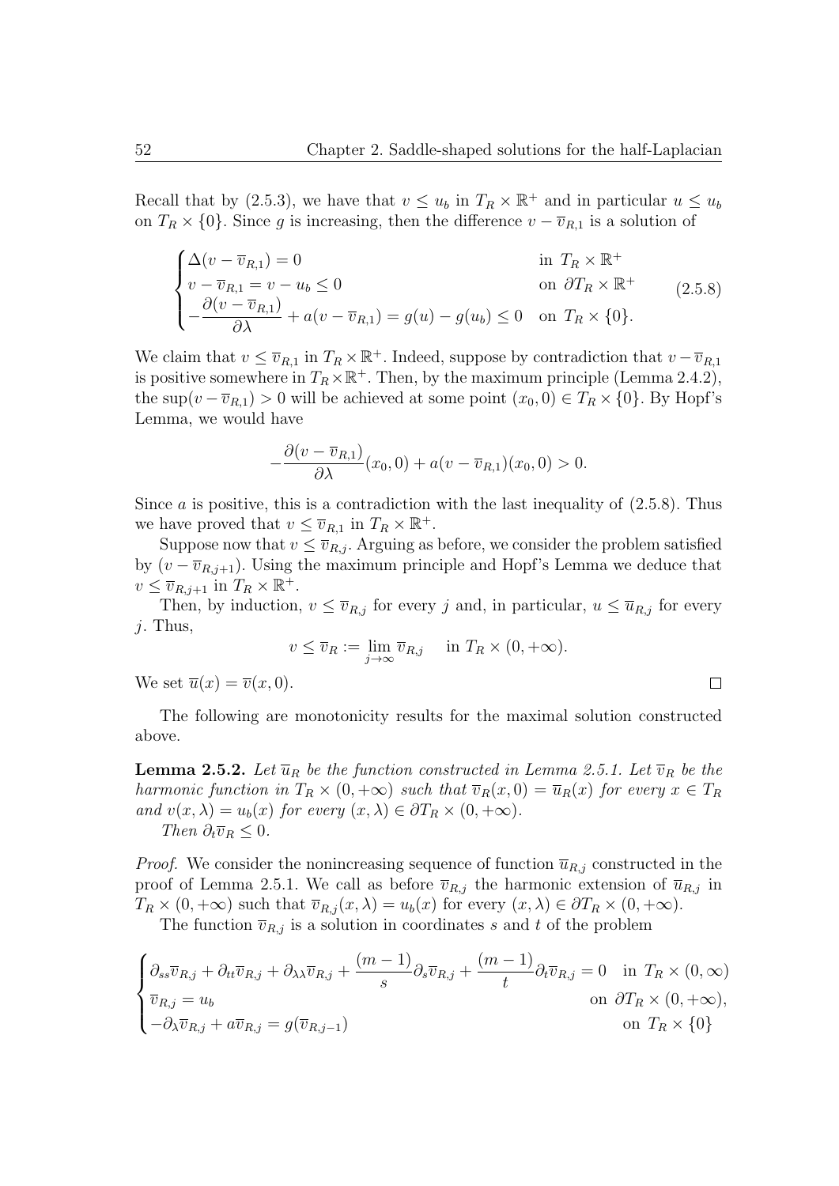Recall that by (2.5.3), we have that $v \le u_b$ in $T_R \times \mathbb{R}^+$ and in particular $u \le u_b$ on $T_R \times \{0\}$. Since $g$ is increasing, then the difference $v - \overline{v}_{R,1}$ is a solution of

$$
\begin{cases}
\Delta(v - \overline{v}_{R,1}) = 0 & \text{in } T_R \times \mathbb{R}^+ \\
v - \overline{v}_{R,1} = v - u_b \le 0 & \text{on } \partial T_R \times \mathbb{R}^+ \\
-\dfrac{\partial (v - \overline{v}_{R,1})}{\partial \lambda} + a(v - \overline{v}_{R,1}) = g(u) - g(u_b) \le 0 & \text{on } T_R \times \{0\}.
\end{cases}
\tag{2.5.8}
$$

We claim that $v \le \overline{v}_{R,1}$ in $T_R \times \mathbb{R}^+$. Indeed, suppose by contradiction that $v - \overline{v}_{R,1}$ is positive somewhere in $T_R \times \mathbb{R}^+$. Then, by the maximum principle (Lemma 2.4.2), the $\sup(v - \overline{v}_{R,1}) > 0$ will be achieved at some point $(x_0, 0) \in T_R \times \{0\}$. By Hopf's Lemma, we would have

$$
-\frac{\partial (v - \overline{v}_{R,1})}{\partial \lambda}(x_0, 0) + a(v - \overline{v}_{R,1})(x_0, 0) > 0.
$$

Since $a$ is positive, this is a contradiction with the last inequality of (2.5.8). Thus we have proved that $v \le \overline{v}_{R,1}$ in $T_R \times \mathbb{R}^+$.

Suppose now that $v \le \overline{v}_{R,j}$. Arguing as before, we consider the problem satisfied by $(v - \overline{v}_{R,j+1})$. Using the maximum principle and Hopf's Lemma we deduce that $v \le \overline{v}_{R,j+1}$ in $T_R \times \mathbb{R}^+$.

Then, by induction, $v \le \overline{v}_{R,j}$ for every $j$ and, in particular, $u \le \overline{u}_{R,j}$ for every $j$. Thus,

$$
v \le \overline{v}_R := \lim_{j \to \infty} \overline{v}_{R,j} \quad \text{in } T_R \times (0, +\infty).
$$

We set $\overline{u}(x) = \overline{v}(x, 0)$. □

The following are monotonicity results for the maximal solution constructed above.

**Lemma 2.5.2.** *Let $\overline{u}_R$ be the function constructed in Lemma 2.5.1. Let $\overline{v}_R$ be the harmonic function in $T_R \times (0, +\infty)$ such that $\overline{v}_R(x, 0) = \overline{u}_R(x)$ for every $x \in T_R$ and $v(x, \lambda) = u_b(x)$ for every $(x, \lambda) \in \partial T_R \times (0, +\infty)$.*

*Then $\partial_t \overline{v}_R \le 0$.*

*Proof.* We consider the nonincreasing sequence of function $\overline{u}_{R,j}$ constructed in the proof of Lemma 2.5.1. We call as before $\overline{v}_{R,j}$ the harmonic extension of $\overline{u}_{R,j}$ in $T_R \times (0, +\infty)$ such that $\overline{v}_{R,j}(x, \lambda) = u_b(x)$ for every $(x, \lambda) \in \partial T_R \times (0, +\infty)$.

The function $\overline{v}_{R,j}$ is a solution in coordinates $s$ and $t$ of the problem

$$
\begin{cases}
\partial_{ss}\overline{v}_{R,j} + \partial_{tt}\overline{v}_{R,j} + \partial_{\lambda\lambda}\overline{v}_{R,j} + \dfrac{(m-1)}{s}\partial_s \overline{v}_{R,j} + \dfrac{(m-1)}{t}\partial_t \overline{v}_{R,j} = 0 & \text{in } T_R \times (0, \infty) \\
\overline{v}_{R,j} = u_b & \text{on } \partial T_R \times (0, +\infty), \\
-\partial_\lambda \overline{v}_{R,j} + a\overline{v}_{R,j} = g(\overline{v}_{R,j-1}) & \text{on } T_R \times \{0\}
\end{cases}
$$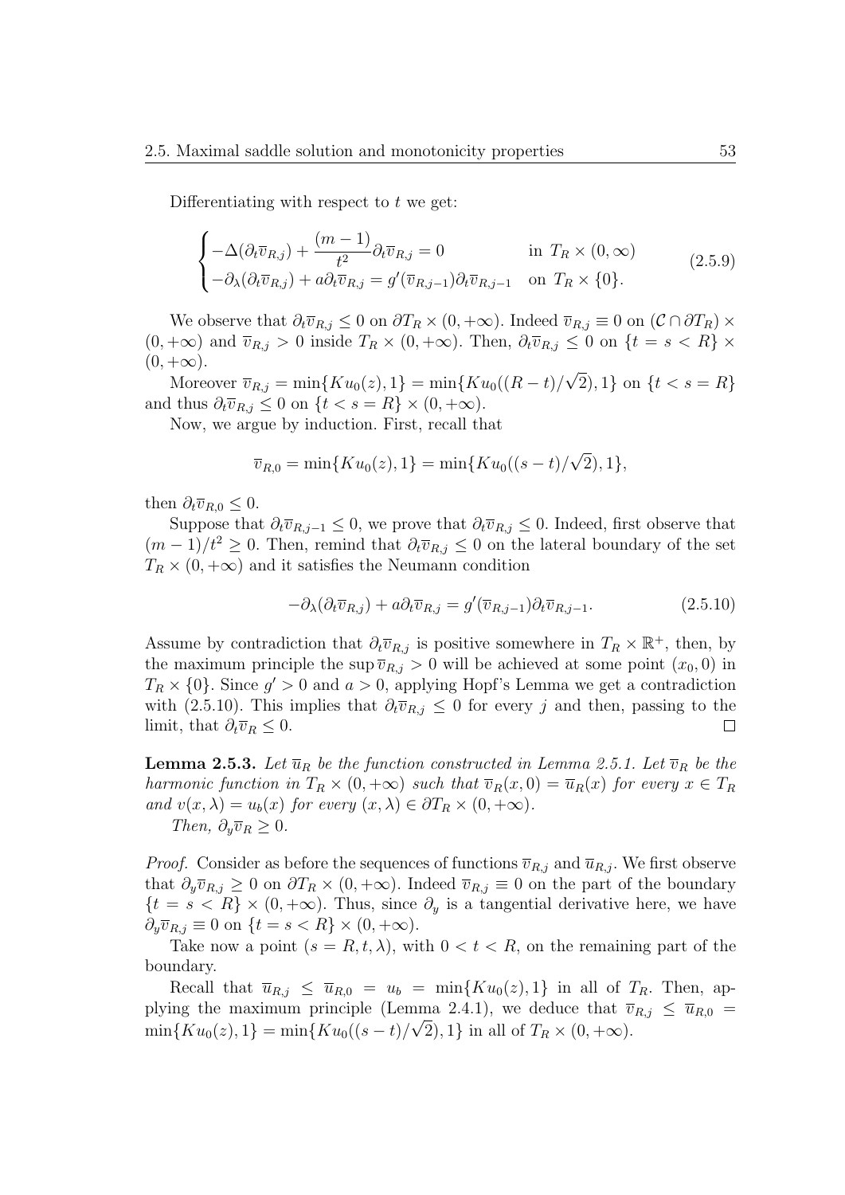Differentiating with respect to $t$ we get:

$$
\begin{cases}
-\Delta(\partial_t \overline{v}_{R,j}) + \dfrac{(m-1)}{t^2}\partial_t \overline{v}_{R,j} = 0 & \text{in } T_R \times (0,\infty) \\
-\partial_\lambda(\partial_t \overline{v}_{R,j}) + a\partial_t \overline{v}_{R,j} = g'(\overline{v}_{R,j-1})\partial_t \overline{v}_{R,j-1} & \text{on } T_R \times \{0\}.
\end{cases}
\tag{2.5.9}
$$

We observe that $\partial_t \overline{v}_{R,j} \leq 0$ on $\partial T_R \times (0,+\infty)$. Indeed $\overline{v}_{R,j} \equiv 0$ on $(\mathcal{C} \cap \partial T_R) \times (0,+\infty)$ and $\overline{v}_{R,j} > 0$ inside $T_R \times (0,+\infty)$. Then, $\partial_t \overline{v}_{R,j} \leq 0$ on $\{t = s < R\} \times (0,+\infty)$.

Moreover $\overline{v}_{R,j} = \min\{Ku_0(z), 1\} = \min\{Ku_0((R-t)/\sqrt{2}), 1\}$ on $\{t < s = R\}$ and thus $\partial_t \overline{v}_{R,j} \leq 0$ on $\{t < s = R\} \times (0,+\infty)$.

Now, we argue by induction. First, recall that

$$
\overline{v}_{R,0} = \min\{Ku_0(z), 1\} = \min\{Ku_0((s-t)/\sqrt{2}), 1\},
$$

then $\partial_t \overline{v}_{R,0} \leq 0$.

Suppose that $\partial_t \overline{v}_{R,j-1} \leq 0$, we prove that $\partial_t \overline{v}_{R,j} \leq 0$. Indeed, first observe that $(m-1)/t^2 \geq 0$. Then, remind that $\partial_t \overline{v}_{R,j} \leq 0$ on the lateral boundary of the set $T_R \times (0,+\infty)$ and it satisfies the Neumann condition

$$
-\partial_\lambda(\partial_t \overline{v}_{R,j}) + a\partial_t \overline{v}_{R,j} = g'(\overline{v}_{R,j-1})\partial_t \overline{v}_{R,j-1}. \tag{2.5.10}
$$

Assume by contradiction that $\partial_t \overline{v}_{R,j}$ is positive somewhere in $T_R \times \mathbb{R}^+$, then, by the maximum principle the $\sup \overline{v}_{R,j} > 0$ will be achieved at some point $(x_0, 0)$ in $T_R \times \{0\}$. Since $g' > 0$ and $a > 0$, applying Hopf's Lemma we get a contradiction with (2.5.10). This implies that $\partial_t \overline{v}_{R,j} \leq 0$ for every $j$ and then, passing to the limit, that $\partial_t \overline{v}_R \leq 0$. $\square$

**Lemma 2.5.3.** *Let $\overline{u}_R$ be the function constructed in Lemma 2.5.1. Let $\overline{v}_R$ be the harmonic function in $T_R \times (0,+\infty)$ such that $\overline{v}_R(x,0) = \overline{u}_R(x)$ for every $x \in T_R$ and $v(x,\lambda) = u_b(x)$ for every $(x,\lambda) \in \partial T_R \times (0,+\infty)$.*

*Then, $\partial_y \overline{v}_R \geq 0$.*

*Proof.* Consider as before the sequences of functions $\overline{v}_{R,j}$ and $\overline{u}_{R,j}$. We first observe that $\partial_y \overline{v}_{R,j} \geq 0$ on $\partial T_R \times (0,+\infty)$. Indeed $\overline{v}_{R,j} \equiv 0$ on the part of the boundary $\{t = s < R\} \times (0,+\infty)$. Thus, since $\partial_y$ is a tangential derivative here, we have $\partial_y \overline{v}_{R,j} \equiv 0$ on $\{t = s < R\} \times (0,+\infty)$.

Take now a point $(s = R, t, \lambda)$, with $0 < t < R$, on the remaining part of the boundary.

Recall that $\overline{u}_{R,j} \leq \overline{u}_{R,0} = u_b = \min\{Ku_0(z), 1\}$ in all of $T_R$. Then, applying the maximum principle (Lemma 2.4.1), we deduce that $\overline{v}_{R,j} \leq \overline{u}_{R,0} = \min\{Ku_0(z), 1\} = \min\{Ku_0((s-t)/\sqrt{2}), 1\}$ in all of $T_R \times (0,+\infty)$.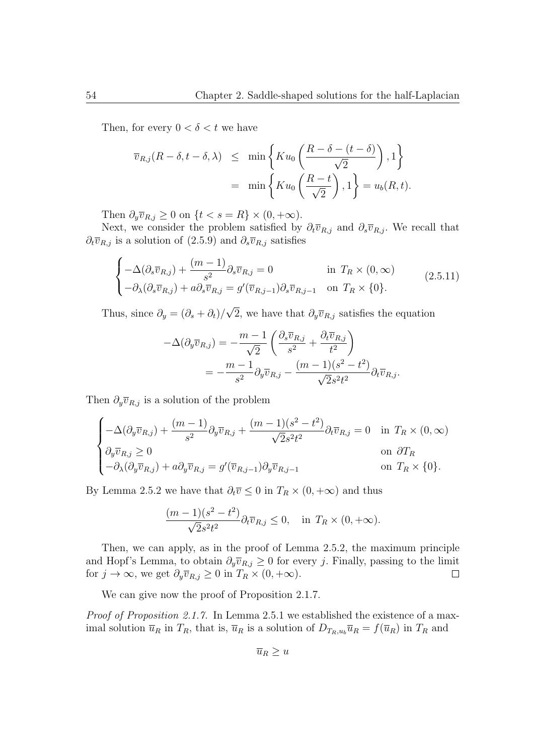Then, for every $0 < \delta < t$ we have

$$
\begin{aligned}
\overline{v}_{R,j}(R-\delta, t-\delta, \lambda) &\leq \min\left\{ K u_0\left( \frac{R-\delta-(t-\delta)}{\sqrt{2}} \right), 1 \right\} \\
&= \min\left\{ K u_0\left( \frac{R-t}{\sqrt{2}} \right), 1 \right\} = u_b(R,t).
\end{aligned}
$$

Then $\partial_y \overline{v}_{R,j} \geq 0$ on $\{t < s = R\} \times (0, +\infty)$.

Next, we consider the problem satisfied by $\partial_t \overline{v}_{R,j}$ and $\partial_s \overline{v}_{R,j}$. We recall that $\partial_t \overline{v}_{R,j}$ is a solution of (2.5.9) and $\partial_s \overline{v}_{R,j}$ satisfies

$$
\begin{cases}
-\Delta(\partial_s \overline{v}_{R,j}) + \dfrac{(m-1)}{s^2} \partial_s \overline{v}_{R,j} = 0 & \text{in } T_R \times (0, \infty) \\
-\partial_\lambda(\partial_s \overline{v}_{R,j}) + a \partial_s \overline{v}_{R,j} = g'(\overline{v}_{R,j-1}) \partial_s \overline{v}_{R,j-1} & \text{on } T_R \times \{0\}.
\end{cases}
\tag{2.5.11}
$$

Thus, since $\partial_y = (\partial_s + \partial_t)/\sqrt{2}$, we have that $\partial_y \overline{v}_{R,j}$ satisfies the equation

$$
\begin{aligned}
-\Delta(\partial_y \overline{v}_{R,j}) &= -\frac{m-1}{\sqrt{2}} \left( \frac{\partial_s \overline{v}_{R,j}}{s^2} + \frac{\partial_t \overline{v}_{R,j}}{t^2} \right) \\
&= -\frac{m-1}{s^2} \partial_y \overline{v}_{R,j} - \frac{(m-1)(s^2-t^2)}{\sqrt{2} s^2 t^2} \partial_t \overline{v}_{R,j}.
\end{aligned}
$$

Then $\partial_y \overline{v}_{R,j}$ is a solution of the problem

$$
\begin{cases}
-\Delta(\partial_y \overline{v}_{R,j}) + \dfrac{(m-1)}{s^2} \partial_y \overline{v}_{R,j} + \dfrac{(m-1)(s^2-t^2)}{\sqrt{2} s^2 t^2} \partial_t \overline{v}_{R,j} = 0 & \text{in } T_R \times (0, \infty) \\
\partial_y \overline{v}_{R,j} \geq 0 & \text{on } \partial T_R \\
-\partial_\lambda(\partial_y \overline{v}_{R,j}) + a \partial_y \overline{v}_{R,j} = g'(\overline{v}_{R,j-1}) \partial_y \overline{v}_{R,j-1} & \text{on } T_R \times \{0\}.
\end{cases}
$$

By Lemma 2.5.2 we have that $\partial_t \overline{v} \leq 0$ in $T_R \times (0, +\infty)$ and thus

$$
\frac{(m-1)(s^2-t^2)}{\sqrt{2} s^2 t^2} \partial_t \overline{v}_{R,j} \leq 0, \quad \text{in } T_R \times (0, +\infty).
$$

Then, we can apply, as in the proof of Lemma 2.5.2, the maximum principle and Hopf's Lemma, to obtain $\partial_y \overline{v}_{R,j} \geq 0$ for every $j$. Finally, passing to the limit for $j \to \infty$, we get $\partial_y \overline{v}_{R,j} \geq 0$ in $T_R \times (0, +\infty)$. $\square$

We can give now the proof of Proposition 2.1.7.

*Proof of Proposition 2.1.7.* In Lemma 2.5.1 we established the existence of a maximal solution $\overline{u}_R$ in $T_R$, that is, $\overline{u}_R$ is a solution of $D_{T_R, u_b} \overline{u}_R = f(\overline{u}_R)$ in $T_R$ and

$$
\overline{u}_R \geq u
$$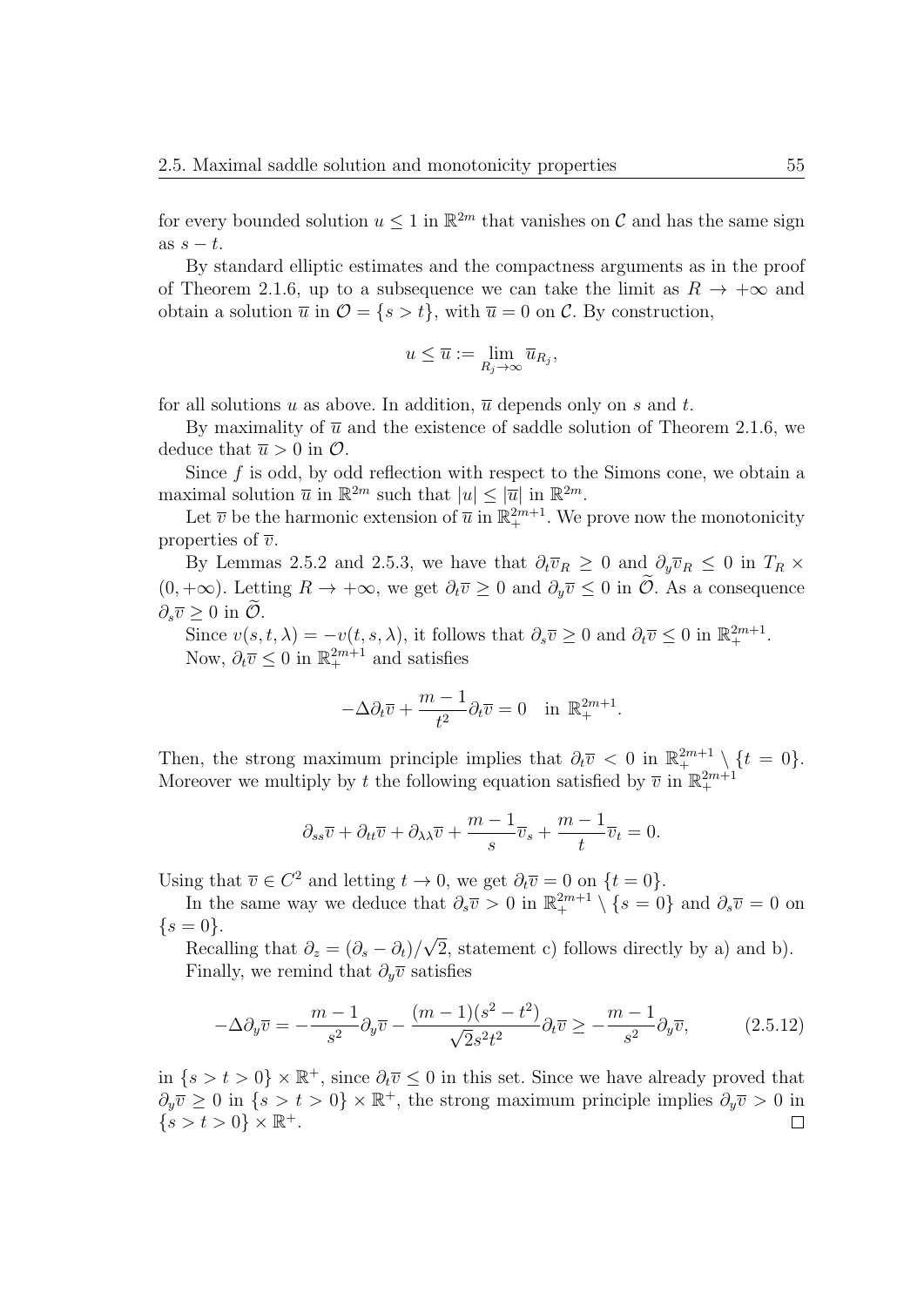for every bounded solution $u \leq 1$ in $\mathbb{R}^{2m}$ that vanishes on $\mathcal{C}$ and has the same sign as $s - t$.

By standard elliptic estimates and the compactness arguments as in the proof of Theorem 2.1.6, up to a subsequence we can take the limit as $R \to +\infty$ and obtain a solution $\overline{u}$ in $\mathcal{O} = \{s > t\}$, with $\overline{u} = 0$ on $\mathcal{C}$. By construction,

$$u \leq \overline{u} := \lim_{R_j \to \infty} \overline{u}_{R_j},$$

for all solutions $u$ as above. In addition, $\overline{u}$ depends only on $s$ and $t$.

By maximality of $\overline{u}$ and the existence of saddle solution of Theorem 2.1.6, we deduce that $\overline{u} > 0$ in $\mathcal{O}$.

Since $f$ is odd, by odd reflection with respect to the Simons cone, we obtain a maximal solution $\overline{u}$ in $\mathbb{R}^{2m}$ such that $|u| \leq |\overline{u}|$ in $\mathbb{R}^{2m}$.

Let $\overline{v}$ be the harmonic extension of $\overline{u}$ in $\mathbb{R}^{2m+1}_+$. We prove now the monotonicity properties of $\overline{v}$.

By Lemmas 2.5.2 and 2.5.3, we have that $\partial_t \overline{v}_R \geq 0$ and $\partial_y \overline{v}_R \leq 0$ in $T_R \times (0, +\infty)$. Letting $R \to +\infty$, we get $\partial_t \overline{v} \geq 0$ and $\partial_y \overline{v} \leq 0$ in $\widetilde{\mathcal{O}}$. As a consequence $\partial_s \overline{v} \geq 0$ in $\widetilde{\mathcal{O}}$.

Since $v(s, t, \lambda) = -v(t, s, \lambda)$, it follows that $\partial_s \overline{v} \geq 0$ and $\partial_t \overline{v} \leq 0$ in $\mathbb{R}^{2m+1}_+$.

Now, $\partial_t \overline{v} \leq 0$ in $\mathbb{R}^{2m+1}_+$ and satisfies

$$-\Delta \partial_t \overline{v} + \frac{m-1}{t^2} \partial_t \overline{v} = 0 \quad \text{in } \mathbb{R}^{2m+1}_+.$$

Then, the strong maximum principle implies that $\partial_t \overline{v} < 0$ in $\mathbb{R}^{2m+1}_+ \setminus \{t = 0\}$. Moreover we multiply by $t$ the following equation satisfied by $\overline{v}$ in $\mathbb{R}^{2m+1}_+$

$$\partial_{ss} \overline{v} + \partial_{tt} \overline{v} + \partial_{\lambda\lambda} \overline{v} + \frac{m-1}{s} \overline{v}_s + \frac{m-1}{t} \overline{v}_t = 0.$$

Using that $\overline{v} \in C^2$ and letting $t \to 0$, we get $\partial_t \overline{v} = 0$ on $\{t = 0\}$.

In the same way we deduce that $\partial_s \overline{v} > 0$ in $\mathbb{R}^{2m+1}_+ \setminus \{s = 0\}$ and $\partial_s \overline{v} = 0$ on $\{s = 0\}$.

Recalling that $\partial_z = (\partial_s - \partial_t)/\sqrt{2}$, statement c) follows directly by a) and b).

Finally, we remind that $\partial_y \overline{v}$ satisfies

$$-\Delta \partial_y \overline{v} = -\frac{m-1}{s^2} \partial_y \overline{v} - \frac{(m-1)(s^2 - t^2)}{\sqrt{2} s^2 t^2} \partial_t \overline{v} \geq -\frac{m-1}{s^2} \partial_y \overline{v}, \tag{2.5.12}$$

in $\{s > t > 0\} \times \mathbb{R}^+$, since $\partial_t \overline{v} \leq 0$ in this set. Since we have already proved that $\partial_y \overline{v} \geq 0$ in $\{s > t > 0\} \times \mathbb{R}^+$, the strong maximum principle implies $\partial_y \overline{v} > 0$ in $\{s > t > 0\} \times \mathbb{R}^+$. $\square$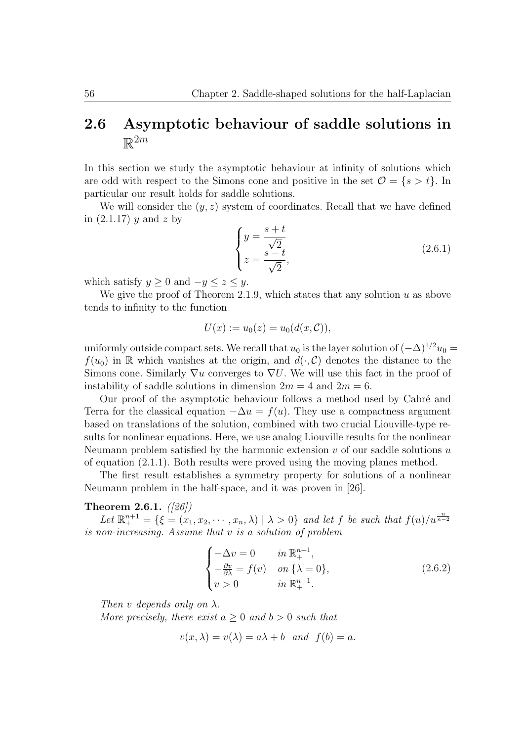## 2.6 Asymptotic behaviour of saddle solutions in $\mathbb{R}^{2m}$

In this section we study the asymptotic behaviour at infinity of solutions which are odd with respect to the Simons cone and positive in the set $\mathcal{O} = \{s > t\}$. In particular our result holds for saddle solutions.

We will consider the $(y, z)$ system of coordinates. Recall that we have defined in (2.1.17) $y$ and $z$ by

$$
\begin{cases} y = \dfrac{s+t}{\sqrt{2}} \\ z = \dfrac{s-t}{\sqrt{2}}, \end{cases} \tag{2.6.1}
$$

which satisfy $y \geq 0$ and $-y \leq z \leq y$.

We give the proof of Theorem 2.1.9, which states that any solution $u$ as above tends to infinity to the function

$$
U(x) := u_0(z) = u_0(d(x, \mathcal{C})),
$$

uniformly outside compact sets. We recall that $u_0$ is the layer solution of $(-\Delta)^{1/2}u_0 = f(u_0)$ in $\mathbb{R}$ which vanishes at the origin, and $d(\cdot, \mathcal{C})$ denotes the distance to the Simons cone. Similarly $\nabla u$ converges to $\nabla U$. We will use this fact in the proof of instability of saddle solutions in dimension $2m = 4$ and $2m = 6$.

Our proof of the asymptotic behaviour follows a method used by Cabré and Terra for the classical equation $-\Delta u = f(u)$. They use a compactness argument based on translations of the solution, combined with two crucial Liouville-type results for nonlinear equations. Here, we use analog Liouville results for the nonlinear Neumann problem satisfied by the harmonic extension $v$ of our saddle solutions $u$ of equation (2.1.1). Both results were proved using the moving planes method.

The first result establishes a symmetry property for solutions of a nonlinear Neumann problem in the half-space, and it was proven in [26].

**Theorem 2.6.1.** *([26])*

*Let $\mathbb{R}^{n+1}_+ = \{\xi = (x_1, x_2, \cdots, x_n, \lambda) \mid \lambda > 0\}$ and let $f$ be such that $f(u)/u^{\frac{n}{n-2}}$ is non-increasing. Assume that $v$ is a solution of problem*

$$
\begin{cases} -\Delta v = 0 & \text{in } \mathbb{R}^{n+1}_+, \\ -\frac{\partial v}{\partial \lambda} = f(v) & \text{on } \{\lambda = 0\}, \\ v > 0 & \text{in } \mathbb{R}^{n+1}_+. \end{cases} \tag{2.6.2}
$$

*Then $v$ depends only on $\lambda$.*

*More precisely, there exist $a \geq 0$ and $b > 0$ such that*

$$
v(x, \lambda) = v(\lambda) = a\lambda + b \quad \text{and} \quad f(b) = a.
$$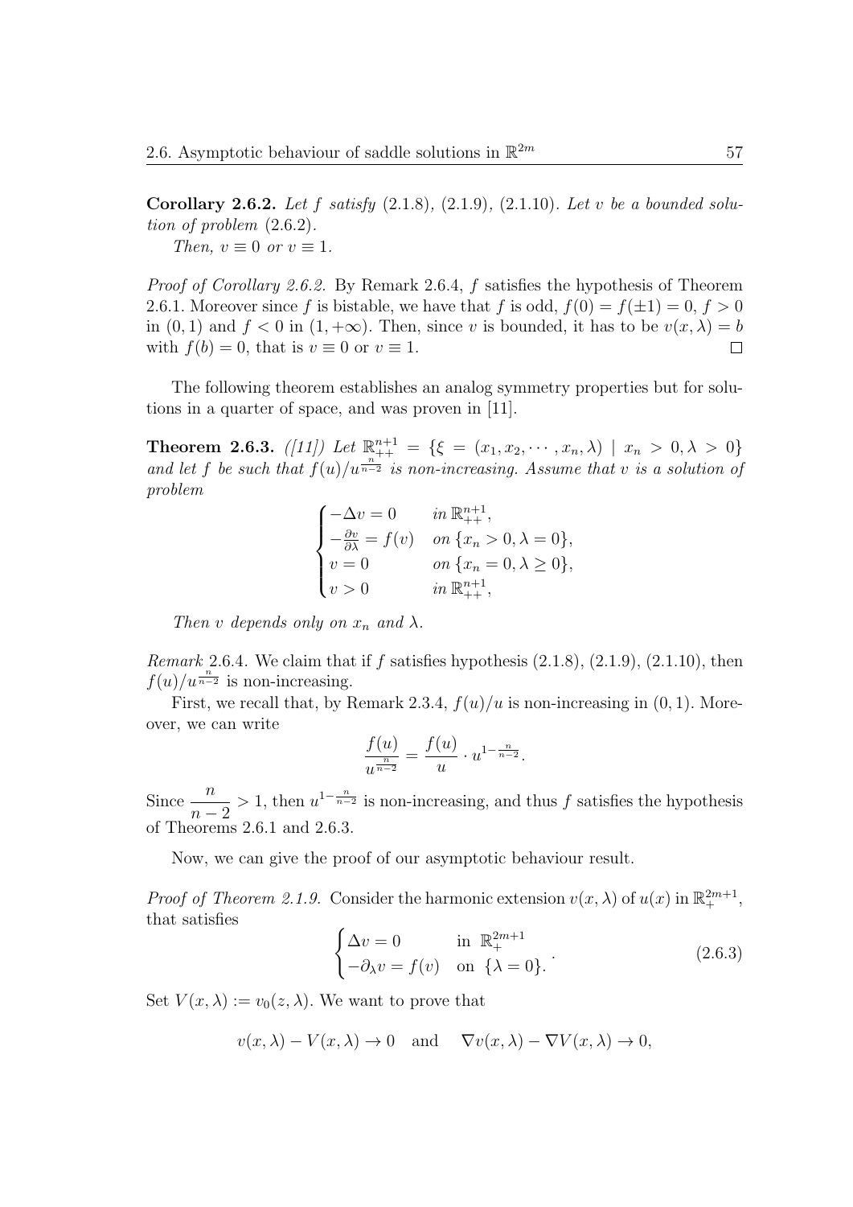**Corollary 2.6.2.** *Let $f$ satisfy* (2.1.8)*,* (2.1.9)*,* (2.1.10)*. Let $v$ be a bounded solution of problem* (2.6.2)*.*

*Then, $v \equiv 0$ or $v \equiv 1$.*

*Proof of Corollary 2.6.2.* By Remark 2.6.4, $f$ satisfies the hypothesis of Theorem 2.6.1. Moreover since $f$ is bistable, we have that $f$ is odd, $f(0) = f(\pm 1) = 0$, $f > 0$ in $(0, 1)$ and $f < 0$ in $(1, +\infty)$. Then, since $v$ is bounded, it has to be $v(x, \lambda) = b$ with $f(b) = 0$, that is $v \equiv 0$ or $v \equiv 1$. $\square$

The following theorem establishes an analog symmetry properties but for solutions in a quarter of space, and was proven in [11].

**Theorem 2.6.3.** *([11]) Let $\mathbb{R}^{n+1}_{++} = \{\xi = (x_1, x_2, \cdots, x_n, \lambda) \mid x_n > 0, \lambda > 0\}$ and let $f$ be such that $f(u)/u^{\frac{n}{n-2}}$ is non-increasing. Assume that $v$ is a solution of problem*

$$
\begin{cases}
-\Delta v = 0 & \text{in } \mathbb{R}^{n+1}_{++}, \\
-\frac{\partial v}{\partial \lambda} = f(v) & \text{on } \{x_n > 0, \lambda = 0\}, \\
v = 0 & \text{on } \{x_n = 0, \lambda \geq 0\}, \\
v > 0 & \text{in } \mathbb{R}^{n+1}_{++},
\end{cases}
$$

*Then $v$ depends only on $x_n$ and $\lambda$.*

*Remark* 2.6.4. We claim that if $f$ satisfies hypothesis (2.1.8), (2.1.9), (2.1.10), then $f(u)/u^{\frac{n}{n-2}}$ is non-increasing.

First, we recall that, by Remark 2.3.4, $f(u)/u$ is non-increasing in $(0, 1)$. Moreover, we can write

$$
\frac{f(u)}{u^{\frac{n}{n-2}}} = \frac{f(u)}{u} \cdot u^{1-\frac{n}{n-2}}.
$$

Since $\dfrac{n}{n-2} > 1$, then $u^{1-\frac{n}{n-2}}$ is non-increasing, and thus $f$ satisfies the hypothesis of Theorems 2.6.1 and 2.6.3.

Now, we can give the proof of our asymptotic behaviour result.

*Proof of Theorem 2.1.9.* Consider the harmonic extension $v(x, \lambda)$ of $u(x)$ in $\mathbb{R}^{2m+1}_+$, that satisfies

$$
\begin{cases}
\Delta v = 0 & \text{in } \mathbb{R}^{2m+1}_+ \\
-\partial_\lambda v = f(v) & \text{on } \{\lambda = 0\}.
\end{cases} \tag{2.6.3}
$$

Set $V(x, \lambda) := v_0(z, \lambda)$. We want to prove that

$$
v(x, \lambda) - V(x, \lambda) \to 0 \quad \text{and} \quad \nabla v(x, \lambda) - \nabla V(x, \lambda) \to 0,
$$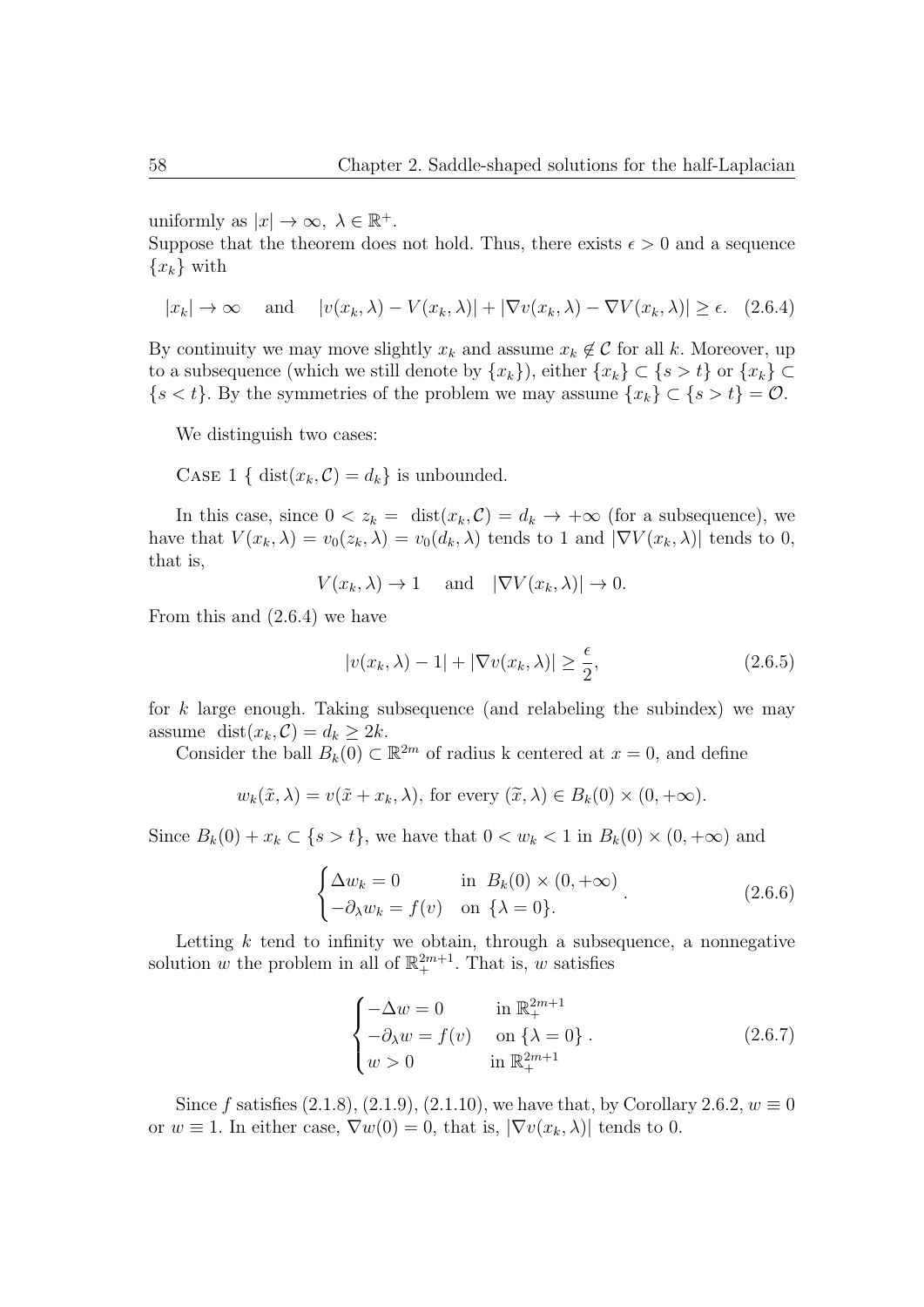uniformly as $|x| \to \infty$, $\lambda \in \mathbb{R}^+$.
Suppose that the theorem does not hold. Thus, there exists $\epsilon > 0$ and a sequence $\{x_k\}$ with

$$|x_k| \to \infty \quad \text{and} \quad |v(x_k, \lambda) - V(x_k, \lambda)| + |\nabla v(x_k, \lambda) - \nabla V(x_k, \lambda)| \geq \epsilon. \quad (2.6.4)$$

By continuity we may move slightly $x_k$ and assume $x_k \notin \mathcal{C}$ for all $k$. Moreover, up to a subsequence (which we still denote by $\{x_k\}$), either $\{x_k\} \subset \{s > t\}$ or $\{x_k\} \subset \{s < t\}$. By the symmetries of the problem we may assume $\{x_k\} \subset \{s > t\} = \mathcal{O}$.

We distinguish two cases:

CASE 1 $\{ \operatorname{dist}(x_k, \mathcal{C}) = d_k\}$ is unbounded.

In this case, since $0 < z_k = \operatorname{dist}(x_k, \mathcal{C}) = d_k \to +\infty$ (for a subsequence), we have that $V(x_k, \lambda) = v_0(z_k, \lambda) = v_0(d_k, \lambda)$ tends to 1 and $|\nabla V(x_k, \lambda)|$ tends to 0, that is,

$$V(x_k, \lambda) \to 1 \quad \text{and} \quad |\nabla V(x_k, \lambda)| \to 0.$$

From this and (2.6.4) we have

$$|v(x_k, \lambda) - 1| + |\nabla v(x_k, \lambda)| \geq \frac{\epsilon}{2}, \quad (2.6.5)$$

for $k$ large enough. Taking subsequence (and relabeling the subindex) we may assume $\operatorname{dist}(x_k, \mathcal{C}) = d_k \geq 2k$.

Consider the ball $B_k(0) \subset \mathbb{R}^{2m}$ of radius k centered at $x = 0$, and define

$$w_k(\tilde{x}, \lambda) = v(\tilde{x} + x_k, \lambda), \text{ for every } (\widetilde{x}, \lambda) \in B_k(0) \times (0, +\infty).$$

Since $B_k(0) + x_k \subset \{s > t\}$, we have that $0 < w_k < 1$ in $B_k(0) \times (0, +\infty)$ and

$$\begin{cases} \Delta w_k = 0 & \text{in } B_k(0) \times (0, +\infty) \\ -\partial_\lambda w_k = f(v) & \text{on } \{\lambda = 0\}. \end{cases} . \quad (2.6.6)$$

Letting $k$ tend to infinity we obtain, through a subsequence, a nonnegative solution $w$ the problem in all of $\mathbb{R}^{2m+1}_+$. That is, $w$ satisfies

$$\begin{cases} -\Delta w = 0 & \text{in } \mathbb{R}^{2m+1}_+ \\ -\partial_\lambda w = f(v) & \text{on } \{\lambda = 0\} \\ w > 0 & \text{in } \mathbb{R}^{2m+1}_+ \end{cases} . \quad (2.6.7)$$

Since $f$ satisfies (2.1.8), (2.1.9), (2.1.10), we have that, by Corollary 2.6.2, $w \equiv 0$ or $w \equiv 1$. In either case, $\nabla w(0) = 0$, that is, $|\nabla v(x_k, \lambda)|$ tends to 0.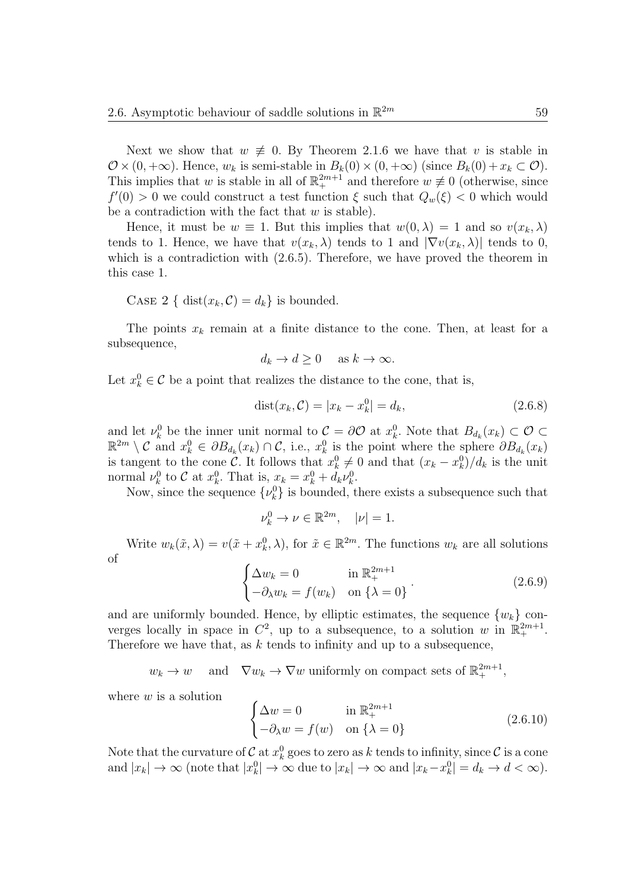Next we show that $w \not\equiv 0$. By Theorem 2.1.6 we have that $v$ is stable in $\mathcal{O} \times (0, +\infty)$. Hence, $w_k$ is semi-stable in $B_k(0) \times (0, +\infty)$ (since $B_k(0) + x_k \subset \mathcal{O}$). This implies that $w$ is stable in all of $\mathbb{R}^{2m+1}_+$ and therefore $w \not\equiv 0$ (otherwise, since $f'(0) > 0$ we could construct a test function $\xi$ such that $Q_w(\xi) < 0$ which would be a contradiction with the fact that $w$ is stable).

Hence, it must be $w \equiv 1$. But this implies that $w(0, \lambda) = 1$ and so $v(x_k, \lambda)$ tends to 1. Hence, we have that $v(x_k, \lambda)$ tends to 1 and $|\nabla v(x_k, \lambda)|$ tends to 0, which is a contradiction with (2.6.5). Therefore, we have proved the theorem in this case 1.

Case 2 { $\operatorname{dist}(x_k, \mathcal{C}) = d_k$} is bounded.

The points $x_k$ remain at a finite distance to the cone. Then, at least for a subsequence,

$$d_k \to d \geq 0 \quad \text{ as } k \to \infty.$$

Let $x_k^0 \in \mathcal{C}$ be a point that realizes the distance to the cone, that is,

$$\operatorname{dist}(x_k, \mathcal{C}) = |x_k - x_k^0| = d_k, \tag{2.6.8}$$

and let $\nu_k^0$ be the inner unit normal to $\mathcal{C} = \partial \mathcal{O}$ at $x_k^0$. Note that $B_{d_k}(x_k) \subset \mathcal{O} \subset \mathbb{R}^{2m} \setminus \mathcal{C}$ and $x_k^0 \in \partial B_{d_k}(x_k) \cap \mathcal{C}$, i.e., $x_k^0$ is the point where the sphere $\partial B_{d_k}(x_k)$ is tangent to the cone $\mathcal{C}$. It follows that $x_k^0 \neq 0$ and that $(x_k - x_k^0)/d_k$ is the unit normal $\nu_k^0$ to $\mathcal{C}$ at $x_k^0$. That is, $x_k = x_k^0 + d_k \nu_k^0$.

Now, since the sequence $\{\nu_k^0\}$ is bounded, there exists a subsequence such that

$$\nu_k^0 \to \nu \in \mathbb{R}^{2m}, \quad |\nu| = 1.$$

Write $w_k(\tilde{x}, \lambda) = v(\tilde{x} + x_k^0, \lambda)$, for $\tilde{x} \in \mathbb{R}^{2m}$. The functions $w_k$ are all solutions of

$$\begin{cases} \Delta w_k = 0 & \text{in } \mathbb{R}^{2m+1}_+ \\ -\partial_\lambda w_k = f(w_k) & \text{on } \{\lambda = 0\} \end{cases}. \tag{2.6.9}$$

and are uniformly bounded. Hence, by elliptic estimates, the sequence $\{w_k\}$ converges locally in space in $C^2$, up to a subsequence, to a solution $w$ in $\mathbb{R}^{2m+1}_+$. Therefore we have that, as $k$ tends to infinity and up to a subsequence,

$$w_k \to w \quad \text{ and } \quad \nabla w_k \to \nabla w \text{ uniformly on compact sets of } \mathbb{R}^{2m+1}_+,$$

where $w$ is a solution

$$\begin{cases} \Delta w = 0 & \text{in } \mathbb{R}^{2m+1}_+ \\ -\partial_\lambda w = f(w) & \text{on } \{\lambda = 0\} \end{cases} \tag{2.6.10}$$

Note that the curvature of $\mathcal{C}$ at $x_k^0$ goes to zero as $k$ tends to infinity, since $\mathcal{C}$ is a cone and $|x_k| \to \infty$ (note that $|x_k^0| \to \infty$ due to $|x_k| \to \infty$ and $|x_k - x_k^0| = d_k \to d < \infty$).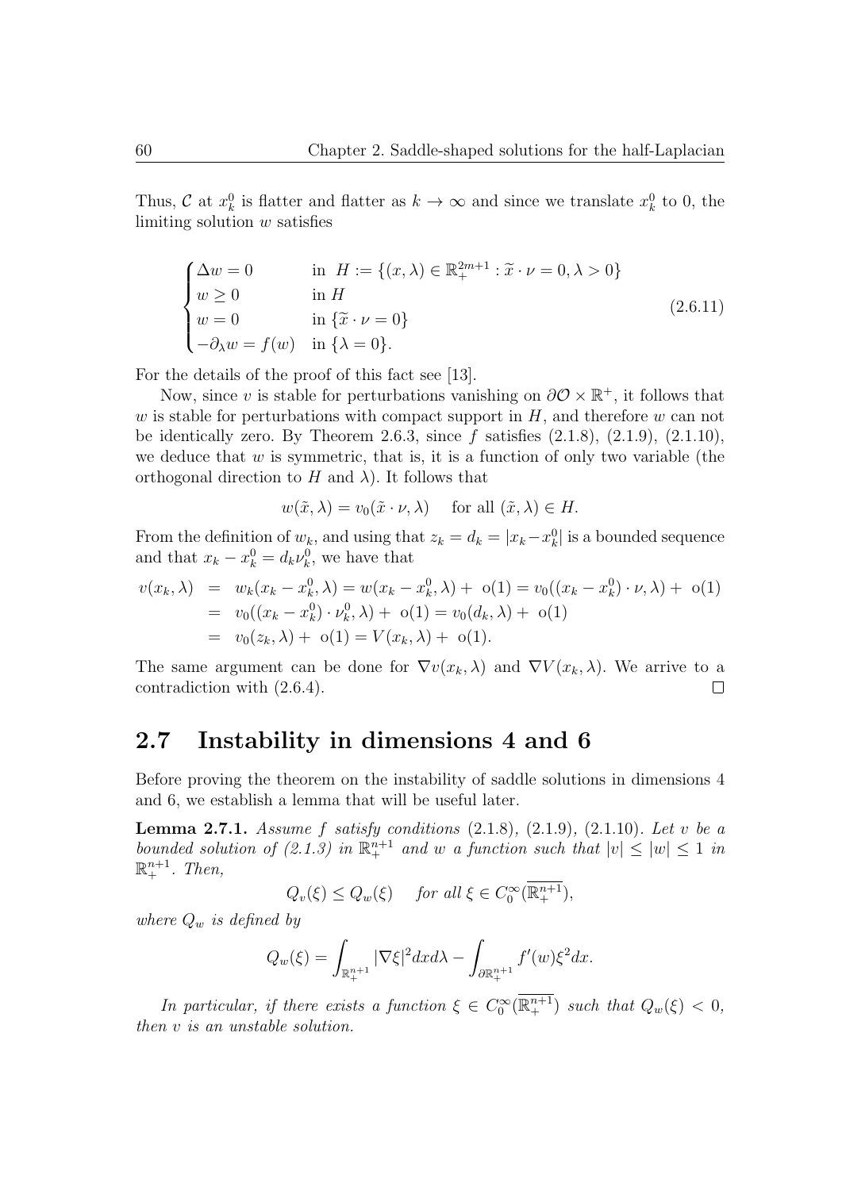Thus, $\mathcal{C}$ at $x_k^0$ is flatter and flatter as $k \to \infty$ and since we translate $x_k^0$ to 0, the limiting solution $w$ satisfies

$$
\begin{cases}
\Delta w = 0 & \text{in } \; H := \{(x,\lambda) \in \mathbb{R}^{2m+1}_+ : \widetilde{x} \cdot \nu = 0, \lambda > 0\} \\
w \geq 0 & \text{in } H \\
w = 0 & \text{in } \{\widetilde{x} \cdot \nu = 0\} \\
-\partial_\lambda w = f(w) & \text{in } \{\lambda = 0\}.
\end{cases}
\tag{2.6.11}
$$

For the details of the proof of this fact see [13].

Now, since $v$ is stable for perturbations vanishing on $\partial \mathcal{O} \times \mathbb{R}^+$, it follows that $w$ is stable for perturbations with compact support in $H$, and therefore $w$ can not be identically zero. By Theorem 2.6.3, since $f$ satisfies (2.1.8), (2.1.9), (2.1.10), we deduce that $w$ is symmetric, that is, it is a function of only two variable (the orthogonal direction to $H$ and $\lambda$). It follows that

$$
w(\tilde{x}, \lambda) = v_0(\tilde{x} \cdot \nu, \lambda) \quad \text{ for all } (\tilde{x}, \lambda) \in H.
$$

From the definition of $w_k$, and using that $z_k = d_k = |x_k - x_k^0|$ is a bounded sequence and that $x_k - x_k^0 = d_k \nu_k^0$, we have that

$$
\begin{aligned}
v(x_k, \lambda) &= w_k(x_k - x_k^0, \lambda) = w(x_k - x_k^0, \lambda) + \mathrm{o}(1) = v_0((x_k - x_k^0) \cdot \nu, \lambda) + \mathrm{o}(1) \\
&= v_0((x_k - x_k^0) \cdot \nu_k^0, \lambda) + \mathrm{o}(1) = v_0(d_k, \lambda) + \mathrm{o}(1) \\
&= v_0(z_k, \lambda) + \mathrm{o}(1) = V(x_k, \lambda) + \mathrm{o}(1).
\end{aligned}
$$

The same argument can be done for $\nabla v(x_k, \lambda)$ and $\nabla V(x_k, \lambda)$. We arrive to a contradiction with (2.6.4). $\square$

## 2.7 Instability in dimensions 4 and 6

Before proving the theorem on the instability of saddle solutions in dimensions 4 and 6, we establish a lemma that will be useful later.

**Lemma 2.7.1.** *Assume $f$ satisfy conditions (2.1.8), (2.1.9), (2.1.10). Let $v$ be a bounded solution of (2.1.3) in $\mathbb{R}^{n+1}_+$ and $w$ a function such that $|v| \leq |w| \leq 1$ in $\mathbb{R}^{n+1}_+$. Then,*

$$
Q_v(\xi) \leq Q_w(\xi) \quad \text{ for all } \xi \in C_0^\infty(\overline{\mathbb{R}^{n+1}_+}),
$$

*where $Q_w$ is defined by*

$$
Q_w(\xi) = \int_{\mathbb{R}^{n+1}_+} |\nabla \xi|^2 dx d\lambda - \int_{\partial \mathbb{R}^{n+1}_+} f'(w) \xi^2 dx.
$$

*In particular, if there exists a function $\xi \in C_0^\infty(\overline{\mathbb{R}^{n+1}_+})$ such that $Q_w(\xi) < 0$, then $v$ is an unstable solution.*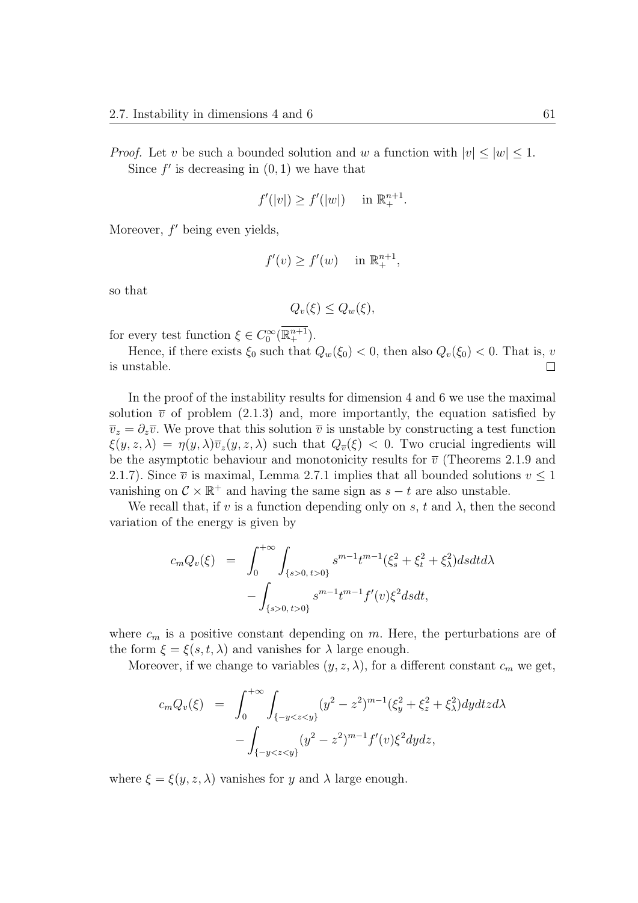*Proof.* Let $v$ be such a bounded solution and $w$ a function with $|v| \le |w| \le 1$.

Since $f'$ is decreasing in $(0,1)$ we have that

$$f'(|v|) \ge f'(|w|) \quad \text{ in } \mathbb{R}^{n+1}_+.$$

Moreover, $f'$ being even yields,

$$f'(v) \ge f'(w) \quad \text{ in } \mathbb{R}^{n+1}_+,$$

so that

$$Q_v(\xi) \le Q_w(\xi),$$

for every test function $\xi \in C_0^\infty(\overline{\mathbb{R}^{n+1}_+})$.

Hence, if there exists $\xi_0$ such that $Q_w(\xi_0) < 0$, then also $Q_v(\xi_0) < 0$. That is, $v$ is unstable. □

In the proof of the instability results for dimension 4 and 6 we use the maximal solution $\overline{v}$ of problem (2.1.3) and, more importantly, the equation satisfied by $\overline{v}_z = \partial_z \overline{v}$. We prove that this solution $\overline{v}$ is unstable by constructing a test function $\xi(y,z,\lambda) = \eta(y,\lambda)\overline{v}_z(y,z,\lambda)$ such that $Q_{\overline{v}}(\xi) < 0$. Two crucial ingredients will be the asymptotic behaviour and monotonicity results for $\overline{v}$ (Theorems 2.1.9 and 2.1.7). Since $\overline{v}$ is maximal, Lemma 2.7.1 implies that all bounded solutions $v \le 1$ vanishing on $\mathcal{C} \times \mathbb{R}^+$ and having the same sign as $s - t$ are also unstable.

We recall that, if $v$ is a function depending only on $s$, $t$ and $\lambda$, then the second variation of the energy is given by

$$\begin{aligned} c_m Q_v(\xi) &= \int_0^{+\infty} \int_{\{s>0,\, t>0\}} s^{m-1} t^{m-1} (\xi_s^2 + \xi_t^2 + \xi_\lambda^2)\, ds\,dt\,d\lambda \\ &\quad - \int_{\{s>0,\, t>0\}} s^{m-1} t^{m-1} f'(v) \xi^2\, ds\,dt, \end{aligned}$$

where $c_m$ is a positive constant depending on $m$. Here, the perturbations are of the form $\xi = \xi(s,t,\lambda)$ and vanishes for $\lambda$ large enough.

Moreover, if we change to variables $(y,z,\lambda)$, for a different constant $c_m$ we get,

$$\begin{aligned} c_m Q_v(\xi) &= \int_0^{+\infty} \int_{\{-y<z<y\}} (y^2 - z^2)^{m-1} (\xi_y^2 + \xi_z^2 + \xi_\lambda^2)\, dy\,dt\,z\,d\lambda \\ &\quad - \int_{\{-y<z<y\}} (y^2 - z^2)^{m-1} f'(v) \xi^2\, dy\,dz, \end{aligned}$$

where $\xi = \xi(y,z,\lambda)$ vanishes for $y$ and $\lambda$ large enough.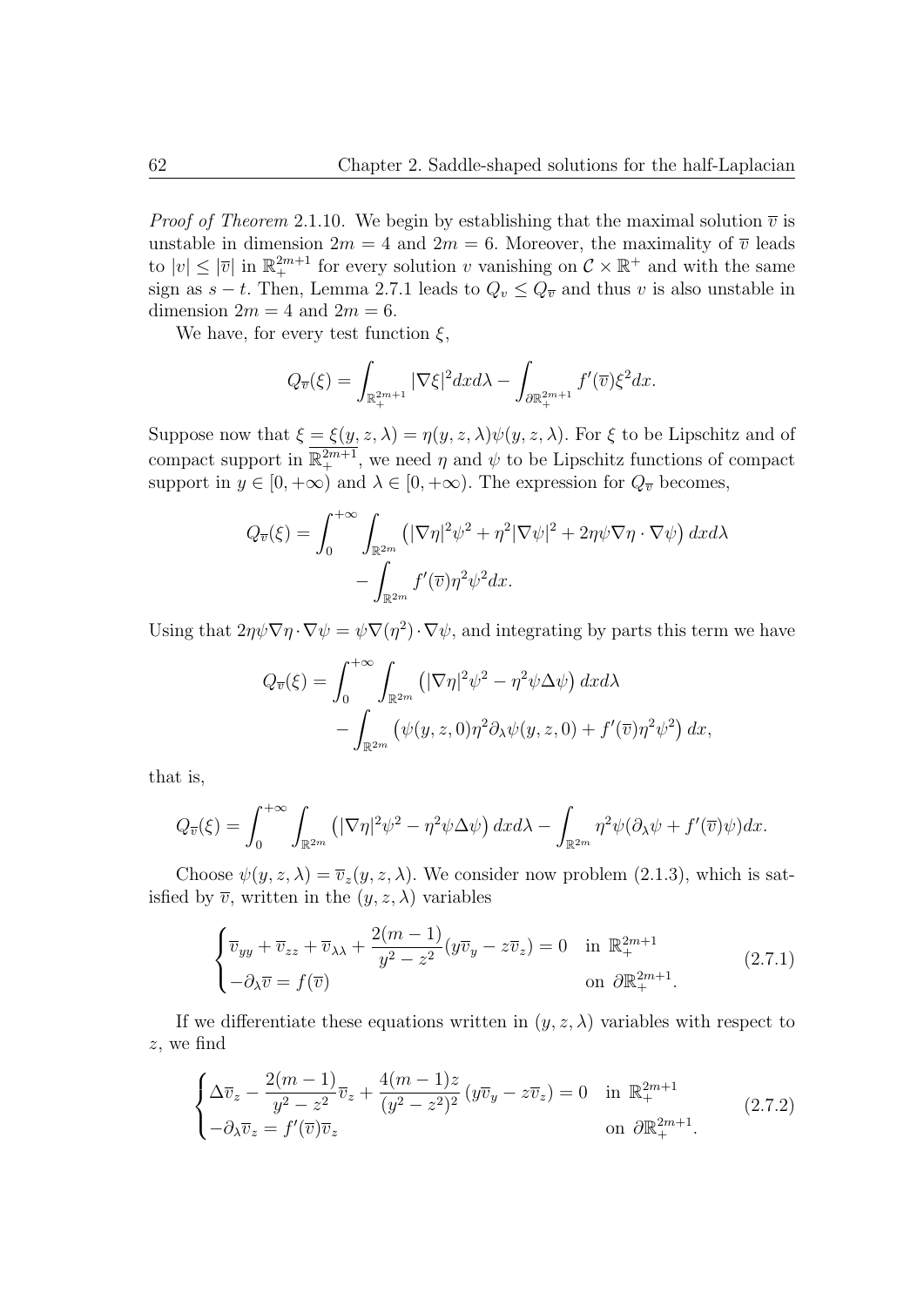*Proof of Theorem* 2.1.10. We begin by establishing that the maximal solution $\overline{v}$ is unstable in dimension $2m = 4$ and $2m = 6$. Moreover, the maximality of $\overline{v}$ leads to $|v| \leq |\overline{v}|$ in $\mathbb{R}^{2m+1}_+$ for every solution $v$ vanishing on $\mathcal{C} \times \mathbb{R}^+$ and with the same sign as $s - t$. Then, Lemma 2.7.1 leads to $Q_v \leq Q_{\overline{v}}$ and thus $v$ is also unstable in dimension $2m = 4$ and $2m = 6$.

We have, for every test function $\xi$,

$$
Q_{\overline{v}}(\xi) = \int_{\mathbb{R}^{2m+1}_+} |\nabla \xi|^2 dx d\lambda - \int_{\partial \mathbb{R}^{2m+1}_+} f'(\overline{v})\xi^2 dx.
$$

Suppose now that $\xi = \xi(y, z, \lambda) = \eta(y, z, \lambda)\psi(y, z, \lambda)$. For $\xi$ to be Lipschitz and of compact support in $\overline{\mathbb{R}^{2m+1}_+}$, we need $\eta$ and $\psi$ to be Lipschitz functions of compact support in $y \in [0, +\infty)$ and $\lambda \in [0, +\infty)$. The expression for $Q_{\overline{v}}$ becomes,

$$
\begin{aligned}
Q_{\overline{v}}(\xi) = \int_0^{+\infty} \int_{\mathbb{R}^{2m}} \left( |\nabla \eta|^2 \psi^2 + \eta^2 |\nabla \psi|^2 + 2\eta\psi \nabla \eta \cdot \nabla \psi \right) dx d\lambda \\
- \int_{\mathbb{R}^{2m}} f'(\overline{v})\eta^2\psi^2 dx.
\end{aligned}
$$

Using that $2\eta\psi\nabla\eta \cdot \nabla\psi = \psi\nabla(\eta^2) \cdot \nabla\psi$, and integrating by parts this term we have

$$
\begin{aligned}
Q_{\overline{v}}(\xi) = \int_0^{+\infty} \int_{\mathbb{R}^{2m}} \left( |\nabla \eta|^2 \psi^2 - \eta^2 \psi \Delta \psi \right) dx d\lambda \\
- \int_{\mathbb{R}^{2m}} \left( \psi(y, z, 0)\eta^2 \partial_\lambda \psi(y, z, 0) + f'(\overline{v})\eta^2\psi^2 \right) dx,
\end{aligned}
$$

that is,

$$
Q_{\overline{v}}(\xi) = \int_0^{+\infty} \int_{\mathbb{R}^{2m}} \left( |\nabla \eta|^2 \psi^2 - \eta^2 \psi \Delta \psi \right) dx d\lambda - \int_{\mathbb{R}^{2m}} \eta^2 \psi (\partial_\lambda \psi + f'(\overline{v})\psi) dx.
$$

Choose $\psi(y, z, \lambda) = \overline{v}_z(y, z, \lambda)$. We consider now problem (2.1.3), which is satisfied by $\overline{v}$, written in the $(y, z, \lambda)$ variables

$$
\begin{cases}
\overline{v}_{yy} + \overline{v}_{zz} + \overline{v}_{\lambda\lambda} + \dfrac{2(m-1)}{y^2 - z^2}(y\overline{v}_y - z\overline{v}_z) = 0 & \text{in } \mathbb{R}^{2m+1}_+ \\
-\partial_\lambda \overline{v} = f(\overline{v}) & \text{on } \partial\mathbb{R}^{2m+1}_+.
\end{cases}
\tag{2.7.1}
$$

If we differentiate these equations written in $(y, z, \lambda)$ variables with respect to $z$, we find

$$
\begin{cases}
\Delta \overline{v}_z - \dfrac{2(m-1)}{y^2 - z^2}\overline{v}_z + \dfrac{4(m-1)z}{(y^2 - z^2)^2}\left(y\overline{v}_y - z\overline{v}_z\right) = 0 & \text{in } \mathbb{R}^{2m+1}_+ \\
-\partial_\lambda \overline{v}_z = f'(\overline{v})\overline{v}_z & \text{on } \partial\mathbb{R}^{2m+1}_+.
\end{cases}
\tag{2.7.2}
$$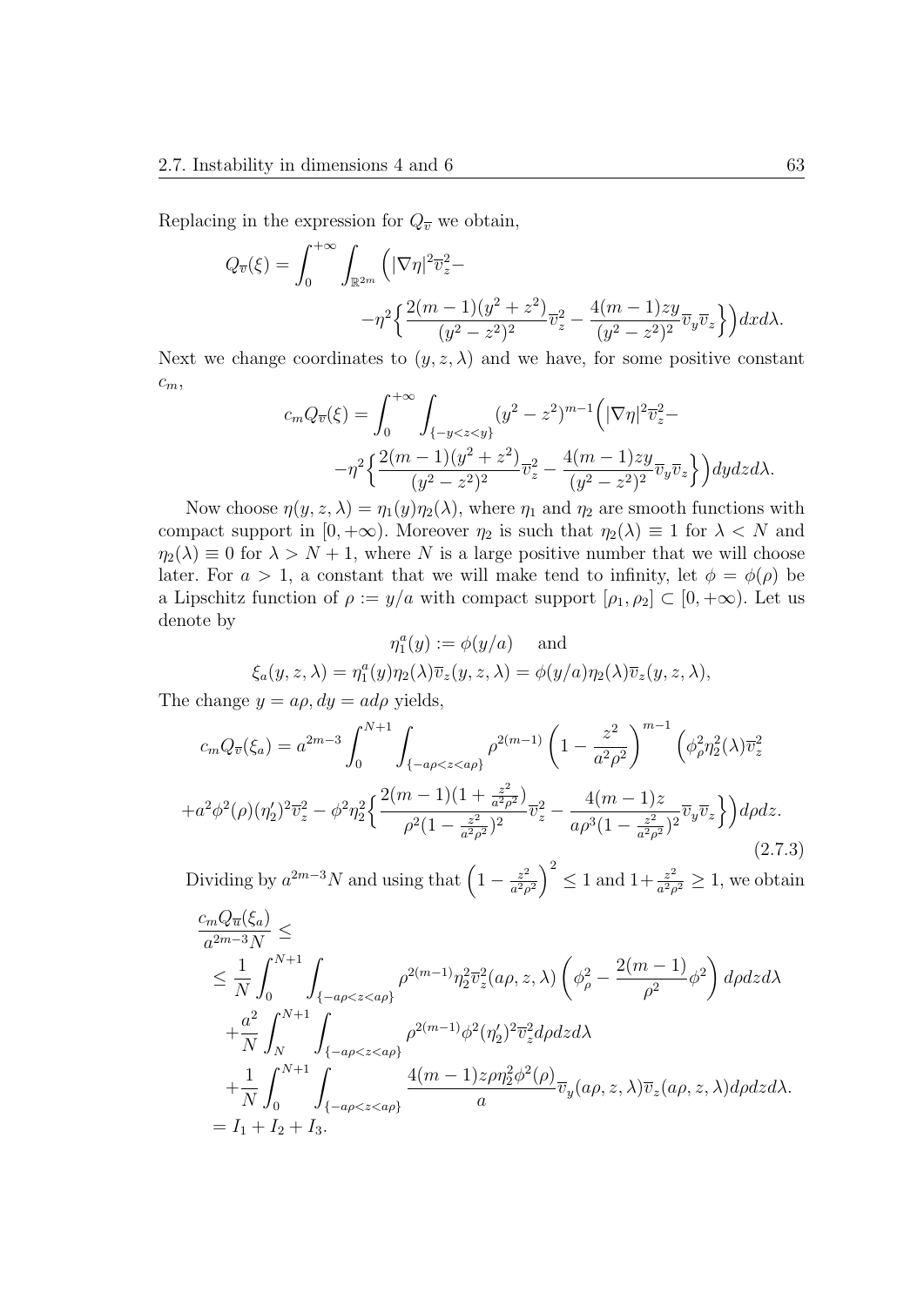Replacing in the expression for $Q_{\overline{v}}$ we obtain,

$$Q_{\overline{v}}(\xi) = \int_0^{+\infty} \int_{\mathbb{R}^{2m}} \Big( |\nabla \eta|^2 \overline{v}_z^2 - \\ -\eta^2 \Big\{ \frac{2(m-1)(y^2+z^2)}{(y^2-z^2)^2} \overline{v}_z^2 - \frac{4(m-1)zy}{(y^2-z^2)^2} \overline{v}_y \overline{v}_z \Big\} \Big) dx d\lambda.$$

Next we change coordinates to $(y, z, \lambda)$ and we have, for some positive constant $c_m$,

$$c_m Q_{\overline{v}}(\xi) = \int_0^{+\infty} \int_{\{-y<z<y\}} (y^2-z^2)^{m-1} \Big( |\nabla \eta|^2 \overline{v}_z^2 - \\ -\eta^2 \Big\{ \frac{2(m-1)(y^2+z^2)}{(y^2-z^2)^2} \overline{v}_z^2 - \frac{4(m-1)zy}{(y^2-z^2)^2} \overline{v}_y \overline{v}_z \Big\} \Big) dy dz d\lambda.$$

Now choose $\eta(y, z, \lambda) = \eta_1(y)\eta_2(\lambda)$, where $\eta_1$ and $\eta_2$ are smooth functions with compact support in $[0, +\infty)$. Moreover $\eta_2$ is such that $\eta_2(\lambda) \equiv 1$ for $\lambda < N$ and $\eta_2(\lambda) \equiv 0$ for $\lambda > N+1$, where $N$ is a large positive number that we will choose later. For $a > 1$, a constant that we will make tend to infinity, let $\phi = \phi(\rho)$ be a Lipschitz function of $\rho := y/a$ with compact support $[\rho_1, \rho_2] \subset [0, +\infty)$. Let us denote by

$$\eta_1^a(y) := \phi(y/a) \quad \text{ and}$$

$$\xi_a(y, z, \lambda) = \eta_1^a(y)\eta_2(\lambda)\overline{v}_z(y, z, \lambda) = \phi(y/a)\eta_2(\lambda)\overline{v}_z(y, z, \lambda),$$

The change $y = a\rho, dy = a d\rho$ yields,

$$c_m Q_{\overline{v}}(\xi_a) = a^{2m-3} \int_0^{N+1} \int_{\{-a\rho<z<a\rho\}} \rho^{2(m-1)} \left(1 - \frac{z^2}{a^2\rho^2}\right)^{m-1} \Big( \phi_\rho^2 \eta_2^2(\lambda) \overline{v}_z^2 \\ + a^2 \phi^2(\rho)(\eta_2')^2 \overline{v}_z^2 - \phi^2 \eta_2^2 \Big\{ \frac{2(m-1)(1+\frac{z^2}{a^2\rho^2})}{\rho^2(1-\frac{z^2}{a^2\rho^2})^2} \overline{v}_z^2 - \frac{4(m-1)z}{a\rho^3(1-\frac{z^2}{a^2\rho^2})^2} \overline{v}_y \overline{v}_z \Big\} \Big) d\rho dz. \tag{2.7.3}$$

Dividing by $a^{2m-3}N$ and using that $\left(1 - \frac{z^2}{a^2\rho^2}\right)^2 \leq 1$ and $1 + \frac{z^2}{a^2\rho^2} \geq 1$, we obtain

$$\begin{aligned} &\frac{c_m Q_{\overline{u}}(\xi_a)}{a^{2m-3}N} \leq \\ &\leq \frac{1}{N} \int_0^{N+1} \int_{\{-a\rho<z<a\rho\}} \rho^{2(m-1)} \eta_2^2 \overline{v}_z^2(a\rho, z, \lambda) \left( \phi_\rho^2 - \frac{2(m-1)}{\rho^2} \phi^2 \right) d\rho dz d\lambda \\ &+ \frac{a^2}{N} \int_N^{N+1} \int_{\{-a\rho<z<a\rho\}} \rho^{2(m-1)} \phi^2 (\eta_2')^2 \overline{v}_z^2 d\rho dz d\lambda \\ &+ \frac{1}{N} \int_0^{N+1} \int_{\{-a\rho<z<a\rho\}} \frac{4(m-1)z\rho\eta_2^2\phi^2(\rho)}{a} \overline{v}_y(a\rho, z, \lambda)\overline{v}_z(a\rho, z, \lambda) d\rho dz d\lambda. \\ &= I_1 + I_2 + I_3. \end{aligned}$$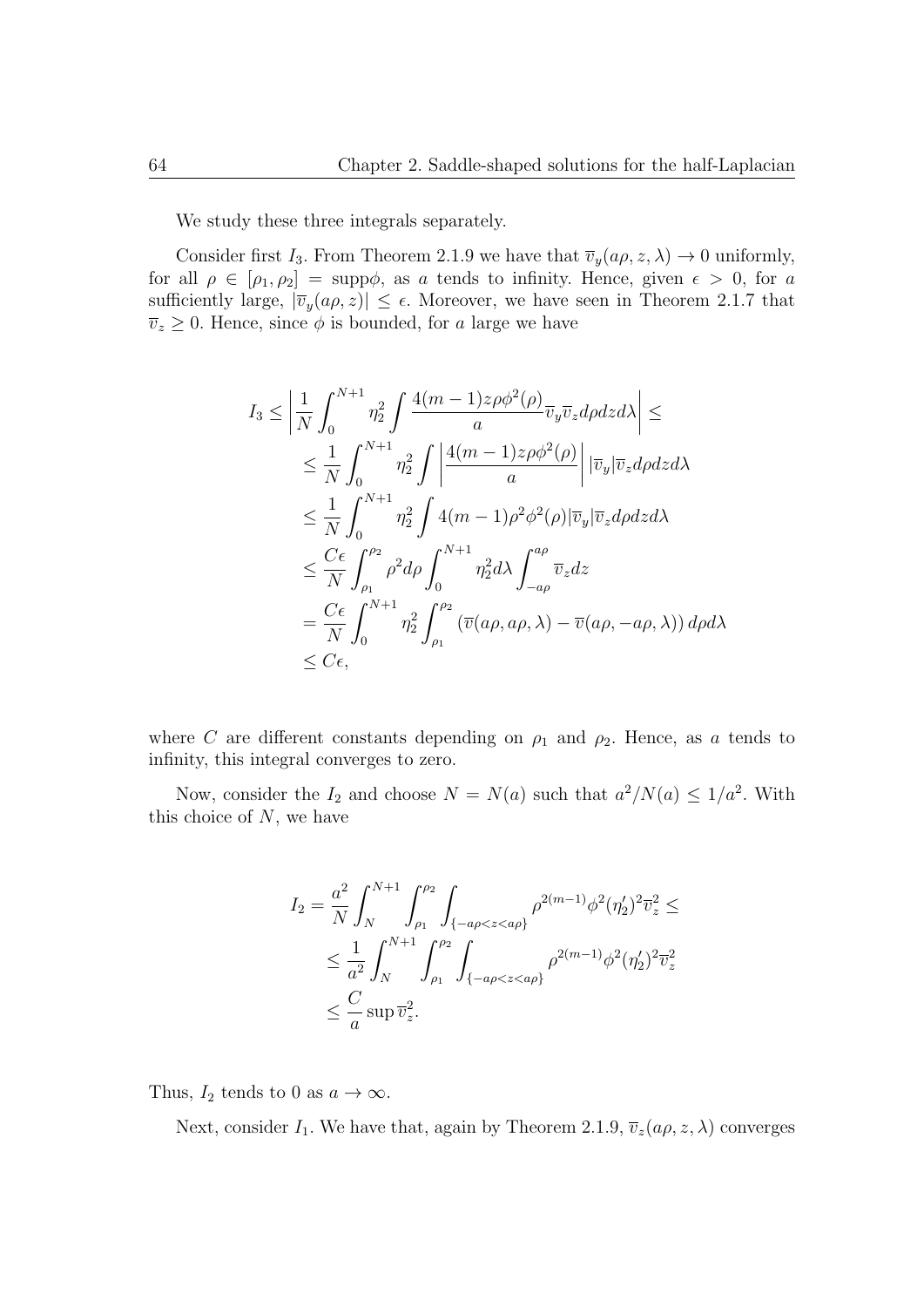We study these three integrals separately.

Consider first $I_3$. From Theorem 2.1.9 we have that $\overline{v}_y(a\rho, z, \lambda) \to 0$ uniformly, for all $\rho \in [\rho_1, \rho_2] = \mathrm{supp}\phi$, as $a$ tends to infinity. Hence, given $\epsilon > 0$, for $a$ sufficiently large, $|\overline{v}_y(a\rho, z)| \leq \epsilon$. Moreover, we have seen in Theorem 2.1.7 that $\overline{v}_z \geq 0$. Hence, since $\phi$ is bounded, for $a$ large we have

$$
\begin{aligned}
I_3 &\leq \left| \frac{1}{N} \int_0^{N+1} \eta_2^2 \int \frac{4(m-1)z\rho\phi^2(\rho)}{a} \overline{v}_y \overline{v}_z d\rho dz d\lambda \right| \leq \\
&\leq \frac{1}{N} \int_0^{N+1} \eta_2^2 \int \left| \frac{4(m-1)z\rho\phi^2(\rho)}{a} \right| |\overline{v}_y| \overline{v}_z d\rho dz d\lambda \\
&\leq \frac{1}{N} \int_0^{N+1} \eta_2^2 \int 4(m-1)\rho^2\phi^2(\rho) |\overline{v}_y| \overline{v}_z d\rho dz d\lambda \\
&\leq \frac{C\epsilon}{N} \int_{\rho_1}^{\rho_2} \rho^2 d\rho \int_0^{N+1} \eta_2^2 d\lambda \int_{-a\rho}^{a\rho} \overline{v}_z dz \\
&= \frac{C\epsilon}{N} \int_0^{N+1} \eta_2^2 \int_{\rho_1}^{\rho_2} \left( \overline{v}(a\rho, a\rho, \lambda) - \overline{v}(a\rho, -a\rho, \lambda) \right) d\rho d\lambda \\
&\leq C\epsilon,
\end{aligned}
$$

where $C$ are different constants depending on $\rho_1$ and $\rho_2$. Hence, as $a$ tends to infinity, this integral converges to zero.

Now, consider the $I_2$ and choose $N = N(a)$ such that $a^2/N(a) \leq 1/a^2$. With this choice of $N$, we have

$$
\begin{aligned}
I_2 &= \frac{a^2}{N} \int_N^{N+1} \int_{\rho_1}^{\rho_2} \int_{\{-a\rho < z < a\rho\}} \rho^{2(m-1)} \phi^2 (\eta_2')^2 \overline{v}_z^2 \leq \\
&\leq \frac{1}{a^2} \int_N^{N+1} \int_{\rho_1}^{\rho_2} \int_{\{-a\rho < z < a\rho\}} \rho^{2(m-1)} \phi^2 (\eta_2')^2 \overline{v}_z^2 \\
&\leq \frac{C}{a} \sup \overline{v}_z^2.
\end{aligned}
$$

Thus, $I_2$ tends to 0 as $a \to \infty$.

Next, consider $I_1$. We have that, again by Theorem 2.1.9, $\overline{v}_z(a\rho, z, \lambda)$ converges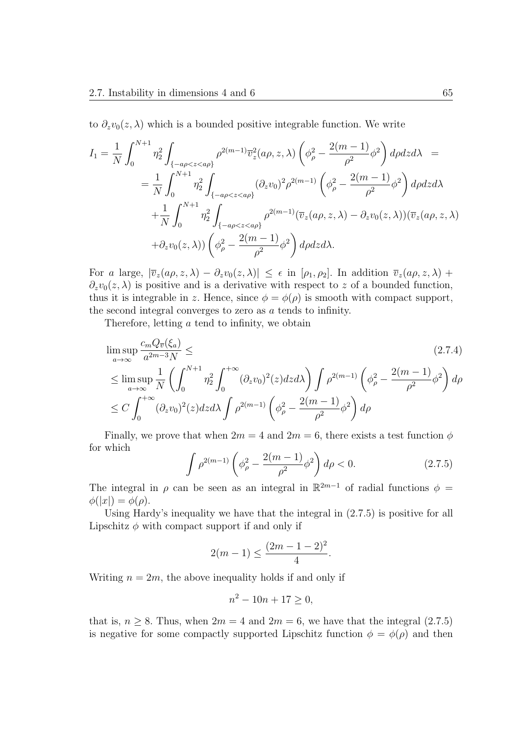to $\partial_z v_0(z,\lambda)$ which is a bounded positive integrable function. We write

$$
\begin{aligned}
I_1 = \frac{1}{N}\int_0^{N+1} \eta_2^2 \int_{\{-a\rho<z<a\rho\}} \rho^{2(m-1)} \overline{v}_z^2(a\rho,z,\lambda)\left(\phi_\rho^2 - \frac{2(m-1)}{\rho^2}\phi^2\right) d\rho dz d\lambda \;\; = \\
= \frac{1}{N}\int_0^{N+1} \eta_2^2 \int_{\{-a\rho<z<a\rho\}} (\partial_z v_0)^2 \rho^{2(m-1)} \left(\phi_\rho^2 - \frac{2(m-1)}{\rho^2}\phi^2\right) d\rho dz d\lambda \\
+\frac{1}{N}\int_0^{N+1} \eta_2^2 \int_{\{-a\rho<z<a\rho\}} \rho^{2(m-1)} (\overline{v}_z(a\rho,z,\lambda) - \partial_z v_0(z,\lambda))(\overline{v}_z(a\rho,z,\lambda) \\
+\partial_z v_0(z,\lambda))\left(\phi_\rho^2 - \frac{2(m-1)}{\rho^2}\phi^2\right) d\rho dz d\lambda.
\end{aligned}
$$

For $a$ large, $|\overline{v}_z(a\rho,z,\lambda) - \partial_z v_0(z,\lambda)| \leq \epsilon$ in $[\rho_1,\rho_2]$. In addition $\overline{v}_z(a\rho,z,\lambda) + \partial_z v_0(z,\lambda)$ is positive and is a derivative with respect to $z$ of a bounded function, thus it is integrable in $z$. Hence, since $\phi = \phi(\rho)$ is smooth with compact support, the second integral converges to zero as $a$ tends to infinity.

Therefore, letting $a$ tend to infinity, we obtain

$$
\begin{aligned}
&\limsup_{a\to\infty} \frac{c_m Q_{\overline{v}}(\xi_a)}{a^{2m-3}N} \leq \qquad (2.7.4)\\
&\leq \limsup_{a\to\infty} \frac{1}{N}\left(\int_0^{N+1}\eta_2^2 \int_0^{+\infty} (\partial_z v_0)^2(z) dz d\lambda\right) \int \rho^{2(m-1)}\left(\phi_\rho^2 - \frac{2(m-1)}{\rho^2}\phi^2\right) d\rho \\
&\leq C\int_0^{+\infty} (\partial_z v_0)^2(z) dz d\lambda \int \rho^{2(m-1)}\left(\phi_\rho^2 - \frac{2(m-1)}{\rho^2}\phi^2\right) d\rho
\end{aligned}
$$

Finally, we prove that when $2m=4$ and $2m=6$, there exists a test function $\phi$ for which

$$
\int \rho^{2(m-1)}\left(\phi_\rho^2 - \frac{2(m-1)}{\rho^2}\phi^2\right) d\rho < 0. \qquad (2.7.5)
$$

The integral in $\rho$ can be seen as an integral in $\mathbb{R}^{2m-1}$ of radial functions $\phi = \phi(|x|) = \phi(\rho)$.

Using Hardy's inequality we have that the integral in (2.7.5) is positive for all Lipschitz $\phi$ with compact support if and only if

$$
2(m-1) \leq \frac{(2m-1-2)^2}{4}.
$$

Writing $n = 2m$, the above inequality holds if and only if

$$
n^2 - 10n + 17 \geq 0,
$$

that is, $n \geq 8$. Thus, when $2m=4$ and $2m=6$, we have that the integral (2.7.5) is negative for some compactly supported Lipschitz function $\phi = \phi(\rho)$ and then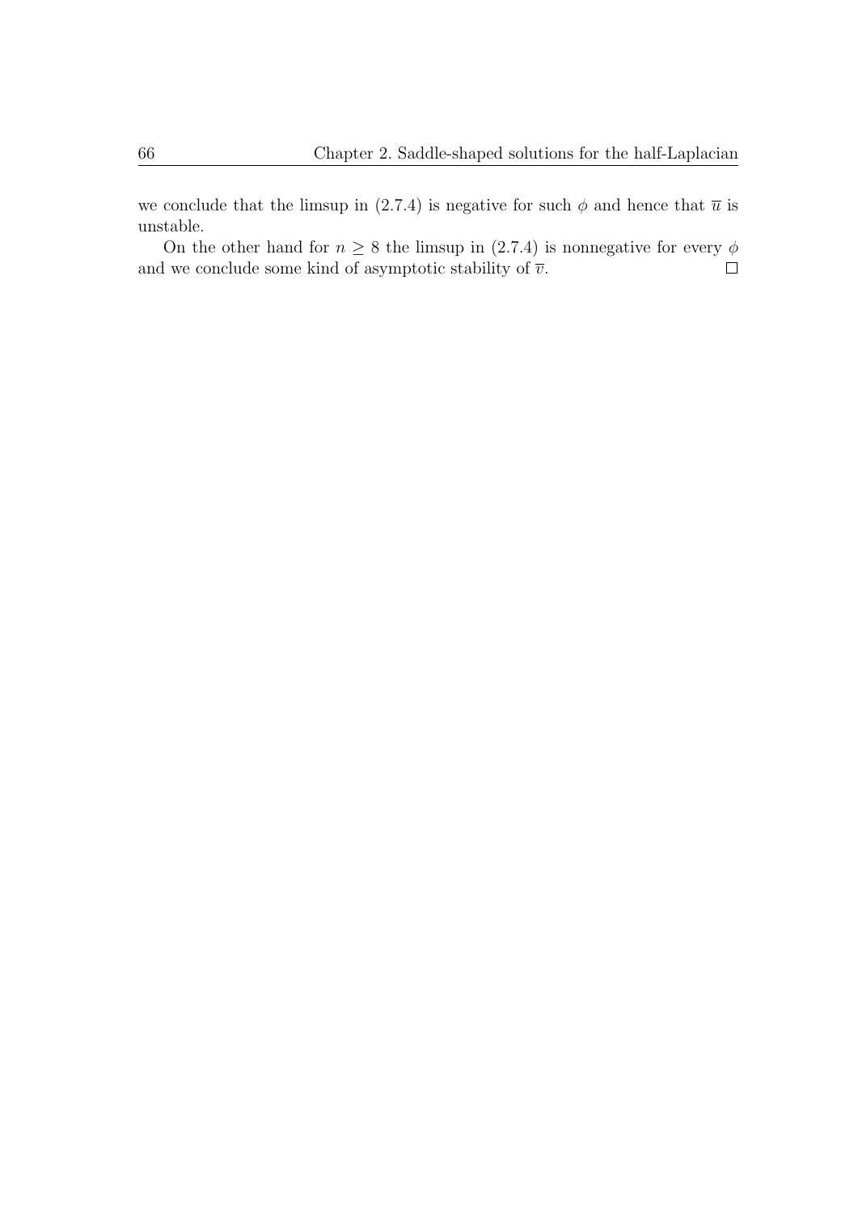we conclude that the limsup in (2.7.4) is negative for such $\phi$ and hence that $\overline{u}$ is unstable.

On the other hand for $n \geq 8$ the limsup in (2.7.4) is nonnegative for every $\phi$ and we conclude some kind of asymptotic stability of $\overline{v}$. $\square$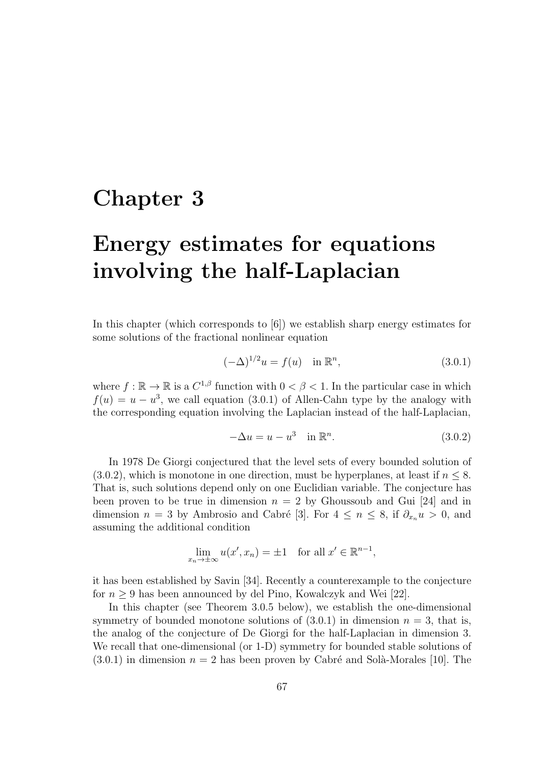# Chapter 3

# Energy estimates for equations involving the half-Laplacian

In this chapter (which corresponds to [6]) we establish sharp energy estimates for some solutions of the fractional nonlinear equation

$$(-\Delta)^{1/2}u = f(u) \quad \text{in } \mathbb{R}^n, \tag{3.0.1}$$

where $f : \mathbb{R} \to \mathbb{R}$ is a $C^{1,\beta}$ function with $0 < \beta < 1$. In the particular case in which $f(u) = u - u^3$, we call equation (3.0.1) of Allen-Cahn type by the analogy with the corresponding equation involving the Laplacian instead of the half-Laplacian,

$$-\Delta u = u - u^3 \quad \text{in } \mathbb{R}^n. \tag{3.0.2}$$

In 1978 De Giorgi conjectured that the level sets of every bounded solution of (3.0.2), which is monotone in one direction, must be hyperplanes, at least if $n \leq 8$. That is, such solutions depend only on one Euclidian variable. The conjecture has been proven to be true in dimension $n = 2$ by Ghoussoub and Gui [24] and in dimension $n = 3$ by Ambrosio and Cabré [3]. For $4 \leq n \leq 8$, if $\partial_{x_n} u > 0$, and assuming the additional condition

$$\lim_{x_n \to \pm\infty} u(x', x_n) = \pm 1 \quad \text{for all } x' \in \mathbb{R}^{n-1},$$

it has been established by Savin [34]. Recently a counterexample to the conjecture for $n \geq 9$ has been announced by del Pino, Kowalczyk and Wei [22].

In this chapter (see Theorem 3.0.5 below), we establish the one-dimensional symmetry of bounded monotone solutions of (3.0.1) in dimension $n = 3$, that is, the analog of the conjecture of De Giorgi for the half-Laplacian in dimension 3. We recall that one-dimensional (or 1-D) symmetry for bounded stable solutions of (3.0.1) in dimension $n = 2$ has been proven by Cabré and Solà-Morales [10]. The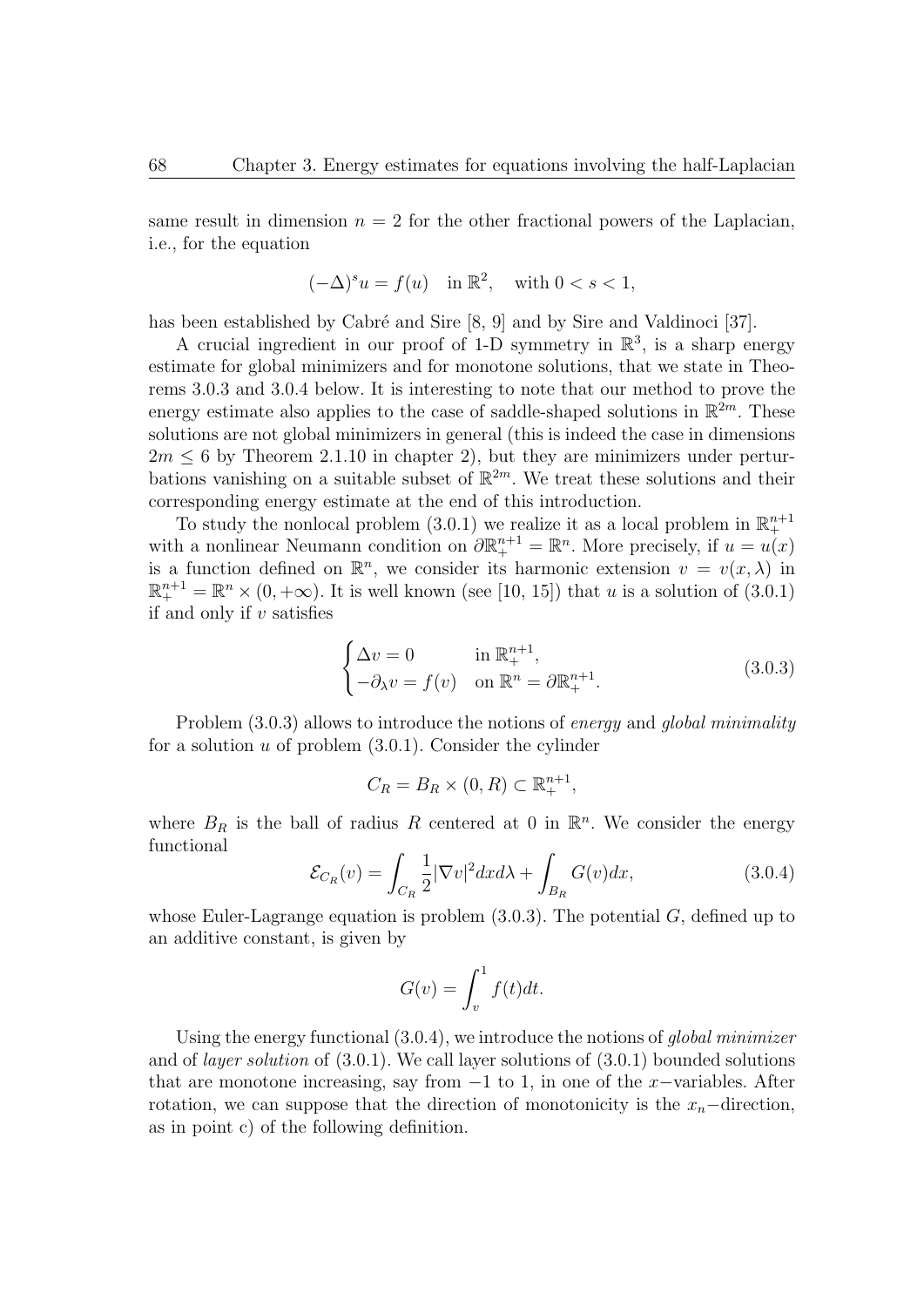same result in dimension $n = 2$ for the other fractional powers of the Laplacian, i.e., for the equation

$$(-\Delta)^s u = f(u) \quad \text{in } \mathbb{R}^2, \quad \text{with } 0 < s < 1,$$

has been established by Cabré and Sire [8, 9] and by Sire and Valdinoci [37].

A crucial ingredient in our proof of 1-D symmetry in $\mathbb{R}^3$, is a sharp energy estimate for global minimizers and for monotone solutions, that we state in Theorems 3.0.3 and 3.0.4 below. It is interesting to note that our method to prove the energy estimate also applies to the case of saddle-shaped solutions in $\mathbb{R}^{2m}$. These solutions are not global minimizers in general (this is indeed the case in dimensions $2m \leq 6$ by Theorem 2.1.10 in chapter 2), but they are minimizers under perturbations vanishing on a suitable subset of $\mathbb{R}^{2m}$. We treat these solutions and their corresponding energy estimate at the end of this introduction.

To study the nonlocal problem (3.0.1) we realize it as a local problem in $\mathbb{R}^{n+1}_+$ with a nonlinear Neumann condition on $\partial\mathbb{R}^{n+1}_+ = \mathbb{R}^n$. More precisely, if $u = u(x)$ is a function defined on $\mathbb{R}^n$, we consider its harmonic extension $v = v(x, \lambda)$ in $\mathbb{R}^{n+1}_+ = \mathbb{R}^n \times (0, +\infty)$. It is well known (see [10, 15]) that $u$ is a solution of (3.0.1) if and only if $v$ satisfies

$$\begin{cases} \Delta v = 0 & \text{in } \mathbb{R}^{n+1}_+, \\ -\partial_\lambda v = f(v) & \text{on } \mathbb{R}^n = \partial\mathbb{R}^{n+1}_+. \end{cases} \tag{3.0.3}$$

Problem (3.0.3) allows to introduce the notions of *energy* and *global minimality* for a solution $u$ of problem (3.0.1). Consider the cylinder

$$C_R = B_R \times (0, R) \subset \mathbb{R}^{n+1}_+,$$

where $B_R$ is the ball of radius $R$ centered at 0 in $\mathbb{R}^n$. We consider the energy functional

$$\mathcal{E}_{C_R}(v) = \int_{C_R} \frac{1}{2}|\nabla v|^2 dx d\lambda + \int_{B_R} G(v) dx, \tag{3.0.4}$$

whose Euler-Lagrange equation is problem (3.0.3). The potential $G$, defined up to an additive constant, is given by

$$G(v) = \int_v^1 f(t) dt.$$

Using the energy functional (3.0.4), we introduce the notions of *global minimizer* and of *layer solution* of (3.0.1). We call layer solutions of (3.0.1) bounded solutions that are monotone increasing, say from $-1$ to 1, in one of the $x-$variables. After rotation, we can suppose that the direction of monotonicity is the $x_n-$direction, as in point c) of the following definition.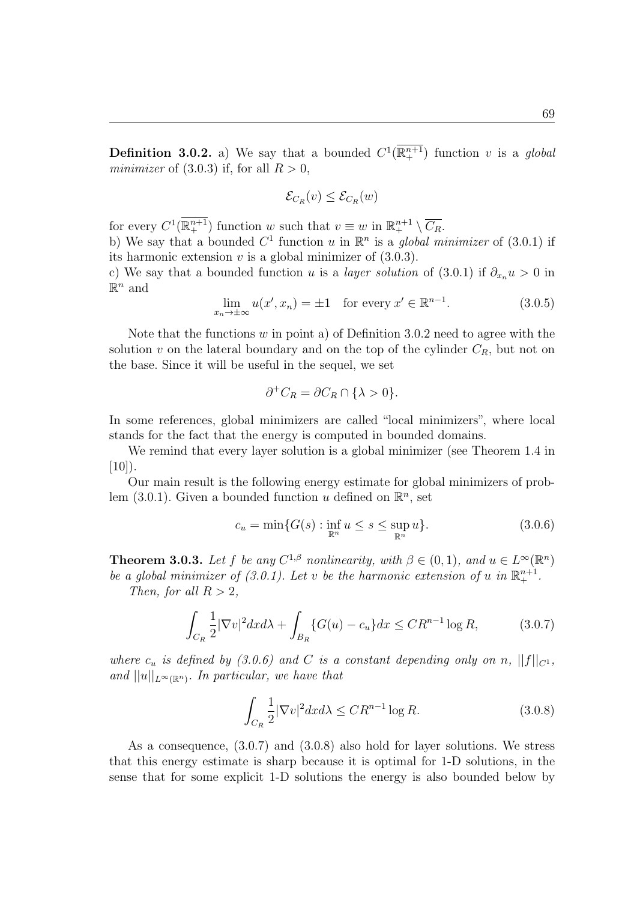**Definition 3.0.2.** a) We say that a bounded $C^1(\overline{\mathbb{R}^{n+1}_+})$ function $v$ is a *global minimizer* of (3.0.3) if, for all $R > 0$,

$$\mathcal{E}_{C_R}(v) \leq \mathcal{E}_{C_R}(w)$$

for every $C^1(\overline{\mathbb{R}^{n+1}_+})$ function $w$ such that $v \equiv w$ in $\mathbb{R}^{n+1}_+ \setminus \overline{C_R}$.

b) We say that a bounded $C^1$ function $u$ in $\mathbb{R}^n$ is a *global minimizer* of (3.0.1) if its harmonic extension $v$ is a global minimizer of (3.0.3).

c) We say that a bounded function $u$ is a *layer solution* of (3.0.1) if $\partial_{x_n} u > 0$ in $\mathbb{R}^n$ and

$$\lim_{x_n \to \pm\infty} u(x', x_n) = \pm 1 \quad \text{for every } x' \in \mathbb{R}^{n-1}. \tag{3.0.5}$$

Note that the functions $w$ in point a) of Definition 3.0.2 need to agree with the solution $v$ on the lateral boundary and on the top of the cylinder $C_R$, but not on the base. Since it will be useful in the sequel, we set

$$\partial^+ C_R = \partial C_R \cap \{\lambda > 0\}.$$

In some references, global minimizers are called "local minimizers", where local stands for the fact that the energy is computed in bounded domains.

We remind that every layer solution is a global minimizer (see Theorem 1.4 in [10]).

Our main result is the following energy estimate for global minimizers of problem (3.0.1). Given a bounded function $u$ defined on $\mathbb{R}^n$, set

$$c_u = \min\{G(s) : \inf_{\mathbb{R}^n} u \leq s \leq \sup_{\mathbb{R}^n} u\}. \tag{3.0.6}$$

**Theorem 3.0.3.** *Let $f$ be any $C^{1,\beta}$ nonlinearity, with $\beta \in (0,1)$, and $u \in L^\infty(\mathbb{R}^n)$ be a global minimizer of (3.0.1). Let $v$ be the harmonic extension of $u$ in $\mathbb{R}^{n+1}_+$.*

*Then, for all $R > 2$,*

$$\int_{C_R} \frac{1}{2} |\nabla v|^2 dx d\lambda + \int_{B_R} \{G(u) - c_u\} dx \leq C R^{n-1} \log R, \tag{3.0.7}$$

*where $c_u$ is defined by (3.0.6) and $C$ is a constant depending only on $n$, $||f||_{C^1}$, and $||u||_{L^\infty(\mathbb{R}^n)}$. In particular, we have that*

$$\int_{C_R} \frac{1}{2} |\nabla v|^2 dx d\lambda \leq C R^{n-1} \log R. \tag{3.0.8}$$

As a consequence, (3.0.7) and (3.0.8) also hold for layer solutions. We stress that this energy estimate is sharp because it is optimal for 1-D solutions, in the sense that for some explicit 1-D solutions the energy is also bounded below by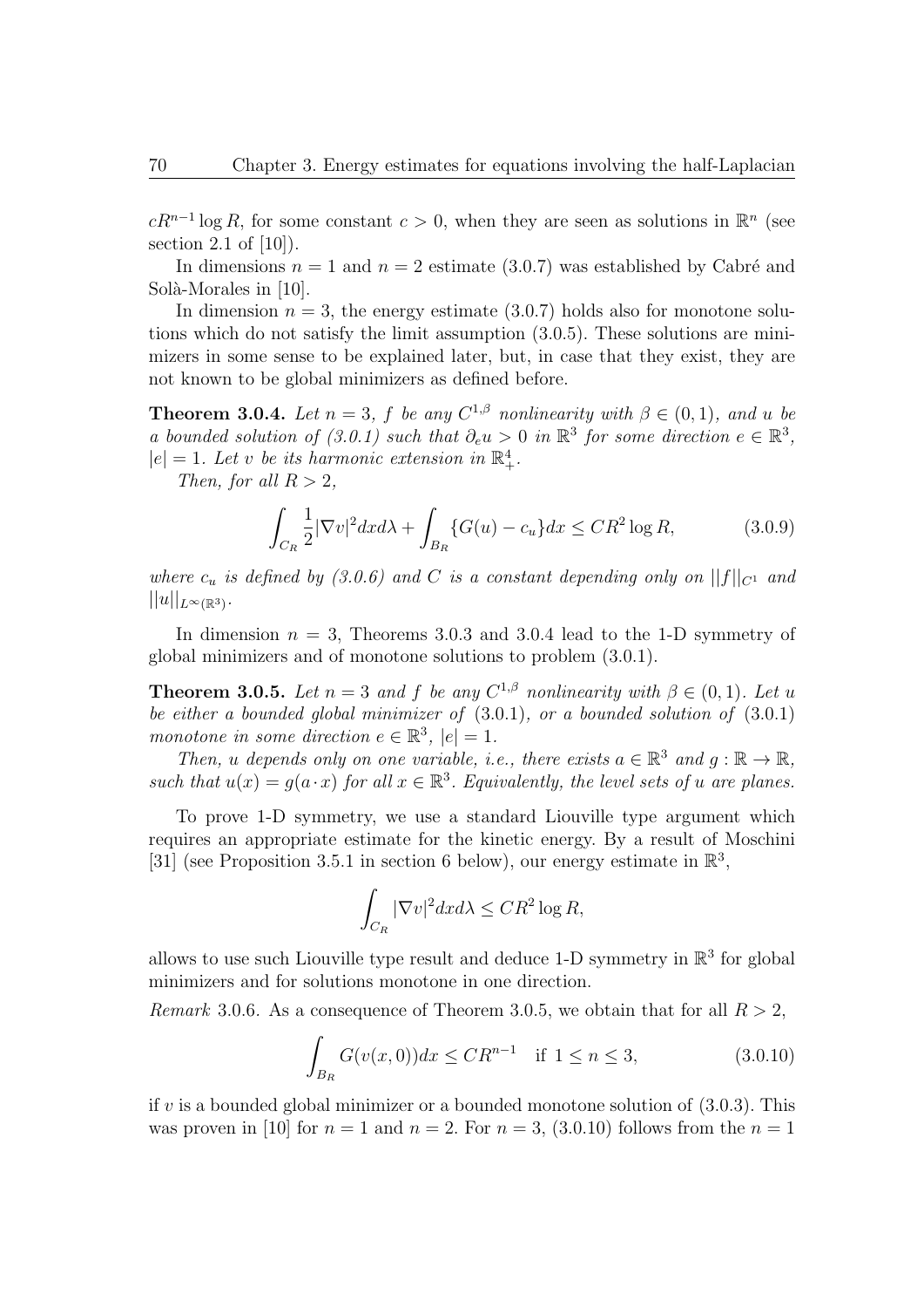$cR^{n-1}\log R$, for some constant $c > 0$, when they are seen as solutions in $\mathbb{R}^n$ (see section 2.1 of [10]).

In dimensions $n = 1$ and $n = 2$ estimate (3.0.7) was established by Cabré and Solà-Morales in [10].

In dimension $n = 3$, the energy estimate (3.0.7) holds also for monotone solutions which do not satisfy the limit assumption (3.0.5). These solutions are minimizers in some sense to be explained later, but, in case that they exist, they are not known to be global minimizers as defined before.

**Theorem 3.0.4.** *Let $n = 3$, $f$ be any $C^{1,\beta}$ nonlinearity with $\beta \in (0, 1)$, and $u$ be a bounded solution of (3.0.1) such that $\partial_e u > 0$ in $\mathbb{R}^3$ for some direction $e \in \mathbb{R}^3$, $|e| = 1$. Let $v$ be its harmonic extension in $\mathbb{R}^4_+$.*

*Then, for all $R > 2$,*

$$\int_{C_R} \frac{1}{2}|\nabla v|^2 dx d\lambda + \int_{B_R} \{G(u) - c_u\} dx \leq CR^2 \log R, \tag{3.0.9}$$

*where $c_u$ is defined by (3.0.6) and $C$ is a constant depending only on $||f||_{C^1}$ and $||u||_{L^\infty(\mathbb{R}^3)}$.*

In dimension $n = 3$, Theorems 3.0.3 and 3.0.4 lead to the 1-D symmetry of global minimizers and of monotone solutions to problem (3.0.1).

**Theorem 3.0.5.** *Let $n = 3$ and $f$ be any $C^{1,\beta}$ nonlinearity with $\beta \in (0, 1)$. Let $u$ be either a bounded global minimizer of (3.0.1), or a bounded solution of (3.0.1) monotone in some direction $e \in \mathbb{R}^3$, $|e| = 1$.*

*Then, $u$ depends only on one variable, i.e., there exists $a \in \mathbb{R}^3$ and $g : \mathbb{R} \to \mathbb{R}$, such that $u(x) = g(a \cdot x)$ for all $x \in \mathbb{R}^3$. Equivalently, the level sets of $u$ are planes.*

To prove 1-D symmetry, we use a standard Liouville type argument which requires an appropriate estimate for the kinetic energy. By a result of Moschini [31] (see Proposition 3.5.1 in section 6 below), our energy estimate in $\mathbb{R}^3$,

$$\int_{C_R} |\nabla v|^2 dx d\lambda \leq CR^2 \log R,$$

allows to use such Liouville type result and deduce 1-D symmetry in $\mathbb{R}^3$ for global minimizers and for solutions monotone in one direction.

*Remark* 3.0.6. As a consequence of Theorem 3.0.5, we obtain that for all $R > 2$,

$$\int_{B_R} G(v(x, 0)) dx \leq CR^{n-1} \quad \text{if } 1 \leq n \leq 3, \tag{3.0.10}$$

if $v$ is a bounded global minimizer or a bounded monotone solution of (3.0.3). This was proven in [10] for $n = 1$ and $n = 2$. For $n = 3$, (3.0.10) follows from the $n = 1$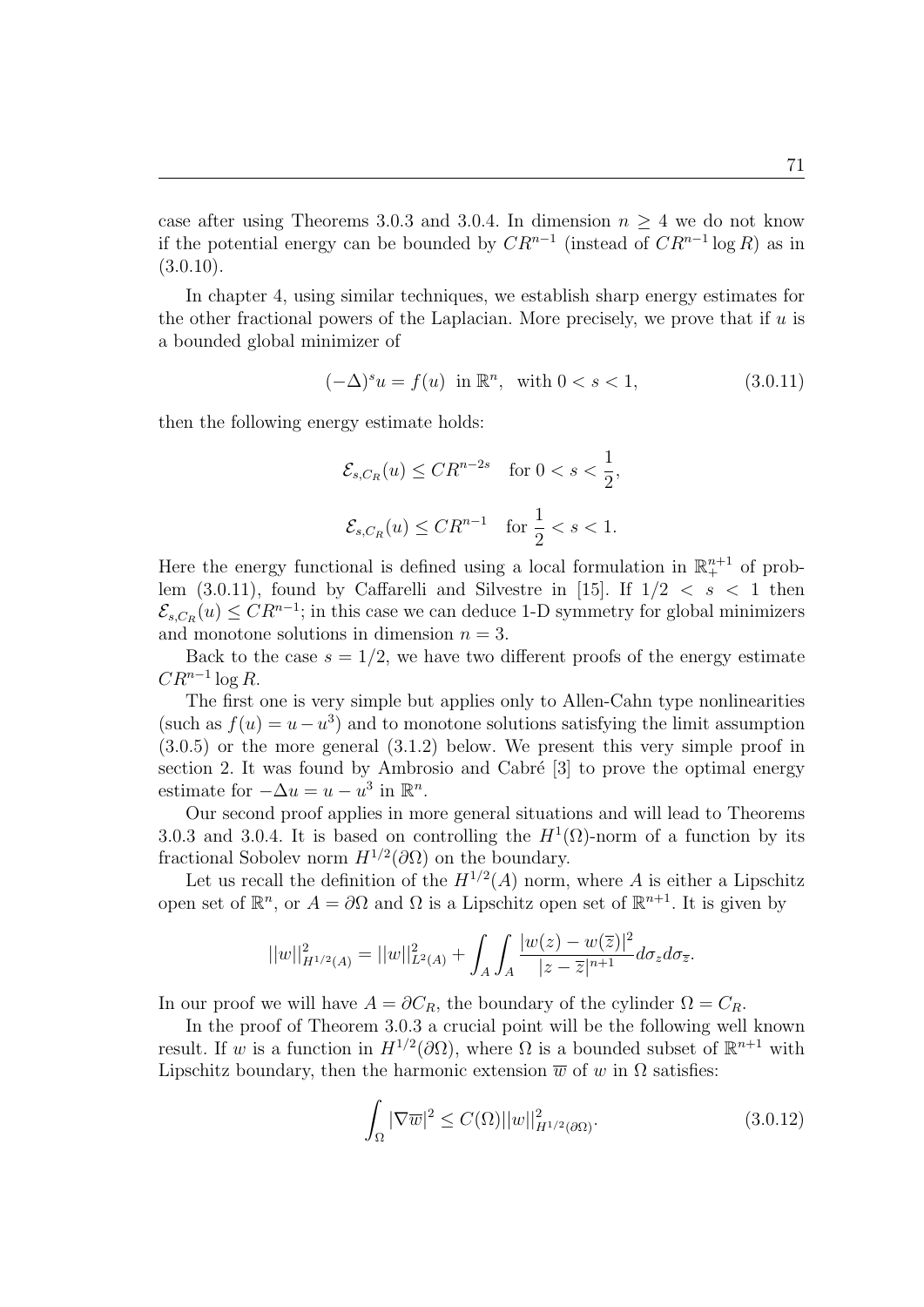case after using Theorems 3.0.3 and 3.0.4. In dimension $n \geq 4$ we do not know if the potential energy can be bounded by $CR^{n-1}$ (instead of $CR^{n-1} \log R$) as in (3.0.10).

In chapter 4, using similar techniques, we establish sharp energy estimates for the other fractional powers of the Laplacian. More precisely, we prove that if $u$ is a bounded global minimizer of

$$(-\Delta)^s u = f(u) \ \text{ in } \mathbb{R}^n, \ \text{ with } 0 < s < 1, \tag{3.0.11}$$

then the following energy estimate holds:

$$\mathcal{E}_{s,C_R}(u) \leq CR^{n-2s} \quad \text{for } 0 < s < \frac{1}{2},$$

$$\mathcal{E}_{s,C_R}(u) \leq CR^{n-1} \quad \text{for } \frac{1}{2} < s < 1.$$

Here the energy functional is defined using a local formulation in $\mathbb{R}^{n+1}_+$ of problem (3.0.11), found by Caffarelli and Silvestre in [15]. If $1/2 < s < 1$ then $\mathcal{E}_{s,C_R}(u) \leq CR^{n-1}$; in this case we can deduce 1-D symmetry for global minimizers and monotone solutions in dimension $n = 3$.

Back to the case $s = 1/2$, we have two different proofs of the energy estimate $CR^{n-1} \log R$.

The first one is very simple but applies only to Allen-Cahn type nonlinearities (such as $f(u) = u - u^3$) and to monotone solutions satisfying the limit assumption (3.0.5) or the more general (3.1.2) below. We present this very simple proof in section 2. It was found by Ambrosio and Cabré [3] to prove the optimal energy estimate for $-\Delta u = u - u^3$ in $\mathbb{R}^n$.

Our second proof applies in more general situations and will lead to Theorems 3.0.3 and 3.0.4. It is based on controlling the $H^1(\Omega)$-norm of a function by its fractional Sobolev norm $H^{1/2}(\partial\Omega)$ on the boundary.

Let us recall the definition of the $H^{1/2}(A)$ norm, where $A$ is either a Lipschitz open set of $\mathbb{R}^n$, or $A = \partial\Omega$ and $\Omega$ is a Lipschitz open set of $\mathbb{R}^{n+1}$. It is given by

$$||w||^2_{H^{1/2}(A)} = ||w||^2_{L^2(A)} + \int_A \int_A \frac{|w(z) - w(\overline{z})|^2}{|z - \overline{z}|^{n+1}} d\sigma_z d\sigma_{\overline{z}}.$$

In our proof we will have $A = \partial C_R$, the boundary of the cylinder $\Omega = C_R$.

In the proof of Theorem 3.0.3 a crucial point will be the following well known result. If $w$ is a function in $H^{1/2}(\partial\Omega)$, where $\Omega$ is a bounded subset of $\mathbb{R}^{n+1}$ with Lipschitz boundary, then the harmonic extension $\overline{w}$ of $w$ in $\Omega$ satisfies:

$$\int_\Omega |\nabla \overline{w}|^2 \leq C(\Omega)||w||^2_{H^{1/2}(\partial\Omega)}. \tag{3.0.12}$$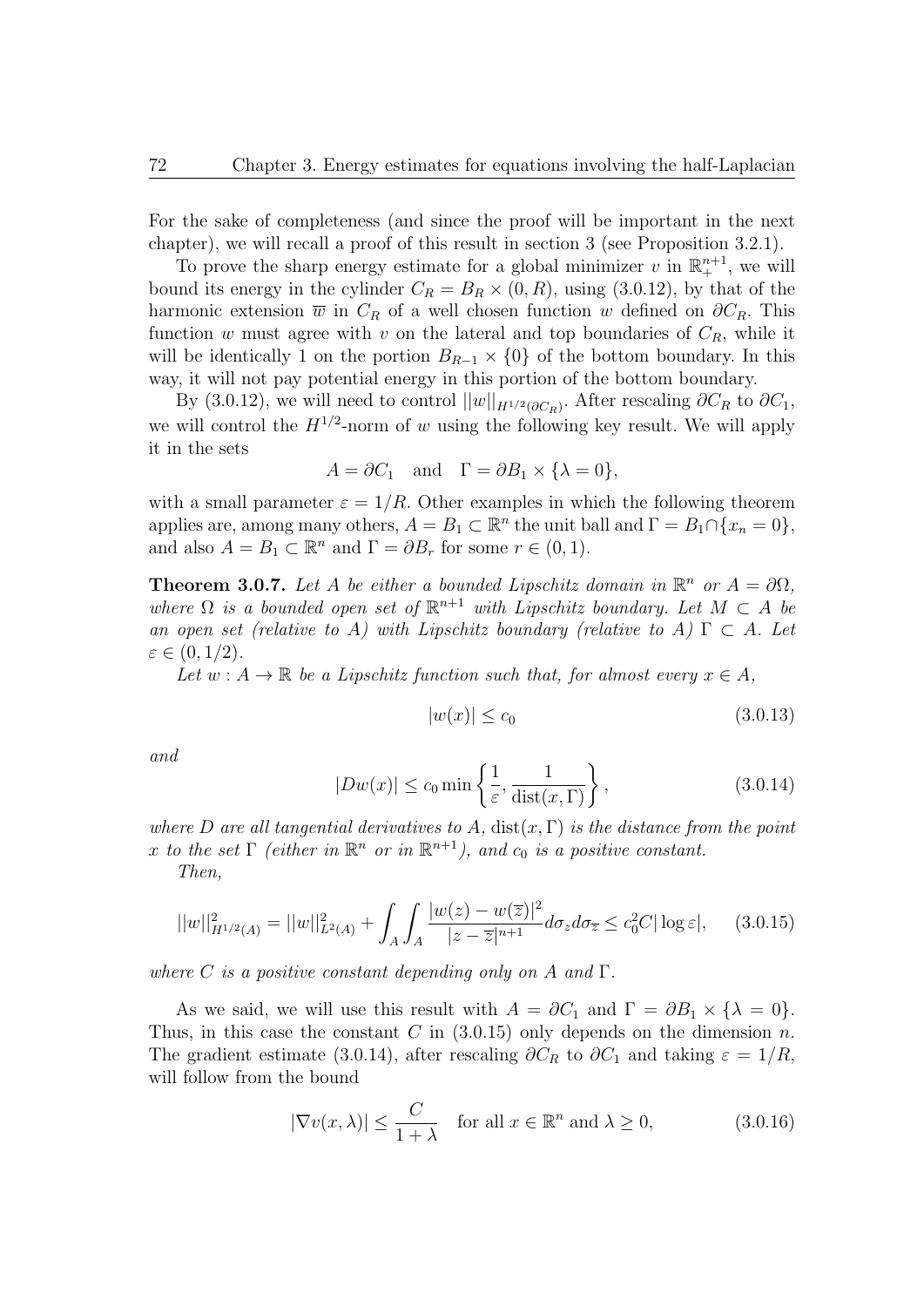For the sake of completeness (and since the proof will be important in the next chapter), we will recall a proof of this result in section 3 (see Proposition 3.2.1).

To prove the sharp energy estimate for a global minimizer $v$ in $\mathbb{R}^{n+1}_+$, we will bound its energy in the cylinder $C_R = B_R \times (0, R)$, using (3.0.12), by that of the harmonic extension $\overline{w}$ in $C_R$ of a well chosen function $w$ defined on $\partial C_R$. This function $w$ must agree with $v$ on the lateral and top boundaries of $C_R$, while it will be identically 1 on the portion $B_{R-1} \times \{0\}$ of the bottom boundary. In this way, it will not pay potential energy in this portion of the bottom boundary.

By (3.0.12), we will need to control $||w||_{H^{1/2}(\partial C_R)}$. After rescaling $\partial C_R$ to $\partial C_1$, we will control the $H^{1/2}$-norm of $w$ using the following key result. We will apply it in the sets

$$A = \partial C_1 \quad \text{and} \quad \Gamma = \partial B_1 \times \{\lambda = 0\},$$

with a small parameter $\varepsilon = 1/R$. Other examples in which the following theorem applies are, among many others, $A = B_1 \subset \mathbb{R}^n$ the unit ball and $\Gamma = B_1 \cap \{x_n = 0\}$, and also $A = B_1 \subset \mathbb{R}^n$ and $\Gamma = \partial B_r$ for some $r \in (0, 1)$.

**Theorem 3.0.7.** *Let $A$ be either a bounded Lipschitz domain in $\mathbb{R}^n$ or $A = \partial\Omega$, where $\Omega$ is a bounded open set of $\mathbb{R}^{n+1}$ with Lipschitz boundary. Let $M \subset A$ be an open set (relative to $A$) with Lipschitz boundary (relative to $A$) $\Gamma \subset A$. Let $\varepsilon \in (0, 1/2)$.*

*Let $w : A \to \mathbb{R}$ be a Lipschitz function such that, for almost every $x \in A$,*

$$|w(x)| \leq c_0 \tag{3.0.13}$$

*and*

$$|Dw(x)| \leq c_0 \min\left\{\frac{1}{\varepsilon}, \frac{1}{\operatorname{dist}(x, \Gamma)}\right\}, \tag{3.0.14}$$

*where $D$ are all tangential derivatives to $A$, $\operatorname{dist}(x, \Gamma)$ is the distance from the point $x$ to the set $\Gamma$ (either in $\mathbb{R}^n$ or in $\mathbb{R}^{n+1}$), and $c_0$ is a positive constant.*

*Then,*

$$||w||^2_{H^{1/2}(A)} = ||w||^2_{L^2(A)} + \int_A \int_A \frac{|w(z) - w(\overline{z})|^2}{|z - \overline{z}|^{n+1}} d\sigma_z d\sigma_{\overline{z}} \leq c_0^2 C |\log \varepsilon|, \tag{3.0.15}$$

*where $C$ is a positive constant depending only on $A$ and $\Gamma$.*

As we said, we will use this result with $A = \partial C_1$ and $\Gamma = \partial B_1 \times \{\lambda = 0\}$. Thus, in this case the constant $C$ in (3.0.15) only depends on the dimension $n$. The gradient estimate (3.0.14), after rescaling $\partial C_R$ to $\partial C_1$ and taking $\varepsilon = 1/R$, will follow from the bound

$$|\nabla v(x, \lambda)| \leq \frac{C}{1 + \lambda} \quad \text{for all } x \in \mathbb{R}^n \text{ and } \lambda \geq 0, \tag{3.0.16}$$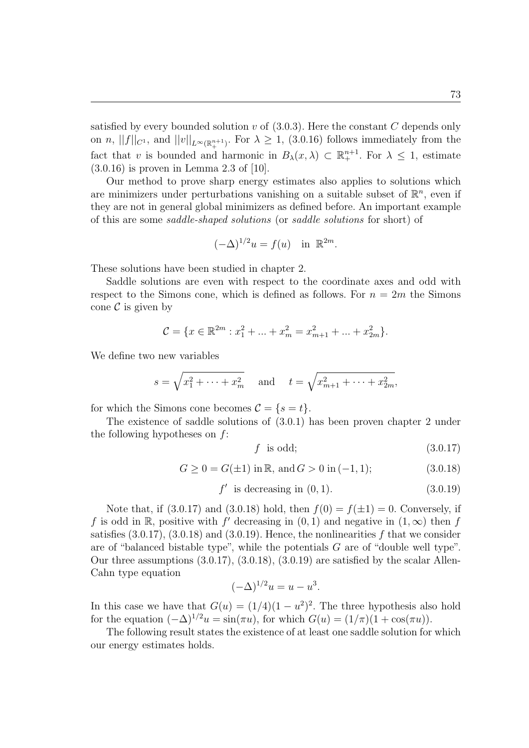satisfied by every bounded solution $v$ of (3.0.3). Here the constant $C$ depends only on $n$, $||f||_{C^1}$, and $||v||_{L^\infty(\mathbb{R}^{n+1}_+)}$. For $\lambda \geq 1$, (3.0.16) follows immediately from the fact that $v$ is bounded and harmonic in $B_\lambda(x, \lambda) \subset \mathbb{R}^{n+1}_+$. For $\lambda \leq 1$, estimate (3.0.16) is proven in Lemma 2.3 of [10].

Our method to prove sharp energy estimates also applies to solutions which are minimizers under perturbations vanishing on a suitable subset of $\mathbb{R}^n$, even if they are not in general global minimizers as defined before. An important example of this are some *saddle-shaped solutions* (or *saddle solutions* for short) of

$$(-\Delta)^{1/2}u = f(u) \quad \text{in } \mathbb{R}^{2m}.$$

These solutions have been studied in chapter 2.

Saddle solutions are even with respect to the coordinate axes and odd with respect to the Simons cone, which is defined as follows. For $n = 2m$ the Simons cone $\mathcal{C}$ is given by

$$\mathcal{C} = \{x \in \mathbb{R}^{2m} : x_1^2 + ... + x_m^2 = x_{m+1}^2 + ... + x_{2m}^2\}.$$

We define two new variables

$$s = \sqrt{x_1^2 + \cdots + x_m^2} \quad \text{and} \quad t = \sqrt{x_{m+1}^2 + \cdots + x_{2m}^2},$$

for which the Simons cone becomes $\mathcal{C} = \{s = t\}$.

The existence of saddle solutions of (3.0.1) has been proven chapter 2 under the following hypotheses on $f$:

$$f \ \text{ is odd;} \tag{3.0.17}$$

$$G \geq 0 = G(\pm 1) \text{ in } \mathbb{R}, \text{ and } G > 0 \text{ in } (-1, 1); \tag{3.0.18}$$

$$f' \ \text{ is decreasing in } (0, 1). \tag{3.0.19}$$

Note that, if (3.0.17) and (3.0.18) hold, then $f(0) = f(\pm 1) = 0$. Conversely, if $f$ is odd in $\mathbb{R}$, positive with $f'$ decreasing in $(0, 1)$ and negative in $(1, \infty)$ then $f$ satisfies (3.0.17), (3.0.18) and (3.0.19). Hence, the nonlinearities $f$ that we consider are of "balanced bistable type", while the potentials $G$ are of "double well type". Our three assumptions (3.0.17), (3.0.18), (3.0.19) are satisfied by the scalar Allen-Cahn type equation

$$(-\Delta)^{1/2}u = u - u^3.$$

In this case we have that $G(u) = (1/4)(1 - u^2)^2$. The three hypothesis also hold for the equation $(-\Delta)^{1/2}u = \sin(\pi u)$, for which $G(u) = (1/\pi)(1 + \cos(\pi u))$.

The following result states the existence of at least one saddle solution for which our energy estimates holds.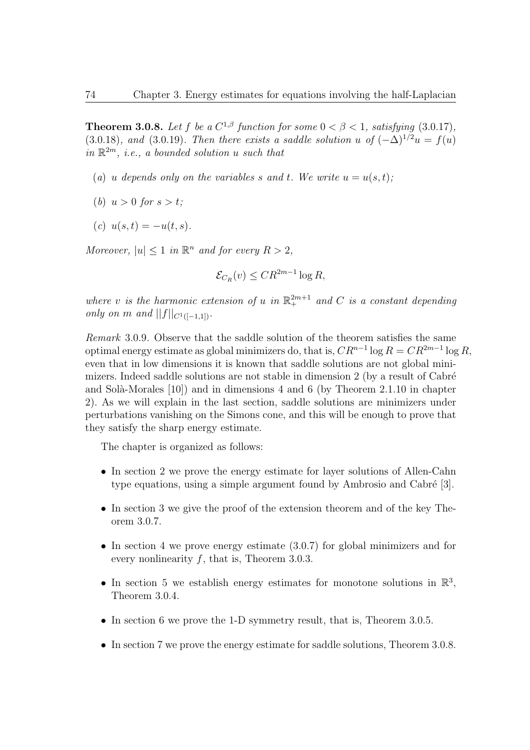**Theorem 3.0.8.** *Let $f$ be a $C^{1,\beta}$ function for some $0 < \beta < 1$, satisfying* (3.0.17), (3.0.18)*, and* (3.0.19)*. Then there exists a saddle solution $u$ of $(-\Delta)^{1/2}u = f(u)$ in $\mathbb{R}^{2m}$, i.e., a bounded solution $u$ such that*

- (*a*) *$u$ depends only on the variables $s$ and $t$. We write $u = u(s,t)$;*
- (*b*) *$u > 0$ for $s > t$;*
- (*c*) *$u(s,t) = -u(t,s)$.*

*Moreover, $|u| \leq 1$ in $\mathbb{R}^n$ and for every $R > 2$,*

$$\mathcal{E}_{C_R}(v) \leq CR^{2m-1}\log R,$$

*where $v$ is the harmonic extension of $u$ in $\mathbb{R}^{2m+1}_+$ and $C$ is a constant depending only on $m$ and $||f||_{C^1([-1,1])}$.*

*Remark* 3.0.9. Observe that the saddle solution of the theorem satisfies the same optimal energy estimate as global minimizers do, that is, $CR^{n-1}\log R = CR^{2m-1}\log R$, even that in low dimensions it is known that saddle solutions are not global minimizers. Indeed saddle solutions are not stable in dimension 2 (by a result of Cabré and Solà-Morales [10]) and in dimensions 4 and 6 (by Theorem 2.1.10 in chapter 2). As we will explain in the last section, saddle solutions are minimizers under perturbations vanishing on the Simons cone, and this will be enough to prove that they satisfy the sharp energy estimate.

The chapter is organized as follows:

- In section 2 we prove the energy estimate for layer solutions of Allen-Cahn type equations, using a simple argument found by Ambrosio and Cabré [3].
- In section 3 we give the proof of the extension theorem and of the key Theorem 3.0.7.
- In section 4 we prove energy estimate (3.0.7) for global minimizers and for every nonlinearity $f$, that is, Theorem 3.0.3.
- In section 5 we establish energy estimates for monotone solutions in $\mathbb{R}^3$, Theorem 3.0.4.
- In section 6 we prove the 1-D symmetry result, that is, Theorem 3.0.5.
- In section 7 we prove the energy estimate for saddle solutions, Theorem 3.0.8.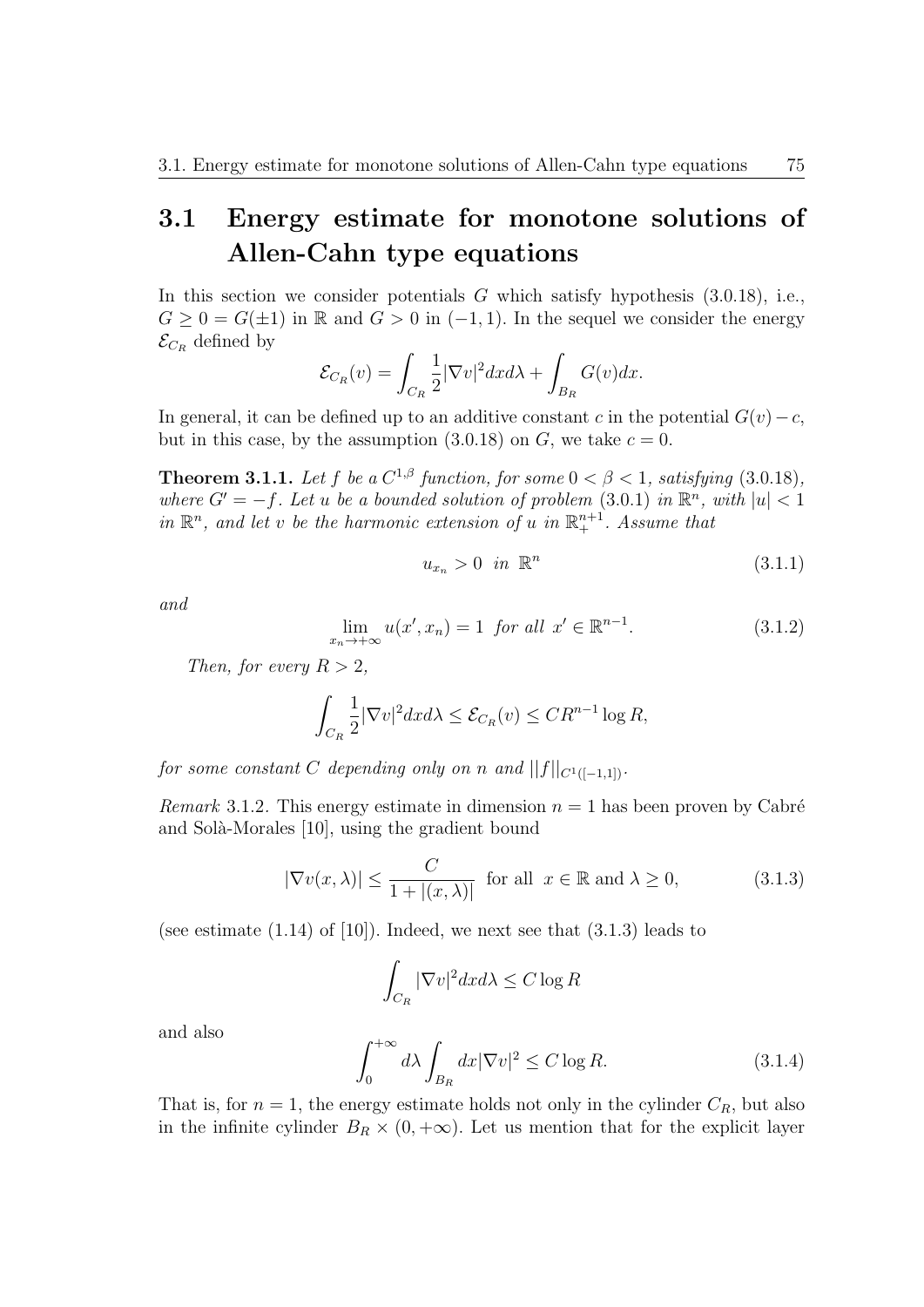## 3.1 Energy estimate for monotone solutions of Allen-Cahn type equations

In this section we consider potentials $G$ which satisfy hypothesis (3.0.18), i.e., $G \geq 0 = G(\pm 1)$ in $\mathbb{R}$ and $G > 0$ in $(-1, 1)$. In the sequel we consider the energy $\mathcal{E}_{C_R}$ defined by

$$\mathcal{E}_{C_R}(v) = \int_{C_R} \frac{1}{2}|\nabla v|^2 dx d\lambda + \int_{B_R} G(v) dx.$$

In general, it can be defined up to an additive constant $c$ in the potential $G(v) - c$, but in this case, by the assumption (3.0.18) on $G$, we take $c = 0$.

**Theorem 3.1.1.** *Let $f$ be a $C^{1,\beta}$ function, for some $0 < \beta < 1$, satisfying (3.0.18), where $G' = -f$. Let $u$ be a bounded solution of problem (3.0.1) in $\mathbb{R}^n$, with $|u| < 1$ in $\mathbb{R}^n$, and let $v$ be the harmonic extension of $u$ in $\mathbb{R}^{n+1}_+$. Assume that*

$$u_{x_n} > 0 \ \text{ in } \mathbb{R}^n \tag{3.1.1}$$

*and*

$$\lim_{x_n \to +\infty} u(x', x_n) = 1 \ \text{ for all } x' \in \mathbb{R}^{n-1}. \tag{3.1.2}$$

*Then, for every $R > 2$,*

$$\int_{C_R} \frac{1}{2}|\nabla v|^2 dx d\lambda \leq \mathcal{E}_{C_R}(v) \leq C R^{n-1} \log R,$$

*for some constant $C$ depending only on $n$ and $||f||_{C^1([-1,1])}$.*

*Remark* 3.1.2. This energy estimate in dimension $n = 1$ has been proven by Cabré and Solà-Morales [10], using the gradient bound

$$|\nabla v(x, \lambda)| \leq \frac{C}{1 + |(x, \lambda)|} \ \text{ for all } \ x \in \mathbb{R} \text{ and } \lambda \geq 0, \tag{3.1.3}$$

(see estimate (1.14) of [10]). Indeed, we next see that (3.1.3) leads to

$$\int_{C_R} |\nabla v|^2 dx d\lambda \leq C \log R$$

and also

$$\int_0^{+\infty} d\lambda \int_{B_R} dx |\nabla v|^2 \leq C \log R. \tag{3.1.4}$$

That is, for $n = 1$, the energy estimate holds not only in the cylinder $C_R$, but also in the infinite cylinder $B_R \times (0, +\infty)$. Let us mention that for the explicit layer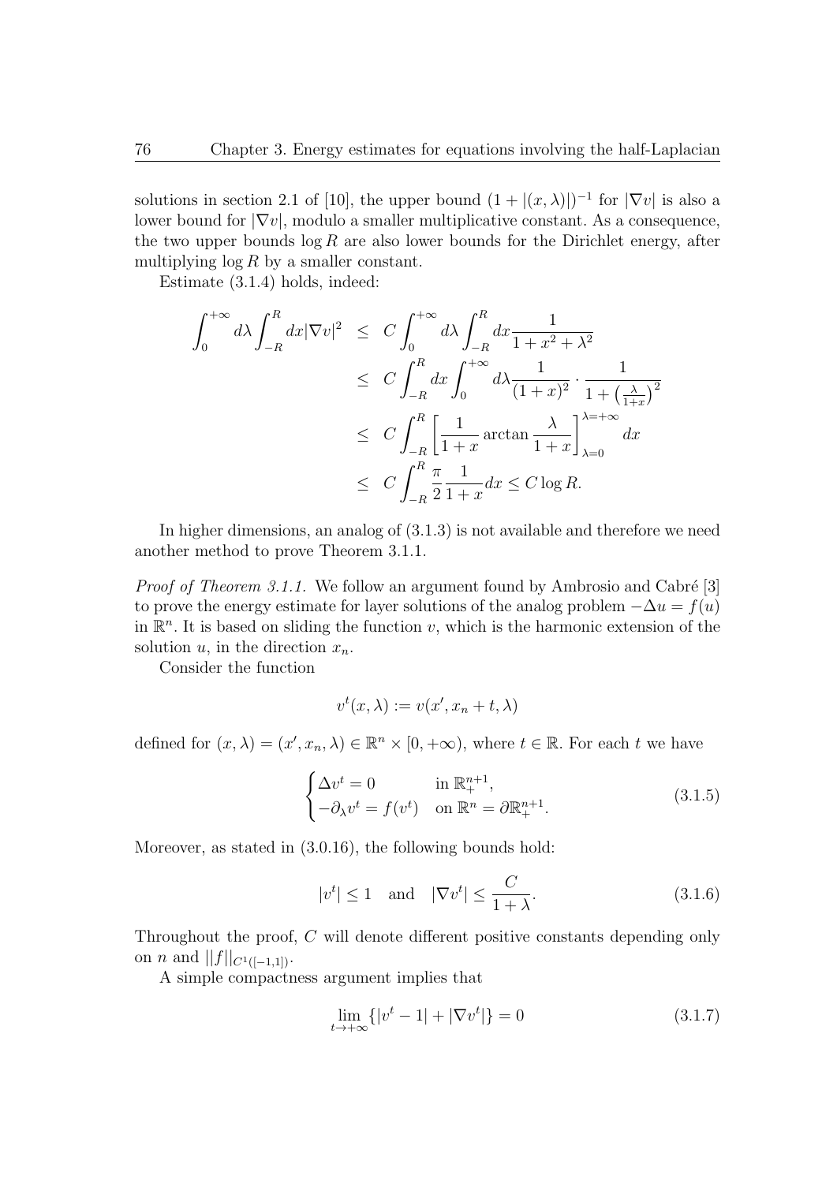solutions in section 2.1 of [10], the upper bound $(1+|(x,\lambda)|)^{-1}$ for $|\nabla v|$ is also a lower bound for $|\nabla v|$, modulo a smaller multiplicative constant. As a consequence, the two upper bounds $\log R$ are also lower bounds for the Dirichlet energy, after multiplying $\log R$ by a smaller constant.

Estimate (3.1.4) holds, indeed:

$$
\begin{aligned}
\int_0^{+\infty} d\lambda \int_{-R}^{R} dx |\nabla v|^2 &\leq C \int_0^{+\infty} d\lambda \int_{-R}^{R} dx \frac{1}{1+x^2+\lambda^2} \\
&\leq C \int_{-R}^{R} dx \int_0^{+\infty} d\lambda \frac{1}{(1+x)^2} \cdot \frac{1}{1+\left(\frac{\lambda}{1+x}\right)^2} \\
&\leq C \int_{-R}^{R} \left[ \frac{1}{1+x} \arctan \frac{\lambda}{1+x} \right]_{\lambda=0}^{\lambda=+\infty} dx \\
&\leq C \int_{-R}^{R} \frac{\pi}{2} \frac{1}{1+x} dx \leq C \log R.
\end{aligned}
$$

In higher dimensions, an analog of (3.1.3) is not available and therefore we need another method to prove Theorem 3.1.1.

*Proof of Theorem 3.1.1.* We follow an argument found by Ambrosio and Cabré [3] to prove the energy estimate for layer solutions of the analog problem $-\Delta u = f(u)$ in $\mathbb{R}^n$. It is based on sliding the function $v$, which is the harmonic extension of the solution $u$, in the direction $x_n$.

Consider the function

$$
v^t(x,\lambda) := v(x', x_n + t, \lambda)
$$

defined for $(x,\lambda) = (x', x_n, \lambda) \in \mathbb{R}^n \times [0, +\infty)$, where $t \in \mathbb{R}$. For each $t$ we have

$$
\begin{cases} \Delta v^t = 0 & \text{in } \mathbb{R}^{n+1}_+, \\ -\partial_\lambda v^t = f(v^t) & \text{on } \mathbb{R}^n = \partial \mathbb{R}^{n+1}_+. \end{cases} \tag{3.1.5}
$$

Moreover, as stated in (3.0.16), the following bounds hold:

$$
|v^t| \leq 1 \quad \text{and} \quad |\nabla v^t| \leq \frac{C}{1+\lambda}. \tag{3.1.6}
$$

Throughout the proof, $C$ will denote different positive constants depending only on $n$ and $||f||_{C^1([-1,1])}$.

A simple compactness argument implies that

$$
\lim_{t \to +\infty} \{|v^t - 1| + |\nabla v^t|\} = 0 \tag{3.1.7}
$$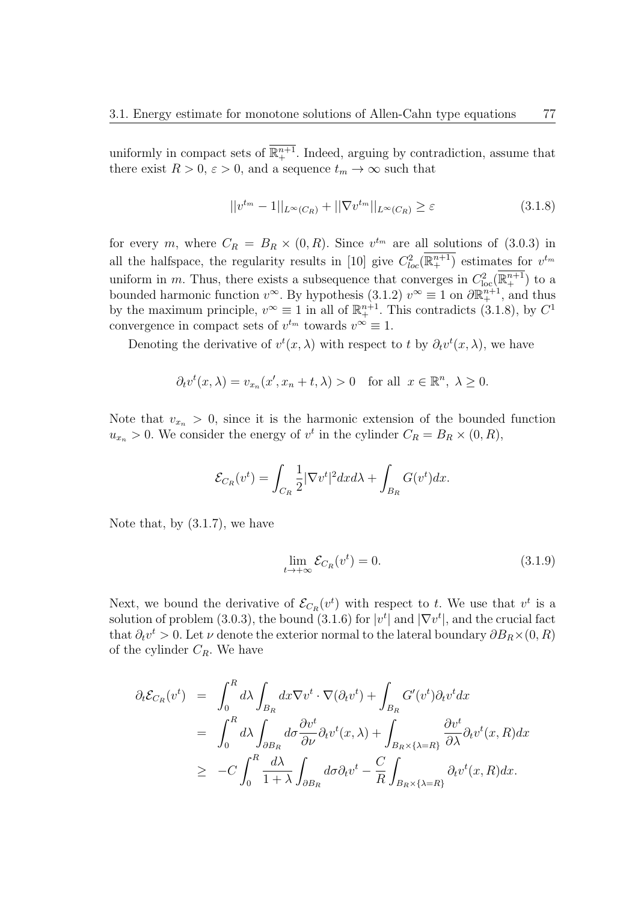uniformly in compact sets of $\overline{\mathbb{R}^{n+1}_+}$. Indeed, arguing by contradiction, assume that there exist $R > 0$, $\varepsilon > 0$, and a sequence $t_m \to \infty$ such that

$$||v^{t_m} - 1||_{L^\infty(C_R)} + ||\nabla v^{t_m}||_{L^\infty(C_R)} \geq \varepsilon \tag{3.1.8}$$

for every $m$, where $C_R = B_R \times (0, R)$. Since $v^{t_m}$ are all solutions of (3.0.3) in all the halfspace, the regularity results in [10] give $C^2_{loc}(\overline{\mathbb{R}^{n+1}_+})$ estimates for $v^{t_m}$ uniform in $m$. Thus, there exists a subsequence that converges in $C^2_{\rm loc}(\overline{\mathbb{R}^{n+1}_+})$ to a bounded harmonic function $v^\infty$. By hypothesis (3.1.2) $v^\infty \equiv 1$ on $\partial\mathbb{R}^{n+1}_+$, and thus by the maximum principle, $v^\infty \equiv 1$ in all of $\mathbb{R}^{n+1}_+$. This contradicts (3.1.8), by $C^1$ convergence in compact sets of $v^{t_m}$ towards $v^\infty \equiv 1$.

Denoting the derivative of $v^t(x, \lambda)$ with respect to $t$ by $\partial_t v^t(x, \lambda)$, we have

$$\partial_t v^t(x, \lambda) = v_{x_n}(x', x_n + t, \lambda) > 0 \quad \text{for all } \ x \in \mathbb{R}^n, \ \lambda \geq 0.$$

Note that $v_{x_n} > 0$, since it is the harmonic extension of the bounded function $u_{x_n} > 0$. We consider the energy of $v^t$ in the cylinder $C_R = B_R \times (0, R)$,

$$\mathcal{E}_{C_R}(v^t) = \int_{C_R} \frac{1}{2}|\nabla v^t|^2 dx d\lambda + \int_{B_R} G(v^t) dx.$$

Note that, by (3.1.7), we have

$$\lim_{t \to +\infty} \mathcal{E}_{C_R}(v^t) = 0. \tag{3.1.9}$$

Next, we bound the derivative of $\mathcal{E}_{C_R}(v^t)$ with respect to $t$. We use that $v^t$ is a solution of problem (3.0.3), the bound (3.1.6) for $|v^t|$ and $|\nabla v^t|$, and the crucial fact that $\partial_t v^t > 0$. Let $\nu$ denote the exterior normal to the lateral boundary $\partial B_R \times (0, R)$ of the cylinder $C_R$. We have

$$\begin{aligned}
\partial_t \mathcal{E}_{C_R}(v^t) &= \int_0^R d\lambda \int_{B_R} dx \nabla v^t \cdot \nabla(\partial_t v^t) + \int_{B_R} G'(v^t) \partial_t v^t dx \\
&= \int_0^R d\lambda \int_{\partial B_R} d\sigma \frac{\partial v^t}{\partial \nu} \partial_t v^t(x, \lambda) + \int_{B_R \times \{\lambda = R\}} \frac{\partial v^t}{\partial \lambda} \partial_t v^t(x, R) dx \\
&\geq -C \int_0^R \frac{d\lambda}{1 + \lambda} \int_{\partial B_R} d\sigma \partial_t v^t - \frac{C}{R} \int_{B_R \times \{\lambda = R\}} \partial_t v^t(x, R) dx.
\end{aligned}$$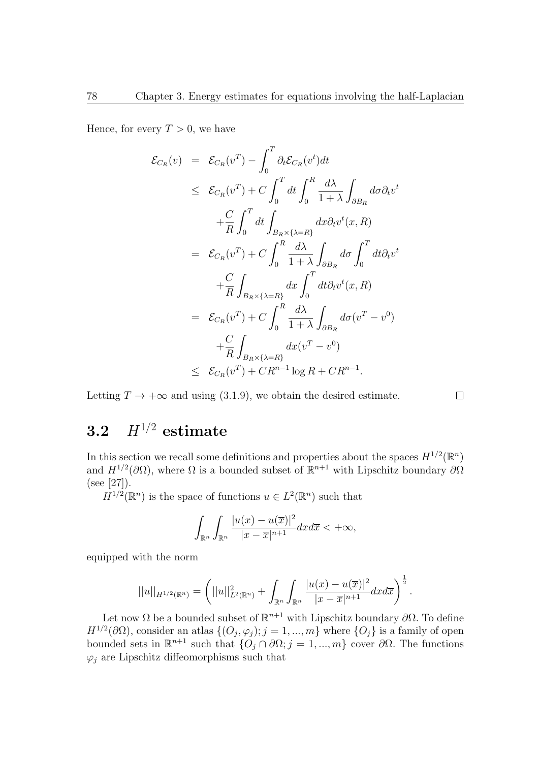Hence, for every $T > 0$, we have

$$
\begin{aligned}
\mathcal{E}_{C_R}(v) &= \mathcal{E}_{C_R}(v^T) - \int_0^T \partial_t \mathcal{E}_{C_R}(v^t) dt \\
&\leq \mathcal{E}_{C_R}(v^T) + C\int_0^T dt \int_0^R \frac{d\lambda}{1+\lambda} \int_{\partial B_R} d\sigma \partial_t v^t \\
&\quad + \frac{C}{R}\int_0^T dt \int_{B_R \times \{\lambda = R\}} dx \partial_t v^t(x,R) \\
&= \mathcal{E}_{C_R}(v^T) + C\int_0^R \frac{d\lambda}{1+\lambda} \int_{\partial B_R} d\sigma \int_0^T dt \partial_t v^t \\
&\quad + \frac{C}{R}\int_{B_R \times \{\lambda = R\}} dx \int_0^T dt \partial_t v^t(x,R) \\
&= \mathcal{E}_{C_R}(v^T) + C\int_0^R \frac{d\lambda}{1+\lambda} \int_{\partial B_R} d\sigma (v^T - v^0) \\
&\quad + \frac{C}{R}\int_{B_R \times \{\lambda = R\}} dx (v^T - v^0) \\
&\leq \mathcal{E}_{C_R}(v^T) + CR^{n-1}\log R + CR^{n-1}.
\end{aligned}
$$

Letting $T \to +\infty$ and using (3.1.9), we obtain the desired estimate. □

## 3.2 $H^{1/2}$ estimate

In this section we recall some definitions and properties about the spaces $H^{1/2}(\mathbb{R}^n)$ and $H^{1/2}(\partial\Omega)$, where $\Omega$ is a bounded subset of $\mathbb{R}^{n+1}$ with Lipschitz boundary $\partial\Omega$ (see [27]).

$H^{1/2}(\mathbb{R}^n)$ is the space of functions $u \in L^2(\mathbb{R}^n)$ such that

$$
\int_{\mathbb{R}^n}\int_{\mathbb{R}^n} \frac{|u(x) - u(\overline{x})|^2}{|x - \overline{x}|^{n+1}} dx d\overline{x} < +\infty,
$$

equipped with the norm

$$
||u||_{H^{1/2}(\mathbb{R}^n)} = \left( ||u||^2_{L^2(\mathbb{R}^n)} + \int_{\mathbb{R}^n}\int_{\mathbb{R}^n} \frac{|u(x) - u(\overline{x})|^2}{|x - \overline{x}|^{n+1}} dx d\overline{x} \right)^{\frac{1}{2}}.
$$

Let now $\Omega$ be a bounded subset of $\mathbb{R}^{n+1}$ with Lipschitz boundary $\partial\Omega$. To define $H^{1/2}(\partial\Omega)$, consider an atlas $\{(O_j, \varphi_j); j = 1, ..., m\}$ where $\{O_j\}$ is a family of open bounded sets in $\mathbb{R}^{n+1}$ such that $\{O_j \cap \partial\Omega; j = 1, ..., m\}$ cover $\partial\Omega$. The functions $\varphi_j$ are Lipschitz diffeomorphisms such that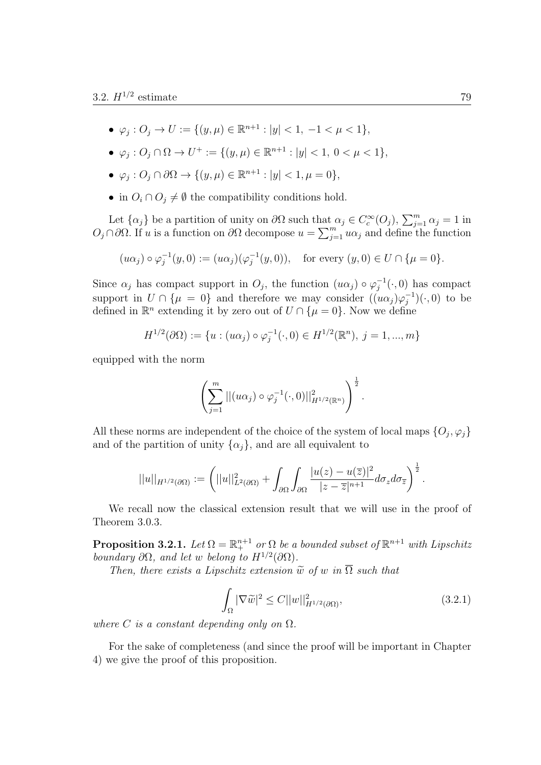- $\varphi_j : O_j \to U := \{(y, \mu) \in \mathbb{R}^{n+1} : |y| < 1, \ -1 < \mu < 1\}$,
- $\varphi_j : O_j \cap \Omega \to U^+ := \{(y, \mu) \in \mathbb{R}^{n+1} : |y| < 1, \ 0 < \mu < 1\}$,
- $\varphi_j : O_j \cap \partial\Omega \to \{(y, \mu) \in \mathbb{R}^{n+1} : |y| < 1, \mu = 0\}$,
- in $O_i \cap O_j \neq \emptyset$ the compatibility conditions hold.

Let $\{\alpha_j\}$ be a partition of unity on $\partial\Omega$ such that $\alpha_j \in C_c^\infty(O_j)$, $\sum_{j=1}^m \alpha_j = 1$ in $O_j \cap \partial\Omega$. If $u$ is a function on $\partial\Omega$ decompose $u = \sum_{j=1}^m u\alpha_j$ and define the function

$$(u\alpha_j) \circ \varphi_j^{-1}(y, 0) := (u\alpha_j)(\varphi_j^{-1}(y, 0)), \quad \text{for every } (y, 0) \in U \cap \{\mu = 0\}.$$

Since $\alpha_j$ has compact support in $O_j$, the function $(u\alpha_j) \circ \varphi_j^{-1}(\cdot, 0)$ has compact support in $U \cap \{\mu = 0\}$ and therefore we may consider $((u\alpha_j)\varphi_j^{-1})(\cdot, 0)$ to be defined in $\mathbb{R}^n$ extending it by zero out of $U \cap \{\mu = 0\}$. Now we define

$$H^{1/2}(\partial\Omega) := \{u : (u\alpha_j) \circ \varphi_j^{-1}(\cdot, 0) \in H^{1/2}(\mathbb{R}^n), \ j = 1, ..., m\}$$

equipped with the norm

$$\left( \sum_{j=1}^m ||(u\alpha_j) \circ \varphi_j^{-1}(\cdot, 0)||^2_{H^{1/2}(\mathbb{R}^n)} \right)^{\frac{1}{2}}.$$

All these norms are independent of the choice of the system of local maps $\{O_j, \varphi_j\}$ and of the partition of unity $\{\alpha_j\}$, and are all equivalent to

$$||u||_{H^{1/2}(\partial\Omega)} := \left( ||u||^2_{L^2(\partial\Omega)} + \int_{\partial\Omega} \int_{\partial\Omega} \frac{|u(z) - u(\overline{z})|^2}{|z - \overline{z}|^{n+1}} d\sigma_z d\sigma_{\overline{z}} \right)^{\frac{1}{2}}.$$

We recall now the classical extension result that we will use in the proof of Theorem 3.0.3.

**Proposition 3.2.1.** *Let $\Omega = \mathbb{R}^{n+1}_+$ or $\Omega$ be a bounded subset of $\mathbb{R}^{n+1}$ with Lipschitz boundary $\partial\Omega$, and let $w$ belong to $H^{1/2}(\partial\Omega)$.*

*Then, there exists a Lipschitz extension $\widetilde{w}$ of $w$ in $\overline{\Omega}$ such that*

$$\int_\Omega |\nabla \widetilde{w}|^2 \leq C||w||^2_{H^{1/2}(\partial\Omega)}, \tag{3.2.1}$$

*where $C$ is a constant depending only on $\Omega$.*

For the sake of completeness (and since the proof will be important in Chapter 4) we give the proof of this proposition.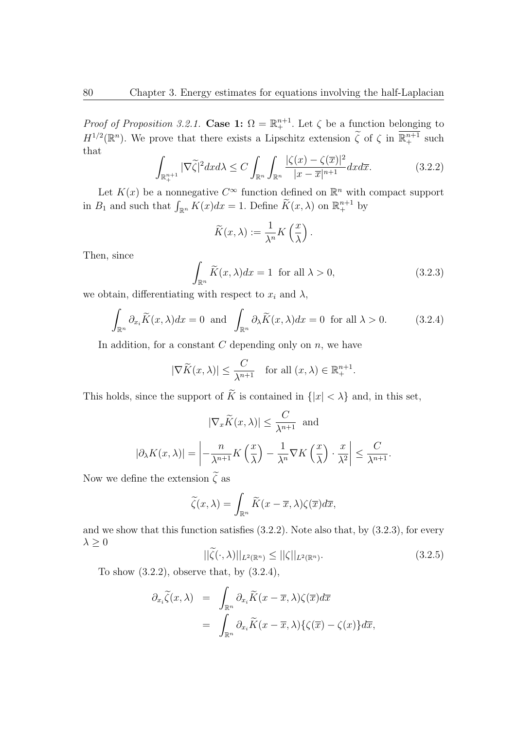*Proof of Proposition 3.2.1.* **Case 1:** $\Omega = \mathbb{R}^{n+1}_+$. Let $\zeta$ be a function belonging to $H^{1/2}(\mathbb{R}^n)$. We prove that there exists a Lipschitz extension $\widetilde{\zeta}$ of $\zeta$ in $\overline{\mathbb{R}^{n+1}_+}$ such that

$$\int_{\mathbb{R}^{n+1}_+} |\nabla \widetilde{\zeta}|^2 dx d\lambda \leq C \int_{\mathbb{R}^n} \int_{\mathbb{R}^n} \frac{|\zeta(x) - \zeta(\overline{x})|^2}{|x - \overline{x}|^{n+1}} dx d\overline{x}. \tag{3.2.2}$$

Let $K(x)$ be a nonnegative $C^\infty$ function defined on $\mathbb{R}^n$ with compact support in $B_1$ and such that $\int_{\mathbb{R}^n} K(x) dx = 1$. Define $\widetilde{K}(x, \lambda)$ on $\mathbb{R}^{n+1}_+$ by

$$\widetilde{K}(x, \lambda) := \frac{1}{\lambda^n} K\left(\frac{x}{\lambda}\right).$$

Then, since

$$\int_{\mathbb{R}^n} \widetilde{K}(x, \lambda) dx = 1 \text{ for all } \lambda > 0, \tag{3.2.3}$$

we obtain, differentiating with respect to $x_i$ and $\lambda$,

$$\int_{\mathbb{R}^n} \partial_{x_i} \widetilde{K}(x, \lambda) dx = 0 \text{ and } \int_{\mathbb{R}^n} \partial_\lambda \widetilde{K}(x, \lambda) dx = 0 \text{ for all } \lambda > 0. \tag{3.2.4}$$

In addition, for a constant $C$ depending only on $n$, we have

$$|\nabla \widetilde{K}(x, \lambda)| \leq \frac{C}{\lambda^{n+1}} \quad \text{for all } (x, \lambda) \in \mathbb{R}^{n+1}_+.$$

This holds, since the support of $\widetilde{K}$ is contained in $\{|x| < \lambda\}$ and, in this set,

$$|\nabla_x \widetilde{K}(x, \lambda)| \leq \frac{C}{\lambda^{n+1}} \text{ and}$$

$$|\partial_\lambda K(x, \lambda)| = \left| -\frac{n}{\lambda^{n+1}} K\left(\frac{x}{\lambda}\right) - \frac{1}{\lambda^n} \nabla K\left(\frac{x}{\lambda}\right) \cdot \frac{x}{\lambda^2} \right| \leq \frac{C}{\lambda^{n+1}}.$$

Now we define the extension $\widetilde{\zeta}$ as

$$\widetilde{\zeta}(x, \lambda) = \int_{\mathbb{R}^n} \widetilde{K}(x - \overline{x}, \lambda) \zeta(\overline{x}) d\overline{x},$$

and we show that this function satisfies (3.2.2). Note also that, by (3.2.3), for every $\lambda \geq 0$

$$||\widetilde{\zeta}(\cdot, \lambda)||_{L^2(\mathbb{R}^n)} \leq ||\zeta||_{L^2(\mathbb{R}^n)}. \tag{3.2.5}$$

To show (3.2.2), observe that, by (3.2.4),

$$\begin{aligned} \partial_{x_i} \widetilde{\zeta}(x, \lambda) &= \int_{\mathbb{R}^n} \partial_{x_i} \widetilde{K}(x - \overline{x}, \lambda) \zeta(\overline{x}) d\overline{x} \\ &= \int_{\mathbb{R}^n} \partial_{x_i} \widetilde{K}(x - \overline{x}, \lambda) \{\zeta(\overline{x}) - \zeta(x)\} d\overline{x}, \end{aligned}$$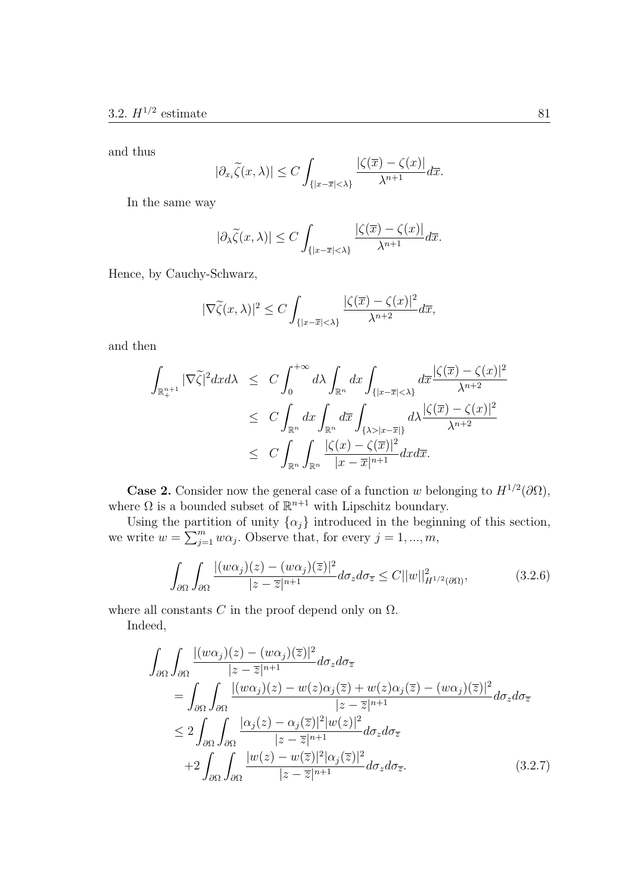and thus

$$|\partial_{x_i}\widetilde{\zeta}(x,\lambda)| \leq C\int_{\{|x-\overline{x}|<\lambda\}} \frac{|\zeta(\overline{x})-\zeta(x)|}{\lambda^{n+1}}d\overline{x}.$$

In the same way

$$|\partial_{\lambda}\widetilde{\zeta}(x,\lambda)| \leq C\int_{\{|x-\overline{x}|<\lambda\}} \frac{|\zeta(\overline{x})-\zeta(x)|}{\lambda^{n+1}}d\overline{x}.$$

Hence, by Cauchy-Schwarz,

$$|\nabla\widetilde{\zeta}(x,\lambda)|^2 \leq C\int_{\{|x-\overline{x}|<\lambda\}} \frac{|\zeta(\overline{x})-\zeta(x)|^2}{\lambda^{n+2}}d\overline{x},$$

and then

$$\begin{aligned}
\int_{\mathbb{R}^{n+1}_+} |\nabla\widetilde{\zeta}|^2 dx d\lambda &\leq C\int_0^{+\infty} d\lambda \int_{\mathbb{R}^n} dx \int_{\{|x-\overline{x}|<\lambda\}} d\overline{x} \frac{|\zeta(\overline{x})-\zeta(x)|^2}{\lambda^{n+2}} \\
&\leq C\int_{\mathbb{R}^n} dx \int_{\mathbb{R}^n} d\overline{x} \int_{\{\lambda>|x-\overline{x}|\}} d\lambda \frac{|\zeta(\overline{x})-\zeta(x)|^2}{\lambda^{n+2}} \\
&\leq C\int_{\mathbb{R}^n}\int_{\mathbb{R}^n} \frac{|\zeta(x)-\zeta(\overline{x})|^2}{|x-\overline{x}|^{n+1}} dx d\overline{x}.
\end{aligned}$$

**Case 2.** Consider now the general case of a function $w$ belonging to $H^{1/2}(\partial\Omega)$, where $\Omega$ is a bounded subset of $\mathbb{R}^{n+1}$ with Lipschitz boundary.

Using the partition of unity $\{\alpha_j\}$ introduced in the beginning of this section, we write $w = \sum_{j=1}^m w\alpha_j$. Observe that, for every $j = 1, ..., m$,

$$\int_{\partial\Omega}\int_{\partial\Omega} \frac{|(w\alpha_j)(z)-(w\alpha_j)(\overline{z})|^2}{|z-\overline{z}|^{n+1}} d\sigma_z d\sigma_{\overline{z}} \leq C||w||^2_{H^{1/2}(\partial\Omega)}, \tag{3.2.6}$$

where all constants $C$ in the proof depend only on $\Omega$.

Indeed,

$$\begin{aligned}
&\int_{\partial\Omega}\int_{\partial\Omega} \frac{|(w\alpha_j)(z)-(w\alpha_j)(\overline{z})|^2}{|z-\overline{z}|^{n+1}} d\sigma_z d\sigma_{\overline{z}} \\
&\quad = \int_{\partial\Omega}\int_{\partial\Omega} \frac{|(w\alpha_j)(z)-w(z)\alpha_j(\overline{z})+w(z)\alpha_j(\overline{z})-(w\alpha_j)(\overline{z})|^2}{|z-\overline{z}|^{n+1}} d\sigma_z d\sigma_{\overline{z}} \\
&\quad \leq 2\int_{\partial\Omega}\int_{\partial\Omega} \frac{|\alpha_j(z)-\alpha_j(\overline{z})|^2|w(z)|^2}{|z-\overline{z}|^{n+1}} d\sigma_z d\sigma_{\overline{z}} \\
&\quad\quad +2\int_{\partial\Omega}\int_{\partial\Omega} \frac{|w(z)-w(\overline{z})|^2|\alpha_j(\overline{z})|^2}{|z-\overline{z}|^{n+1}} d\sigma_z d\sigma_{\overline{z}}.
\end{aligned} \tag{3.2.7}$$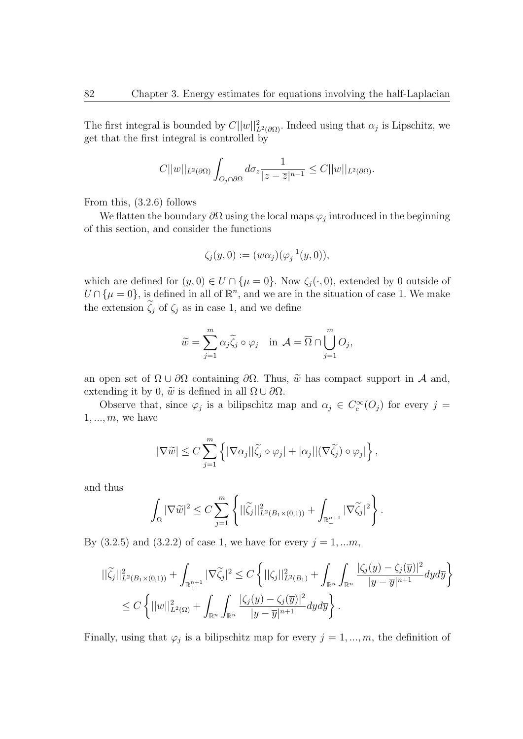The first integral is bounded by $C||w||^2_{L^2(\partial\Omega)}$. Indeed using that $\alpha_j$ is Lipschitz, we get that the first integral is controlled by

$$C||w||_{L^2(\partial\Omega)} \int_{O_j \cap \partial\Omega} d\sigma_z \frac{1}{|z-\overline{z}|^{n-1}} \leq C||w||_{L^2(\partial\Omega)}.$$

From this, (3.2.6) follows

We flatten the boundary $\partial\Omega$ using the local maps $\varphi_j$ introduced in the beginning of this section, and consider the functions

$$\zeta_j(y,0) := (w\alpha_j)(\varphi_j^{-1}(y,0)),$$

which are defined for $(y,0) \in U \cap \{\mu = 0\}$. Now $\zeta_j(\cdot, 0)$, extended by 0 outside of $U \cap \{\mu = 0\}$, is defined in all of $\mathbb{R}^n$, and we are in the situation of case 1. We make the extension $\widetilde{\zeta}_j$ of $\zeta_j$ as in case 1, and we define

$$\widetilde{w} = \sum_{j=1}^{m} \alpha_j \widetilde{\zeta}_j \circ \varphi_j \quad \text{in } \mathcal{A} = \overline{\Omega} \cap \bigcup_{j=1}^{m} O_j,$$

an open set of $\Omega \cup \partial\Omega$ containing $\partial\Omega$. Thus, $\widetilde{w}$ has compact support in $\mathcal{A}$ and, extending it by 0, $\widetilde{w}$ is defined in all $\Omega \cup \partial\Omega$.

Observe that, since $\varphi_j$ is a bilipschitz map and $\alpha_j \in C_c^\infty(O_j)$ for every $j = 1, ..., m$, we have

$$|\nabla \widetilde{w}| \leq C \sum_{j=1}^{m} \left\{ |\nabla \alpha_j| |\widetilde{\zeta}_j \circ \varphi_j| + |\alpha_j| |(\nabla \widetilde{\zeta}_j) \circ \varphi_j| \right\},$$

and thus

$$\int_\Omega |\nabla \widetilde{w}|^2 \leq C \sum_{j=1}^{m} \left\{ ||\widetilde{\zeta}_j||^2_{L^2(B_1 \times (0,1))} + \int_{\mathbb{R}^{n+1}_+} |\nabla \widetilde{\zeta}_j|^2 \right\}.$$

By (3.2.5) and (3.2.2) of case 1, we have for every $j = 1, ...m$,

$$\begin{aligned}
||\widetilde{\zeta}_j||^2_{L^2(B_1 \times (0,1))} + \int_{\mathbb{R}^{n+1}_+} |\nabla \widetilde{\zeta}_j|^2 &\leq C \left\{ ||\zeta_j||^2_{L^2(B_1)} + \int_{\mathbb{R}^n} \int_{\mathbb{R}^n} \frac{|\zeta_j(y) - \zeta_j(\overline{y})|^2}{|y - \overline{y}|^{n+1}} dy d\overline{y} \right\} \\
&\leq C \left\{ ||w||^2_{L^2(\Omega)} + \int_{\mathbb{R}^n} \int_{\mathbb{R}^n} \frac{|\zeta_j(y) - \zeta_j(\overline{y})|^2}{|y - \overline{y}|^{n+1}} dy d\overline{y} \right\}.
\end{aligned}$$

Finally, using that $\varphi_j$ is a bilipschitz map for every $j = 1, ..., m$, the definition of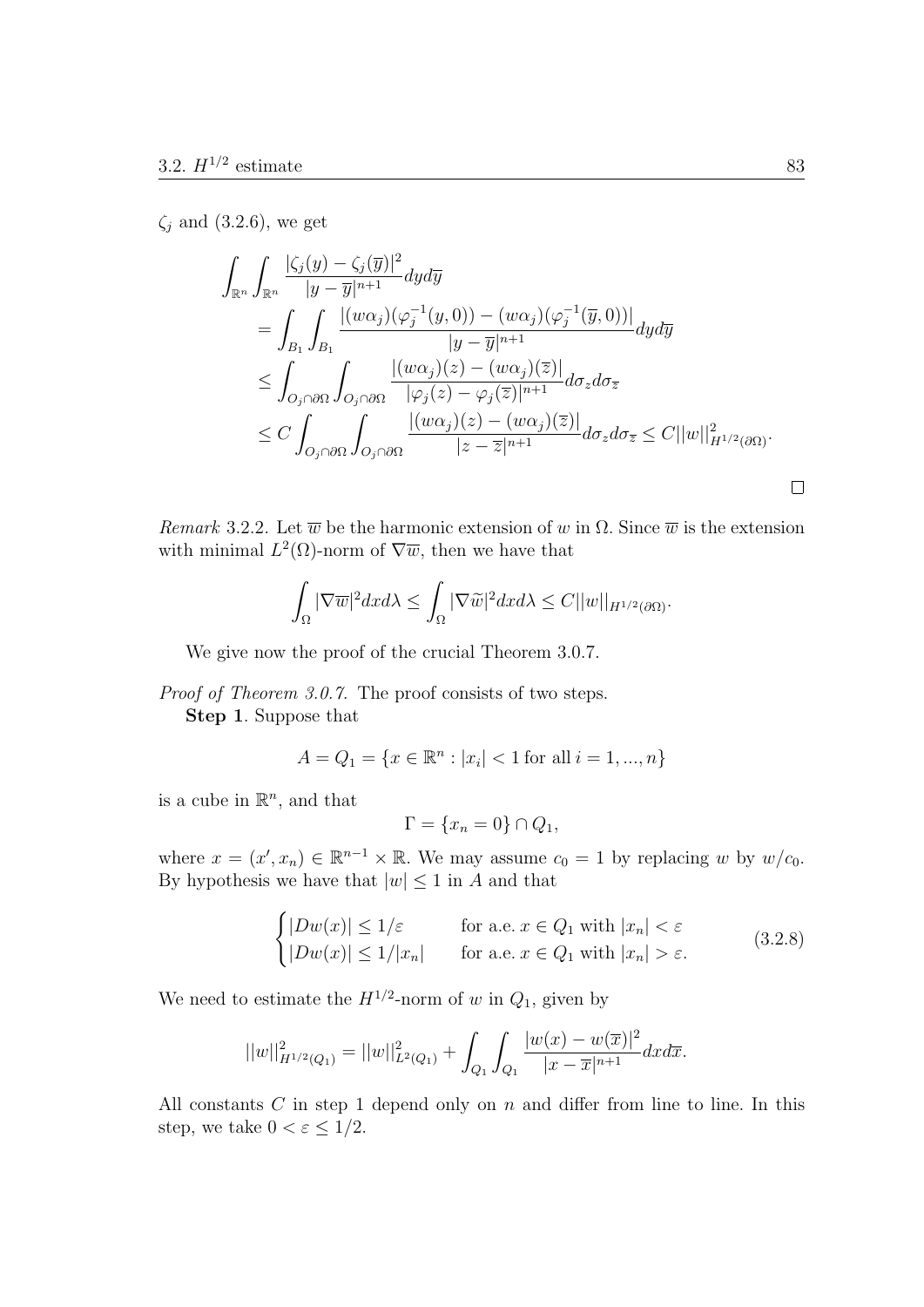$\zeta_j$ and (3.2.6), we get

$$
\begin{aligned}
\int_{\mathbb{R}^n}\int_{\mathbb{R}^n} & \frac{|\zeta_j(y)-\zeta_j(\overline{y})|^2}{|y-\overline{y}|^{n+1}}dyd\overline{y} \\
&= \int_{B_1}\int_{B_1} \frac{|(w\alpha_j)(\varphi_j^{-1}(y,0))-(w\alpha_j)(\varphi_j^{-1}(\overline{y},0))|}{|y-\overline{y}|^{n+1}}dyd\overline{y} \\
&\leq \int_{O_j\cap\partial\Omega}\int_{O_j\cap\partial\Omega} \frac{|(w\alpha_j)(z)-(w\alpha_j)(\overline{z})|}{|\varphi_j(z)-\varphi_j(\overline{z})|^{n+1}}d\sigma_z d\sigma_{\overline{z}} \\
&\leq C\int_{O_j\cap\partial\Omega}\int_{O_j\cap\partial\Omega} \frac{|(w\alpha_j)(z)-(w\alpha_j)(\overline{z})|}{|z-\overline{z}|^{n+1}}d\sigma_z d\sigma_{\overline{z}} \leq C||w||^2_{H^{1/2}(\partial\Omega)}.
\end{aligned}
$$

□

*Remark* 3.2.2. Let $\overline{w}$ be the harmonic extension of $w$ in $\Omega$. Since $\overline{w}$ is the extension with minimal $L^2(\Omega)$-norm of $\nabla\overline{w}$, then we have that

$$
\int_\Omega |\nabla\overline{w}|^2 dx d\lambda \leq \int_\Omega |\nabla\widetilde{w}|^2 dx d\lambda \leq C||w||_{H^{1/2}(\partial\Omega)}.
$$

We give now the proof of the crucial Theorem 3.0.7.

*Proof of Theorem 3.0.7.* The proof consists of two steps.

**Step 1**. Suppose that

$$
A = Q_1 = \{x\in\mathbb{R}^n : |x_i| < 1 \text{ for all } i = 1,...,n\}
$$

is a cube in $\mathbb{R}^n$, and that

$$
\Gamma = \{x_n = 0\}\cap Q_1,
$$

where $x=(x',x_n)\in\mathbb{R}^{n-1}\times\mathbb{R}$. We may assume $c_0 = 1$ by replacing $w$ by $w/c_0$. By hypothesis we have that $|w|\leq 1$ in $A$ and that

$$
\begin{cases}
|Dw(x)| \leq 1/\varepsilon & \text{for a.e. } x\in Q_1 \text{ with } |x_n|<\varepsilon \\
|Dw(x)| \leq 1/|x_n| & \text{for a.e. } x\in Q_1 \text{ with } |x_n|>\varepsilon.
\end{cases}
\tag{3.2.8}
$$

We need to estimate the $H^{1/2}$-norm of $w$ in $Q_1$, given by

$$
||w||^2_{H^{1/2}(Q_1)} = ||w||^2_{L^2(Q_1)} + \int_{Q_1}\int_{Q_1}\frac{|w(x)-w(\overline{x})|^2}{|x-\overline{x}|^{n+1}}dxd\overline{x}.
$$

All constants $C$ in step 1 depend only on $n$ and differ from line to line. In this step, we take $0<\varepsilon\leq 1/2$.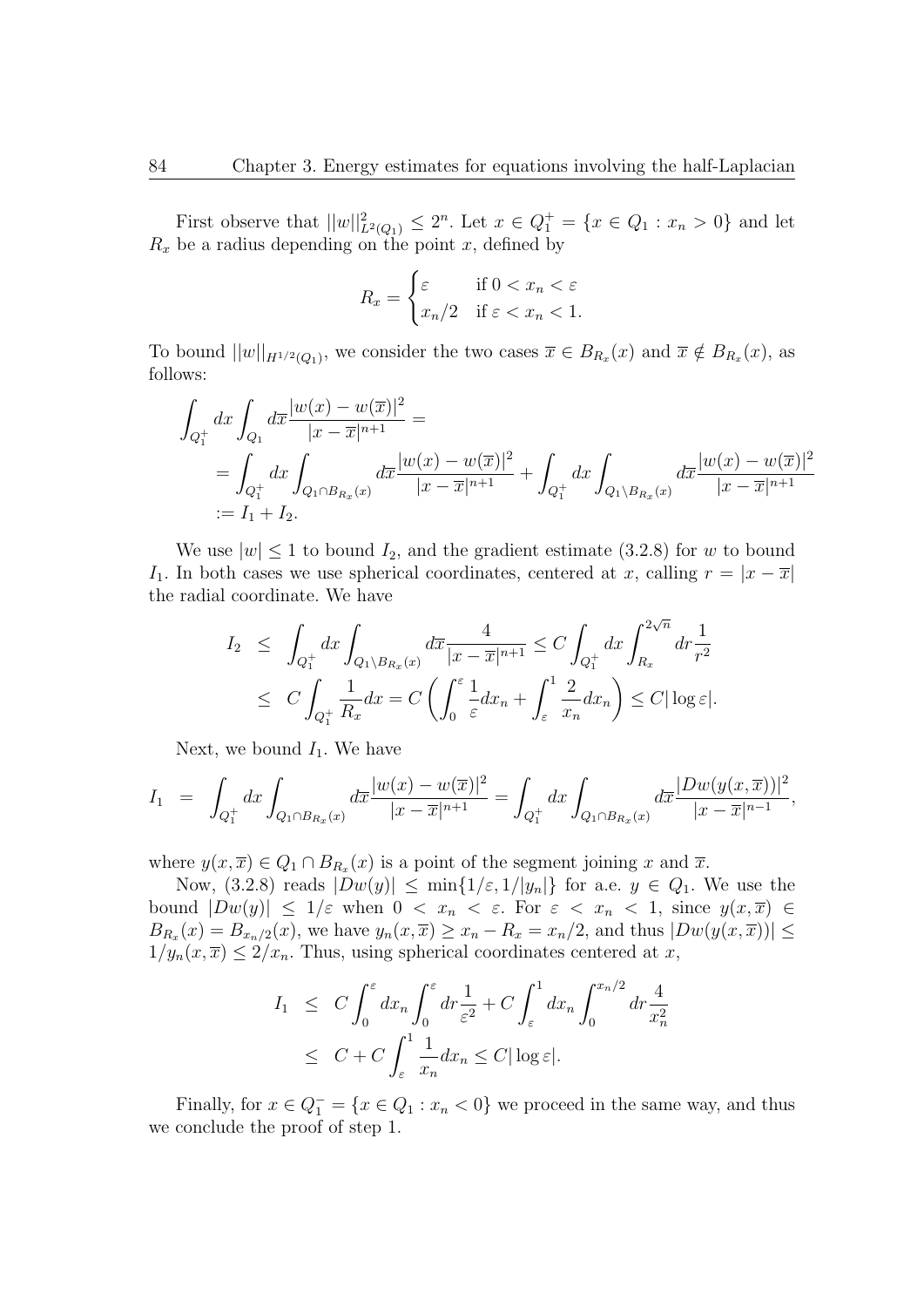First observe that $||w||^2_{L^2(Q_1)} \leq 2^n$. Let $x \in Q_1^+ = \{x \in Q_1 : x_n > 0\}$ and let $R_x$ be a radius depending on the point $x$, defined by

$$R_x = \begin{cases} \varepsilon & \text{if } 0 < x_n < \varepsilon \\ x_n/2 & \text{if } \varepsilon < x_n < 1. \end{cases}$$

To bound $||w||_{H^{1/2}(Q_1)}$, we consider the two cases $\overline{x} \in B_{R_x}(x)$ and $\overline{x} \notin B_{R_x}(x)$, as follows:

$$\begin{aligned}
&\int_{Q_1^+} dx \int_{Q_1} d\overline{x} \frac{|w(x) - w(\overline{x})|^2}{|x - \overline{x}|^{n+1}} = \\
&= \int_{Q_1^+} dx \int_{Q_1 \cap B_{R_x}(x)} d\overline{x} \frac{|w(x) - w(\overline{x})|^2}{|x - \overline{x}|^{n+1}} + \int_{Q_1^+} dx \int_{Q_1 \setminus B_{R_x}(x)} d\overline{x} \frac{|w(x) - w(\overline{x})|^2}{|x - \overline{x}|^{n+1}} \\
&:= I_1 + I_2.
\end{aligned}$$

We use $|w| \leq 1$ to bound $I_2$, and the gradient estimate (3.2.8) for $w$ to bound $I_1$. In both cases we use spherical coordinates, centered at $x$, calling $r = |x - \overline{x}|$ the radial coordinate. We have

$$\begin{aligned}
I_2 &\leq \int_{Q_1^+} dx \int_{Q_1 \setminus B_{R_x}(x)} d\overline{x} \frac{4}{|x - \overline{x}|^{n+1}} \leq C \int_{Q_1^+} dx \int_{R_x}^{2\sqrt{n}} dr \frac{1}{r^2} \\
&\leq C \int_{Q_1^+} \frac{1}{R_x} dx = C \left( \int_0^{\varepsilon} \frac{1}{\varepsilon} dx_n + \int_{\varepsilon}^1 \frac{2}{x_n} dx_n \right) \leq C |\log \varepsilon|.
\end{aligned}$$

Next, we bound $I_1$. We have

$$I_1 = \int_{Q_1^+} dx \int_{Q_1 \cap B_{R_x}(x)} d\overline{x} \frac{|w(x) - w(\overline{x})|^2}{|x - \overline{x}|^{n+1}} = \int_{Q_1^+} dx \int_{Q_1 \cap B_{R_x}(x)} d\overline{x} \frac{|Dw(y(x,\overline{x}))|^2}{|x - \overline{x}|^{n-1}},$$

where $y(x, \overline{x}) \in Q_1 \cap B_{R_x}(x)$ is a point of the segment joining $x$ and $\overline{x}$.

Now, (3.2.8) reads $|Dw(y)| \leq \min\{1/\varepsilon, 1/|y_n|\}$ for a.e. $y \in Q_1$. We use the bound $|Dw(y)| \leq 1/\varepsilon$ when $0 < x_n < \varepsilon$. For $\varepsilon < x_n < 1$, since $y(x, \overline{x}) \in B_{R_x}(x) = B_{x_n/2}(x)$, we have $y_n(x, \overline{x}) \geq x_n - R_x = x_n/2$, and thus $|Dw(y(x, \overline{x}))| \leq 1/y_n(x, \overline{x}) \leq 2/x_n$. Thus, using spherical coordinates centered at $x$,

$$\begin{aligned}
I_1 &\leq C \int_0^{\varepsilon} dx_n \int_0^{\varepsilon} dr \frac{1}{\varepsilon^2} + C \int_{\varepsilon}^1 dx_n \int_0^{x_n/2} dr \frac{4}{x_n^2} \\
&\leq C + C \int_{\varepsilon}^1 \frac{1}{x_n} dx_n \leq C |\log \varepsilon|.
\end{aligned}$$

Finally, for $x \in Q_1^- = \{x \in Q_1 : x_n < 0\}$ we proceed in the same way, and thus we conclude the proof of step 1.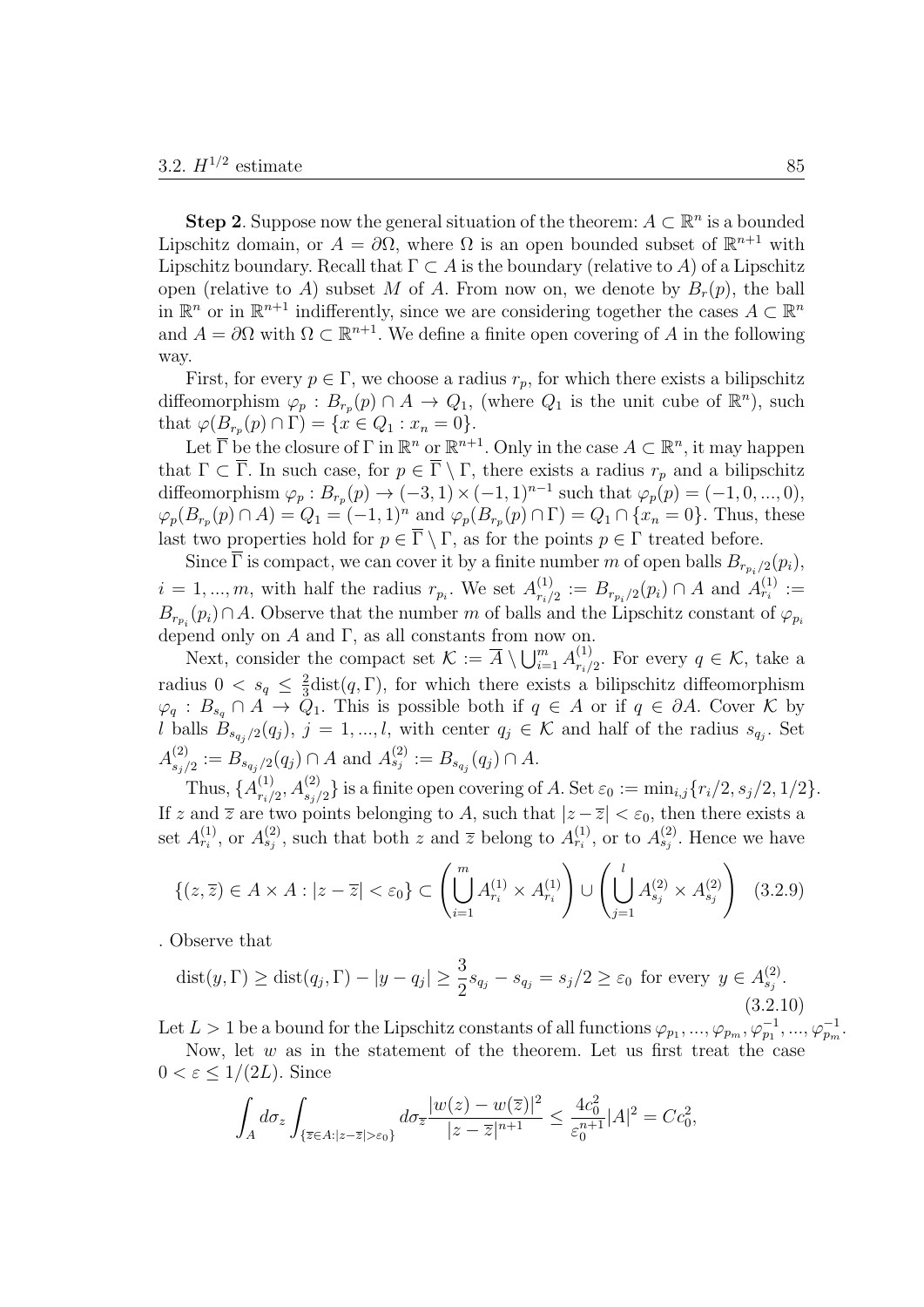**Step 2**. Suppose now the general situation of the theorem: $A \subset \mathbb{R}^n$ is a bounded Lipschitz domain, or $A = \partial\Omega$, where $\Omega$ is an open bounded subset of $\mathbb{R}^{n+1}$ with Lipschitz boundary. Recall that $\Gamma \subset A$ is the boundary (relative to $A$) of a Lipschitz open (relative to $A$) subset $M$ of $A$. From now on, we denote by $B_r(p)$, the ball in $\mathbb{R}^n$ or in $\mathbb{R}^{n+1}$ indifferently, since we are considering together the cases $A \subset \mathbb{R}^n$ and $A = \partial\Omega$ with $\Omega \subset \mathbb{R}^{n+1}$. We define a finite open covering of $A$ in the following way.

First, for every $p \in \Gamma$, we choose a radius $r_p$, for which there exists a bilipschitz diffeomorphism $\varphi_p : B_{r_p}(p) \cap A \to Q_1$, (where $Q_1$ is the unit cube of $\mathbb{R}^n$), such that $\varphi(B_{r_p}(p) \cap \Gamma) = \{x \in Q_1 : x_n = 0\}$.

Let $\overline{\Gamma}$ be the closure of $\Gamma$ in $\mathbb{R}^n$ or $\mathbb{R}^{n+1}$. Only in the case $A \subset \mathbb{R}^n$, it may happen that $\Gamma \subset \overline{\Gamma}$. In such case, for $p \in \overline{\Gamma} \setminus \Gamma$, there exists a radius $r_p$ and a bilipschitz diffeomorphism $\varphi_p : B_{r_p}(p) \to (-3, 1) \times (-1, 1)^{n-1}$ such that $\varphi_p(p) = (-1, 0, ..., 0)$, $\varphi_p(B_{r_p}(p) \cap A) = Q_1 = (-1, 1)^n$ and $\varphi_p(B_{r_p}(p) \cap \Gamma) = Q_1 \cap \{x_n = 0\}$. Thus, these last two properties hold for $p \in \overline{\Gamma} \setminus \Gamma$, as for the points $p \in \Gamma$ treated before.

Since $\overline{\Gamma}$ is compact, we can cover it by a finite number $m$ of open balls $B_{r_{p_i}/2}(p_i)$, $i = 1, ..., m$, with half the radius $r_{p_i}$. We set $A^{(1)}_{r_i/2} := B_{r_{p_i}/2}(p_i) \cap A$ and $A^{(1)}_{r_i} := B_{r_{p_i}}(p_i) \cap A$. Observe that the number $m$ of balls and the Lipschitz constant of $\varphi_{p_i}$ depend only on $A$ and $\Gamma$, as all constants from now on.

Next, consider the compact set $\mathcal{K} := \overline{A} \setminus \bigcup_{i=1}^m A^{(1)}_{r_i/2}$. For every $q \in \mathcal{K}$, take a radius $0 < s_q \leq \frac{2}{3}\mathrm{dist}(q, \Gamma)$, for which there exists a bilipschitz diffeomorphism $\varphi_q : B_{s_q} \cap A \to Q_1$. This is possible both if $q \in A$ or if $q \in \partial A$. Cover $\mathcal{K}$ by $l$ balls $B_{s_{q_j}/2}(q_j)$, $j = 1, ..., l$, with center $q_j \in \mathcal{K}$ and half of the radius $s_{q_j}$. Set $A^{(2)}_{s_j/2} := B_{s_{q_j}/2}(q_j) \cap A$ and $A^{(2)}_{s_j} := B_{s_{q_j}}(q_j) \cap A$.

Thus, $\{A^{(1)}_{r_i/2}, A^{(2)}_{s_j/2}\}$ is a finite open covering of $A$. Set $\varepsilon_0 := \min_{i,j}\{r_i/2, s_j/2, 1/2\}$. If $z$ and $\overline{z}$ are two points belonging to $A$, such that $|z - \overline{z}| < \varepsilon_0$, then there exists a set $A^{(1)}_{r_i}$, or $A^{(2)}_{s_j}$, such that both $z$ and $\overline{z}$ belong to $A^{(1)}_{r_i}$, or to $A^{(2)}_{s_j}$. Hence we have

$$\{(z, \overline{z}) \in A \times A : |z - \overline{z}| < \varepsilon_0\} \subset \left(\bigcup_{i=1}^m A^{(1)}_{r_i} \times A^{(1)}_{r_i}\right) \cup \left(\bigcup_{j=1}^l A^{(2)}_{s_j} \times A^{(2)}_{s_j}\right) \quad (3.2.9)$$

. Observe that

$$\mathrm{dist}(y, \Gamma) \geq \mathrm{dist}(q_j, \Gamma) - |y - q_j| \geq \frac{3}{2}s_{q_j} - s_{q_j} = s_j/2 \geq \varepsilon_0 \text{ for every } y \in A^{(2)}_{s_j}. \quad (3.2.10)$$

Let $L > 1$ be a bound for the Lipschitz constants of all functions $\varphi_{p_1}, ..., \varphi_{p_m}, \varphi^{-1}_{p_1}, ..., \varphi^{-1}_{p_m}$.

Now, let $w$ as in the statement of the theorem. Let us first treat the case $0 < \varepsilon \leq 1/(2L)$. Since

$$\int_A d\sigma_z \int_{\{\overline{z} \in A : |z - \overline{z}| > \varepsilon_0\}} d\sigma_{\overline{z}} \frac{|w(z) - w(\overline{z})|^2}{|z - \overline{z}|^{n+1}} \leq \frac{4c_0^2}{\varepsilon_0^{n+1}}|A|^2 = Cc_0^2,$$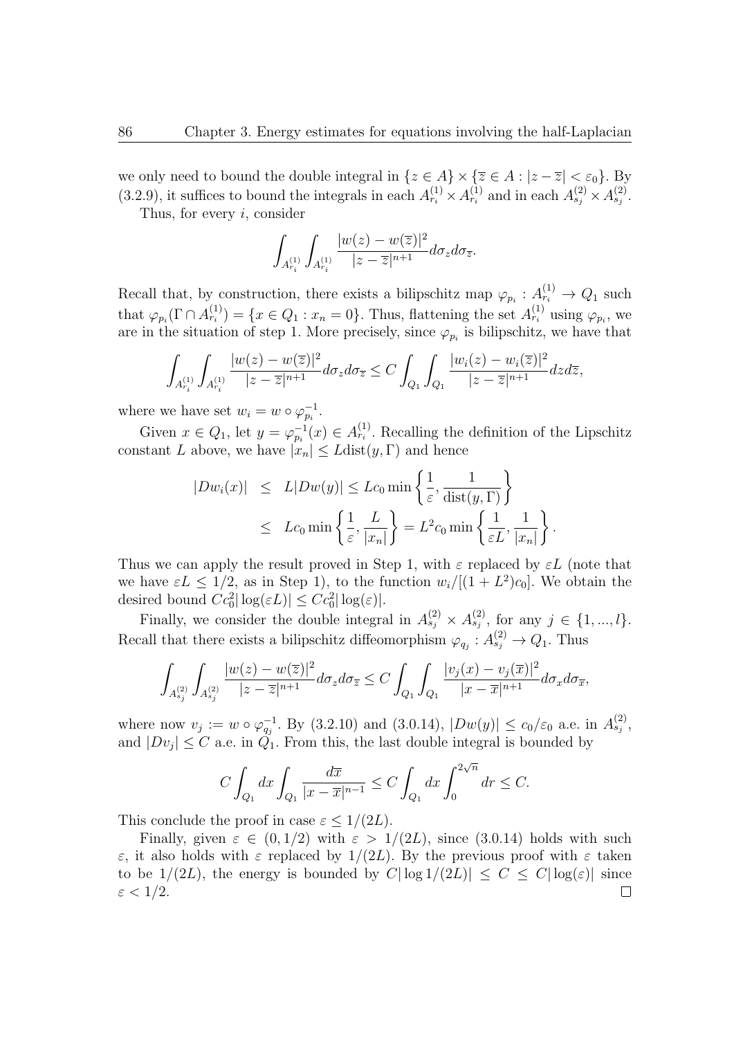we only need to bound the double integral in $\{z \in A\} \times \{\overline{z} \in A : |z - \overline{z}| < \varepsilon_0\}$. By (3.2.9), it suffices to bound the integrals in each $A^{(1)}_{r_i} \times A^{(1)}_{r_i}$ and in each $A^{(2)}_{s_j} \times A^{(2)}_{s_j}$.

Thus, for every $i$, consider

$$\int_{A^{(1)}_{r_i}} \int_{A^{(1)}_{r_i}} \frac{|w(z) - w(\overline{z})|^2}{|z - \overline{z}|^{n+1}} d\sigma_z d\sigma_{\overline{z}}.$$

Recall that, by construction, there exists a bilipschitz map $\varphi_{p_i} : A^{(1)}_{r_i} \to Q_1$ such that $\varphi_{p_i}(\Gamma \cap A^{(1)}_{r_i}) = \{x \in Q_1 : x_n = 0\}$. Thus, flattening the set $A^{(1)}_{r_i}$ using $\varphi_{p_i}$, we are in the situation of step 1. More precisely, since $\varphi_{p_i}$ is bilipschitz, we have that

$$\int_{A^{(1)}_{r_i}} \int_{A^{(1)}_{r_i}} \frac{|w(z) - w(\overline{z})|^2}{|z - \overline{z}|^{n+1}} d\sigma_z d\sigma_{\overline{z}} \leq C \int_{Q_1} \int_{Q_1} \frac{|w_i(z) - w_i(\overline{z})|^2}{|z - \overline{z}|^{n+1}} dz d\overline{z},$$

where we have set $w_i = w \circ \varphi^{-1}_{p_i}$.

Given $x \in Q_1$, let $y = \varphi^{-1}_{p_i}(x) \in A^{(1)}_{r_i}$. Recalling the definition of the Lipschitz constant $L$ above, we have $|x_n| \leq L \mathrm{dist}(y, \Gamma)$ and hence

$$\begin{aligned} |Dw_i(x)| &\leq L|Dw(y)| \leq Lc_0 \min\left\{\frac{1}{\varepsilon}, \frac{1}{\mathrm{dist}(y,\Gamma)}\right\} \\ &\leq Lc_0 \min\left\{\frac{1}{\varepsilon}, \frac{L}{|x_n|}\right\} = L^2 c_0 \min\left\{\frac{1}{\varepsilon L}, \frac{1}{|x_n|}\right\}. \end{aligned}$$

Thus we can apply the result proved in Step 1, with $\varepsilon$ replaced by $\varepsilon L$ (note that we have $\varepsilon L \leq 1/2$, as in Step 1), to the function $w_i/[(1 + L^2)c_0]$. We obtain the desired bound $Cc_0^2|\log(\varepsilon L)| \leq Cc_0^2|\log(\varepsilon)|$.

Finally, we consider the double integral in $A^{(2)}_{s_j} \times A^{(2)}_{s_j}$, for any $j \in \{1, ..., l\}$. Recall that there exists a bilipschitz diffeomorphism $\varphi_{q_j} : A^{(2)}_{s_j} \to Q_1$. Thus

$$\int_{A^{(2)}_{s_j}} \int_{A^{(2)}_{s_j}} \frac{|w(z) - w(\overline{z})|^2}{|z - \overline{z}|^{n+1}} d\sigma_z d\sigma_{\overline{z}} \leq C \int_{Q_1} \int_{Q_1} \frac{|v_j(x) - v_j(\overline{x})|^2}{|x - \overline{x}|^{n+1}} d\sigma_x d\sigma_{\overline{x}},$$

where now $v_j := w \circ \varphi^{-1}_{q_j}$. By (3.2.10) and (3.0.14), $|Dw(y)| \leq c_0/\varepsilon_0$ a.e. in $A^{(2)}_{s_j}$, and $|Dv_j| \leq C$ a.e. in $Q_1$. From this, the last double integral is bounded by

$$C \int_{Q_1} dx \int_{Q_1} \frac{d\overline{x}}{|x - \overline{x}|^{n-1}} \leq C \int_{Q_1} dx \int_0^{2\sqrt{n}} dr \leq C.$$

This conclude the proof in case $\varepsilon \leq 1/(2L)$.

Finally, given $\varepsilon \in (0, 1/2)$ with $\varepsilon > 1/(2L)$, since (3.0.14) holds with such $\varepsilon$, it also holds with $\varepsilon$ replaced by $1/(2L)$. By the previous proof with $\varepsilon$ taken to be $1/(2L)$, the energy is bounded by $C|\log 1/(2L)| \leq C \leq C|\log(\varepsilon)|$ since $\varepsilon < 1/2$. $\square$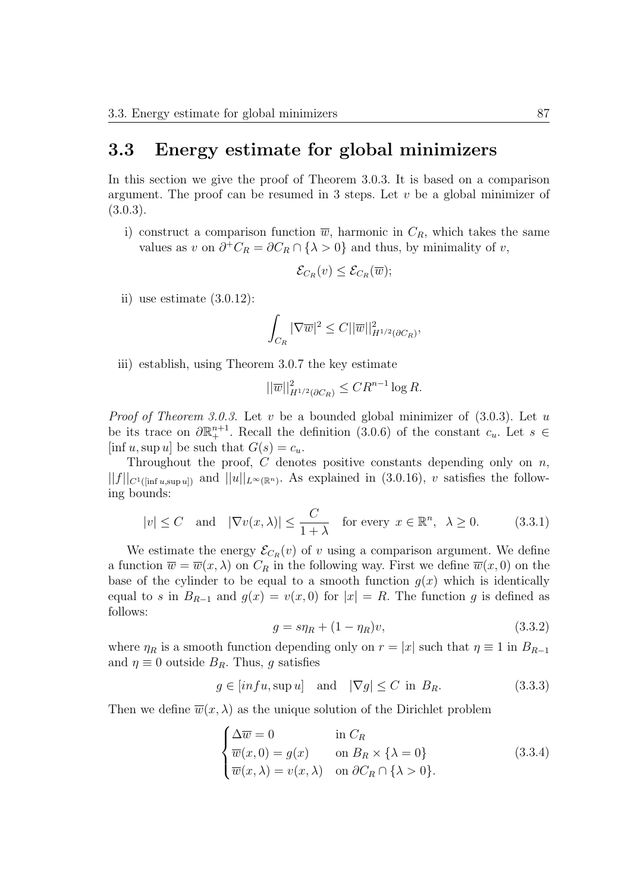## 3.3 Energy estimate for global minimizers

In this section we give the proof of Theorem 3.0.3. It is based on a comparison argument. The proof can be resumed in 3 steps. Let $v$ be a global minimizer of (3.0.3).

i) construct a comparison function $\overline{w}$, harmonic in $C_R$, which takes the same values as $v$ on $\partial^+ C_R = \partial C_R \cap \{\lambda > 0\}$ and thus, by minimality of $v$,

$$\mathcal{E}_{C_R}(v) \leq \mathcal{E}_{C_R}(\overline{w});$$

ii) use estimate (3.0.12):

$$\int_{C_R} |\nabla \overline{w}|^2 \leq C ||\overline{w}||^2_{H^{1/2}(\partial C_R)},$$

iii) establish, using Theorem 3.0.7 the key estimate

$$||\overline{w}||^2_{H^{1/2}(\partial C_R)} \leq C R^{n-1} \log R.$$

*Proof of Theorem 3.0.3.* Let $v$ be a bounded global minimizer of (3.0.3). Let $u$ be its trace on $\partial \mathbb{R}^{n+1}_+$. Recall the definition (3.0.6) of the constant $c_u$. Let $s \in [\inf u, \sup u]$ be such that $G(s) = c_u$.

Throughout the proof, $C$ denotes positive constants depending only on $n$, $||f||_{C^1([\inf u, \sup u])}$ and $||u||_{L^\infty(\mathbb{R}^n)}$. As explained in (3.0.16), $v$ satisfies the following bounds:

$$|v| \leq C \quad \text{and} \quad |\nabla v(x, \lambda)| \leq \frac{C}{1+\lambda} \quad \text{for every } x \in \mathbb{R}^n, \ \lambda \geq 0. \tag{3.3.1}$$

We estimate the energy $\mathcal{E}_{C_R}(v)$ of $v$ using a comparison argument. We define a function $\overline{w} = \overline{w}(x, \lambda)$ on $C_R$ in the following way. First we define $\overline{w}(x, 0)$ on the base of the cylinder to be equal to a smooth function $g(x)$ which is identically equal to $s$ in $B_{R-1}$ and $g(x) = v(x, 0)$ for $|x| = R$. The function $g$ is defined as follows:

$$g = s\eta_R + (1 - \eta_R) v, \tag{3.3.2}$$

where $\eta_R$ is a smooth function depending only on $r = |x|$ such that $\eta \equiv 1$ in $B_{R-1}$ and $\eta \equiv 0$ outside $B_R$. Thus, $g$ satisfies

$$g \in [inf u, \sup u] \quad \text{and} \quad |\nabla g| \leq C \ \text{ in } B_R. \tag{3.3.3}$$

Then we define $\overline{w}(x, \lambda)$ as the unique solution of the Dirichlet problem

$$\begin{cases} \Delta \overline{w} = 0 & \text{in } C_R \\ \overline{w}(x, 0) = g(x) & \text{on } B_R \times \{\lambda = 0\} \\ \overline{w}(x, \lambda) = v(x, \lambda) & \text{on } \partial C_R \cap \{\lambda > 0\}. \end{cases} \tag{3.3.4}$$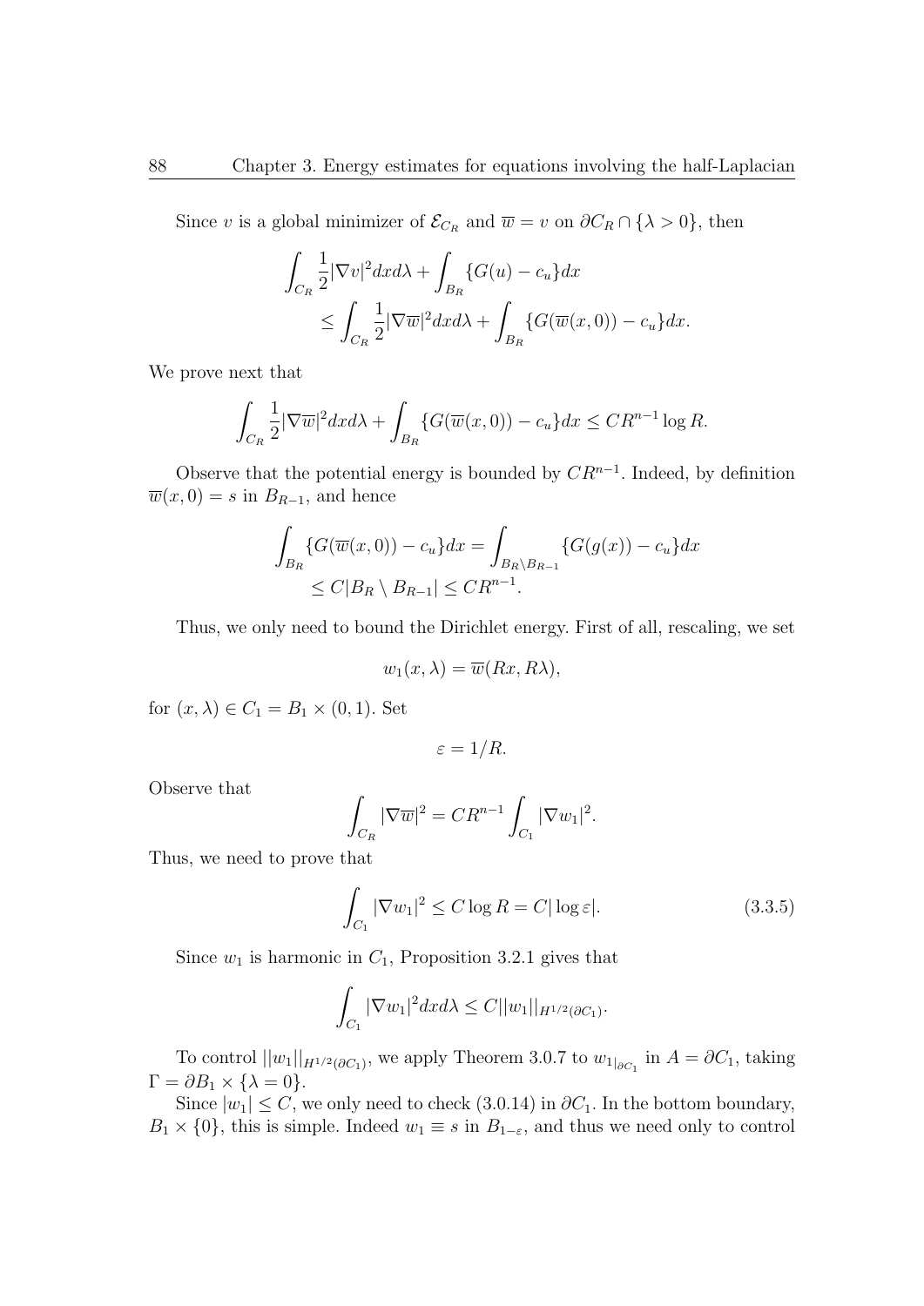Since $v$ is a global minimizer of $\mathcal{E}_{C_R}$ and $\overline{w} = v$ on $\partial C_R \cap \{\lambda > 0\}$, then

$$
\begin{aligned}
\int_{C_R} \frac{1}{2}|\nabla v|^2 dx d\lambda &+ \int_{B_R} \{G(u) - c_u\} dx \\
&\leq \int_{C_R} \frac{1}{2}|\nabla \overline{w}|^2 dx d\lambda + \int_{B_R} \{G(\overline{w}(x,0)) - c_u\} dx.
\end{aligned}
$$

We prove next that

$$
\int_{C_R} \frac{1}{2}|\nabla \overline{w}|^2 dx d\lambda + \int_{B_R} \{G(\overline{w}(x,0)) - c_u\} dx \leq C R^{n-1} \log R.
$$

Observe that the potential energy is bounded by $CR^{n-1}$. Indeed, by definition $\overline{w}(x,0) = s$ in $B_{R-1}$, and hence

$$
\begin{aligned}
\int_{B_R} \{G(\overline{w}(x,0)) - c_u\} dx &= \int_{B_R \setminus B_{R-1}} \{G(g(x)) - c_u\} dx \\
&\leq C|B_R \setminus B_{R-1}| \leq C R^{n-1}.
\end{aligned}
$$

Thus, we only need to bound the Dirichlet energy. First of all, rescaling, we set

$$
w_1(x,\lambda) = \overline{w}(Rx, R\lambda),
$$

for $(x,\lambda) \in C_1 = B_1 \times (0,1)$. Set

$$
\varepsilon = 1/R.
$$

Observe that

$$
\int_{C_R} |\nabla \overline{w}|^2 = C R^{n-1} \int_{C_1} |\nabla w_1|^2.
$$

Thus, we need to prove that

$$
\int_{C_1} |\nabla w_1|^2 \leq C \log R = C|\log \varepsilon|. \tag{3.3.5}
$$

Since $w_1$ is harmonic in $C_1$, Proposition 3.2.1 gives that

$$
\int_{C_1} |\nabla w_1|^2 dx d\lambda \leq C ||w_1||_{H^{1/2}(\partial C_1)}.
$$

To control $||w_1||_{H^{1/2}(\partial C_1)}$, we apply Theorem 3.0.7 to $w_{1|_{\partial C_1}}$ in $A = \partial C_1$, taking $\Gamma = \partial B_1 \times \{\lambda = 0\}$.

Since $|w_1| \leq C$, we only need to check (3.0.14) in $\partial C_1$. In the bottom boundary, $B_1 \times \{0\}$, this is simple. Indeed $w_1 \equiv s$ in $B_{1-\varepsilon}$, and thus we need only to control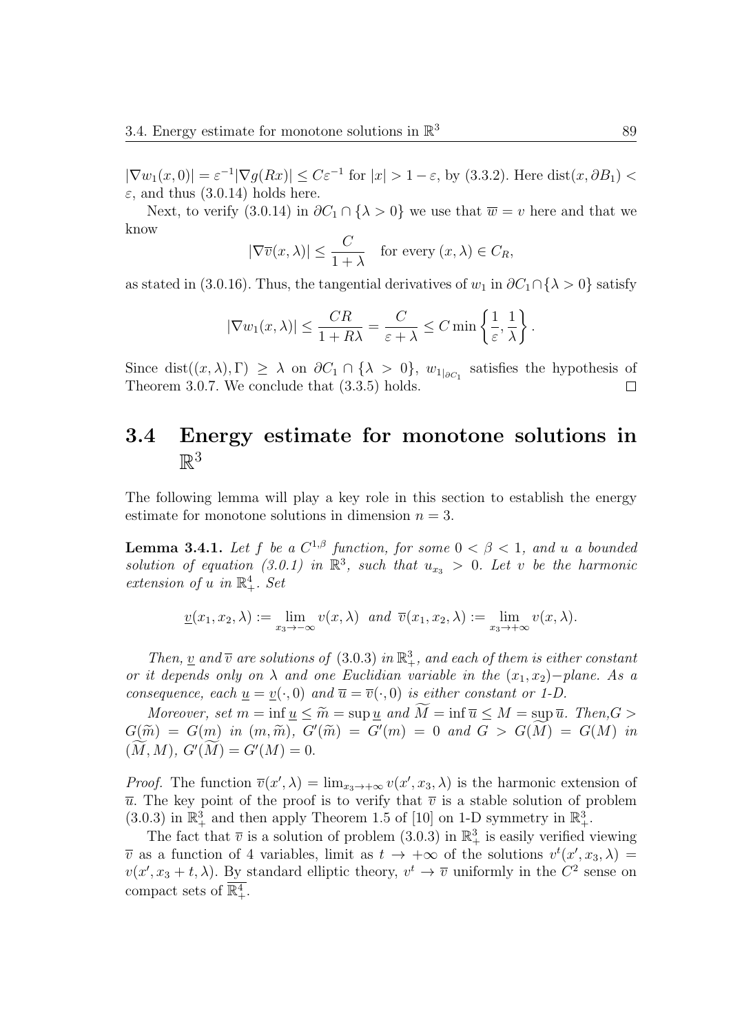$|\nabla w_1(x,0)| = \varepsilon^{-1}|\nabla g(Rx)| \leq C\varepsilon^{-1}$ for $|x| > 1-\varepsilon$, by (3.3.2). Here $\text{dist}(x, \partial B_1) < \varepsilon$, and thus (3.0.14) holds here.

Next, to verify (3.0.14) in $\partial C_1 \cap \{\lambda > 0\}$ we use that $\overline{w} = v$ here and that we know

$$|\nabla \overline{v}(x,\lambda)| \leq \frac{C}{1+\lambda} \quad \text{for every } (x,\lambda) \in C_R,$$

as stated in (3.0.16). Thus, the tangential derivatives of $w_1$ in $\partial C_1 \cap \{\lambda > 0\}$ satisfy

$$|\nabla w_1(x,\lambda)| \leq \frac{CR}{1+R\lambda} = \frac{C}{\varepsilon+\lambda} \leq C\min\left\{\frac{1}{\varepsilon}, \frac{1}{\lambda}\right\}.$$

Since $\text{dist}((x,\lambda),\Gamma) \geq \lambda$ on $\partial C_1 \cap \{\lambda > 0\}$, $w_{1|_{\partial C_1}}$ satisfies the hypothesis of Theorem 3.0.7. We conclude that (3.3.5) holds. □

## 3.4 Energy estimate for monotone solutions in $\mathbb{R}^3$

The following lemma will play a key role in this section to establish the energy estimate for monotone solutions in dimension $n = 3$.

**Lemma 3.4.1.** *Let $f$ be a $C^{1,\beta}$ function, for some $0 < \beta < 1$, and $u$ a bounded solution of equation (3.0.1) in $\mathbb{R}^3$, such that $u_{x_3} > 0$. Let $v$ be the harmonic extension of $u$ in $\mathbb{R}^4_+$. Set*

$$\underline{v}(x_1,x_2,\lambda) := \lim_{x_3\to-\infty} v(x,\lambda) \ \text{ and } \ \overline{v}(x_1,x_2,\lambda) := \lim_{x_3\to+\infty} v(x,\lambda).$$

*Then, $\underline{v}$ and $\overline{v}$ are solutions of* (3.0.3) *in $\mathbb{R}^3_+$, and each of them is either constant or it depends only on $\lambda$ and one Euclidian variable in the $(x_1,x_2)-$plane. As a consequence, each $\underline{u} = \underline{v}(\cdot,0)$ and $\overline{u} = \overline{v}(\cdot,0)$ is either constant or 1-D.*

*Moreover, set $m = \inf \underline{u} \leq \widetilde{m} = \sup \underline{u}$ and $\widetilde{M} = \inf \overline{u} \leq M = \sup \overline{u}$. Then,$G > G(\widetilde{m}) = G(m)$ in $(m,\widetilde{m})$, $G'(\widetilde{m}) = G'(m) = 0$ and $G > G(\widetilde{M}) = G(M)$ in $(\widetilde{M},M)$, $G'(\widetilde{M}) = G'(M) = 0$.*

*Proof.* The function $\overline{v}(x',\lambda) = \lim_{x_3\to+\infty} v(x',x_3,\lambda)$ is the harmonic extension of $\overline{u}$. The key point of the proof is to verify that $\overline{v}$ is a stable solution of problem (3.0.3) in $\mathbb{R}^3_+$ and then apply Theorem 1.5 of [10] on 1-D symmetry in $\mathbb{R}^3_+$.

The fact that $\overline{v}$ is a solution of problem (3.0.3) in $\mathbb{R}^3_+$ is easily verified viewing $\overline{v}$ as a function of 4 variables, limit as $t \to +\infty$ of the solutions $v^t(x',x_3,\lambda) = v(x',x_3+t,\lambda)$. By standard elliptic theory, $v^t \to \overline{v}$ uniformly in the $C^2$ sense on compact sets of $\overline{\mathbb{R}^4_+}$.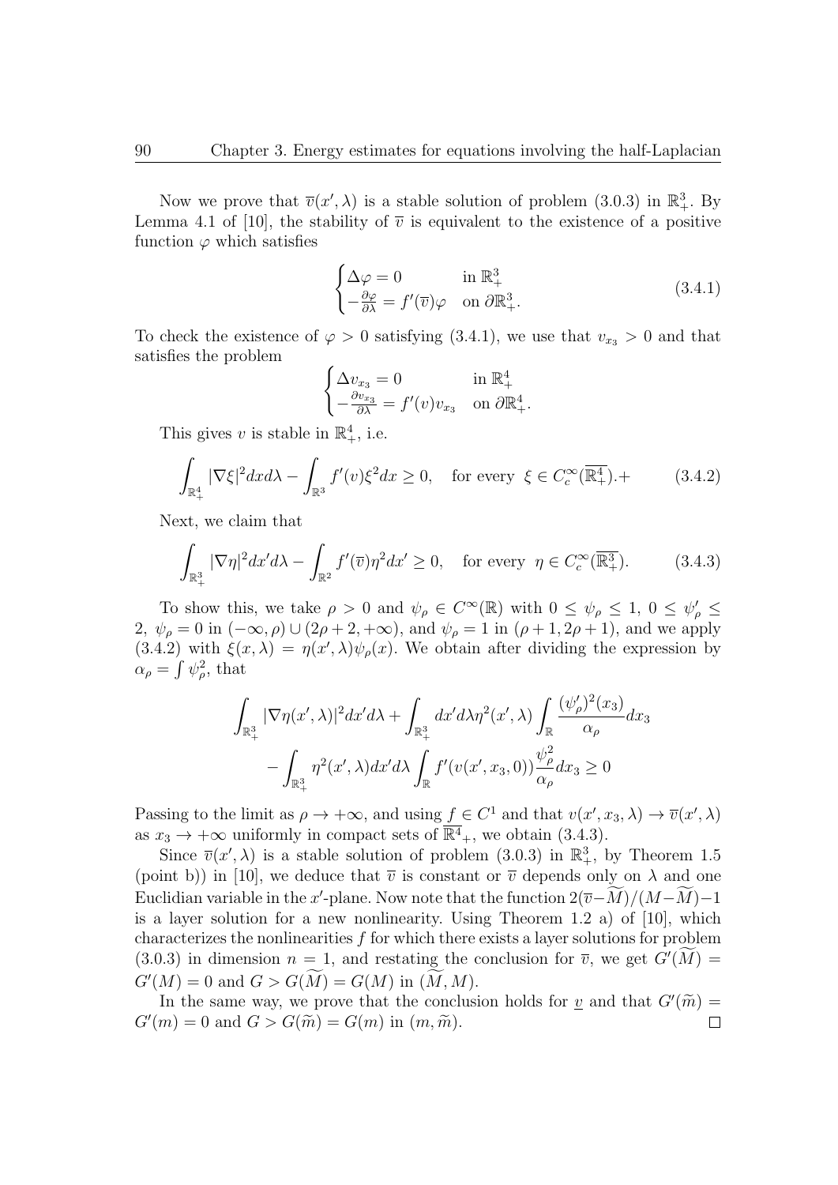Now we prove that $\overline{v}(x', \lambda)$ is a stable solution of problem (3.0.3) in $\mathbb{R}^3_+$. By Lemma 4.1 of [10], the stability of $\overline{v}$ is equivalent to the existence of a positive function $\varphi$ which satisfies

$$\begin{cases} \Delta \varphi = 0 & \text{in } \mathbb{R}^3_+ \\ -\frac{\partial \varphi}{\partial \lambda} = f'(\overline{v})\varphi & \text{on } \partial \mathbb{R}^3_+. \end{cases} \tag{3.4.1}$$

To check the existence of $\varphi > 0$ satisfying (3.4.1), we use that $v_{x_3} > 0$ and that satisfies the problem

$$\begin{cases} \Delta v_{x_3} = 0 & \text{in } \mathbb{R}^4_+ \\ -\frac{\partial v_{x_3}}{\partial \lambda} = f'(v) v_{x_3} & \text{on } \partial \mathbb{R}^4_+. \end{cases}$$

This gives $v$ is stable in $\mathbb{R}^4_+$, i.e.

$$\int_{\mathbb{R}^4_+} |\nabla \xi|^2 dx d\lambda - \int_{\mathbb{R}^3} f'(v)\xi^2 dx \geq 0, \quad \text{for every } \xi \in C^\infty_c(\overline{\mathbb{R}^4_+}).+ \tag{3.4.2}$$

Next, we claim that

$$\int_{\mathbb{R}^3_+} |\nabla \eta|^2 dx' d\lambda - \int_{\mathbb{R}^2} f'(\overline{v})\eta^2 dx' \geq 0, \quad \text{for every } \eta \in C^\infty_c(\overline{\mathbb{R}^3_+}). \tag{3.4.3}$$

To show this, we take $\rho > 0$ and $\psi_\rho \in C^\infty(\mathbb{R})$ with $0 \leq \psi_\rho \leq 1$, $0 \leq \psi'_\rho \leq 2$, $\psi_\rho = 0$ in $(-\infty, \rho) \cup (2\rho + 2, +\infty)$, and $\psi_\rho = 1$ in $(\rho + 1, 2\rho + 1)$, and we apply (3.4.2) with $\xi(x, \lambda) = \eta(x', \lambda)\psi_\rho(x)$. We obtain after dividing the expression by $\alpha_\rho = \int \psi^2_\rho$, that

$$\int_{\mathbb{R}^3_+} |\nabla \eta(x', \lambda)|^2 dx' d\lambda + \int_{\mathbb{R}^3_+} dx' d\lambda \eta^2(x', \lambda) \int_{\mathbb{R}} \frac{(\psi'_\rho)^2(x_3)}{\alpha_\rho} dx_3$$
$$- \int_{\mathbb{R}^3_+} \eta^2(x', \lambda) dx' d\lambda \int_{\mathbb{R}} f'(v(x', x_3, 0)) \frac{\psi^2_\rho}{\alpha_\rho} dx_3 \geq 0$$

Passing to the limit as $\rho \to +\infty$, and using $f \in C^1$ and that $v(x', x_3, \lambda) \to \overline{v}(x', \lambda)$ as $x_3 \to +\infty$ uniformly in compact sets of $\overline{\mathbb{R}^4}_+$, we obtain (3.4.3).

Since $\overline{v}(x', \lambda)$ is a stable solution of problem (3.0.3) in $\mathbb{R}^3_+$, by Theorem 1.5 (point b)) in [10], we deduce that $\overline{v}$ is constant or $\overline{v}$ depends only on $\lambda$ and one Euclidian variable in the $x'$-plane. Now note that the function $2(\overline{v} - \widetilde{M})/(M - \widetilde{M}) - 1$ is a layer solution for a new nonlinearity. Using Theorem 1.2 a) of [10], which characterizes the nonlinearities $f$ for which there exists a layer solutions for problem (3.0.3) in dimension $n = 1$, and restating the conclusion for $\overline{v}$, we get $G'(\widetilde{M}) = G'(M) = 0$ and $G > G(\widetilde{M}) = G(M)$ in $(\widetilde{M}, M)$.

In the same way, we prove that the conclusion holds for $\underline{v}$ and that $G'(\widetilde{m}) = G'(m) = 0$ and $G > G(\widetilde{m}) = G(m)$ in $(m, \widetilde{m})$. $\square$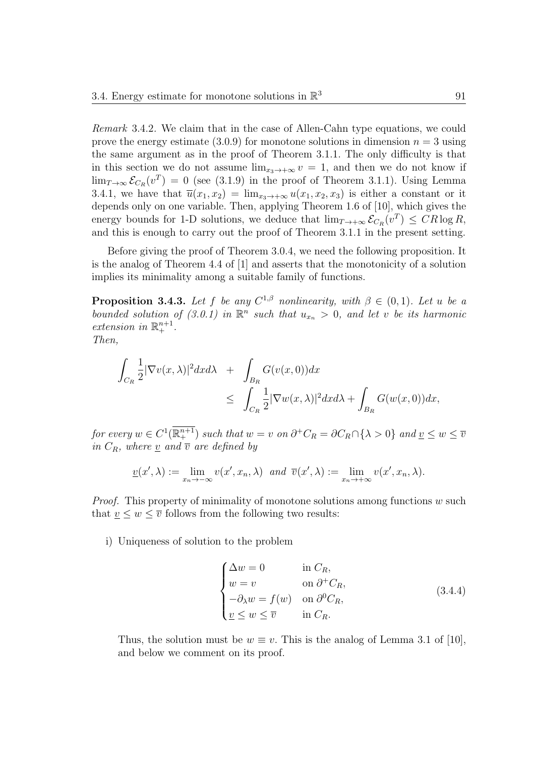*Remark* 3.4.2. We claim that in the case of Allen-Cahn type equations, we could prove the energy estimate (3.0.9) for monotone solutions in dimension $n = 3$ using the same argument as in the proof of Theorem 3.1.1. The only difficulty is that in this section we do not assume $\lim_{x_3 \to +\infty} v = 1$, and then we do not know if $\lim_{T\to\infty} \mathcal{E}_{C_R}(v^T) = 0$ (see (3.1.9) in the proof of Theorem 3.1.1). Using Lemma 3.4.1, we have that $\overline{u}(x_1, x_2) = \lim_{x_3\to+\infty} u(x_1, x_2, x_3)$ is either a constant or it depends only on one variable. Then, applying Theorem 1.6 of [10], which gives the energy bounds for 1-D solutions, we deduce that $\lim_{T\to+\infty} \mathcal{E}_{C_R}(v^T) \le CR \log R$, and this is enough to carry out the proof of Theorem 3.1.1 in the present setting.

Before giving the proof of Theorem 3.0.4, we need the following proposition. It is the analog of Theorem 4.4 of [1] and asserts that the monotonicity of a solution implies its minimality among a suitable family of functions.

**Proposition 3.4.3.** *Let $f$ be any $C^{1,\beta}$ nonlinearity, with $\beta \in (0, 1)$. Let $u$ be a bounded solution of (3.0.1) in $\mathbb{R}^n$ such that $u_{x_n} > 0$, and let $v$ be its harmonic extension in $\mathbb{R}^{n+1}_+$.*
*Then,*

$$
\begin{aligned}
\int_{C_R} \frac{1}{2}|\nabla v(x,\lambda)|^2 dx d\lambda &+ \int_{B_R} G(v(x,0))dx \\
&\le \int_{C_R} \frac{1}{2}|\nabla w(x,\lambda)|^2 dx d\lambda + \int_{B_R} G(w(x,0))dx,
\end{aligned}
$$

*for every $w \in C^1(\overline{\mathbb{R}^{n+1}_+})$ such that $w = v$ on $\partial^+ C_R = \partial C_R \cap \{\lambda > 0\}$ and $\underline{v} \le w \le \overline{v}$ in $C_R$, where $\underline{v}$ and $\overline{v}$ are defined by*

$$
\underline{v}(x', \lambda) := \lim_{x_n\to-\infty} v(x', x_n, \lambda) \quad \text{and} \quad \overline{v}(x', \lambda) := \lim_{x_n\to+\infty} v(x', x_n, \lambda).
$$

*Proof.* This property of minimality of monotone solutions among functions $w$ such that $\underline{v} \le w \le \overline{v}$ follows from the following two results:

i) Uniqueness of solution to the problem

$$
\begin{cases}
\Delta w = 0 & \text{in } C_R, \\
w = v & \text{on } \partial^+ C_R, \\
-\partial_\lambda w = f(w) & \text{on } \partial^0 C_R, \\
\underline{v} \le w \le \overline{v} & \text{in } C_R.
\end{cases}
\tag{3.4.4}
$$

Thus, the solution must be $w \equiv v$. This is the analog of Lemma 3.1 of [10], and below we comment on its proof.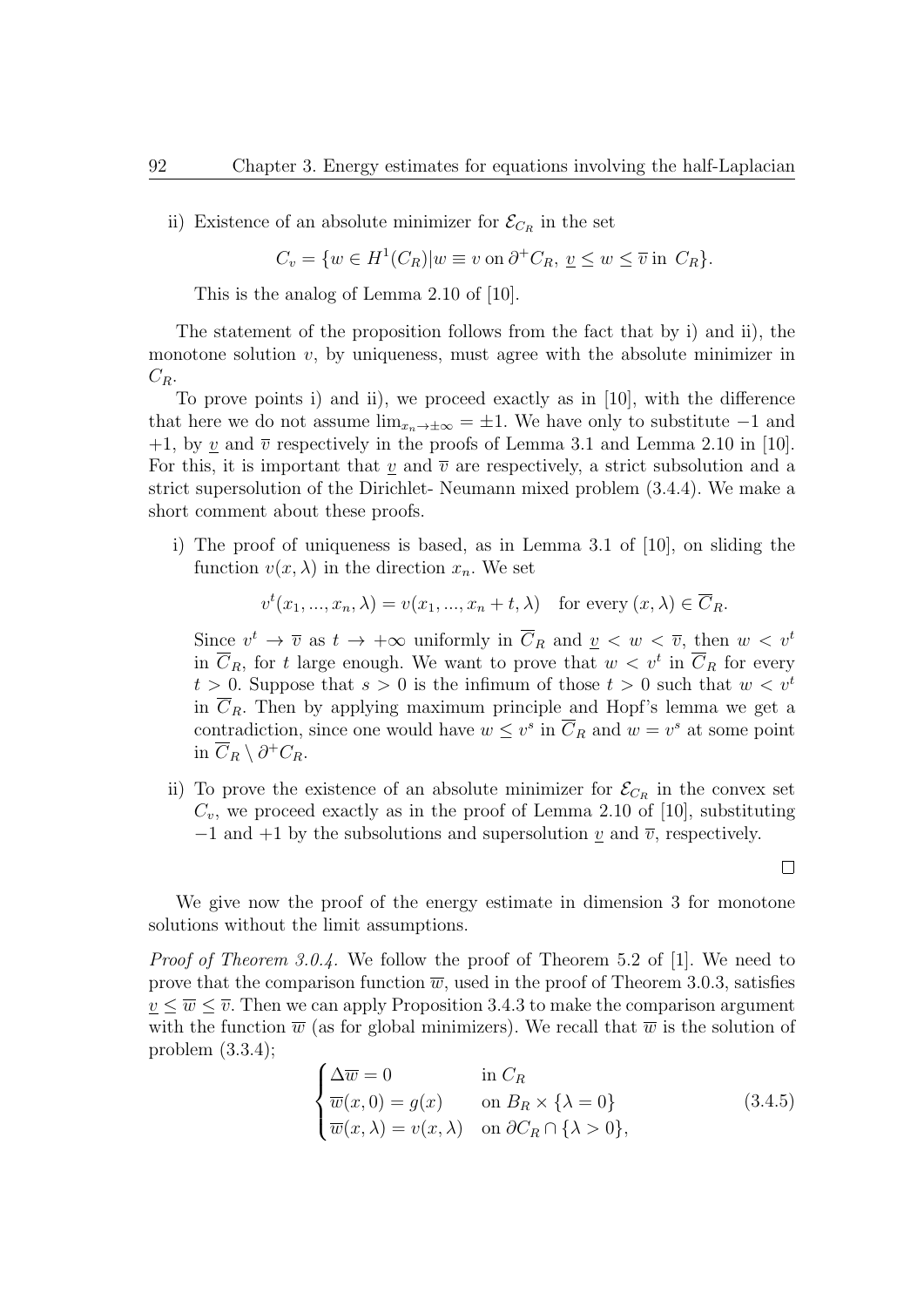ii) Existence of an absolute minimizer for $\mathcal{E}_{C_R}$ in the set

$$C_v = \{w \in H^1(C_R) | w \equiv v \text{ on } \partial^+ C_R,\ \underline{v} \leq w \leq \overline{v} \text{ in } C_R\}.$$

This is the analog of Lemma 2.10 of [10].

The statement of the proposition follows from the fact that by i) and ii), the monotone solution $v$, by uniqueness, must agree with the absolute minimizer in $C_R$.

To prove points i) and ii), we proceed exactly as in [10], with the difference that here we do not assume $\lim_{x_n \to \pm\infty} = \pm 1$. We have only to substitute $-1$ and $+1$, by $\underline{v}$ and $\overline{v}$ respectively in the proofs of Lemma 3.1 and Lemma 2.10 in [10]. For this, it is important that $\underline{v}$ and $\overline{v}$ are respectively, a strict subsolution and a strict supersolution of the Dirichlet- Neumann mixed problem (3.4.4). We make a short comment about these proofs.

i) The proof of uniqueness is based, as in Lemma 3.1 of [10], on sliding the function $v(x, \lambda)$ in the direction $x_n$. We set

$$v^t(x_1, ..., x_n, \lambda) = v(x_1, ..., x_n + t, \lambda) \quad \text{for every } (x, \lambda) \in \overline{C}_R.$$

Since $v^t \to \overline{v}$ as $t \to +\infty$ uniformly in $\overline{C}_R$ and $\underline{v} < w < \overline{v}$, then $w < v^t$ in $\overline{C}_R$, for $t$ large enough. We want to prove that $w < v^t$ in $\overline{C}_R$ for every $t > 0$. Suppose that $s > 0$ is the infimum of those $t > 0$ such that $w < v^t$ in $\overline{C}_R$. Then by applying maximum principle and Hopf's lemma we get a contradiction, since one would have $w \leq v^s$ in $\overline{C}_R$ and $w = v^s$ at some point in $\overline{C}_R \setminus \partial^+ C_R$.

ii) To prove the existence of an absolute minimizer for $\mathcal{E}_{C_R}$ in the convex set $C_v$, we proceed exactly as in the proof of Lemma 2.10 of [10], substituting $-1$ and $+1$ by the subsolutions and supersolution $\underline{v}$ and $\overline{v}$, respectively.

□

We give now the proof of the energy estimate in dimension 3 for monotone solutions without the limit assumptions.

*Proof of Theorem 3.0.4.* We follow the proof of Theorem 5.2 of [1]. We need to prove that the comparison function $\overline{w}$, used in the proof of Theorem 3.0.3, satisfies $\underline{v} \leq \overline{w} \leq \overline{v}$. Then we can apply Proposition 3.4.3 to make the comparison argument with the function $\overline{w}$ (as for global minimizers). We recall that $\overline{w}$ is the solution of problem (3.3.4);

$$\begin{cases} \Delta \overline{w} = 0 & \text{in } C_R \\ \overline{w}(x, 0) = g(x) & \text{on } B_R \times \{\lambda = 0\} \\ \overline{w}(x, \lambda) = v(x, \lambda) & \text{on } \partial C_R \cap \{\lambda > 0\}, \end{cases} \tag{3.4.5}$$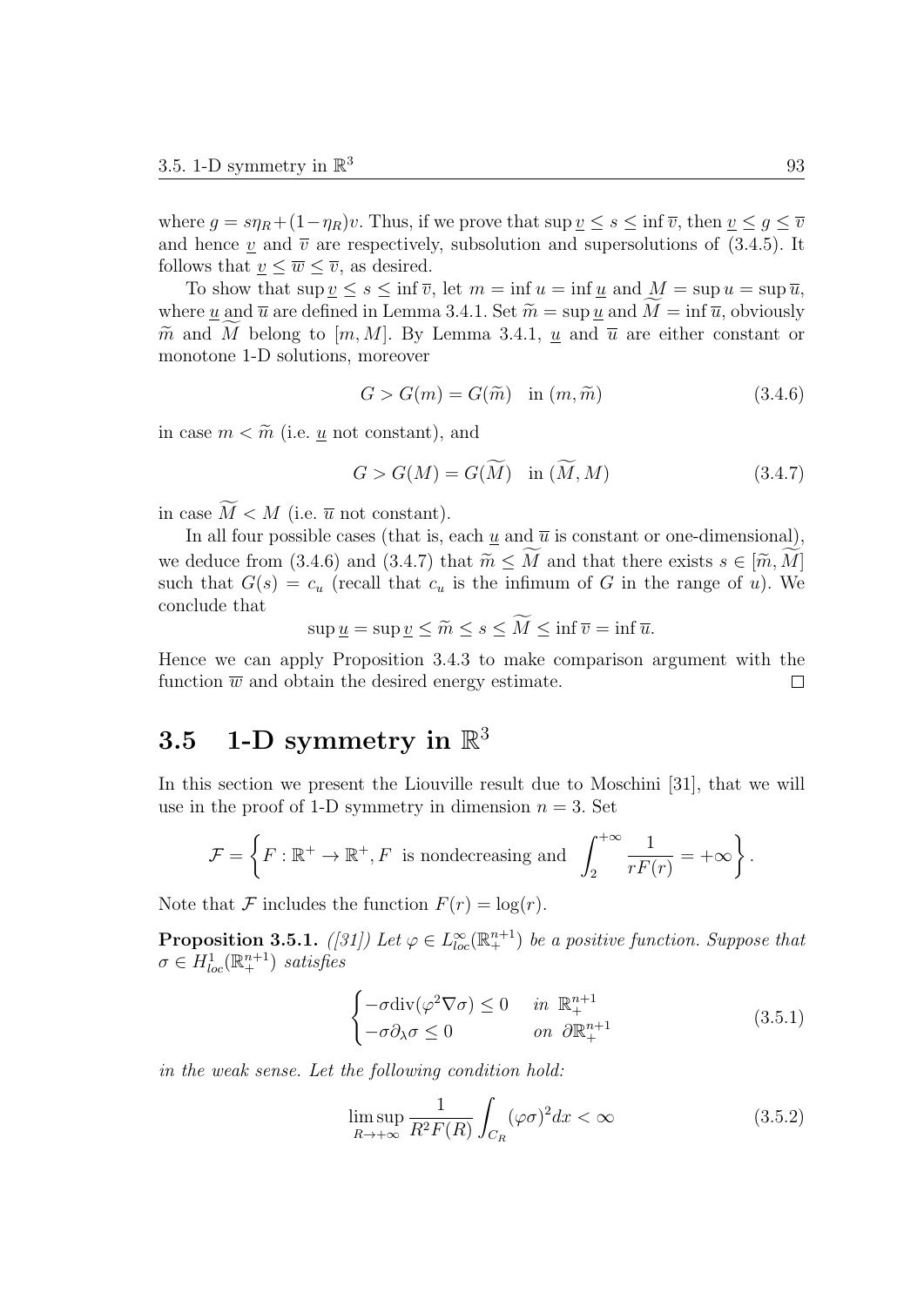where $g = s\eta_R + (1-\eta_R)v$. Thus, if we prove that $\sup \underline{v} \leq s \leq \inf \overline{v}$, then $\underline{v} \leq g \leq \overline{v}$ and hence $\underline{v}$ and $\overline{v}$ are respectively, subsolution and supersolutions of (3.4.5). It follows that $\underline{v} \leq \overline{w} \leq \overline{v}$, as desired.

To show that $\sup \underline{v} \leq s \leq \inf \overline{v}$, let $m = \inf u = \inf \underline{u}$ and $M = \sup u = \sup \overline{u}$, where $\underline{u}$ and $\overline{u}$ are defined in Lemma 3.4.1. Set $\widetilde{m} = \sup \underline{u}$ and $\widetilde{M} = \inf \overline{u}$, obviously $\widetilde{m}$ and $\widetilde{M}$ belong to $[m, M]$. By Lemma 3.4.1, $\underline{u}$ and $\overline{u}$ are either constant or monotone 1-D solutions, moreover

$$G > G(m) = G(\widetilde{m}) \quad \text{in } (m, \widetilde{m}) \tag{3.4.6}$$

in case $m < \widetilde{m}$ (i.e. $\underline{u}$ not constant), and

$$G > G(M) = G(\widetilde{M}) \quad \text{in } (\widetilde{M}, M) \tag{3.4.7}$$

in case $\widetilde{M} < M$ (i.e. $\overline{u}$ not constant).

In all four possible cases (that is, each $\underline{u}$ and $\overline{u}$ is constant or one-dimensional), we deduce from (3.4.6) and (3.4.7) that $\widetilde{m} \leq \widetilde{M}$ and that there exists $s \in [\widetilde{m}, \widetilde{M}]$ such that $G(s) = c_u$ (recall that $c_u$ is the infimum of $G$ in the range of $u$). We conclude that

$$\sup \underline{u} = \sup \underline{v} \leq \widetilde{m} \leq s \leq \widetilde{M} \leq \inf \overline{v} = \inf \overline{u}.$$

Hence we can apply Proposition 3.4.3 to make comparison argument with the function $\overline{w}$ and obtain the desired energy estimate. □

## 3.5 1-D symmetry in $\mathbb{R}^3$

In this section we present the Liouville result due to Moschini [31], that we will use in the proof of 1-D symmetry in dimension $n = 3$. Set

$$\mathcal{F} = \left\{ F : \mathbb{R}^+ \to \mathbb{R}^+, F \text{ is nondecreasing and } \int_2^{+\infty} \frac{1}{rF(r)} = +\infty \right\}.$$

Note that $\mathcal{F}$ includes the function $F(r) = \log(r)$.

**Proposition 3.5.1.** *([31]) Let $\varphi \in L^\infty_{loc}(\mathbb{R}^{n+1}_+)$ be a positive function. Suppose that $\sigma \in H^1_{loc}(\mathbb{R}^{n+1}_+)$ satisfies*

$$\begin{cases} -\sigma \operatorname{div}(\varphi^2 \nabla \sigma) \leq 0 & \text{in } \mathbb{R}^{n+1}_+ \\ -\sigma \partial_\lambda \sigma \leq 0 & \text{on } \partial \mathbb{R}^{n+1}_+ \end{cases} \tag{3.5.1}$$

*in the weak sense. Let the following condition hold:*

$$\limsup_{R \to +\infty} \frac{1}{R^2 F(R)} \int_{C_R} (\varphi \sigma)^2 dx < \infty \tag{3.5.2}$$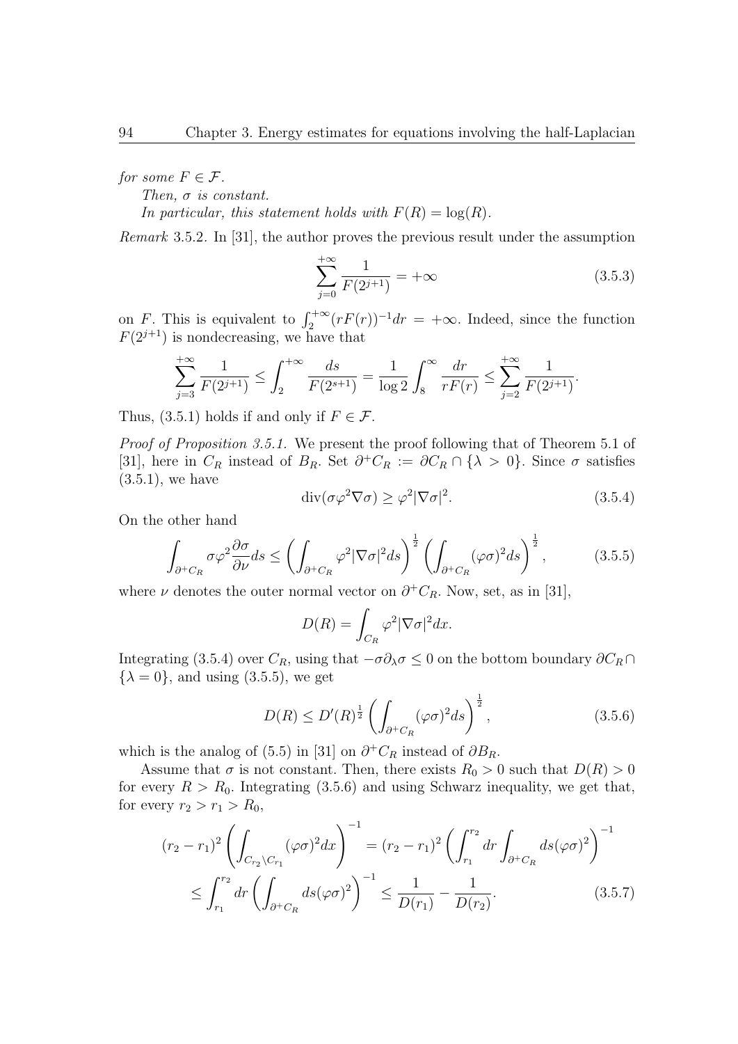*for some* $F \in \mathcal{F}$.

*Then,* $\sigma$ *is constant.*

*In particular, this statement holds with* $F(R) = \log(R)$.

*Remark* 3.5.2. In [31], the author proves the previous result under the assumption

$$\sum_{j=0}^{+\infty} \frac{1}{F(2^{j+1})} = +\infty \tag{3.5.3}$$

on $F$. This is equivalent to $\int_2^{+\infty}(rF(r))^{-1}dr = +\infty$. Indeed, since the function $F(2^{j+1})$ is nondecreasing, we have that

$$\sum_{j=3}^{+\infty} \frac{1}{F(2^{j+1})} \leq \int_2^{+\infty} \frac{ds}{F(2^{s+1})} = \frac{1}{\log 2}\int_8^{\infty} \frac{dr}{rF(r)} \leq \sum_{j=2}^{+\infty} \frac{1}{F(2^{j+1})}.$$

Thus, (3.5.1) holds if and only if $F \in \mathcal{F}$.

*Proof of Proposition 3.5.1.* We present the proof following that of Theorem 5.1 of [31], here in $C_R$ instead of $B_R$. Set $\partial^+ C_R := \partial C_R \cap \{\lambda > 0\}$. Since $\sigma$ satisfies (3.5.1), we have

$$\operatorname{div}(\sigma\varphi^2\nabla\sigma) \geq \varphi^2|\nabla\sigma|^2. \tag{3.5.4}$$

On the other hand

$$\int_{\partial^+ C_R} \sigma\varphi^2\frac{\partial\sigma}{\partial\nu}ds \leq \left(\int_{\partial^+ C_R}\varphi^2|\nabla\sigma|^2 ds\right)^{\frac{1}{2}}\left(\int_{\partial^+ C_R}(\varphi\sigma)^2 ds\right)^{\frac{1}{2}}, \tag{3.5.5}$$

where $\nu$ denotes the outer normal vector on $\partial^+ C_R$. Now, set, as in [31],

$$D(R) = \int_{C_R}\varphi^2|\nabla\sigma|^2 dx.$$

Integrating (3.5.4) over $C_R$, using that $-\sigma\partial_\lambda\sigma \leq 0$ on the bottom boundary $\partial C_R \cap \{\lambda = 0\}$, and using (3.5.5), we get

$$D(R) \leq D'(R)^{\frac{1}{2}}\left(\int_{\partial^+ C_R}(\varphi\sigma)^2 ds\right)^{\frac{1}{2}}, \tag{3.5.6}$$

which is the analog of (5.5) in [31] on $\partial^+ C_R$ instead of $\partial B_R$.

Assume that $\sigma$ is not constant. Then, there exists $R_0 > 0$ such that $D(R) > 0$ for every $R > R_0$. Integrating (3.5.6) and using Schwarz inequality, we get that, for every $r_2 > r_1 > R_0$,

$$\begin{aligned}
(r_2 - r_1)^2\left(\int_{C_{r_2}\setminus C_{r_1}}(\varphi\sigma)^2 dx\right)^{-1} &= (r_2 - r_1)^2\left(\int_{r_1}^{r_2} dr\int_{\partial^+ C_R} ds(\varphi\sigma)^2\right)^{-1} \\
&\leq \int_{r_1}^{r_2} dr\left(\int_{\partial^+ C_R} ds(\varphi\sigma)^2\right)^{-1} \leq \frac{1}{D(r_1)} - \frac{1}{D(r_2)}.
\end{aligned} \tag{3.5.7}$$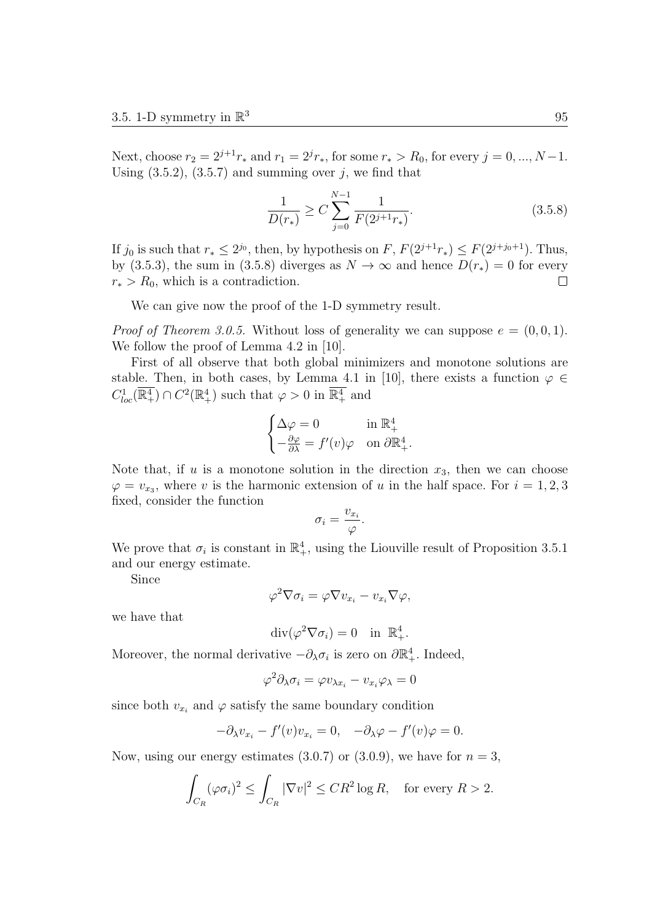Next, choose $r_2 = 2^{j+1}r_*$ and $r_1 = 2^j r_*$, for some $r_* > R_0$, for every $j = 0, ..., N-1$. Using (3.5.2), (3.5.7) and summing over $j$, we find that

$$\frac{1}{D(r_*)} \geq C \sum_{j=0}^{N-1} \frac{1}{F(2^{j+1}r_*)}. \tag{3.5.8}$$

If $j_0$ is such that $r_* \leq 2^{j_0}$, then, by hypothesis on $F$, $F(2^{j+1}r_*) \leq F(2^{j+j_0+1})$. Thus, by (3.5.3), the sum in (3.5.8) diverges as $N \to \infty$ and hence $D(r_*) = 0$ for every $r_* > R_0$, which is a contradiction. $\square$

We can give now the proof of the 1-D symmetry result.

*Proof of Theorem 3.0.5.* Without loss of generality we can suppose $e = (0, 0, 1)$. We follow the proof of Lemma 4.2 in [10].

First of all observe that both global minimizers and monotone solutions are stable. Then, in both cases, by Lemma 4.1 in [10], there exists a function $\varphi \in C^1_{loc}(\overline{\mathbb{R}^4_+}) \cap C^2(\mathbb{R}^4_+)$ such that $\varphi > 0$ in $\overline{\mathbb{R}^4_+}$ and

$$\begin{cases} \Delta\varphi = 0 & \text{in } \mathbb{R}^4_+ \\ -\frac{\partial\varphi}{\partial\lambda} = f'(v)\varphi & \text{on } \partial\mathbb{R}^4_+. \end{cases}$$

Note that, if $u$ is a monotone solution in the direction $x_3$, then we can choose $\varphi = v_{x_3}$, where $v$ is the harmonic extension of $u$ in the half space. For $i = 1, 2, 3$ fixed, consider the function

$$\sigma_i = \frac{v_{x_i}}{\varphi}.$$

We prove that $\sigma_i$ is constant in $\mathbb{R}^4_+$, using the Liouville result of Proposition 3.5.1 and our energy estimate.

Since

$$\varphi^2 \nabla\sigma_i = \varphi\nabla v_{x_i} - v_{x_i}\nabla\varphi,$$

we have that

$$\operatorname{div}(\varphi^2\nabla\sigma_i) = 0 \quad \text{in } \mathbb{R}^4_+.$$

Moreover, the normal derivative $-\partial_\lambda\sigma_i$ is zero on $\partial\mathbb{R}^4_+$. Indeed,

$$\varphi^2\partial_\lambda\sigma_i = \varphi v_{\lambda x_i} - v_{x_i}\varphi_\lambda = 0$$

since both $v_{x_i}$ and $\varphi$ satisfy the same boundary condition

$$-\partial_\lambda v_{x_i} - f'(v)v_{x_i} = 0, \quad -\partial_\lambda\varphi - f'(v)\varphi = 0.$$

Now, using our energy estimates (3.0.7) or (3.0.9), we have for $n = 3$,

$$\int_{C_R} (\varphi\sigma_i)^2 \leq \int_{C_R} |\nabla v|^2 \leq CR^2 \log R, \quad \text{for every } R > 2.$$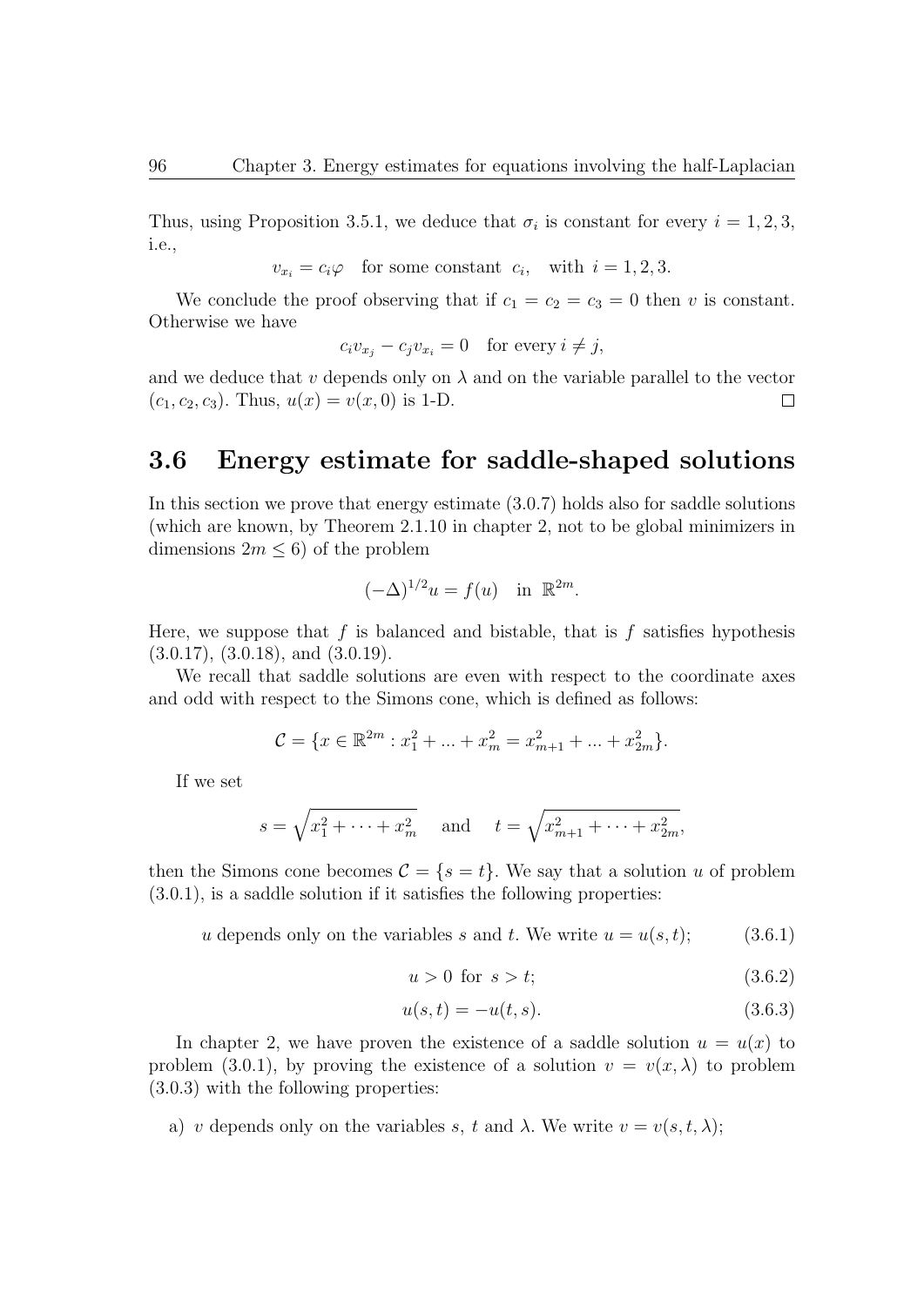Thus, using Proposition 3.5.1, we deduce that $\sigma_i$ is constant for every $i = 1, 2, 3$, i.e.,

$$v_{x_i} = c_i \varphi \quad \text{for some constant } c_i, \quad \text{with } i = 1, 2, 3.$$

We conclude the proof observing that if $c_1 = c_2 = c_3 = 0$ then $v$ is constant. Otherwise we have

$$c_i v_{x_j} - c_j v_{x_i} = 0 \quad \text{for every } i \neq j,$$

and we deduce that $v$ depends only on $\lambda$ and on the variable parallel to the vector $(c_1, c_2, c_3)$. Thus, $u(x) = v(x, 0)$ is 1-D. □

## 3.6 Energy estimate for saddle-shaped solutions

In this section we prove that energy estimate (3.0.7) holds also for saddle solutions (which are known, by Theorem 2.1.10 in chapter 2, not to be global minimizers in dimensions $2m \leq 6$) of the problem

$$(-\Delta)^{1/2} u = f(u) \quad \text{in } \mathbb{R}^{2m}.$$

Here, we suppose that $f$ is balanced and bistable, that is $f$ satisfies hypothesis (3.0.17), (3.0.18), and (3.0.19).

We recall that saddle solutions are even with respect to the coordinate axes and odd with respect to the Simons cone, which is defined as follows:

$$\mathcal{C} = \{x \in \mathbb{R}^{2m} : x_1^2 + ... + x_m^2 = x_{m+1}^2 + ... + x_{2m}^2\}.$$

If we set

$$s = \sqrt{x_1^2 + \cdots + x_m^2} \quad \text{and} \quad t = \sqrt{x_{m+1}^2 + \cdots + x_{2m}^2},$$

then the Simons cone becomes $\mathcal{C} = \{s = t\}$. We say that a solution $u$ of problem (3.0.1), is a saddle solution if it satisfies the following properties:

$$u \text{ depends only on the variables } s \text{ and } t. \text{ We write } u = u(s, t); \tag{3.6.1}$$

$$u > 0 \text{ for } s > t; \tag{3.6.2}$$

$$u(s, t) = -u(t, s). \tag{3.6.3}$$

In chapter 2, we have proven the existence of a saddle solution $u = u(x)$ to problem (3.0.1), by proving the existence of a solution $v = v(x, \lambda)$ to problem (3.0.3) with the following properties:

a) $v$ depends only on the variables $s$, $t$ and $\lambda$. We write $v = v(s, t, \lambda)$;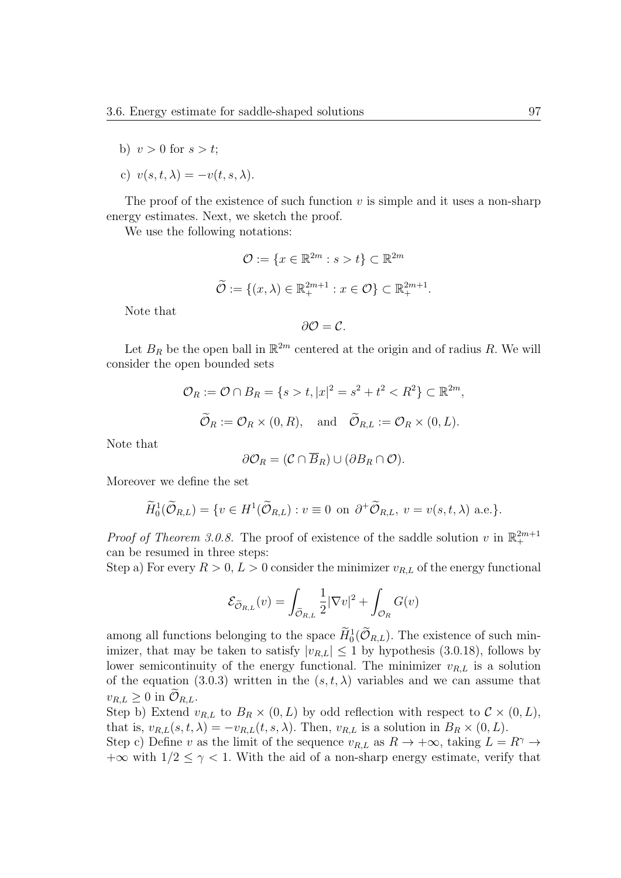b) $v > 0$ for $s > t$;

c) $v(s, t, \lambda) = -v(t, s, \lambda)$.

The proof of the existence of such function $v$ is simple and it uses a non-sharp energy estimates. Next, we sketch the proof.

We use the following notations:

$$\mathcal{O} := \{x \in \mathbb{R}^{2m} : s > t\} \subset \mathbb{R}^{2m}$$

$$\widetilde{\mathcal{O}} := \{(x, \lambda) \in \mathbb{R}^{2m+1}_+ : x \in \mathcal{O}\} \subset \mathbb{R}^{2m+1}_+.$$

Note that

$$\partial \mathcal{O} = \mathcal{C}.$$

Let $B_R$ be the open ball in $\mathbb{R}^{2m}$ centered at the origin and of radius $R$. We will consider the open bounded sets

$$\mathcal{O}_R := \mathcal{O} \cap B_R = \{s > t, |x|^2 = s^2 + t^2 < R^2\} \subset \mathbb{R}^{2m},$$

$$\widetilde{\mathcal{O}}_R := \mathcal{O}_R \times (0, R), \quad \text{and} \quad \widetilde{\mathcal{O}}_{R,L} := \mathcal{O}_R \times (0, L).$$

Note that

$$\partial \mathcal{O}_R = (\mathcal{C} \cap \overline{B}_R) \cup (\partial B_R \cap \mathcal{O}).$$

Moreover we define the set

$$\widetilde{H}^1_0(\widetilde{\mathcal{O}}_{R,L}) = \{v \in H^1(\widetilde{\mathcal{O}}_{R,L}) : v \equiv 0 \text{ on } \partial^+ \widetilde{\mathcal{O}}_{R,L}, \ v = v(s, t, \lambda) \text{ a.e.}\}.$$

*Proof of Theorem 3.0.8.* The proof of existence of the saddle solution $v$ in $\mathbb{R}^{2m+1}_+$ can be resumed in three steps:
Step a) For every $R > 0$, $L > 0$ consider the minimizer $v_{R,L}$ of the energy functional

$$\mathcal{E}_{\widetilde{\mathcal{O}}_{R,L}}(v) = \int_{\widetilde{\mathcal{O}}_{R,L}} \frac{1}{2} |\nabla v|^2 + \int_{\mathcal{O}_R} G(v)$$

among all functions belonging to the space $\widetilde{H}^1_0(\widetilde{\mathcal{O}}_{R,L})$. The existence of such minimizer, that may be taken to satisfy $|v_{R,L}| \leq 1$ by hypothesis (3.0.18), follows by lower semicontinuity of the energy functional. The minimizer $v_{R,L}$ is a solution of the equation (3.0.3) written in the $(s, t, \lambda)$ variables and we can assume that $v_{R,L} \geq 0$ in $\widetilde{\mathcal{O}}_{R,L}$.
Step b) Extend $v_{R,L}$ to $B_R \times (0, L)$ by odd reflection with respect to $\mathcal{C} \times (0, L)$, that is, $v_{R,L}(s, t, \lambda) = -v_{R,L}(t, s, \lambda)$. Then, $v_{R,L}$ is a solution in $B_R \times (0, L)$.
Step c) Define $v$ as the limit of the sequence $v_{R,L}$ as $R \to +\infty$, taking $L = R^\gamma \to +\infty$ with $1/2 \leq \gamma < 1$. With the aid of a non-sharp energy estimate, verify that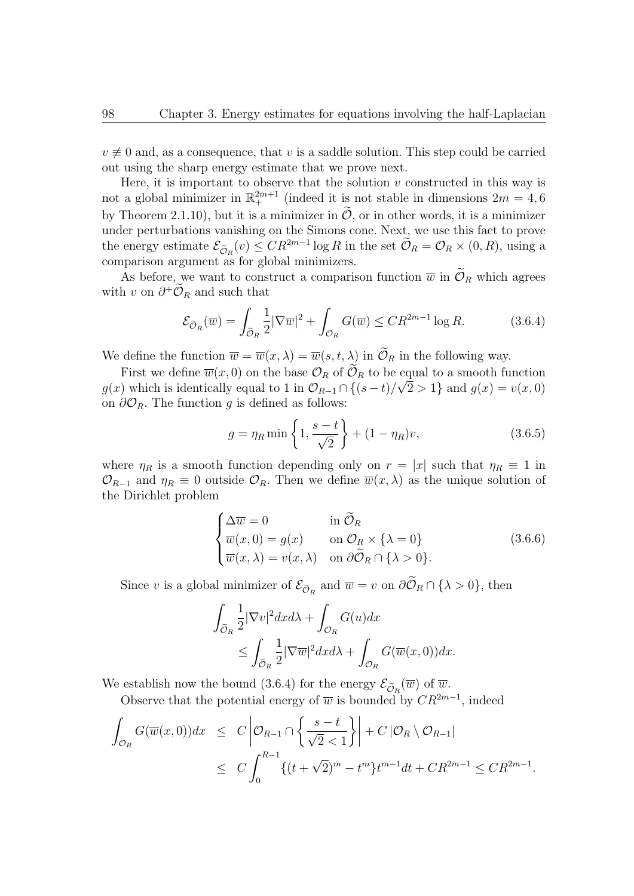$v \not\equiv 0$ and, as a consequence, that $v$ is a saddle solution. This step could be carried out using the sharp energy estimate that we prove next.

Here, it is important to observe that the solution $v$ constructed in this way is not a global minimizer in $\mathbb{R}^{2m+1}_+$ (indeed it is not stable in dimensions $2m = 4, 6$ by Theorem 2.1.10), but it is a minimizer in $\widetilde{\mathcal{O}}$, or in other words, it is a minimizer under perturbations vanishing on the Simons cone. Next, we use this fact to prove the energy estimate $\mathcal{E}_{\widetilde{\mathcal{O}}_R}(v) \leq CR^{2m-1} \log R$ in the set $\widetilde{\mathcal{O}}_R = \mathcal{O}_R \times (0, R)$, using a comparison argument as for global minimizers.

As before, we want to construct a comparison function $\overline{w}$ in $\widetilde{\mathcal{O}}_R$ which agrees with $v$ on $\partial^+\widetilde{\mathcal{O}}_R$ and such that

$$\mathcal{E}_{\widetilde{\mathcal{O}}_R}(\overline{w}) = \int_{\widetilde{\mathcal{O}}_R} \frac{1}{2}|\nabla \overline{w}|^2 + \int_{\mathcal{O}_R} G(\overline{w}) \leq CR^{2m-1} \log R. \tag{3.6.4}$$

We define the function $\overline{w} = \overline{w}(x, \lambda) = \overline{w}(s, t, \lambda)$ in $\widetilde{\mathcal{O}}_R$ in the following way.

First we define $\overline{w}(x, 0)$ on the base $\mathcal{O}_R$ of $\widetilde{\mathcal{O}}_R$ to be equal to a smooth function $g(x)$ which is identically equal to 1 in $\mathcal{O}_{R-1} \cap \{(s-t)/\sqrt{2} > 1\}$ and $g(x) = v(x, 0)$ on $\partial \mathcal{O}_R$. The function $g$ is defined as follows:

$$g = \eta_R \min\left\{1, \frac{s-t}{\sqrt{2}}\right\} + (1 - \eta_R)v, \tag{3.6.5}$$

where $\eta_R$ is a smooth function depending only on $r = |x|$ such that $\eta_R \equiv 1$ in $\mathcal{O}_{R-1}$ and $\eta_R \equiv 0$ outside $\mathcal{O}_R$. Then we define $\overline{w}(x, \lambda)$ as the unique solution of the Dirichlet problem

$$\begin{cases} \Delta \overline{w} = 0 & \text{in } \widetilde{\mathcal{O}}_R \\ \overline{w}(x, 0) = g(x) & \text{on } \mathcal{O}_R \times \{\lambda = 0\} \\ \overline{w}(x, \lambda) = v(x, \lambda) & \text{on } \partial \widetilde{\mathcal{O}}_R \cap \{\lambda > 0\}. \end{cases} \tag{3.6.6}$$

Since $v$ is a global minimizer of $\mathcal{E}_{\widetilde{\mathcal{O}}_R}$ and $\overline{w} = v$ on $\partial \widetilde{\mathcal{O}}_R \cap \{\lambda > 0\}$, then

$$\begin{aligned} \int_{\widetilde{\mathcal{O}}_R} \frac{1}{2}|\nabla v|^2 dx d\lambda &+ \int_{\mathcal{O}_R} G(u) dx \\ &\leq \int_{\widetilde{\mathcal{O}}_R} \frac{1}{2}|\nabla \overline{w}|^2 dx d\lambda + \int_{\mathcal{O}_R} G(\overline{w}(x, 0)) dx. \end{aligned}$$

We establish now the bound (3.6.4) for the energy $\mathcal{E}_{\widetilde{\mathcal{O}}_R}(\overline{w})$ of $\overline{w}$.

Observe that the potential energy of $\overline{w}$ is bounded by $CR^{2m-1}$, indeed

$$\begin{aligned} \int_{\mathcal{O}_R} G(\overline{w}(x, 0)) dx &\leq C \left| \mathcal{O}_{R-1} \cap \left\{ \frac{s-t}{\sqrt{2} < 1} \right\} \right| + C \left| \mathcal{O}_R \setminus \mathcal{O}_{R-1} \right| \\ &\leq C \int_0^{R-1} \{(t + \sqrt{2})^m - t^m\} t^{m-1} dt + CR^{2m-1} \leq CR^{2m-1}. \end{aligned}$$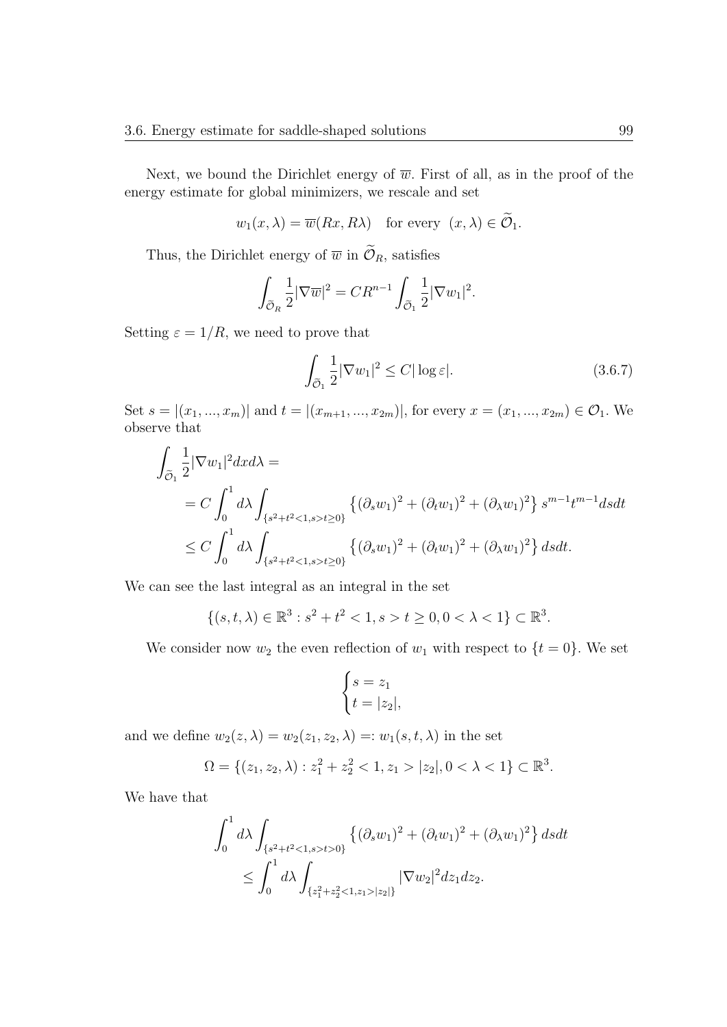Next, we bound the Dirichlet energy of $\overline{w}$. First of all, as in the proof of the energy estimate for global minimizers, we rescale and set

$$w_1(x,\lambda) = \overline{w}(Rx, R\lambda) \quad \text{for every } (x,\lambda) \in \widetilde{\mathcal{O}}_1.$$

Thus, the Dirichlet energy of $\overline{w}$ in $\widetilde{\mathcal{O}}_R$, satisfies

$$\int_{\tilde{\mathcal{O}}_R} \frac{1}{2}|\nabla \overline{w}|^2 = CR^{n-1} \int_{\tilde{\mathcal{O}}_1} \frac{1}{2}|\nabla w_1|^2.$$

Setting $\varepsilon = 1/R$, we need to prove that

$$\int_{\tilde{\mathcal{O}}_1} \frac{1}{2}|\nabla w_1|^2 \leq C|\log \varepsilon|. \tag{3.6.7}$$

Set $s = |(x_1, ..., x_m)|$ and $t = |(x_{m+1}, ..., x_{2m})|$, for every $x = (x_1, ..., x_{2m}) \in \mathcal{O}_1$. We observe that

$$\begin{aligned}
\int_{\tilde{\mathcal{O}}_1} \frac{1}{2}|\nabla w_1|^2 dx d\lambda &= \\
&= C\int_0^1 d\lambda \int_{\{s^2+t^2<1, s>t\geq 0\}} \left\{(\partial_s w_1)^2 + (\partial_t w_1)^2 + (\partial_\lambda w_1)^2\right\} s^{m-1}t^{m-1} ds dt \\
&\leq C\int_0^1 d\lambda \int_{\{s^2+t^2<1, s>t\geq 0\}} \left\{(\partial_s w_1)^2 + (\partial_t w_1)^2 + (\partial_\lambda w_1)^2\right\} ds dt.
\end{aligned}$$

We can see the last integral as an integral in the set

$$\{(s,t,\lambda) \in \mathbb{R}^3 : s^2+t^2 < 1, s > t \geq 0, 0 < \lambda < 1\} \subset \mathbb{R}^3.$$

We consider now $w_2$ the even reflection of $w_1$ with respect to $\{t = 0\}$. We set

$$\begin{cases} s = z_1 \\ t = |z_2|, \end{cases}$$

and we define $w_2(z,\lambda) = w_2(z_1, z_2, \lambda) =: w_1(s,t,\lambda)$ in the set

$$\Omega = \{(z_1, z_2, \lambda) : z_1^2 + z_2^2 < 1, z_1 > |z_2|, 0 < \lambda < 1\} \subset \mathbb{R}^3.$$

We have that

$$\begin{aligned}
\int_0^1 d\lambda &\int_{\{s^2+t^2<1, s>t>0\}} \left\{(\partial_s w_1)^2 + (\partial_t w_1)^2 + (\partial_\lambda w_1)^2\right\} ds dt \\
&\leq \int_0^1 d\lambda \int_{\{z_1^2+z_2^2<1, z_1>|z_2|\}} |\nabla w_2|^2 dz_1 dz_2.
\end{aligned}$$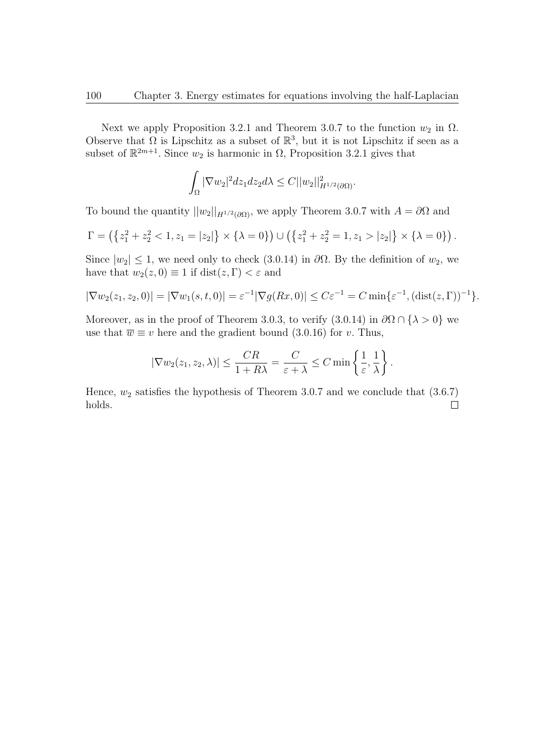Next we apply Proposition 3.2.1 and Theorem 3.0.7 to the function $w_2$ in $\Omega$. Observe that $\Omega$ is Lipschitz as a subset of $\mathbb{R}^3$, but it is not Lipschitz if seen as a subset of $\mathbb{R}^{2m+1}$. Since $w_2$ is harmonic in $\Omega$, Proposition 3.2.1 gives that

$$\int_\Omega |\nabla w_2|^2 dz_1 dz_2 d\lambda \leq C||w_2||^2_{H^{1/2}(\partial\Omega)}.$$

To bound the quantity $||w_2||_{H^{1/2}(\partial\Omega)}$, we apply Theorem 3.0.7 with $A = \partial\Omega$ and

$$\Gamma = \left(\left\{z_1^2 + z_2^2 < 1, z_1 = |z_2|\right\} \times \{\lambda = 0\}\right) \cup \left(\left\{z_1^2 + z_2^2 = 1, z_1 > |z_2|\right\} \times \{\lambda = 0\}\right).$$

Since $|w_2| \leq 1$, we need only to check (3.0.14) in $\partial\Omega$. By the definition of $w_2$, we have that $w_2(z, 0) \equiv 1$ if $\operatorname{dist}(z, \Gamma) < \varepsilon$ and

$$|\nabla w_2(z_1, z_2, 0)| = |\nabla w_1(s, t, 0)| = \varepsilon^{-1}|\nabla g(Rx, 0)| \leq C\varepsilon^{-1} = C\min\{\varepsilon^{-1}, (\operatorname{dist}(z, \Gamma))^{-1}\}.$$

Moreover, as in the proof of Theorem 3.0.3, to verify (3.0.14) in $\partial\Omega \cap \{\lambda > 0\}$ we use that $\overline{w} \equiv v$ here and the gradient bound (3.0.16) for $v$. Thus,

$$|\nabla w_2(z_1, z_2, \lambda)| \leq \frac{CR}{1 + R\lambda} = \frac{C}{\varepsilon + \lambda} \leq C\min\left\{\frac{1}{\varepsilon}, \frac{1}{\lambda}\right\}.$$

Hence, $w_2$ satisfies the hypothesis of Theorem 3.0.7 and we conclude that (3.6.7) holds. $\square$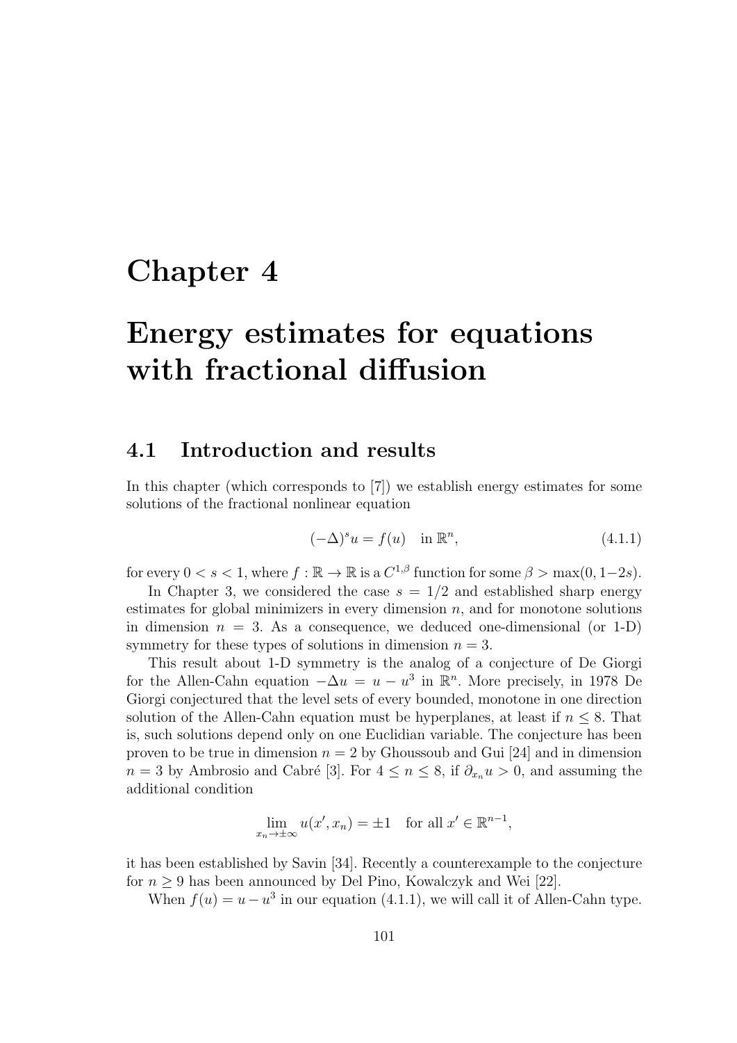# Chapter 4

# Energy estimates for equations with fractional diffusion

## 4.1 Introduction and results

In this chapter (which corresponds to [7]) we establish energy estimates for some solutions of the fractional nonlinear equation

$$(-\Delta)^s u = f(u) \quad \text{in } \mathbb{R}^n, \tag{4.1.1}$$

for every $0 < s < 1$, where $f : \mathbb{R} \to \mathbb{R}$ is a $C^{1,\beta}$ function for some $\beta > \max(0, 1-2s)$.

In Chapter 3, we considered the case $s = 1/2$ and established sharp energy estimates for global minimizers in every dimension $n$, and for monotone solutions in dimension $n = 3$. As a consequence, we deduced one-dimensional (or 1-D) symmetry for these types of solutions in dimension $n = 3$.

This result about 1-D symmetry is the analog of a conjecture of De Giorgi for the Allen-Cahn equation $-\Delta u = u - u^3$ in $\mathbb{R}^n$. More precisely, in 1978 De Giorgi conjectured that the level sets of every bounded, monotone in one direction solution of the Allen-Cahn equation must be hyperplanes, at least if $n \leq 8$. That is, such solutions depend only on one Euclidian variable. The conjecture has been proven to be true in dimension $n = 2$ by Ghoussoub and Gui [24] and in dimension $n = 3$ by Ambrosio and Cabré [3]. For $4 \leq n \leq 8$, if $\partial_{x_n} u > 0$, and assuming the additional condition

$$\lim_{x_n \to \pm\infty} u(x', x_n) = \pm 1 \quad \text{for all } x' \in \mathbb{R}^{n-1},$$

it has been established by Savin [34]. Recently a counterexample to the conjecture for $n \geq 9$ has been announced by Del Pino, Kowalczyk and Wei [22].

When $f(u) = u - u^3$ in our equation (4.1.1), we will call it of Allen-Cahn type.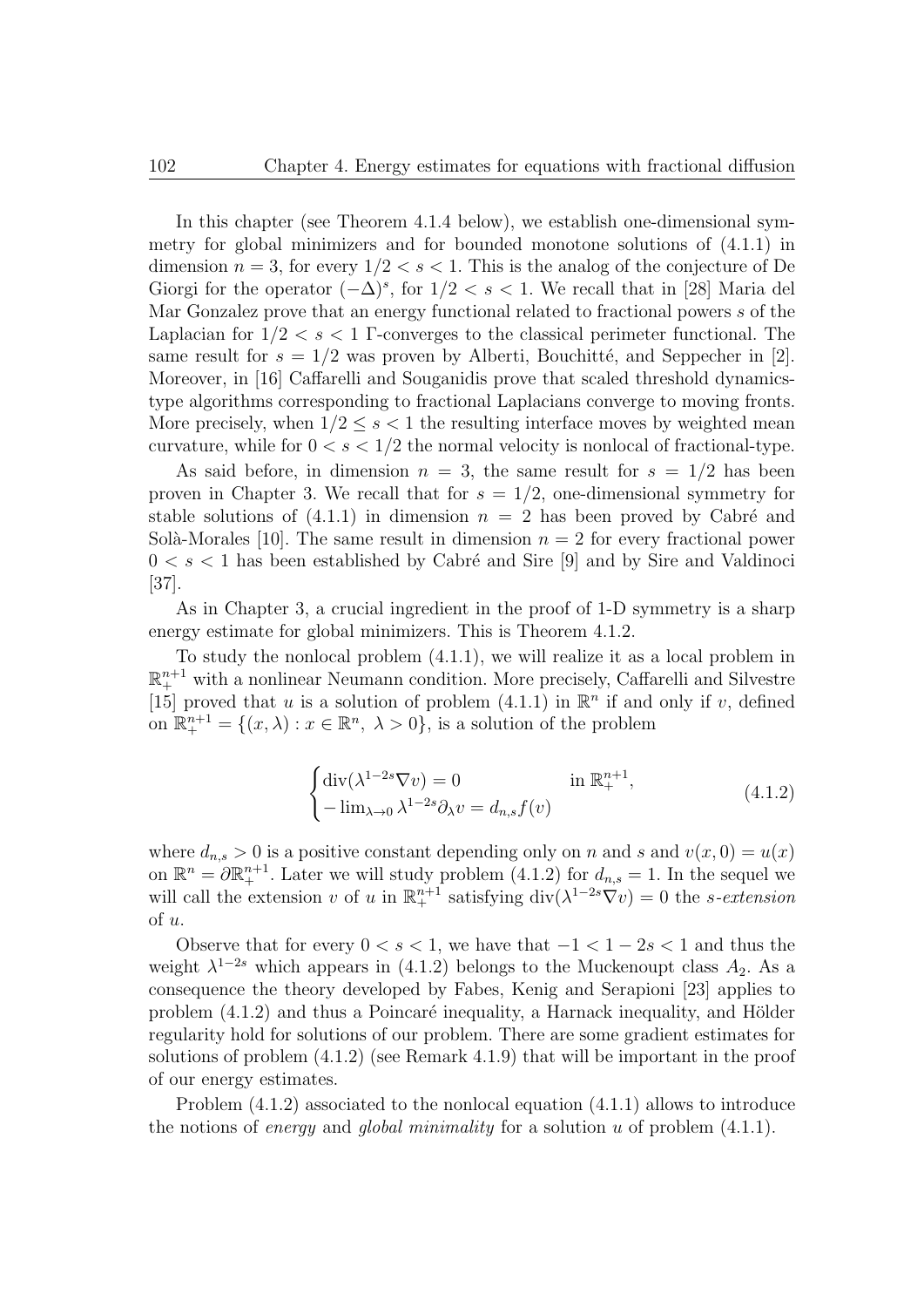In this chapter (see Theorem 4.1.4 below), we establish one-dimensional symmetry for global minimizers and for bounded monotone solutions of (4.1.1) in dimension $n = 3$, for every $1/2 < s < 1$. This is the analog of the conjecture of De Giorgi for the operator $(-\Delta)^s$, for $1/2 < s < 1$. We recall that in [28] Maria del Mar Gonzalez prove that an energy functional related to fractional powers $s$ of the Laplacian for $1/2 < s < 1$ $\Gamma$-converges to the classical perimeter functional. The same result for $s = 1/2$ was proven by Alberti, Bouchitté, and Seppecher in [2]. Moreover, in [16] Caffarelli and Souganidis prove that scaled threshold dynamics-type algorithms corresponding to fractional Laplacians converge to moving fronts. More precisely, when $1/2 \le s < 1$ the resulting interface moves by weighted mean curvature, while for $0 < s < 1/2$ the normal velocity is nonlocal of fractional-type.

As said before, in dimension $n = 3$, the same result for $s = 1/2$ has been proven in Chapter 3. We recall that for $s = 1/2$, one-dimensional symmetry for stable solutions of (4.1.1) in dimension $n = 2$ has been proved by Cabré and Solà-Morales [10]. The same result in dimension $n = 2$ for every fractional power $0 < s < 1$ has been established by Cabré and Sire [9] and by Sire and Valdinoci [37].

As in Chapter 3, a crucial ingredient in the proof of 1-D symmetry is a sharp energy estimate for global minimizers. This is Theorem 4.1.2.

To study the nonlocal problem (4.1.1), we will realize it as a local problem in $\mathbb{R}^{n+1}_+$ with a nonlinear Neumann condition. More precisely, Caffarelli and Silvestre [15] proved that $u$ is a solution of problem (4.1.1) in $\mathbb{R}^n$ if and only if $v$, defined on $\mathbb{R}^{n+1}_+ = \{(x, \lambda) : x \in \mathbb{R}^n,\ \lambda > 0\}$, is a solution of the problem

$$\begin{cases} \operatorname{div}(\lambda^{1-2s}\nabla v) = 0 & \text{in } \mathbb{R}^{n+1}_+, \\ -\lim_{\lambda \to 0} \lambda^{1-2s}\partial_\lambda v = d_{n,s} f(v) \end{cases} \tag{4.1.2}$$

where $d_{n,s} > 0$ is a positive constant depending only on $n$ and $s$ and $v(x, 0) = u(x)$ on $\mathbb{R}^n = \partial\mathbb{R}^{n+1}_+$. Later we will study problem (4.1.2) for $d_{n,s} = 1$. In the sequel we will call the extension $v$ of $u$ in $\mathbb{R}^{n+1}_+$ satisfying $\operatorname{div}(\lambda^{1-2s}\nabla v) = 0$ the *s-extension* of $u$.

Observe that for every $0 < s < 1$, we have that $-1 < 1 - 2s < 1$ and thus the weight $\lambda^{1-2s}$ which appears in (4.1.2) belongs to the Muckenoupt class $A_2$. As a consequence the theory developed by Fabes, Kenig and Serapioni [23] applies to problem (4.1.2) and thus a Poincaré inequality, a Harnack inequality, and Hölder regularity hold for solutions of our problem. There are some gradient estimates for solutions of problem (4.1.2) (see Remark 4.1.9) that will be important in the proof of our energy estimates.

Problem (4.1.2) associated to the nonlocal equation (4.1.1) allows to introduce the notions of *energy* and *global minimality* for a solution $u$ of problem (4.1.1).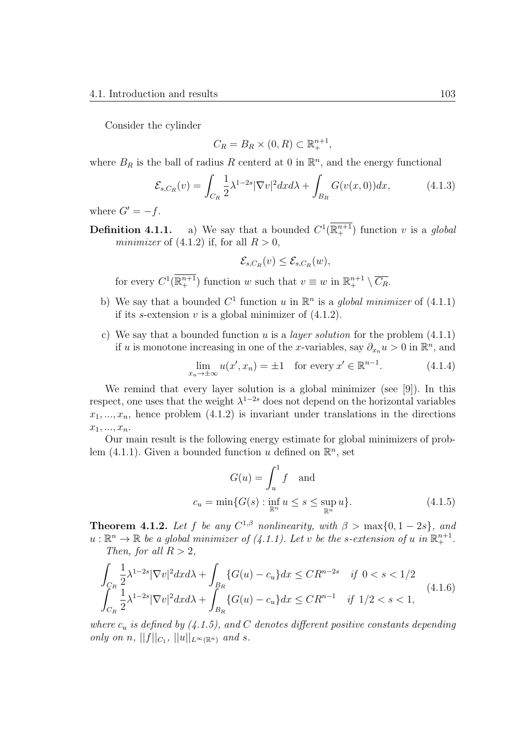Consider the cylinder

$$C_R = B_R \times (0, R) \subset \mathbb{R}^{n+1}_+,$$

where $B_R$ is the ball of radius $R$ centerd at 0 in $\mathbb{R}^n$, and the energy functional

$$\mathcal{E}_{s,C_R}(v) = \int_{C_R} \frac{1}{2}\lambda^{1-2s}|\nabla v|^2 dx d\lambda + \int_{B_R} G(v(x,0))dx, \tag{4.1.3}$$

where $G' = -f$.

**Definition 4.1.1.** a) We say that a bounded $C^1(\overline{\mathbb{R}^{n+1}_+})$ function $v$ is a *global minimizer* of (4.1.2) if, for all $R > 0$,

$$\mathcal{E}_{s,C_R}(v) \leq \mathcal{E}_{s,C_R}(w),$$

for every $C^1(\overline{\mathbb{R}^{n+1}_+})$ function $w$ such that $v \equiv w$ in $\mathbb{R}^{n+1}_+ \setminus \overline{C_R}$.

b) We say that a bounded $C^1$ function $u$ in $\mathbb{R}^n$ is a *global minimizer* of (4.1.1) if its $s$-extension $v$ is a global minimizer of (4.1.2).

c) We say that a bounded function $u$ is a *layer solution* for the problem (4.1.1) if $u$ is monotone increasing in one of the $x$-variables, say $\partial_{x_n} u > 0$ in $\mathbb{R}^n$, and

$$\lim_{x_n \to \pm\infty} u(x', x_n) = \pm 1 \quad \text{for every } x' \in \mathbb{R}^{n-1}. \tag{4.1.4}$$

We remind that every layer solution is a global minimizer (see [9]). In this respect, one uses that the weight $\lambda^{1-2s}$ does not depend on the horizontal variables $x_1, ..., x_n$, hence problem (4.1.2) is invariant under translations in the directions $x_1, ..., x_n$.

Our main result is the following energy estimate for global minimizers of problem (4.1.1). Given a bounded function $u$ defined on $\mathbb{R}^n$, set

$$G(u) = \int_u^1 f \quad \text{and}$$
$$c_u = \min\{G(s) : \inf_{\mathbb{R}^n} u \leq s \leq \sup_{\mathbb{R}^n} u\}. \tag{4.1.5}$$

**Theorem 4.1.2.** *Let $f$ be any $C^{1,\beta}$ nonlinearity, with $\beta > \max\{0, 1-2s\}$, and $u : \mathbb{R}^n \to \mathbb{R}$ be a global minimizer of (4.1.1). Let $v$ be the $s$-extension of $u$ in $\mathbb{R}^{n+1}_+$.*

*Then, for all $R > 2$,*

$$\begin{aligned}
&\int_{C_R} \frac{1}{2}\lambda^{1-2s}|\nabla v|^2 dx d\lambda + \int_{B_R} \{G(u) - c_u\} dx \leq CR^{n-2s} \quad \text{if } 0 < s < 1/2 \\
&\int_{C_R} \frac{1}{2}\lambda^{1-2s}|\nabla v|^2 dx d\lambda + \int_{B_R} \{G(u) - c_u\} dx \leq CR^{n-1} \quad \text{if } 1/2 < s < 1,
\end{aligned} \tag{4.1.6}$$

*where $c_u$ is defined by (4.1.5), and $C$ denotes different positive constants depending only on $n$, $||f||_{C_1}$, $||u||_{L^\infty(\mathbb{R}^n)}$ and $s$.*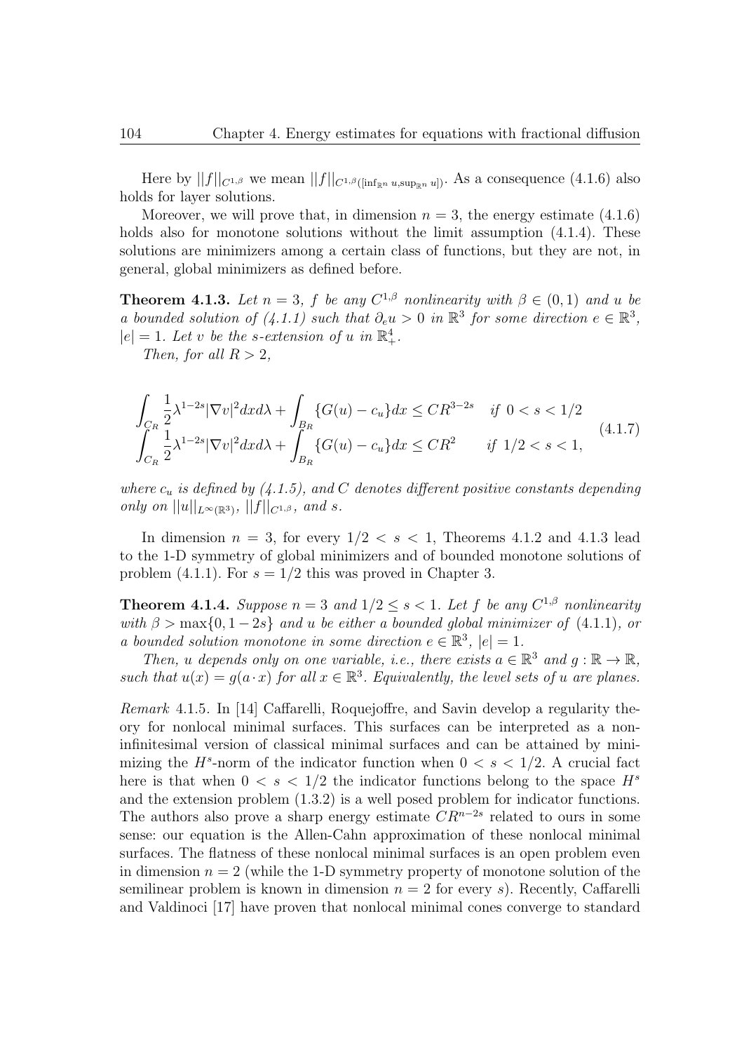Here by $||f||_{C^{1,\beta}}$ we mean $||f||_{C^{1,\beta}([\inf_{\mathbb{R}^n} u, \sup_{\mathbb{R}^n} u])}$. As a consequence (4.1.6) also holds for layer solutions.

Moreover, we will prove that, in dimension $n = 3$, the energy estimate (4.1.6) holds also for monotone solutions without the limit assumption (4.1.4). These solutions are minimizers among a certain class of functions, but they are not, in general, global minimizers as defined before.

**Theorem 4.1.3.** *Let $n = 3$, $f$ be any $C^{1,\beta}$ nonlinearity with $\beta \in (0,1)$ and $u$ be a bounded solution of (4.1.1) such that $\partial_e u > 0$ in $\mathbb{R}^3$ for some direction $e \in \mathbb{R}^3$, $|e| = 1$. Let $v$ be the $s$-extension of $u$ in $\mathbb{R}^4_+$.*

*Then, for all $R > 2$,*

$$
\begin{aligned}
&\int_{C_R} \frac{1}{2}\lambda^{1-2s}|\nabla v|^2 dx d\lambda + \int_{B_R} \{G(u) - c_u\} dx \leq C R^{3-2s} \quad \text{if } 0 < s < 1/2 \\
&\int_{C_R} \frac{1}{2}\lambda^{1-2s}|\nabla v|^2 dx d\lambda + \int_{B_R} \{G(u) - c_u\} dx \leq C R^{2} \qquad \text{if } 1/2 < s < 1,
\end{aligned}
\tag{4.1.7}
$$

*where $c_u$ is defined by (4.1.5), and $C$ denotes different positive constants depending only on $||u||_{L^\infty(\mathbb{R}^3)}$, $||f||_{C^{1,\beta}}$, and $s$.*

In dimension $n = 3$, for every $1/2 < s < 1$, Theorems 4.1.2 and 4.1.3 lead to the 1-D symmetry of global minimizers and of bounded monotone solutions of problem (4.1.1). For $s = 1/2$ this was proved in Chapter 3.

**Theorem 4.1.4.** *Suppose $n = 3$ and $1/2 \leq s < 1$. Let $f$ be any $C^{1,\beta}$ nonlinearity with $\beta > \max\{0, 1 - 2s\}$ and $u$ be either a bounded global minimizer of (4.1.1), or a bounded solution monotone in some direction $e \in \mathbb{R}^3$, $|e| = 1$.*

*Then, $u$ depends only on one variable, i.e., there exists $a \in \mathbb{R}^3$ and $g : \mathbb{R} \to \mathbb{R}$, such that $u(x) = g(a \cdot x)$ for all $x \in \mathbb{R}^3$. Equivalently, the level sets of $u$ are planes.*

*Remark* 4.1.5. In [14] Caffarelli, Roquejoffre, and Savin develop a regularity theory for nonlocal minimal surfaces. This surfaces can be interpreted as a non-infinitesimal version of classical minimal surfaces and can be attained by minimizing the $H^s$-norm of the indicator function when $0 < s < 1/2$. A crucial fact here is that when $0 < s < 1/2$ the indicator functions belong to the space $H^s$ and the extension problem (1.3.2) is a well posed problem for indicator functions. The authors also prove a sharp energy estimate $CR^{n-2s}$ related to ours in some sense: our equation is the Allen-Cahn approximation of these nonlocal minimal surfaces. The flatness of these nonlocal minimal surfaces is an open problem even in dimension $n = 2$ (while the 1-D symmetry property of monotone solution of the semilinear problem is known in dimension $n = 2$ for every $s$). Recently, Caffarelli and Valdinoci [17] have proven that nonlocal minimal cones converge to standard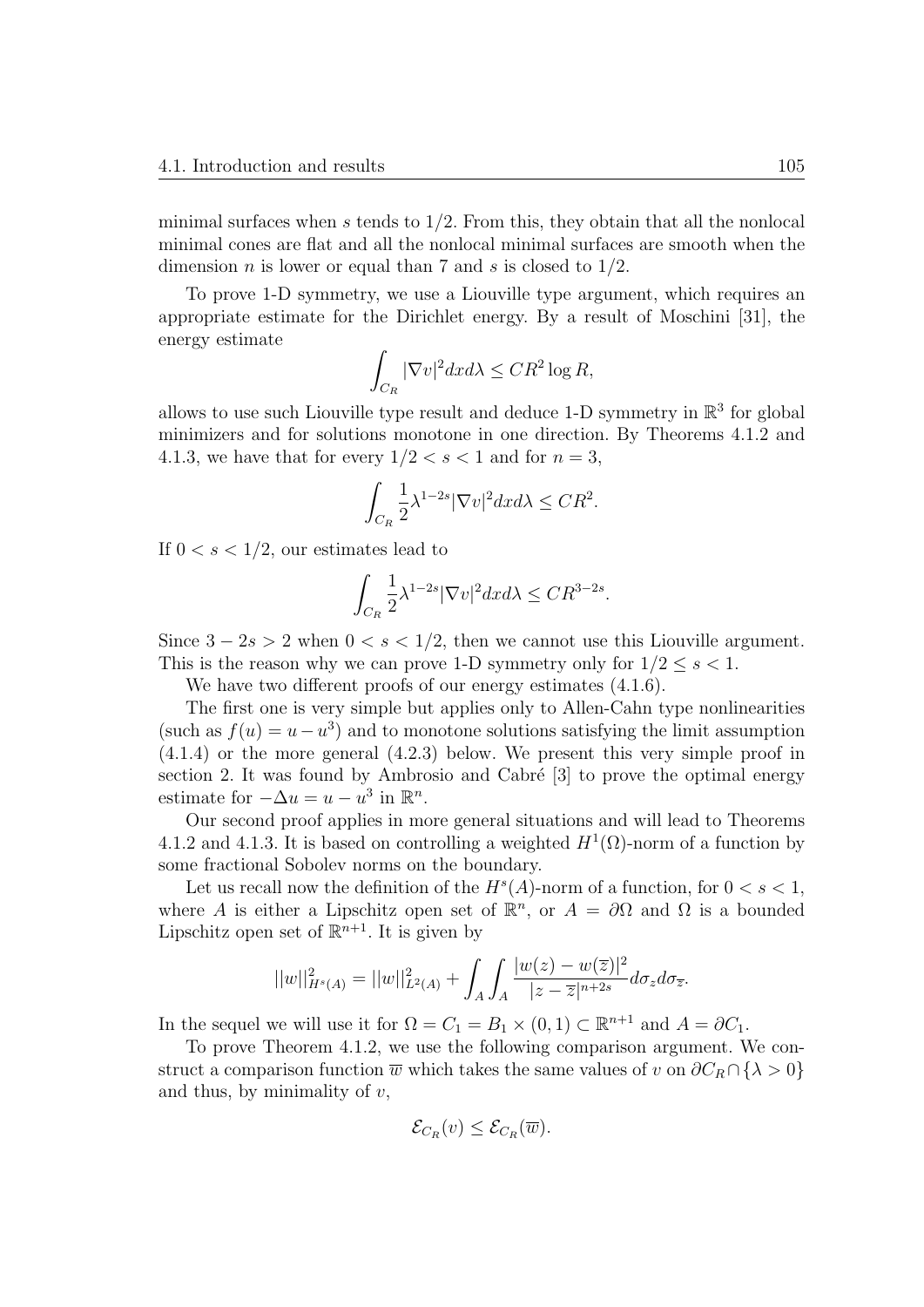minimal surfaces when $s$ tends to $1/2$. From this, they obtain that all the nonlocal minimal cones are flat and all the nonlocal minimal surfaces are smooth when the dimension $n$ is lower or equal than 7 and $s$ is closed to $1/2$.

To prove 1-D symmetry, we use a Liouville type argument, which requires an appropriate estimate for the Dirichlet energy. By a result of Moschini [31], the energy estimate

$$\int_{C_R} |\nabla v|^2 dx d\lambda \leq CR^2 \log R,$$

allows to use such Liouville type result and deduce 1-D symmetry in $\mathbb{R}^3$ for global minimizers and for solutions monotone in one direction. By Theorems 4.1.2 and 4.1.3, we have that for every $1/2 < s < 1$ and for $n = 3$,

$$\int_{C_R} \frac{1}{2} \lambda^{1-2s} |\nabla v|^2 dx d\lambda \leq CR^2.$$

If $0 < s < 1/2$, our estimates lead to

$$\int_{C_R} \frac{1}{2} \lambda^{1-2s} |\nabla v|^2 dx d\lambda \leq CR^{3-2s}.$$

Since $3 - 2s > 2$ when $0 < s < 1/2$, then we cannot use this Liouville argument. This is the reason why we can prove 1-D symmetry only for $1/2 \leq s < 1$.

We have two different proofs of our energy estimates (4.1.6).

The first one is very simple but applies only to Allen-Cahn type nonlinearities (such as $f(u) = u - u^3$) and to monotone solutions satisfying the limit assumption (4.1.4) or the more general (4.2.3) below. We present this very simple proof in section 2. It was found by Ambrosio and Cabré [3] to prove the optimal energy estimate for $-\Delta u = u - u^3$ in $\mathbb{R}^n$.

Our second proof applies in more general situations and will lead to Theorems 4.1.2 and 4.1.3. It is based on controlling a weighted $H^1(\Omega)$-norm of a function by some fractional Sobolev norms on the boundary.

Let us recall now the definition of the $H^s(A)$-norm of a function, for $0 < s < 1$, where $A$ is either a Lipschitz open set of $\mathbb{R}^n$, or $A = \partial\Omega$ and $\Omega$ is a bounded Lipschitz open set of $\mathbb{R}^{n+1}$. It is given by

$$||w||^2_{H^s(A)} = ||w||^2_{L^2(A)} + \int_A \int_A \frac{|w(z) - w(\overline{z})|^2}{|z - \overline{z}|^{n+2s}} d\sigma_z d\sigma_{\overline{z}}.$$

In the sequel we will use it for $\Omega = C_1 = B_1 \times (0, 1) \subset \mathbb{R}^{n+1}$ and $A = \partial C_1$.

To prove Theorem 4.1.2, we use the following comparison argument. We construct a comparison function $\overline{w}$ which takes the same values of $v$ on $\partial C_R \cap \{\lambda > 0\}$ and thus, by minimality of $v$,

$$\mathcal{E}_{C_R}(v) \leq \mathcal{E}_{C_R}(\overline{w}).$$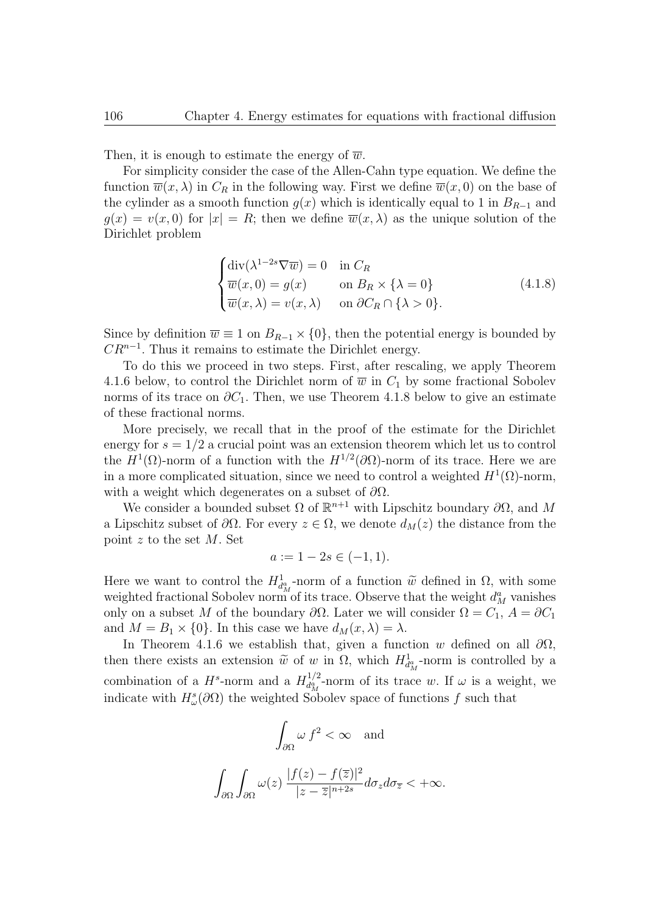Then, it is enough to estimate the energy of $\overline{w}$.

For simplicity consider the case of the Allen-Cahn type equation. We define the function $\overline{w}(x,\lambda)$ in $C_R$ in the following way. First we define $\overline{w}(x,0)$ on the base of the cylinder as a smooth function $g(x)$ which is identically equal to 1 in $B_{R-1}$ and $g(x) = v(x,0)$ for $|x| = R$; then we define $\overline{w}(x,\lambda)$ as the unique solution of the Dirichlet problem

$$
\begin{cases}
\operatorname{div}(\lambda^{1-2s}\nabla \overline{w}) = 0 & \text{in } C_R \\
\overline{w}(x,0) = g(x) & \text{on } B_R \times \{\lambda = 0\} \\
\overline{w}(x,\lambda) = v(x,\lambda) & \text{on } \partial C_R \cap \{\lambda > 0\}.
\end{cases}
\tag{4.1.8}
$$

Since by definition $\overline{w} \equiv 1$ on $B_{R-1} \times \{0\}$, then the potential energy is bounded by $CR^{n-1}$. Thus it remains to estimate the Dirichlet energy.

To do this we proceed in two steps. First, after rescaling, we apply Theorem 4.1.6 below, to control the Dirichlet norm of $\overline{w}$ in $C_1$ by some fractional Sobolev norms of its trace on $\partial C_1$. Then, we use Theorem 4.1.8 below to give an estimate of these fractional norms.

More precisely, we recall that in the proof of the estimate for the Dirichlet energy for $s = 1/2$ a crucial point was an extension theorem which let us to control the $H^1(\Omega)$-norm of a function with the $H^{1/2}(\partial\Omega)$-norm of its trace. Here we are in a more complicated situation, since we need to control a weighted $H^1(\Omega)$-norm, with a weight which degenerates on a subset of $\partial\Omega$.

We consider a bounded subset $\Omega$ of $\mathbb{R}^{n+1}$ with Lipschitz boundary $\partial\Omega$, and $M$ a Lipschitz subset of $\partial\Omega$. For every $z \in \Omega$, we denote $d_M(z)$ the distance from the point $z$ to the set $M$. Set

$$
a := 1 - 2s \in (-1, 1).
$$

Here we want to control the $H^1_{d_M^a}$-norm of a function $\widetilde{w}$ defined in $\Omega$, with some weighted fractional Sobolev norm of its trace. Observe that the weight $d_M^a$ vanishes only on a subset $M$ of the boundary $\partial\Omega$. Later we will consider $\Omega = C_1$, $A = \partial C_1$ and $M = B_1 \times \{0\}$. In this case we have $d_M(x,\lambda) = \lambda$.

In Theorem 4.1.6 we establish that, given a function $w$ defined on all $\partial\Omega$, then there exists an extension $\widetilde{w}$ of $w$ in $\Omega$, which $H^1_{d_M^a}$-norm is controlled by a combination of a $H^s$-norm and a $H^{1/2}_{d_M^a}$-norm of its trace $w$. If $\omega$ is a weight, we indicate with $H^s_\omega(\partial\Omega)$ the weighted Sobolev space of functions $f$ such that

$$
\int_{\partial\Omega} \omega\, f^2 < \infty \quad \text{and}
$$

$$
\int_{\partial\Omega}\int_{\partial\Omega} \omega(z)\, \frac{|f(z) - f(\overline{z})|^2}{|z - \overline{z}|^{n+2s}} d\sigma_z d\sigma_{\overline{z}} < +\infty.
$$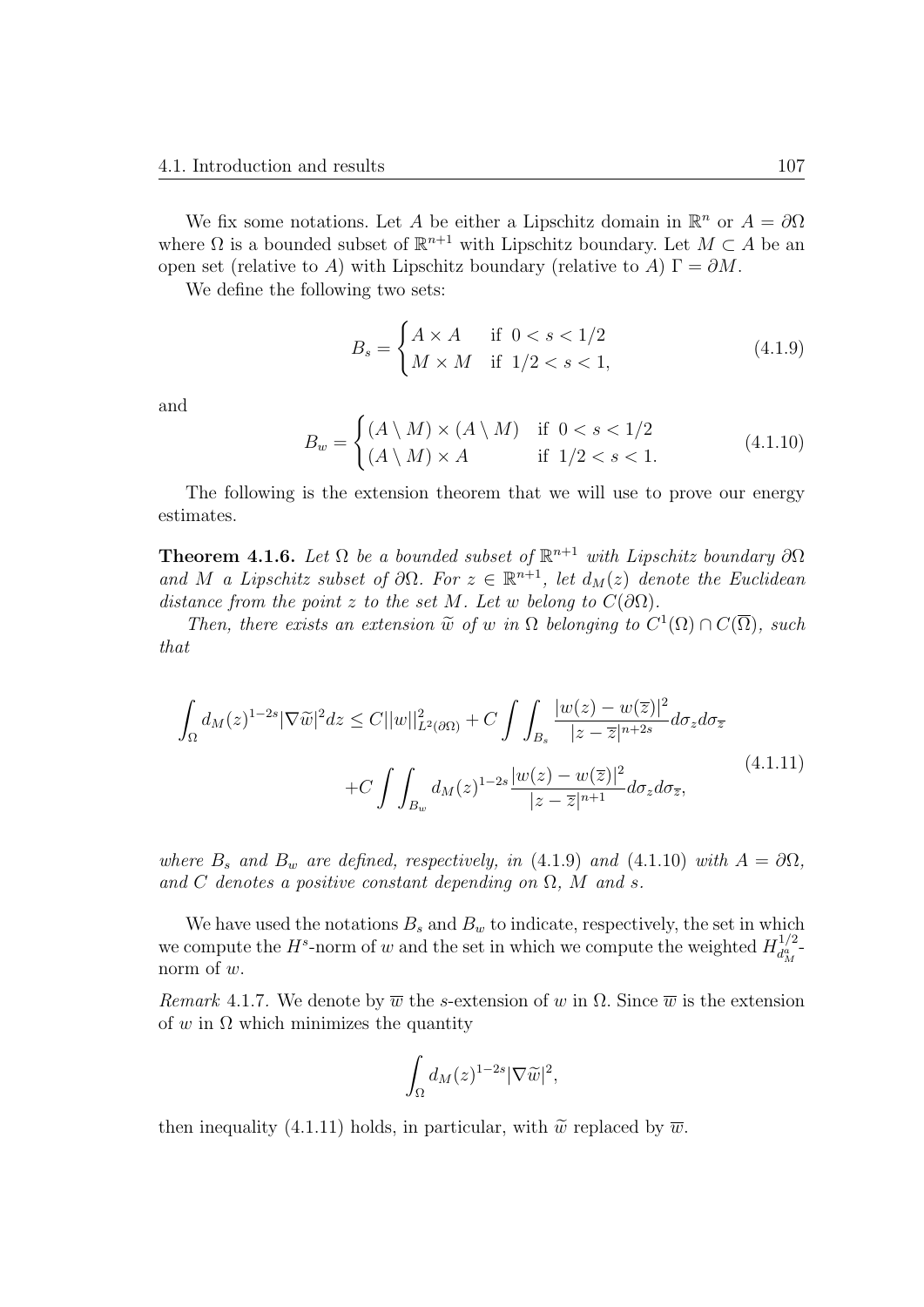We fix some notations. Let $A$ be either a Lipschitz domain in $\mathbb{R}^n$ or $A = \partial\Omega$ where $\Omega$ is a bounded subset of $\mathbb{R}^{n+1}$ with Lipschitz boundary. Let $M \subset A$ be an open set (relative to $A$) with Lipschitz boundary (relative to $A$) $\Gamma = \partial M$.

We define the following two sets:

$$B_s = \begin{cases} A \times A & \text{if } 0 < s < 1/2 \\ M \times M & \text{if } 1/2 < s < 1, \end{cases} \tag{4.1.9}$$

and

$$B_w = \begin{cases} (A \setminus M) \times (A \setminus M) & \text{if } 0 < s < 1/2 \\ (A \setminus M) \times A & \text{if } 1/2 < s < 1. \end{cases} \tag{4.1.10}$$

The following is the extension theorem that we will use to prove our energy estimates.

**Theorem 4.1.6.** *Let $\Omega$ be a bounded subset of $\mathbb{R}^{n+1}$ with Lipschitz boundary $\partial\Omega$ and $M$ a Lipschitz subset of $\partial\Omega$. For $z \in \mathbb{R}^{n+1}$, let $d_M(z)$ denote the Euclidean distance from the point $z$ to the set $M$. Let $w$ belong to $C(\partial\Omega)$.*

*Then, there exists an extension $\widetilde{w}$ of $w$ in $\Omega$ belonging to $C^1(\Omega) \cap C(\overline{\Omega})$, such that*

$$\begin{aligned} \int_\Omega d_M(z)^{1-2s} |\nabla \widetilde{w}|^2 dz \leq C ||w||^2_{L^2(\partial\Omega)} + C \int\int_{B_s} \frac{|w(z) - w(\overline{z})|^2}{|z - \overline{z}|^{n+2s}} d\sigma_z d\sigma_{\overline{z}} \\ + C \int\int_{B_w} d_M(z)^{1-2s} \frac{|w(z) - w(\overline{z})|^2}{|z - \overline{z}|^{n+1}} d\sigma_z d\sigma_{\overline{z}}, \end{aligned} \tag{4.1.11}$$

*where $B_s$ and $B_w$ are defined, respectively, in* (4.1.9) *and* (4.1.10) *with $A = \partial\Omega$, and $C$ denotes a positive constant depending on $\Omega$, $M$ and $s$.*

We have used the notations $B_s$ and $B_w$ to indicate, respectively, the set in which we compute the $H^s$-norm of $w$ and the set in which we compute the weighted $H^{1/2}_{d_M^a}$-norm of $w$.

*Remark* 4.1.7. We denote by $\overline{w}$ the $s$-extension of $w$ in $\Omega$. Since $\overline{w}$ is the extension of $w$ in $\Omega$ which minimizes the quantity

$$\int_\Omega d_M(z)^{1-2s} |\nabla \widetilde{w}|^2,$$

then inequality (4.1.11) holds, in particular, with $\widetilde{w}$ replaced by $\overline{w}$.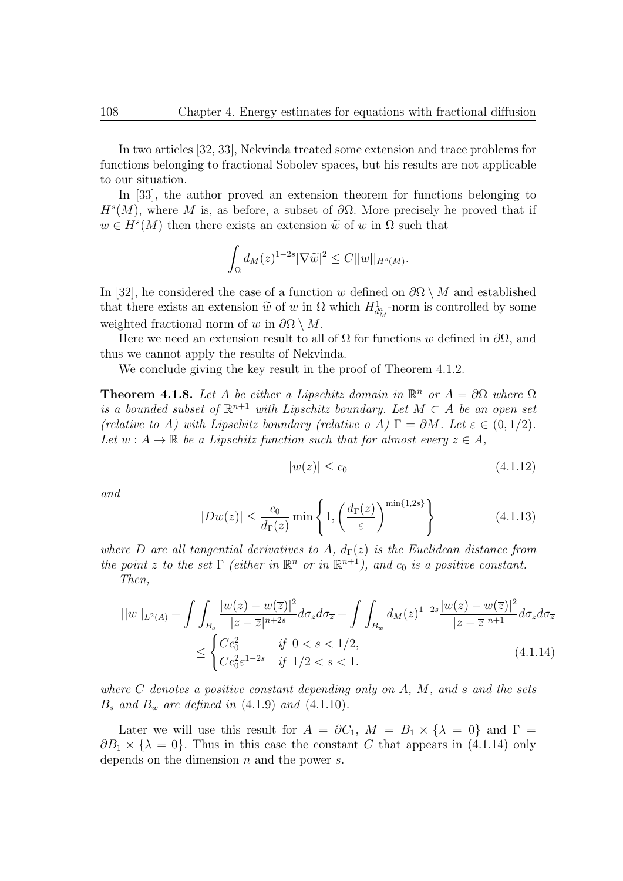In two articles [32, 33], Nekvinda treated some extension and trace problems for functions belonging to fractional Sobolev spaces, but his results are not applicable to our situation.

In [33], the author proved an extension theorem for functions belonging to $H^s(M)$, where $M$ is, as before, a subset of $\partial\Omega$. More precisely he proved that if $w \in H^s(M)$ then there exists an extension $\widetilde{w}$ of $w$ in $\Omega$ such that

$$\int_\Omega d_M(z)^{1-2s}|\nabla \widetilde{w}|^2 \leq C||w||_{H^s(M)}.$$

In [32], he considered the case of a function $w$ defined on $\partial\Omega \setminus M$ and established that there exists an extension $\widetilde{w}$ of $w$ in $\Omega$ which $H^1_{d^a_M}$-norm is controlled by some weighted fractional norm of $w$ in $\partial\Omega \setminus M$.

Here we need an extension result to all of $\Omega$ for functions $w$ defined in $\partial\Omega$, and thus we cannot apply the results of Nekvinda.

We conclude giving the key result in the proof of Theorem 4.1.2.

**Theorem 4.1.8.** *Let $A$ be either a Lipschitz domain in $\mathbb{R}^n$ or $A = \partial\Omega$ where $\Omega$ is a bounded subset of $\mathbb{R}^{n+1}$ with Lipschitz boundary. Let $M \subset A$ be an open set (relative to $A$) with Lipschitz boundary (relative o $A$) $\Gamma = \partial M$. Let $\varepsilon \in (0, 1/2)$. Let $w : A \to \mathbb{R}$ be a Lipschitz function such that for almost every $z \in A$,*

$$|w(z)| \leq c_0 \tag{4.1.12}$$

*and*

$$|Dw(z)| \leq \frac{c_0}{d_\Gamma(z)} \min\left\{1, \left(\frac{d_\Gamma(z)}{\varepsilon}\right)^{\min\{1,2s\}}\right\} \tag{4.1.13}$$

*where $D$ are all tangential derivatives to $A$, $d_\Gamma(z)$ is the Euclidean distance from the point $z$ to the set $\Gamma$ (either in $\mathbb{R}^n$ or in $\mathbb{R}^{n+1}$), and $c_0$ is a positive constant.*

*Then,*

$$\begin{aligned} ||w||_{L^2(A)} + \int\int_{B_s} \frac{|w(z) - w(\overline{z})|^2}{|z - \overline{z}|^{n+2s}} d\sigma_z d\sigma_{\overline{z}} + \int\int_{B_w} d_M(z)^{1-2s} \frac{|w(z) - w(\overline{z})|^2}{|z - \overline{z}|^{n+1}} d\sigma_z d\sigma_{\overline{z}} \\ \leq \begin{cases} Cc_0^2 & \text{if } 0 < s < 1/2, \\ Cc_0^2 \varepsilon^{1-2s} & \text{if } 1/2 < s < 1. \end{cases} \end{aligned} \tag{4.1.14}$$

*where $C$ denotes a positive constant depending only on $A$, $M$, and $s$ and the sets $B_s$ and $B_w$ are defined in (4.1.9) and (4.1.10).*

Later we will use this result for $A = \partial C_1$, $M = B_1 \times \{\lambda = 0\}$ and $\Gamma = \partial B_1 \times \{\lambda = 0\}$. Thus in this case the constant $C$ that appears in (4.1.14) only depends on the dimension $n$ and the power $s$.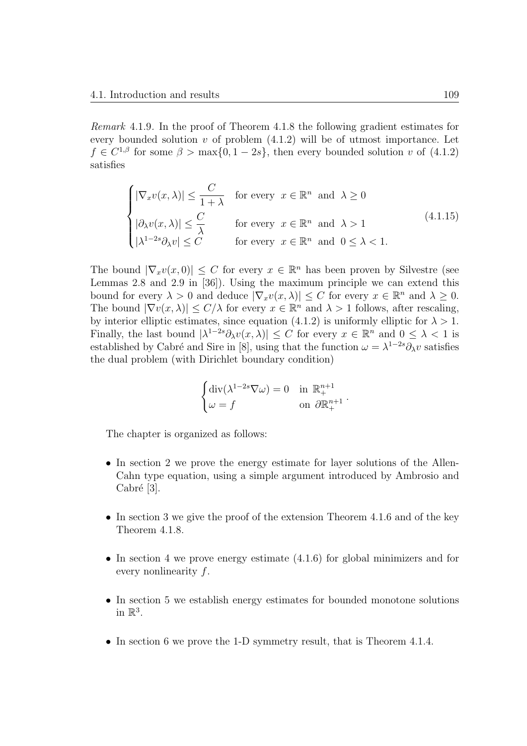*Remark* 4.1.9. In the proof of Theorem 4.1.8 the following gradient estimates for every bounded solution $v$ of problem (4.1.2) will be of utmost importance. Let $f \in C^{1,\beta}$ for some $\beta > \max\{0, 1-2s\}$, then every bounded solution $v$ of (4.1.2) satisfies

$$
\begin{cases}
|\nabla_x v(x,\lambda)| \leq \dfrac{C}{1+\lambda} & \text{for every } \ x \in \mathbb{R}^n \ \text{ and } \ \lambda \geq 0 \\
|\partial_\lambda v(x,\lambda)| \leq \dfrac{C}{\lambda} & \text{for every } \ x \in \mathbb{R}^n \ \text{ and } \ \lambda > 1 \\
|\lambda^{1-2s} \partial_\lambda v| \leq C & \text{for every } \ x \in \mathbb{R}^n \ \text{ and } \ 0 \leq \lambda < 1.
\end{cases}
\tag{4.1.15}
$$

The bound $|\nabla_x v(x,0)| \leq C$ for every $x \in \mathbb{R}^n$ has been proven by Silvestre (see Lemmas 2.8 and 2.9 in [36]). Using the maximum principle we can extend this bound for every $\lambda > 0$ and deduce $|\nabla_x v(x,\lambda)| \leq C$ for every $x \in \mathbb{R}^n$ and $\lambda \geq 0$. The bound $|\nabla v(x,\lambda)| \leq C/\lambda$ for every $x \in \mathbb{R}^n$ and $\lambda > 1$ follows, after rescaling, by interior elliptic estimates, since equation (4.1.2) is uniformly elliptic for $\lambda > 1$. Finally, the last bound $|\lambda^{1-2s}\partial_\lambda v(x,\lambda)| \leq C$ for every $x \in \mathbb{R}^n$ and $0 \leq \lambda < 1$ is established by Cabré and Sire in [8], using that the function $\omega = \lambda^{1-2s}\partial_\lambda v$ satisfies the dual problem (with Dirichlet boundary condition)

$$
\begin{cases}
\operatorname{div}(\lambda^{1-2s} \nabla \omega) = 0 & \text{in } \mathbb{R}^{n+1}_+ \\
\omega = f & \text{on } \partial\mathbb{R}^{n+1}_+
\end{cases}.
$$

The chapter is organized as follows:

- In section 2 we prove the energy estimate for layer solutions of the Allen-Cahn type equation, using a simple argument introduced by Ambrosio and Cabré [3].

- In section 3 we give the proof of the extension Theorem 4.1.6 and of the key Theorem 4.1.8.

- In section 4 we prove energy estimate (4.1.6) for global minimizers and for every nonlinearity $f$.

- In section 5 we establish energy estimates for bounded monotone solutions in $\mathbb{R}^3$.

- In section 6 we prove the 1-D symmetry result, that is Theorem 4.1.4.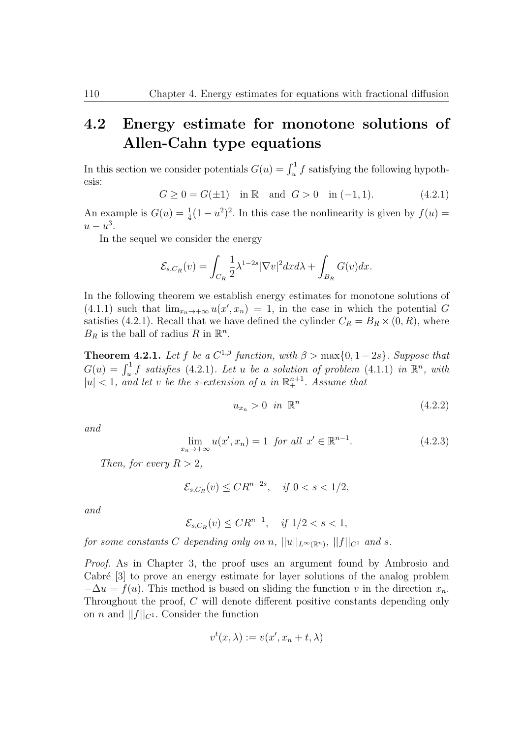## 4.2 Energy estimate for monotone solutions of Allen-Cahn type equations

In this section we consider potentials $G(u) = \int_u^1 f$ satisfying the following hypothesis:

$$G \geq 0 = G(\pm 1) \quad \text{in } \mathbb{R} \quad \text{and } \ G > 0 \quad \text{in } (-1, 1). \tag{4.2.1}$$

An example is $G(u) = \frac{1}{4}(1 - u^2)^2$. In this case the nonlinearity is given by $f(u) = u - u^3$.

In the sequel we consider the energy

$$\mathcal{E}_{s,C_R}(v) = \int_{C_R} \frac{1}{2} \lambda^{1-2s} |\nabla v|^2 dx d\lambda + \int_{B_R} G(v) dx.$$

In the following theorem we establish energy estimates for monotone solutions of (4.1.1) such that $\lim_{x_n \to +\infty} u(x', x_n) = 1$, in the case in which the potential $G$ satisfies (4.2.1). Recall that we have defined the cylinder $C_R = B_R \times (0, R)$, where $B_R$ is the ball of radius $R$ in $\mathbb{R}^n$.

**Theorem 4.2.1.** *Let $f$ be a $C^{1,\beta}$ function, with $\beta > \max\{0, 1-2s\}$. Suppose that $G(u) = \int_u^1 f$ satisfies (4.2.1). Let $u$ be a solution of problem (4.1.1) in $\mathbb{R}^n$, with $|u| < 1$, and let $v$ be the $s$-extension of $u$ in $\mathbb{R}^{n+1}_+$. Assume that*

$$u_{x_n} > 0 \ \text{ in } \ \mathbb{R}^n \tag{4.2.2}$$

*and*

$$\lim_{x_n \to +\infty} u(x', x_n) = 1 \ \text{ for all } \ x' \in \mathbb{R}^{n-1}. \tag{4.2.3}$$

*Then, for every $R > 2$,*

$$\mathcal{E}_{s,C_R}(v) \leq C R^{n-2s}, \quad \text{if } 0 < s < 1/2,$$

*and*

$$\mathcal{E}_{s,C_R}(v) \leq C R^{n-1}, \quad \text{if } 1/2 < s < 1,$$

*for some constants $C$ depending only on $n$, $||u||_{L^\infty(\mathbb{R}^n)}$, $||f||_{C^1}$ and $s$.*

*Proof.* As in Chapter 3, the proof uses an argument found by Ambrosio and Cabré [3] to prove an energy estimate for layer solutions of the analog problem $-\Delta u = f(u)$. This method is based on sliding the function $v$ in the direction $x_n$. Throughout the proof, $C$ will denote different positive constants depending only on $n$ and $||f||_{C^1}$. Consider the function

$$v^t(x, \lambda) := v(x', x_n + t, \lambda)$$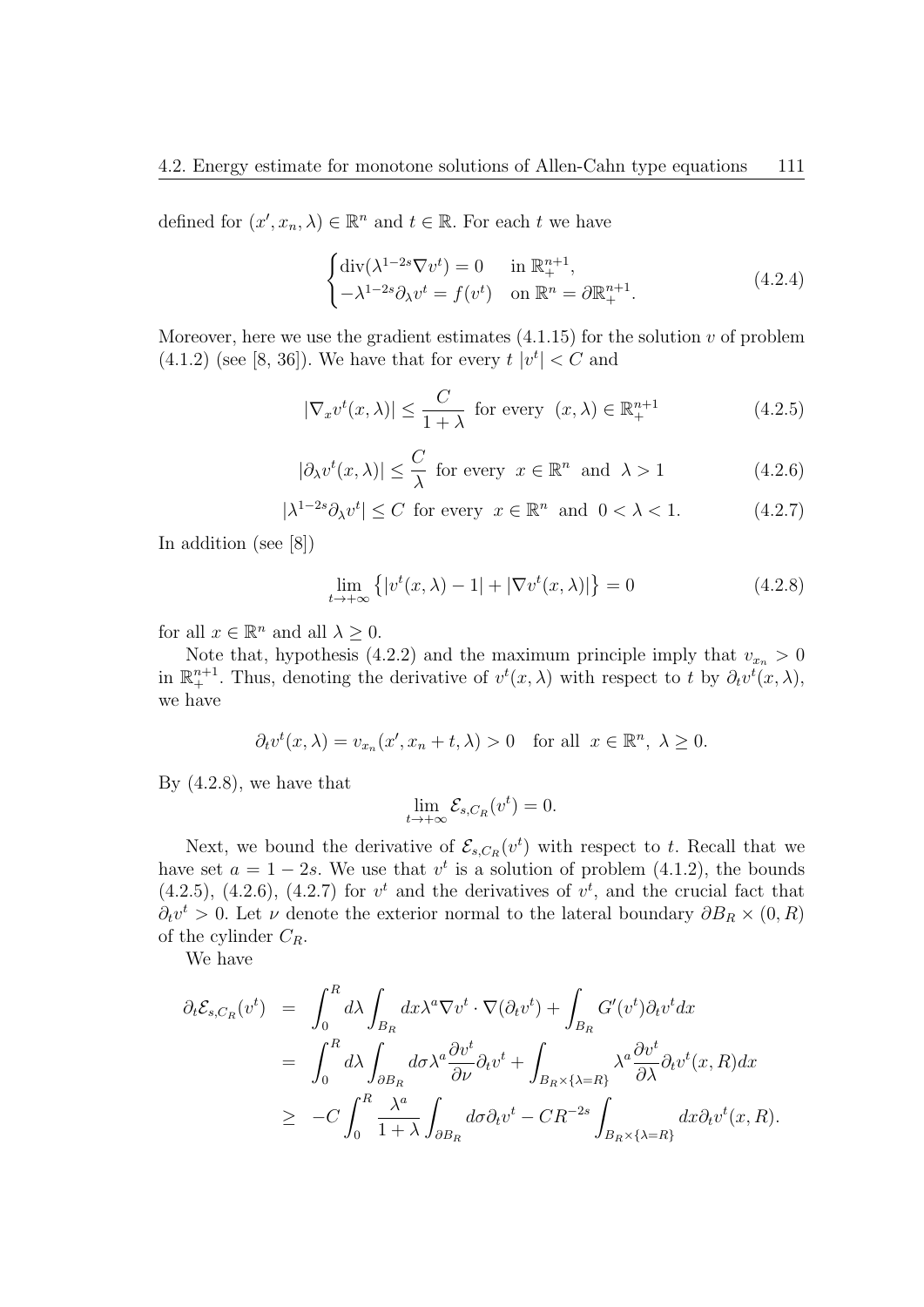defined for $(x', x_n, \lambda) \in \mathbb{R}^n$ and $t \in \mathbb{R}$. For each $t$ we have

$$\begin{cases} \operatorname{div}(\lambda^{1-2s}\nabla v^t) = 0 & \text{in } \mathbb{R}^{n+1}_+, \\ -\lambda^{1-2s}\partial_\lambda v^t = f(v^t) & \text{on } \mathbb{R}^n = \partial\mathbb{R}^{n+1}_+. \end{cases} \tag{4.2.4}$$

Moreover, here we use the gradient estimates (4.1.15) for the solution $v$ of problem (4.1.2) (see [8, 36]). We have that for every $t$ $|v^t| < C$ and

$$|\nabla_x v^t(x,\lambda)| \le \frac{C}{1+\lambda} \text{ for every } (x,\lambda) \in \mathbb{R}^{n+1}_+ \tag{4.2.5}$$

$$|\partial_\lambda v^t(x,\lambda)| \le \frac{C}{\lambda} \text{ for every } x \in \mathbb{R}^n \text{ and } \lambda > 1 \tag{4.2.6}$$

$$|\lambda^{1-2s}\partial_\lambda v^t| \le C \text{ for every } x \in \mathbb{R}^n \text{ and } 0 < \lambda < 1. \tag{4.2.7}$$

In addition (see [8])

$$\lim_{t\to+\infty} \left\{ |v^t(x,\lambda) - 1| + |\nabla v^t(x,\lambda)| \right\} = 0 \tag{4.2.8}$$

for all $x \in \mathbb{R}^n$ and all $\lambda \ge 0$.

Note that, hypothesis (4.2.2) and the maximum principle imply that $v_{x_n} > 0$ in $\mathbb{R}^{n+1}_+$. Thus, denoting the derivative of $v^t(x,\lambda)$ with respect to $t$ by $\partial_t v^t(x,\lambda)$, we have

$$\partial_t v^t(x,\lambda) = v_{x_n}(x', x_n + t, \lambda) > 0 \quad \text{for all } x \in \mathbb{R}^n, \ \lambda \ge 0.$$

By (4.2.8), we have that

$$\lim_{t\to+\infty} \mathcal{E}_{s,C_R}(v^t) = 0.$$

Next, we bound the derivative of $\mathcal{E}_{s,C_R}(v^t)$ with respect to $t$. Recall that we have set $a = 1 - 2s$. We use that $v^t$ is a solution of problem (4.1.2), the bounds (4.2.5), (4.2.6), (4.2.7) for $v^t$ and the derivatives of $v^t$, and the crucial fact that $\partial_t v^t > 0$. Let $\nu$ denote the exterior normal to the lateral boundary $\partial B_R \times (0, R)$ of the cylinder $C_R$.

We have

$$\begin{aligned} \partial_t \mathcal{E}_{s,C_R}(v^t) &= \int_0^R d\lambda \int_{B_R} dx \lambda^a \nabla v^t \cdot \nabla(\partial_t v^t) + \int_{B_R} G'(v^t)\partial_t v^t dx \\ &= \int_0^R d\lambda \int_{\partial B_R} d\sigma \lambda^a \frac{\partial v^t}{\partial \nu} \partial_t v^t + \int_{B_R \times \{\lambda = R\}} \lambda^a \frac{\partial v^t}{\partial \lambda} \partial_t v^t(x,R) dx \\ &\ge -C \int_0^R \frac{\lambda^a}{1+\lambda} \int_{\partial B_R} d\sigma \partial_t v^t - CR^{-2s} \int_{B_R \times \{\lambda = R\}} dx \partial_t v^t(x,R). \end{aligned}$$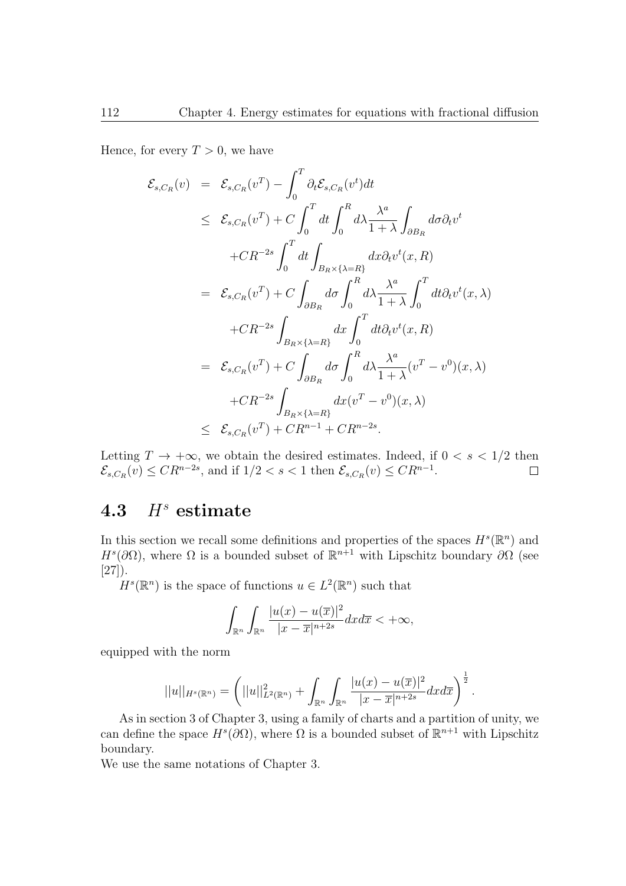Hence, for every $T > 0$, we have

$$
\begin{aligned}
\mathcal{E}_{s,C_R}(v) &= \mathcal{E}_{s,C_R}(v^T) - \int_0^T \partial_t \mathcal{E}_{s,C_R}(v^t)dt \\
&\leq \mathcal{E}_{s,C_R}(v^T) + C\int_0^T dt \int_0^R d\lambda \frac{\lambda^a}{1+\lambda}\int_{\partial B_R} d\sigma \partial_t v^t \\
&\quad + CR^{-2s}\int_0^T dt \int_{B_R\times\{\lambda=R\}} dx \partial_t v^t(x,R) \\
&= \mathcal{E}_{s,C_R}(v^T) + C\int_{\partial B_R} d\sigma \int_0^R d\lambda \frac{\lambda^a}{1+\lambda}\int_0^T dt \partial_t v^t(x,\lambda) \\
&\quad + CR^{-2s}\int_{B_R\times\{\lambda=R\}} dx \int_0^T dt \partial_t v^t(x,R) \\
&= \mathcal{E}_{s,C_R}(v^T) + C\int_{\partial B_R} d\sigma \int_0^R d\lambda \frac{\lambda^a}{1+\lambda}(v^T - v^0)(x,\lambda) \\
&\quad + CR^{-2s}\int_{B_R\times\{\lambda=R\}} dx (v^T - v^0)(x,\lambda) \\
&\leq \mathcal{E}_{s,C_R}(v^T) + CR^{n-1} + CR^{n-2s}.
\end{aligned}
$$

Letting $T \to +\infty$, we obtain the desired estimates. Indeed, if $0 < s < 1/2$ then $\mathcal{E}_{s,C_R}(v) \leq CR^{n-2s}$, and if $1/2 < s < 1$ then $\mathcal{E}_{s,C_R}(v) \leq CR^{n-1}$. $\square$

## 4.3 $H^s$ estimate

In this section we recall some definitions and properties of the spaces $H^s(\mathbb{R}^n)$ and $H^s(\partial\Omega)$, where $\Omega$ is a bounded subset of $\mathbb{R}^{n+1}$ with Lipschitz boundary $\partial\Omega$ (see [27]).

$H^s(\mathbb{R}^n)$ is the space of functions $u \in L^2(\mathbb{R}^n)$ such that

$$
\int_{\mathbb{R}^n}\int_{\mathbb{R}^n} \frac{|u(x) - u(\overline{x})|^2}{|x - \overline{x}|^{n+2s}} dx d\overline{x} < +\infty,
$$

equipped with the norm

$$
||u||_{H^s(\mathbb{R}^n)} = \left( ||u||^2_{L^2(\mathbb{R}^n)} + \int_{\mathbb{R}^n}\int_{\mathbb{R}^n} \frac{|u(x) - u(\overline{x})|^2}{|x - \overline{x}|^{n+2s}} dx d\overline{x} \right)^{\frac{1}{2}}.
$$

As in section 3 of Chapter 3, using a family of charts and a partition of unity, we can define the space $H^s(\partial\Omega)$, where $\Omega$ is a bounded subset of $\mathbb{R}^{n+1}$ with Lipschitz boundary.

We use the same notations of Chapter 3.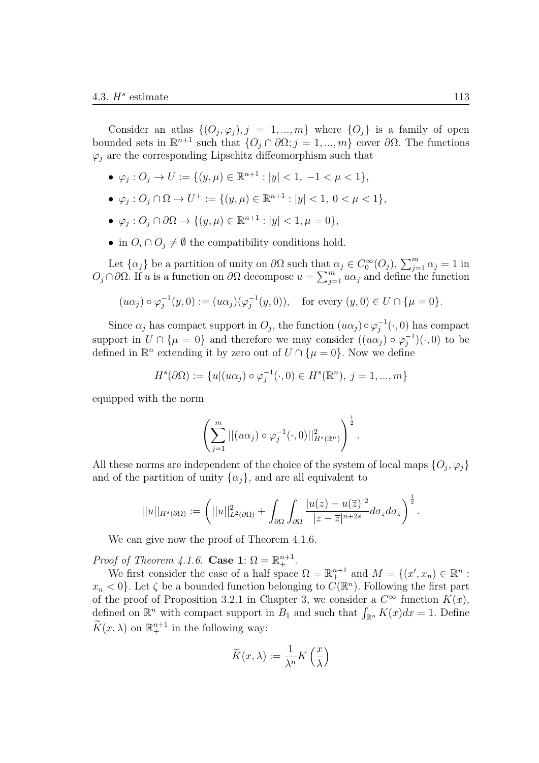Consider an atlas $\{(O_j, \varphi_j), j = 1, ..., m\}$ where $\{O_j\}$ is a family of open bounded sets in $\mathbb{R}^{n+1}$ such that $\{O_j \cap \partial\Omega; j = 1, ..., m\}$ cover $\partial\Omega$. The functions $\varphi_j$ are the corresponding Lipschitz diffeomorphism such that

- $\varphi_j : O_j \to U := \{(y, \mu) \in \mathbb{R}^{n+1} : |y| < 1, \ -1 < \mu < 1\}$,
- $\varphi_j : O_j \cap \Omega \to U^+ := \{(y, \mu) \in \mathbb{R}^{n+1} : |y| < 1, \ 0 < \mu < 1\}$,
- $\varphi_j : O_j \cap \partial\Omega \to \{(y, \mu) \in \mathbb{R}^{n+1} : |y| < 1, \mu = 0\}$,
- in $O_i \cap O_j \neq \emptyset$ the compatibility conditions hold.

Let $\{\alpha_j\}$ be a partition of unity on $\partial\Omega$ such that $\alpha_j \in C_0^\infty(O_j)$, $\sum_{j=1}^m \alpha_j = 1$ in $O_j \cap \partial\Omega$. If $u$ is a function on $\partial\Omega$ decompose $u = \sum_{j=1}^m u\alpha_j$ and define the function

$$(u\alpha_j) \circ \varphi_j^{-1}(y, 0) := (u\alpha_j)(\varphi_j^{-1}(y, 0)), \quad \text{for every } (y, 0) \in U \cap \{\mu = 0\}.$$

Since $\alpha_j$ has compact support in $O_j$, the function $(u\alpha_j) \circ \varphi_j^{-1}(\cdot, 0)$ has compact support in $U \cap \{\mu = 0\}$ and therefore we may consider $((u\alpha_j) \circ \varphi_j^{-1})(\cdot, 0)$ to be defined in $\mathbb{R}^n$ extending it by zero out of $U \cap \{\mu = 0\}$. Now we define

$$H^s(\partial\Omega) := \{u | (u\alpha_j) \circ \varphi_j^{-1}(\cdot, 0) \in H^s(\mathbb{R}^n), \ j = 1, ..., m\}$$

equipped with the norm

$$\left( \sum_{j=1}^m ||(u\alpha_j) \circ \varphi_j^{-1}(\cdot, 0)||^2_{H^s(\mathbb{R}^n)} \right)^{\frac{1}{2}}.$$

All these norms are independent of the choice of the system of local maps $\{O_j, \varphi_j\}$ and of the partition of unity $\{\alpha_j\}$, and are all equivalent to

$$||u||_{H^s(\partial\Omega)} := \left( ||u||^2_{L^2(\partial\Omega)} + \int_{\partial\Omega} \int_{\partial\Omega} \frac{|u(z) - u(\overline{z})|^2}{|z - \overline{z}|^{n+2s}} d\sigma_z d\sigma_{\overline{z}} \right)^{\frac{1}{2}}.$$

We can give now the proof of Theorem 4.1.6.

*Proof of Theorem 4.1.6.* **Case 1**: $\Omega = \mathbb{R}^{n+1}_+$.

We first consider the case of a half space $\Omega = \mathbb{R}^{n+1}_+$ and $M = \{(x', x_n) \in \mathbb{R}^n : x_n < 0\}$. Let $\zeta$ be a bounded function belonging to $C(\mathbb{R}^n)$. Following the first part of the proof of Proposition 3.2.1 in Chapter 3, we consider a $C^\infty$ function $K(x)$, defined on $\mathbb{R}^n$ with compact support in $B_1$ and such that $\int_{\mathbb{R}^n} K(x)dx = 1$. Define $\widetilde{K}(x, \lambda)$ on $\mathbb{R}^{n+1}_+$ in the following way:

$$\widetilde{K}(x, \lambda) := \frac{1}{\lambda^n} K\left(\frac{x}{\lambda}\right)$$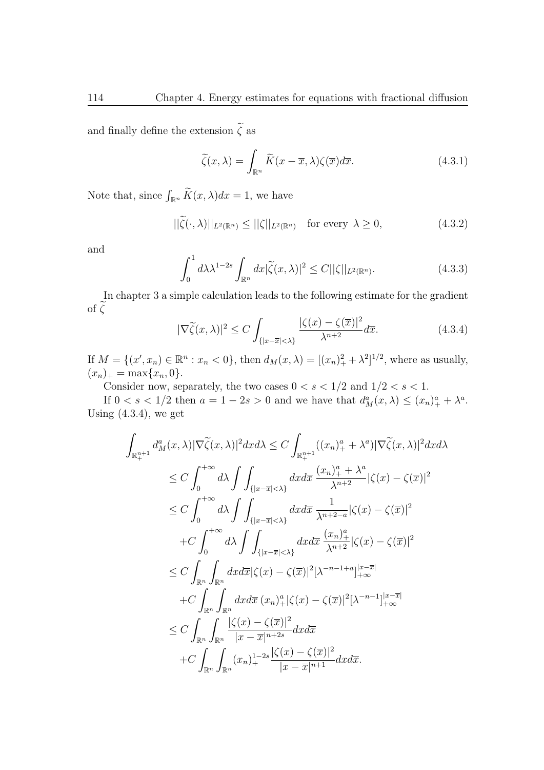and finally define the extension $\widetilde{\zeta}$ as

$$\widetilde{\zeta}(x,\lambda) = \int_{\mathbb{R}^n} \widetilde{K}(x-\overline{x},\lambda)\zeta(\overline{x})d\overline{x}. \tag{4.3.1}$$

Note that, since $\int_{\mathbb{R}^n} \widetilde{K}(x,\lambda)dx = 1$, we have

$$||\widetilde{\zeta}(\cdot,\lambda)||_{L^2(\mathbb{R}^n)} \leq ||\zeta||_{L^2(\mathbb{R}^n)} \quad \text{for every } \lambda \geq 0, \tag{4.3.2}$$

and

$$\int_0^1 d\lambda \lambda^{1-2s} \int_{\mathbb{R}^n} dx |\widetilde{\zeta}(x,\lambda)|^2 \leq C||\zeta||_{L^2(\mathbb{R}^n)}. \tag{4.3.3}$$

In chapter 3 a simple calculation leads to the following estimate for the gradient of $\widetilde{\zeta}$

$$|\nabla\widetilde{\zeta}(x,\lambda)|^2 \leq C\int_{\{|x-\overline{x}|<\lambda\}} \frac{|\zeta(x)-\zeta(\overline{x})|^2}{\lambda^{n+2}}d\overline{x}. \tag{4.3.4}$$

If $M = \{(x',x_n) \in \mathbb{R}^n : x_n < 0\}$, then $d_M(x,\lambda) = [(x_n)_+^2 + \lambda^2]^{1/2}$, where as usually, $(x_n)_+ = \max\{x_n, 0\}$.

Consider now, separately, the two cases $0 < s < 1/2$ and $1/2 < s < 1$.

If $0 < s < 1/2$ then $a = 1-2s > 0$ and we have that $d_M^a(x,\lambda) \leq (x_n)_+^a + \lambda^a$. Using (4.3.4), we get

$$\begin{aligned}
\int_{\mathbb{R}^{n+1}_+} d_M^a(x,\lambda)|\nabla\widetilde{\zeta}(x,\lambda)|^2 dx d\lambda &\leq C\int_{\mathbb{R}^{n+1}_+} ((x_n)_+^a + \lambda^a)|\nabla\widetilde{\zeta}(x,\lambda)|^2 dx d\lambda \\
&\leq C\int_0^{+\infty} d\lambda \int\int_{\{|x-\overline{x}|<\lambda\}} dx d\overline{x}\, \frac{(x_n)_+^a + \lambda^a}{\lambda^{n+2}}|\zeta(x)-\zeta(\overline{x})|^2 \\
&\leq C\int_0^{+\infty} d\lambda \int\int_{\{|x-\overline{x}|<\lambda\}} dx d\overline{x}\, \frac{1}{\lambda^{n+2-a}}|\zeta(x)-\zeta(\overline{x})|^2 \\
&\quad + C\int_0^{+\infty} d\lambda \int\int_{\{|x-\overline{x}|<\lambda\}} dx d\overline{x}\, \frac{(x_n)_+^a}{\lambda^{n+2}}|\zeta(x)-\zeta(\overline{x})|^2 \\
&\leq C\int_{\mathbb{R}^n}\int_{\mathbb{R}^n} dx d\overline{x} |\zeta(x)-\zeta(\overline{x})|^2 [\lambda^{-n-1+a}]_{+\infty}^{|x-\overline{x}|} \\
&\quad + C\int_{\mathbb{R}^n}\int_{\mathbb{R}^n} dx d\overline{x}\, (x_n)_+^a |\zeta(x)-\zeta(\overline{x})|^2 [\lambda^{-n-1}]_{+\infty}^{|x-\overline{x}|} \\
&\leq C\int_{\mathbb{R}^n}\int_{\mathbb{R}^n} \frac{|\zeta(x)-\zeta(\overline{x})|^2}{|x-\overline{x}|^{n+2s}} dx d\overline{x} \\
&\quad + C\int_{\mathbb{R}^n}\int_{\mathbb{R}^n} (x_n)_+^{1-2s} \frac{|\zeta(x)-\zeta(\overline{x})|^2}{|x-\overline{x}|^{n+1}} dx d\overline{x}.
\end{aligned}$$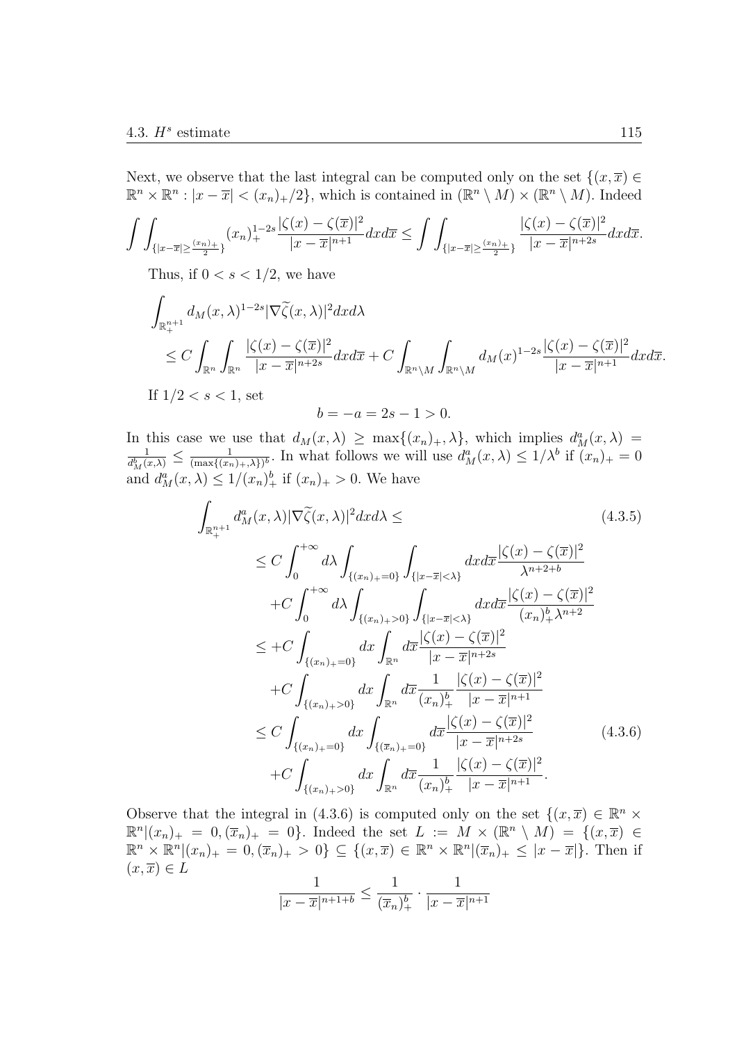Next, we observe that the last integral can be computed only on the set $\{(x,\overline{x}) \in \mathbb{R}^n \times \mathbb{R}^n : |x-\overline{x}| < (x_n)_+/2\}$, which is contained in $(\mathbb{R}^n \setminus M) \times (\mathbb{R}^n \setminus M)$. Indeed

$$\int\int_{\{|x-\overline{x}|\geq \frac{(x_n)_+}{2}\}} (x_n)_+^{1-2s} \frac{|\zeta(x)-\zeta(\overline{x})|^2}{|x-\overline{x}|^{n+1}} dx d\overline{x} \leq \int\int_{\{|x-\overline{x}|\geq \frac{(x_n)_+}{2}\}} \frac{|\zeta(x)-\zeta(\overline{x})|^2}{|x-\overline{x}|^{n+2s}} dx d\overline{x}.$$

Thus, if $0 < s < 1/2$, we have

$$\begin{aligned}
&\int_{\mathbb{R}^{n+1}_+} d_M(x,\lambda)^{1-2s} |\nabla \widetilde{\zeta}(x,\lambda)|^2 dx d\lambda \\
&\quad \leq C \int_{\mathbb{R}^n}\int_{\mathbb{R}^n} \frac{|\zeta(x)-\zeta(\overline{x})|^2}{|x-\overline{x}|^{n+2s}} dx d\overline{x} + C \int_{\mathbb{R}^n\setminus M}\int_{\mathbb{R}^n\setminus M} d_M(x)^{1-2s} \frac{|\zeta(x)-\zeta(\overline{x})|^2}{|x-\overline{x}|^{n+1}} dx d\overline{x}.
\end{aligned}$$

If $1/2 < s < 1$, set

$$b = -a = 2s - 1 > 0.$$

In this case we use that $d_M(x,\lambda) \geq \max\{(x_n)_+, \lambda\}$, which implies $d_M^a(x,\lambda) = \frac{1}{d_M^b(x,\lambda)} \leq \frac{1}{(\max\{(x_n)_+,\lambda\})^b}$. In what follows we will use $d_M^a(x,\lambda) \leq 1/\lambda^b$ if $(x_n)_+ = 0$ and $d_M^a(x,\lambda) \leq 1/(x_n)_+^b$ if $(x_n)_+ > 0$. We have

$$\begin{aligned}
\int_{\mathbb{R}^{n+1}_+} & d_M^a(x,\lambda) |\nabla \widetilde{\zeta}(x,\lambda)|^2 dx d\lambda \leq \qquad (4.3.5)\\
&\leq C \int_0^{+\infty} d\lambda \int_{\{(x_n)_+=0\}} \int_{\{|x-\overline{x}|<\lambda\}} dx d\overline{x} \frac{|\zeta(x)-\zeta(\overline{x})|^2}{\lambda^{n+2+b}} \\
&\quad + C \int_0^{+\infty} d\lambda \int_{\{(x_n)_+>0\}} \int_{\{|x-\overline{x}|<\lambda\}} dx d\overline{x} \frac{|\zeta(x)-\zeta(\overline{x})|^2}{(x_n)_+^b \lambda^{n+2}} \\
&\leq +C \int_{\{(x_n)_+=0\}} dx \int_{\mathbb{R}^n} d\overline{x} \frac{|\zeta(x)-\zeta(\overline{x})|^2}{|x-\overline{x}|^{n+2s}} \\
&\quad + C \int_{\{(x_n)_+>0\}} dx \int_{\mathbb{R}^n} d\overline{x} \frac{1}{(x_n)_+^b} \frac{|\zeta(x)-\zeta(\overline{x})|^2}{|x-\overline{x}|^{n+1}} \\
&\leq C \int_{\{(x_n)_+=0\}} dx \int_{\{(\overline{x}_n)_+=0\}} d\overline{x} \frac{|\zeta(x)-\zeta(\overline{x})|^2}{|x-\overline{x}|^{n+2s}} \qquad (4.3.6)\\
&\quad + C \int_{\{(x_n)_+>0\}} dx \int_{\mathbb{R}^n} d\overline{x} \frac{1}{(x_n)_+^b} \frac{|\zeta(x)-\zeta(\overline{x})|^2}{|x-\overline{x}|^{n+1}}.
\end{aligned}$$

Observe that the integral in (4.3.6) is computed only on the set $\{(x,\overline{x}) \in \mathbb{R}^n \times \mathbb{R}^n | (x_n)_+ = 0, (\overline{x}_n)_+ = 0\}$. Indeed the set $L := M \times (\mathbb{R}^n \setminus M) = \{(x,\overline{x}) \in \mathbb{R}^n \times \mathbb{R}^n | (x_n)_+ = 0, (\overline{x}_n)_+ > 0\} \subseteq \{(x,\overline{x}) \in \mathbb{R}^n \times \mathbb{R}^n | (\overline{x}_n)_+ \leq |x-\overline{x}|\}$. Then if $(x,\overline{x}) \in L$

$$\frac{1}{|x-\overline{x}|^{n+1+b}} \leq \frac{1}{(\overline{x}_n)_+^b} \cdot \frac{1}{|x-\overline{x}|^{n+1}}$$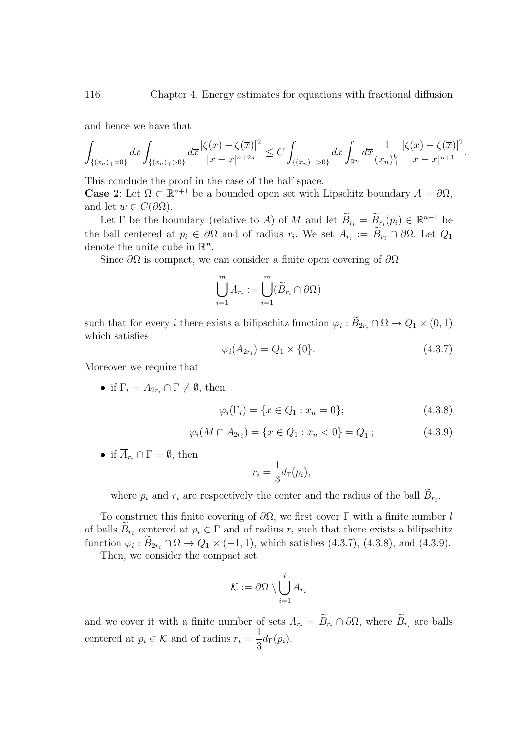and hence we have that

$$\int_{\{(x_n)_+=0\}} dx \int_{\{(x_n)_+>0\}} d\overline{x} \frac{|\zeta(x)-\zeta(\overline{x})|^2}{|x-\overline{x}|^{n+2s}} \leq C \int_{\{(x_n)_+>0\}} dx \int_{\mathbb{R}^n} d\overline{x} \frac{1}{(x_n)_+^b} \frac{|\zeta(x)-\zeta(\overline{x})|^2}{|x-\overline{x}|^{n+1}}.$$

This conclude the proof in the case of the half space.

**Case 2**: Let $\Omega \subset \mathbb{R}^{n+1}$ be a bounded open set with Lipschitz boundary $A = \partial\Omega$, and let $w \in C(\partial\Omega)$.

Let $\Gamma$ be the boundary (relative to $A$) of $M$ and let $\widetilde{B}_{r_i} = \widetilde{B}_{r_i}(p_i) \in \mathbb{R}^{n+1}$ be the ball centered at $p_i \in \partial\Omega$ and of radius $r_i$. We set $A_{r_i} := \widetilde{B}_{r_i} \cap \partial\Omega$. Let $Q_1$ denote the unite cube in $\mathbb{R}^n$.

Since $\partial\Omega$ is compact, we can consider a finite open covering of $\partial\Omega$

$$\bigcup_{i=1}^{m} A_{r_i} := \bigcup_{i=1}^{m} (\widetilde{B}_{r_i} \cap \partial\Omega)$$

such that for every $i$ there exists a bilipschitz function $\varphi_i : \widetilde{B}_{2r_i} \cap \Omega \to Q_1 \times (0,1)$ which satisfies

$$\varphi_i(A_{2r_i}) = Q_1 \times \{0\}. \tag{4.3.7}$$

Moreover we require that

- if $\Gamma_i = A_{2r_i} \cap \Gamma \neq \emptyset$, then

$$\varphi_i(\Gamma_i) = \{x \in Q_1 : x_n = 0\}; \tag{4.3.8}$$

$$\varphi_i(M \cap A_{2r_i}) = \{x \in Q_1 : x_n < 0\} = Q_1^-; \tag{4.3.9}$$

- if $\overline{A}_{r_i} \cap \Gamma = \emptyset$, then

$$r_i = \frac{1}{3} d_\Gamma(p_i),$$

  where $p_i$ and $r_i$ are respectively the center and the radius of the ball $\widetilde{B}_{r_i}$.

To construct this finite covering of $\partial\Omega$, we first cover $\Gamma$ with a finite number $l$ of balls $\widetilde{B}_{r_i}$ centered at $p_i \in \Gamma$ and of radius $r_i$ such that there exists a bilipschitz function $\varphi_i : \widetilde{B}_{2r_i} \cap \Omega \to Q_1 \times (-1,1)$, which satisfies (4.3.7), (4.3.8), and (4.3.9).

Then, we consider the compact set

$$\mathcal{K} := \partial\Omega \setminus \bigcup_{i=1}^{l} A_{r_i}$$

and we cover it with a finite number of sets $A_{r_i} = \widetilde{B}_{r_i} \cap \partial\Omega$, where $\widetilde{B}_{r_i}$ are balls centered at $p_i \in \mathcal{K}$ and of radius $r_i = \dfrac{1}{3} d_\Gamma(p_i)$.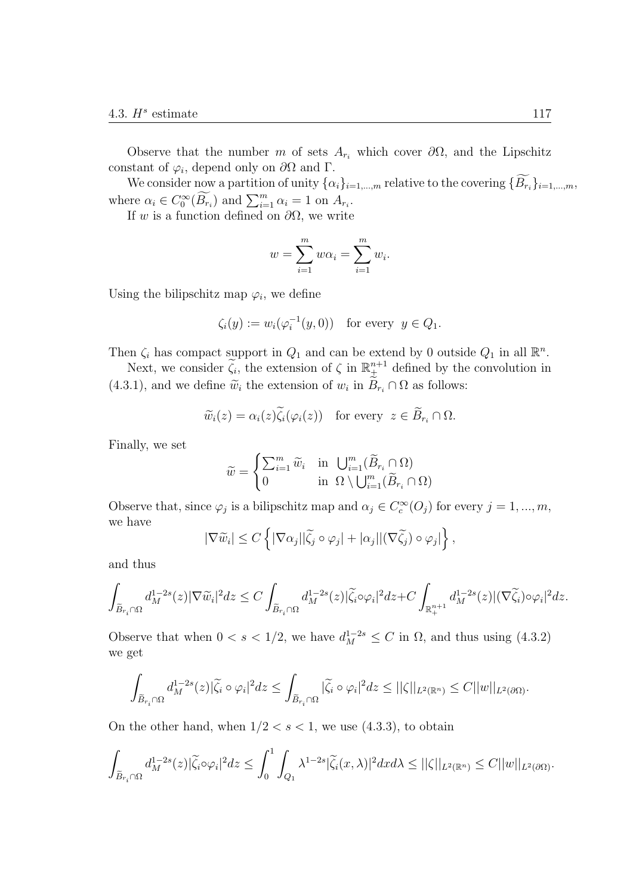Observe that the number $m$ of sets $A_{r_i}$ which cover $\partial\Omega$, and the Lipschitz constant of $\varphi_i$, depend only on $\partial\Omega$ and $\Gamma$.

We consider now a partition of unity $\{\alpha_i\}_{i=1,...,m}$ relative to the covering $\{\widetilde{B_{r_i}}\}_{i=1,...,m}$, where $\alpha_i \in C_0^\infty(\widetilde{B_{r_i}})$ and $\sum_{i=1}^m \alpha_i = 1$ on $A_{r_i}$.

If $w$ is a function defined on $\partial\Omega$, we write

$$w = \sum_{i=1}^m w\alpha_i = \sum_{i=1}^m w_i.$$

Using the bilipschitz map $\varphi_i$, we define

$$\zeta_i(y) := w_i(\varphi_i^{-1}(y,0)) \quad \text{for every} \;\; y \in Q_1.$$

Then $\zeta_i$ has compact support in $Q_1$ and can be extend by 0 outside $Q_1$ in all $\mathbb{R}^n$.

Next, we consider $\widetilde{\zeta}_i$, the extension of $\zeta$ in $\mathbb{R}_+^{n+1}$ defined by the convolution in (4.3.1), and we define $\widetilde{w}_i$ the extension of $w_i$ in $\widetilde{B}_{r_i} \cap \Omega$ as follows:

$$\widetilde{w}_i(z) = \alpha_i(z)\widetilde{\zeta}_i(\varphi_i(z)) \quad \text{for every} \;\; z \in \widetilde{B}_{r_i} \cap \Omega.$$

Finally, we set

$$\widetilde{w} = \begin{cases} \sum_{i=1}^m \widetilde{w}_i & \text{in} \;\; \bigcup_{i=1}^m (\widetilde{B}_{r_i} \cap \Omega) \\ 0 & \text{in} \;\; \Omega \setminus \bigcup_{i=1}^m (\widetilde{B}_{r_i} \cap \Omega) \end{cases}$$

Observe that, since $\varphi_j$ is a bilipschitz map and $\alpha_j \in C_c^\infty(O_j)$ for every $j = 1, ..., m$, we have

$$|\nabla \widetilde{w}_i| \leq C \left\{ |\nabla \alpha_j||\widetilde{\zeta}_j \circ \varphi_j| + |\alpha_j||(\nabla \widetilde{\zeta}_j) \circ \varphi_j| \right\},$$

and thus

$$\int_{\widetilde{B}_{r_i} \cap \Omega} d_M^{1-2s}(z) |\nabla \widetilde{w}_i|^2 dz \leq C \int_{\widetilde{B}_{r_i} \cap \Omega} d_M^{1-2s}(z) |\widetilde{\zeta}_i \circ \varphi_i|^2 dz + C \int_{\mathbb{R}_+^{n+1}} d_M^{1-2s}(z) |(\nabla \widetilde{\zeta}_i) \circ \varphi_i|^2 dz.$$

Observe that when $0 < s < 1/2$, we have $d_M^{1-2s} \leq C$ in $\Omega$, and thus using (4.3.2) we get

$$\int_{\widetilde{B}_{r_i} \cap \Omega} d_M^{1-2s}(z) |\widetilde{\zeta}_i \circ \varphi_i|^2 dz \leq \int_{\widetilde{B}_{r_i} \cap \Omega} |\widetilde{\zeta}_i \circ \varphi_i|^2 dz \leq ||\zeta||_{L^2(\mathbb{R}^n)} \leq C ||w||_{L^2(\partial\Omega)}.$$

On the other hand, when $1/2 < s < 1$, we use (4.3.3), to obtain

$$\int_{\widetilde{B}_{r_i} \cap \Omega} d_M^{1-2s}(z) |\widetilde{\zeta}_i \circ \varphi_i|^2 dz \leq \int_0^1 \int_{Q_1} \lambda^{1-2s} |\widetilde{\zeta}_i(x,\lambda)|^2 dx d\lambda \leq ||\zeta||_{L^2(\mathbb{R}^n)} \leq C ||w||_{L^2(\partial\Omega)}.$$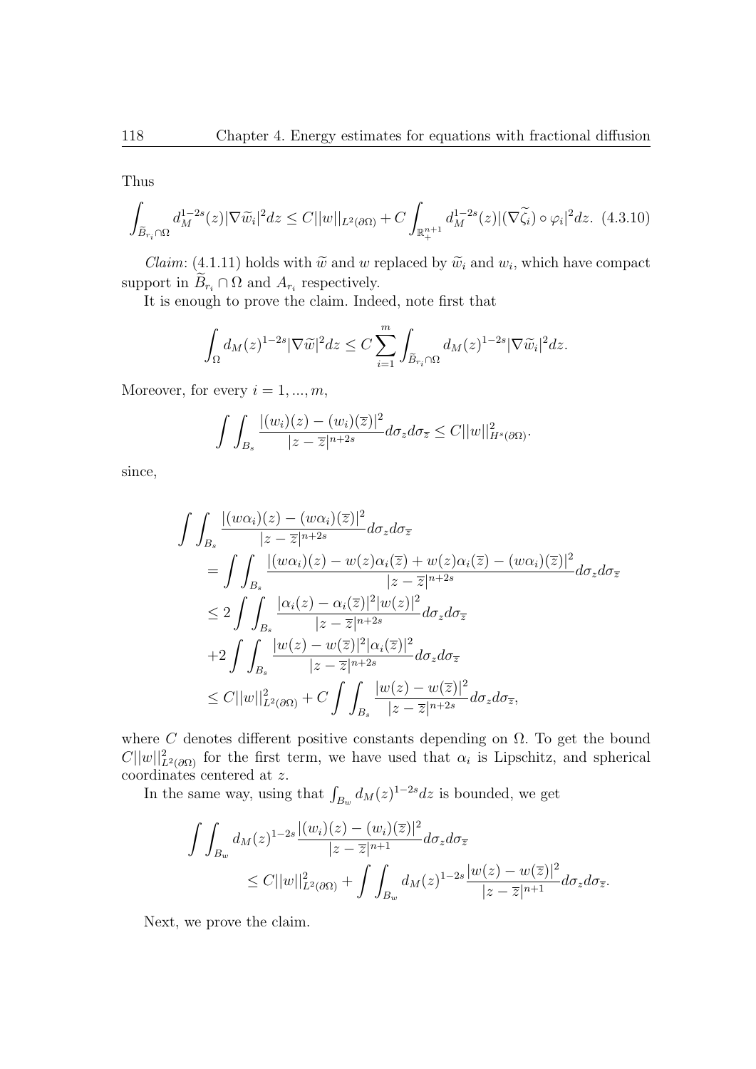Thus

$$\int_{\widetilde{B}_{r_i}\cap\Omega} d_M^{1-2s}(z)|\nabla\widetilde{w}_i|^2 dz \leq C||w||_{L^2(\partial\Omega)} + C\int_{\mathbb{R}^{n+1}_+} d_M^{1-2s}(z)|(\nabla\widetilde{\zeta_i})\circ\varphi_i|^2 dz. \quad (4.3.10)$$

*Claim*: (4.1.11) holds with $\widetilde{w}$ and $w$ replaced by $\widetilde{w}_i$ and $w_i$, which have compact support in $\widetilde{B}_{r_i}\cap\Omega$ and $A_{r_i}$ respectively.

It is enough to prove the claim. Indeed, note first that

$$\int_\Omega d_M(z)^{1-2s}|\nabla\widetilde{w}|^2 dz \leq C\sum_{i=1}^m \int_{\widetilde{B}_{r_i}\cap\Omega} d_M(z)^{1-2s}|\nabla\widetilde{w}_i|^2 dz.$$

Moreover, for every $i = 1, ..., m$,

$$\int\int_{B_s} \frac{|(w_i)(z) - (w_i)(\overline{z})|^2}{|z-\overline{z}|^{n+2s}} d\sigma_z d\sigma_{\overline{z}} \leq C||w||^2_{H^s(\partial\Omega)}.$$

since,

$$\begin{aligned}
\int\int_{B_s} &\frac{|(w\alpha_i)(z) - (w\alpha_i)(\overline{z})|^2}{|z-\overline{z}|^{n+2s}} d\sigma_z d\sigma_{\overline{z}} \\
&= \int\int_{B_s} \frac{|(w\alpha_i)(z) - w(z)\alpha_i(\overline{z}) + w(z)\alpha_i(\overline{z}) - (w\alpha_i)(\overline{z})|^2}{|z-\overline{z}|^{n+2s}} d\sigma_z d\sigma_{\overline{z}} \\
&\leq 2\int\int_{B_s} \frac{|\alpha_i(z) - \alpha_i(\overline{z})|^2|w(z)|^2}{|z-\overline{z}|^{n+2s}} d\sigma_z d\sigma_{\overline{z}} \\
&+ 2\int\int_{B_s} \frac{|w(z) - w(\overline{z})|^2|\alpha_i(\overline{z})|^2}{|z-\overline{z}|^{n+2s}} d\sigma_z d\sigma_{\overline{z}} \\
&\leq C||w||^2_{L^2(\partial\Omega)} + C\int\int_{B_s} \frac{|w(z) - w(\overline{z})|^2}{|z-\overline{z}|^{n+2s}} d\sigma_z d\sigma_{\overline{z}},
\end{aligned}$$

where $C$ denotes different positive constants depending on $\Omega$. To get the bound $C||w||^2_{L^2(\partial\Omega)}$ for the first term, we have used that $\alpha_i$ is Lipschitz, and spherical coordinates centered at $z$.

In the same way, using that $\int_{B_w} d_M(z)^{1-2s}dz$ is bounded, we get

$$\begin{aligned}
\int\int_{B_w} &d_M(z)^{1-2s}\frac{|(w_i)(z) - (w_i)(\overline{z})|^2}{|z-\overline{z}|^{n+1}} d\sigma_z d\sigma_{\overline{z}} \\
&\leq C||w||^2_{L^2(\partial\Omega)} + \int\int_{B_w} d_M(z)^{1-2s}\frac{|w(z) - w(\overline{z})|^2}{|z-\overline{z}|^{n+1}} d\sigma_z d\sigma_{\overline{z}}.
\end{aligned}$$

Next, we prove the claim.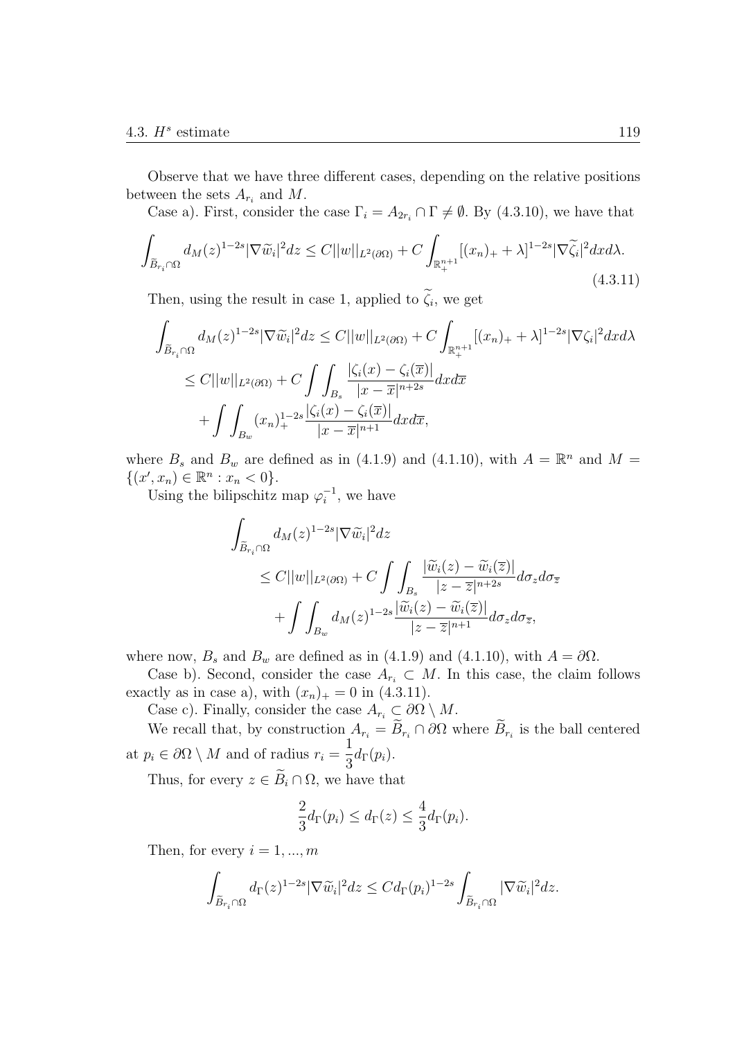Observe that we have three different cases, depending on the relative positions between the sets $A_{r_i}$ and $M$.

Case a). First, consider the case $\Gamma_i = A_{2r_i} \cap \Gamma \neq \emptyset$. By (4.3.10), we have that

$$\int_{\widetilde{B}_{r_i}\cap\Omega} d_M(z)^{1-2s}|\nabla \widetilde{w}_i|^2 dz \leq C||w||_{L^2(\partial\Omega)} + C\int_{\mathbb{R}^{n+1}_+} [(x_n)_+ + \lambda]^{1-2s}|\nabla \widetilde{\zeta}_i|^2 dx d\lambda. \tag{4.3.11}$$

Then, using the result in case 1, applied to $\widetilde{\zeta}_i$, we get

$$\begin{aligned}
\int_{\widetilde{B}_{r_i}\cap\Omega} d_M(z)^{1-2s}|\nabla \widetilde{w}_i|^2 dz &\leq C||w||_{L^2(\partial\Omega)} + C\int_{\mathbb{R}^{n+1}_+} [(x_n)_+ + \lambda]^{1-2s}|\nabla \zeta_i|^2 dx d\lambda \\
&\leq C||w||_{L^2(\partial\Omega)} + C\int\int_{B_s} \frac{|\zeta_i(x) - \zeta_i(\overline{x})|}{|x-\overline{x}|^{n+2s}} dx d\overline{x} \\
&\quad + \int\int_{B_w} (x_n)_+^{1-2s} \frac{|\zeta_i(x) - \zeta_i(\overline{x})|}{|x-\overline{x}|^{n+1}} dx d\overline{x},
\end{aligned}$$

where $B_s$ and $B_w$ are defined as in (4.1.9) and (4.1.10), with $A = \mathbb{R}^n$ and $M = \{(x', x_n) \in \mathbb{R}^n : x_n < 0\}$.

Using the bilipschitz map $\varphi_i^{-1}$, we have

$$\begin{aligned}
&\int_{\widetilde{B}_{r_i}\cap\Omega} d_M(z)^{1-2s}|\nabla \widetilde{w}_i|^2 dz \\
&\quad\leq C||w||_{L^2(\partial\Omega)} + C\int\int_{B_s} \frac{|\widetilde{w}_i(z) - \widetilde{w}_i(\overline{z})|}{|z-\overline{z}|^{n+2s}} d\sigma_z d\sigma_{\overline{z}} \\
&\quad\quad + \int\int_{B_w} d_M(z)^{1-2s} \frac{|\widetilde{w}_i(z) - \widetilde{w}_i(\overline{z})|}{|z-\overline{z}|^{n+1}} d\sigma_z d\sigma_{\overline{z}},
\end{aligned}$$

where now, $B_s$ and $B_w$ are defined as in (4.1.9) and (4.1.10), with $A = \partial\Omega$.

Case b). Second, consider the case $A_{r_i} \subset M$. In this case, the claim follows exactly as in case a), with $(x_n)_+ = 0$ in (4.3.11).

Case c). Finally, consider the case $A_{r_i} \subset \partial\Omega \setminus M$.

We recall that, by construction $A_{r_i} = \widetilde{B}_{r_i} \cap \partial\Omega$ where $\widetilde{B}_{r_i}$ is the ball centered at $p_i \in \partial\Omega \setminus M$ and of radius $r_i = \dfrac{1}{3}d_\Gamma(p_i)$.

Thus, for every $z \in \widetilde{B}_i \cap \Omega$, we have that

$$\frac{2}{3}d_\Gamma(p_i) \leq d_\Gamma(z) \leq \frac{4}{3}d_\Gamma(p_i).$$

Then, for every $i = 1, ..., m$

$$\int_{\widetilde{B}_{r_i}\cap\Omega} d_\Gamma(z)^{1-2s}|\nabla \widetilde{w}_i|^2 dz \leq C d_\Gamma(p_i)^{1-2s} \int_{\widetilde{B}_{r_i}\cap\Omega} |\nabla \widetilde{w}_i|^2 dz.$$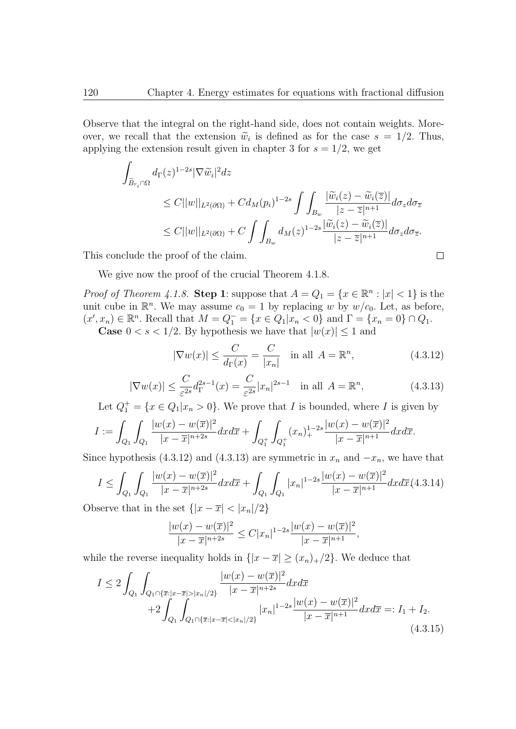Observe that the integral on the right-hand side, does not contain weights. Moreover, we recall that the extension $\widetilde{w}_i$ is defined as for the case $s = 1/2$. Thus, applying the extension result given in chapter 3 for $s = 1/2$, we get

$$
\begin{aligned}
\int_{\widetilde{B}_{r_i}\cap\Omega} & d_\Gamma(z)^{1-2s}|\nabla \widetilde{w}_i|^2 dz \\
&\leq C||w||_{L^2(\partial\Omega)} + Cd_M(p_i)^{1-2s}\int\int_{B_w}\frac{|\widetilde{w}_i(z)-\widetilde{w}_i(\overline{z})|}{|z-\overline{z}|^{n+1}}d\sigma_z d\sigma_{\overline{z}} \\
&\leq C||w||_{L^2(\partial\Omega)} + C\int\int_{B_w} d_M(z)^{1-2s}\frac{|\widetilde{w}_i(z)-\widetilde{w}_i(\overline{z})|}{|z-\overline{z}|^{n+1}}d\sigma_z d\sigma_{\overline{z}}.
\end{aligned}
$$

This conclude the proof of the claim. $\square$

We give now the proof of the crucial Theorem 4.1.8.

*Proof of Theorem 4.1.8.* **Step 1**: suppose that $A = Q_1 = \{x \in \mathbb{R}^n : |x| < 1\}$ is the unit cube in $\mathbb{R}^n$. We may assume $c_0 = 1$ by replacing $w$ by $w/c_0$. Let, as before, $(x', x_n) \in \mathbb{R}^n$. Recall that $M = Q_1^- = \{x \in Q_1 | x_n < 0\}$ and $\Gamma = \{x_n = 0\} \cap Q_1$.

**Case** $0 < s < 1/2$. By hypothesis we have that $|w(x)| \leq 1$ and

$$
|\nabla w(x)| \leq \frac{C}{d_\Gamma(x)} = \frac{C}{|x_n|} \quad \text{in all } A = \mathbb{R}^n, \tag{4.3.12}
$$

$$
|\nabla w(x)| \leq \frac{C}{\varepsilon^{2s}} d_\Gamma^{2s-1}(x) = \frac{C}{\varepsilon^{2s}}|x_n|^{2s-1} \quad \text{in all } A = \mathbb{R}^n, \tag{4.3.13}
$$

Let $Q_1^+ = \{x \in Q_1 | x_n > 0\}$. We prove that $I$ is bounded, where $I$ is given by

$$
I := \int_{Q_1}\int_{Q_1}\frac{|w(x)-w(\overline{x})|^2}{|x-\overline{x}|^{n+2s}}dx d\overline{x} + \int_{Q_1^+}\int_{Q_1^+}(x_n)_+^{1-2s}\frac{|w(x)-w(\overline{x})|^2}{|x-\overline{x}|^{n+1}}dx d\overline{x}.
$$

Since hypothesis (4.3.12) and (4.3.13) are symmetric in $x_n$ and $-x_n$, we have that

$$
I \leq \int_{Q_1}\int_{Q_1}\frac{|w(x)-w(\overline{x})|^2}{|x-\overline{x}|^{n+2s}}dx d\overline{x} + \int_{Q_1}\int_{Q_1}|x_n|^{1-2s}\frac{|w(x)-w(\overline{x})|^2}{|x-\overline{x}|^{n+1}}dx d\overline{x}. \tag{4.3.14}
$$

Observe that in the set $\{|x - \overline{x}| < |x_n|/2\}$

$$
\frac{|w(x)-w(\overline{x})|^2}{|x-\overline{x}|^{n+2s}} \leq C|x_n|^{1-2s}\frac{|w(x)-w(\overline{x})|^2}{|x-\overline{x}|^{n+1}},
$$

while the reverse inequality holds in $\{|x - \overline{x}| \geq (x_n)_+/2\}$. We deduce that

$$
\begin{aligned}
I \leq 2\int_{Q_1}\int_{Q_1\cap\{\overline{x}:|x-\overline{x}|>|x_n|/2\}} & \frac{|w(x)-w(\overline{x})|^2}{|x-\overline{x}|^{n+2s}}dx d\overline{x} \\
+2\int_{Q_1}\int_{Q_1\cap\{\overline{x}:|x-\overline{x}|<|x_n|/2\}} & |x_n|^{1-2s}\frac{|w(x)-w(\overline{x})|^2}{|x-\overline{x}|^{n+1}}dx d\overline{x} =: I_1 + I_2.
\end{aligned} \tag{4.3.15}
$$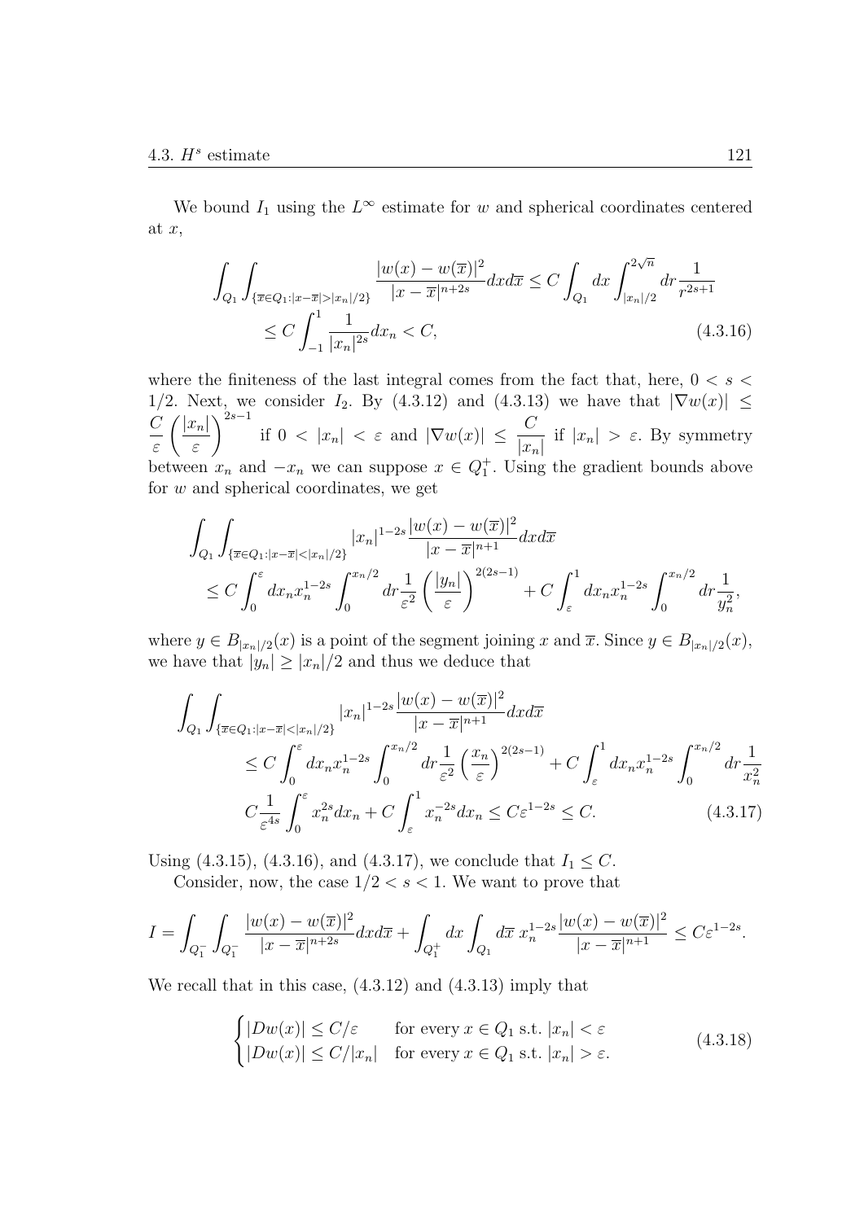We bound $I_1$ using the $L^\infty$ estimate for $w$ and spherical coordinates centered at $x$,

$$\begin{aligned}\int_{Q_1}\int_{\{\overline{x}\in Q_1:|x-\overline{x}|>|x_n|/2\}} \frac{|w(x)-w(\overline{x})|^2}{|x-\overline{x}|^{n+2s}}dxd\overline{x} &\le C\int_{Q_1}dx\int_{|x_n|/2}^{2\sqrt{n}}dr\frac{1}{r^{2s+1}} \\ &\le C\int_{-1}^{1}\frac{1}{|x_n|^{2s}}dx_n < C,\end{aligned} \tag{4.3.16}$$

where the finiteness of the last integral comes from the fact that, here, $0 < s < 1/2$. Next, we consider $I_2$. By (4.3.12) and (4.3.13) we have that $|\nabla w(x)| \le \dfrac{C}{\varepsilon}\left(\dfrac{|x_n|}{\varepsilon}\right)^{2s-1}$ if $0 < |x_n| < \varepsilon$ and $|\nabla w(x)| \le \dfrac{C}{|x_n|}$ if $|x_n| > \varepsilon$. By symmetry between $x_n$ and $-x_n$ we can suppose $x \in Q_1^+$. Using the gradient bounds above for $w$ and spherical coordinates, we get

$$\begin{aligned}&\int_{Q_1}\int_{\{\overline{x}\in Q_1:|x-\overline{x}|<|x_n|/2\}} |x_n|^{1-2s}\frac{|w(x)-w(\overline{x})|^2}{|x-\overline{x}|^{n+1}}dxd\overline{x} \\ &\quad\le C\int_0^{\varepsilon}dx_n x_n^{1-2s}\int_0^{x_n/2}dr\frac{1}{\varepsilon^2}\left(\frac{|y_n|}{\varepsilon}\right)^{2(2s-1)} + C\int_{\varepsilon}^{1}dx_n x_n^{1-2s}\int_0^{x_n/2}dr\frac{1}{y_n^2},\end{aligned}$$

where $y \in B_{|x_n|/2}(x)$ is a point of the segment joining $x$ and $\overline{x}$. Since $y \in B_{|x_n|/2}(x)$, we have that $|y_n| \ge |x_n|/2$ and thus we deduce that

$$\begin{aligned}&\int_{Q_1}\int_{\{\overline{x}\in Q_1:|x-\overline{x}|<|x_n|/2\}} |x_n|^{1-2s}\frac{|w(x)-w(\overline{x})|^2}{|x-\overline{x}|^{n+1}}dxd\overline{x} \\ &\qquad\le C\int_0^{\varepsilon}dx_n x_n^{1-2s}\int_0^{x_n/2}dr\frac{1}{\varepsilon^2}\left(\frac{x_n}{\varepsilon}\right)^{2(2s-1)} + C\int_{\varepsilon}^{1}dx_n x_n^{1-2s}\int_0^{x_n/2}dr\frac{1}{x_n^2} \\ &\qquad C\frac{1}{\varepsilon^{4s}}\int_0^{\varepsilon}x_n^{2s}dx_n + C\int_{\varepsilon}^{1}x_n^{-2s}dx_n \le C\varepsilon^{1-2s} \le C.\end{aligned} \tag{4.3.17}$$

Using (4.3.15), (4.3.16), and (4.3.17), we conclude that $I_1 \le C$.

Consider, now, the case $1/2 < s < 1$. We want to prove that

$$I = \int_{Q_1^-}\int_{Q_1^-}\frac{|w(x)-w(\overline{x})|^2}{|x-\overline{x}|^{n+2s}}dxd\overline{x} + \int_{Q_1^+}dx\int_{Q_1}d\overline{x}\, x_n^{1-2s}\frac{|w(x)-w(\overline{x})|^2}{|x-\overline{x}|^{n+1}} \le C\varepsilon^{1-2s}.$$

We recall that in this case, (4.3.12) and (4.3.13) imply that

$$\begin{cases}|Dw(x)| \le C/\varepsilon & \text{for every } x\in Q_1 \text{ s.t. } |x_n|<\varepsilon \\ |Dw(x)| \le C/|x_n| & \text{for every } x\in Q_1 \text{ s.t. } |x_n|>\varepsilon.\end{cases} \tag{4.3.18}$$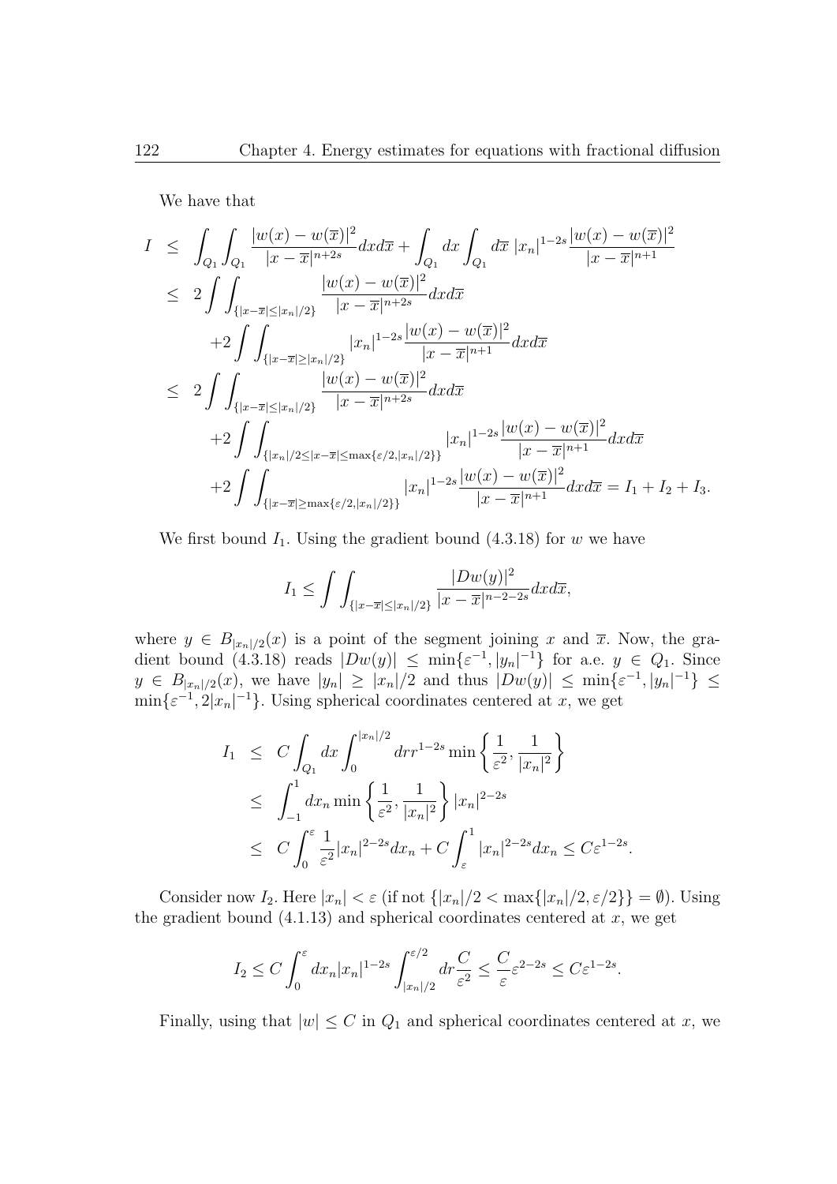We have that

$$
\begin{aligned}
I &\leq \int_{Q_1}\int_{Q_1} \frac{|w(x)-w(\overline{x})|^2}{|x-\overline{x}|^{n+2s}} dx d\overline{x} + \int_{Q_1} dx \int_{Q_1} d\overline{x}\; |x_n|^{1-2s} \frac{|w(x)-w(\overline{x})|^2}{|x-\overline{x}|^{n+1}} \\
&\leq 2\int\int_{\{|x-\overline{x}|\leq |x_n|/2\}} \frac{|w(x)-w(\overline{x})|^2}{|x-\overline{x}|^{n+2s}} dx d\overline{x} \\
&\quad +2\int\int_{\{|x-\overline{x}|\geq |x_n|/2\}} |x_n|^{1-2s} \frac{|w(x)-w(\overline{x})|^2}{|x-\overline{x}|^{n+1}} dx d\overline{x} \\
&\leq 2\int\int_{\{|x-\overline{x}|\leq |x_n|/2\}} \frac{|w(x)-w(\overline{x})|^2}{|x-\overline{x}|^{n+2s}} dx d\overline{x} \\
&\quad +2\int\int_{\{|x_n|/2\leq|x-\overline{x}|\leq \max\{\varepsilon/2,|x_n|/2\}\}} |x_n|^{1-2s} \frac{|w(x)-w(\overline{x})|^2}{|x-\overline{x}|^{n+1}} dx d\overline{x} \\
&\quad +2\int\int_{\{|x-\overline{x}|\geq \max\{\varepsilon/2,|x_n|/2\}\}} |x_n|^{1-2s} \frac{|w(x)-w(\overline{x})|^2}{|x-\overline{x}|^{n+1}} dx d\overline{x} = I_1 + I_2 + I_3.
\end{aligned}
$$

We first bound $I_1$. Using the gradient bound (4.3.18) for $w$ we have

$$
I_1 \leq \int\int_{\{|x-\overline{x}|\leq |x_n|/2\}} \frac{|Dw(y)|^2}{|x-\overline{x}|^{n-2-2s}} dx d\overline{x},
$$

where $y \in B_{|x_n|/2}(x)$ is a point of the segment joining $x$ and $\overline{x}$. Now, the gradient bound (4.3.18) reads $|Dw(y)| \leq \min\{\varepsilon^{-1}, |y_n|^{-1}\}$ for a.e. $y \in Q_1$. Since $y \in B_{|x_n|/2}(x)$, we have $|y_n| \geq |x_n|/2$ and thus $|Dw(y)| \leq \min\{\varepsilon^{-1}, |y_n|^{-1}\} \leq \min\{\varepsilon^{-1}, 2|x_n|^{-1}\}$. Using spherical coordinates centered at $x$, we get

$$
\begin{aligned}
I_1 &\leq C\int_{Q_1} dx \int_0^{|x_n|/2} dr r^{1-2s} \min\left\{\frac{1}{\varepsilon^2}, \frac{1}{|x_n|^2}\right\} \\
&\leq \int_{-1}^1 dx_n \min\left\{\frac{1}{\varepsilon^2}, \frac{1}{|x_n|^2}\right\} |x_n|^{2-2s} \\
&\leq C\int_0^\varepsilon \frac{1}{\varepsilon^2}|x_n|^{2-2s} dx_n + C\int_\varepsilon^1 |x_n|^{2-2s} dx_n \leq C\varepsilon^{1-2s}.
\end{aligned}
$$

Consider now $I_2$. Here $|x_n| < \varepsilon$ (if not $\{|x_n|/2 < \max\{|x_n|/2, \varepsilon/2\}\} = \emptyset$). Using the gradient bound (4.1.13) and spherical coordinates centered at $x$, we get

$$
I_2 \leq C\int_0^\varepsilon dx_n |x_n|^{1-2s} \int_{|x_n|/2}^{\varepsilon/2} dr \frac{C}{\varepsilon^2} \leq \frac{C}{\varepsilon}\varepsilon^{2-2s} \leq C\varepsilon^{1-2s}.
$$

Finally, using that $|w| \leq C$ in $Q_1$ and spherical coordinates centered at $x$, we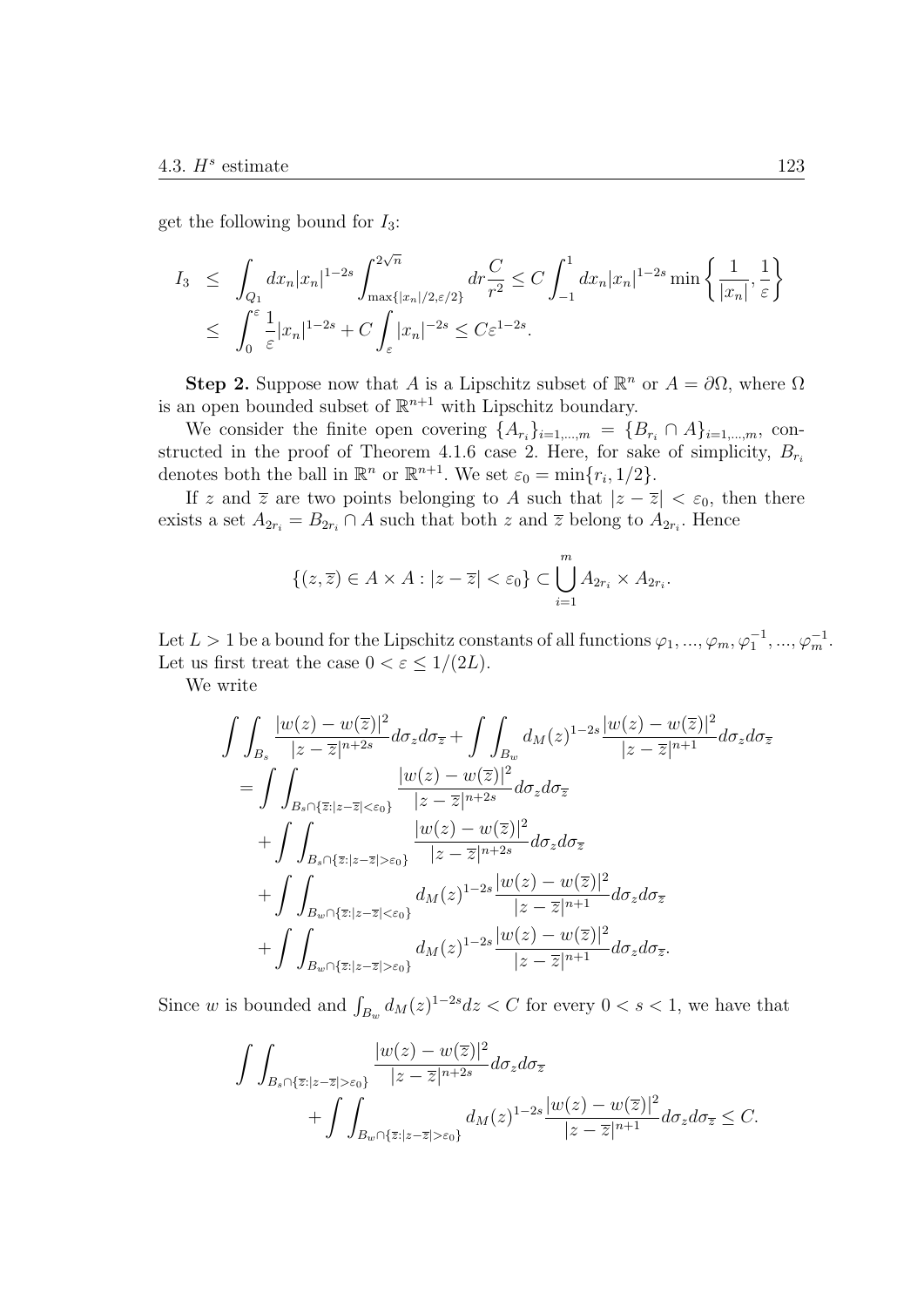get the following bound for $I_3$:

$$
\begin{aligned}
I_3 &\leq \int_{Q_1} dx_n |x_n|^{1-2s} \int_{\max\{|x_n|/2, \varepsilon/2\}}^{2\sqrt{n}} dr \frac{C}{r^2} \leq C \int_{-1}^{1} dx_n |x_n|^{1-2s} \min\left\{\frac{1}{|x_n|}, \frac{1}{\varepsilon}\right\} \\
&\leq \int_0^{\varepsilon} \frac{1}{\varepsilon} |x_n|^{1-2s} + C \int_{\varepsilon} |x_n|^{-2s} \leq C\varepsilon^{1-2s}.
\end{aligned}
$$

**Step 2.** Suppose now that $A$ is a Lipschitz subset of $\mathbb{R}^n$ or $A = \partial\Omega$, where $\Omega$ is an open bounded subset of $\mathbb{R}^{n+1}$ with Lipschitz boundary.

We consider the finite open covering $\{A_{r_i}\}_{i=1,...,m} = \{B_{r_i} \cap A\}_{i=1,...,m}$, constructed in the proof of Theorem 4.1.6 case 2. Here, for sake of simplicity, $B_{r_i}$ denotes both the ball in $\mathbb{R}^n$ or $\mathbb{R}^{n+1}$. We set $\varepsilon_0 = \min\{r_i, 1/2\}$.

If $z$ and $\overline{z}$ are two points belonging to $A$ such that $|z - \overline{z}| < \varepsilon_0$, then there exists a set $A_{2r_i} = B_{2r_i} \cap A$ such that both $z$ and $\overline{z}$ belong to $A_{2r_i}$. Hence

$$
\{(z, \overline{z}) \in A \times A : |z - \overline{z}| < \varepsilon_0\} \subset \bigcup_{i=1}^{m} A_{2r_i} \times A_{2r_i}.
$$

Let $L > 1$ be a bound for the Lipschitz constants of all functions $\varphi_1, ..., \varphi_m, \varphi_1^{-1}, ..., \varphi_m^{-1}$. Let us first treat the case $0 < \varepsilon \leq 1/(2L)$.

We write

$$
\begin{aligned}
&\int\int_{B_s} \frac{|w(z) - w(\overline{z})|^2}{|z - \overline{z}|^{n+2s}} d\sigma_z d\sigma_{\overline{z}} + \int\int_{B_w} d_M(z)^{1-2s} \frac{|w(z) - w(\overline{z})|^2}{|z - \overline{z}|^{n+1}} d\sigma_z d\sigma_{\overline{z}} \\
&= \int\int_{B_s \cap \{\overline{z}: |z - \overline{z}| < \varepsilon_0\}} \frac{|w(z) - w(\overline{z})|^2}{|z - \overline{z}|^{n+2s}} d\sigma_z d\sigma_{\overline{z}} \\
&\quad + \int\int_{B_s \cap \{\overline{z}: |z - \overline{z}| > \varepsilon_0\}} \frac{|w(z) - w(\overline{z})|^2}{|z - \overline{z}|^{n+2s}} d\sigma_z d\sigma_{\overline{z}} \\
&\quad + \int\int_{B_w \cap \{\overline{z}: |z - \overline{z}| < \varepsilon_0\}} d_M(z)^{1-2s} \frac{|w(z) - w(\overline{z})|^2}{|z - \overline{z}|^{n+1}} d\sigma_z d\sigma_{\overline{z}} \\
&\quad + \int\int_{B_w \cap \{\overline{z}: |z - \overline{z}| > \varepsilon_0\}} d_M(z)^{1-2s} \frac{|w(z) - w(\overline{z})|^2}{|z - \overline{z}|^{n+1}} d\sigma_z d\sigma_{\overline{z}}.
\end{aligned}
$$

Since $w$ is bounded and $\int_{B_w} d_M(z)^{1-2s} dz < C$ for every $0 < s < 1$, we have that

$$
\begin{aligned}
&\int\int_{B_s \cap \{\overline{z}: |z - \overline{z}| > \varepsilon_0\}} \frac{|w(z) - w(\overline{z})|^2}{|z - \overline{z}|^{n+2s}} d\sigma_z d\sigma_{\overline{z}} \\
&\qquad + \int\int_{B_w \cap \{\overline{z}: |z - \overline{z}| > \varepsilon_0\}} d_M(z)^{1-2s} \frac{|w(z) - w(\overline{z})|^2}{|z - \overline{z}|^{n+1}} d\sigma_z d\sigma_{\overline{z}} \leq C.
\end{aligned}
$$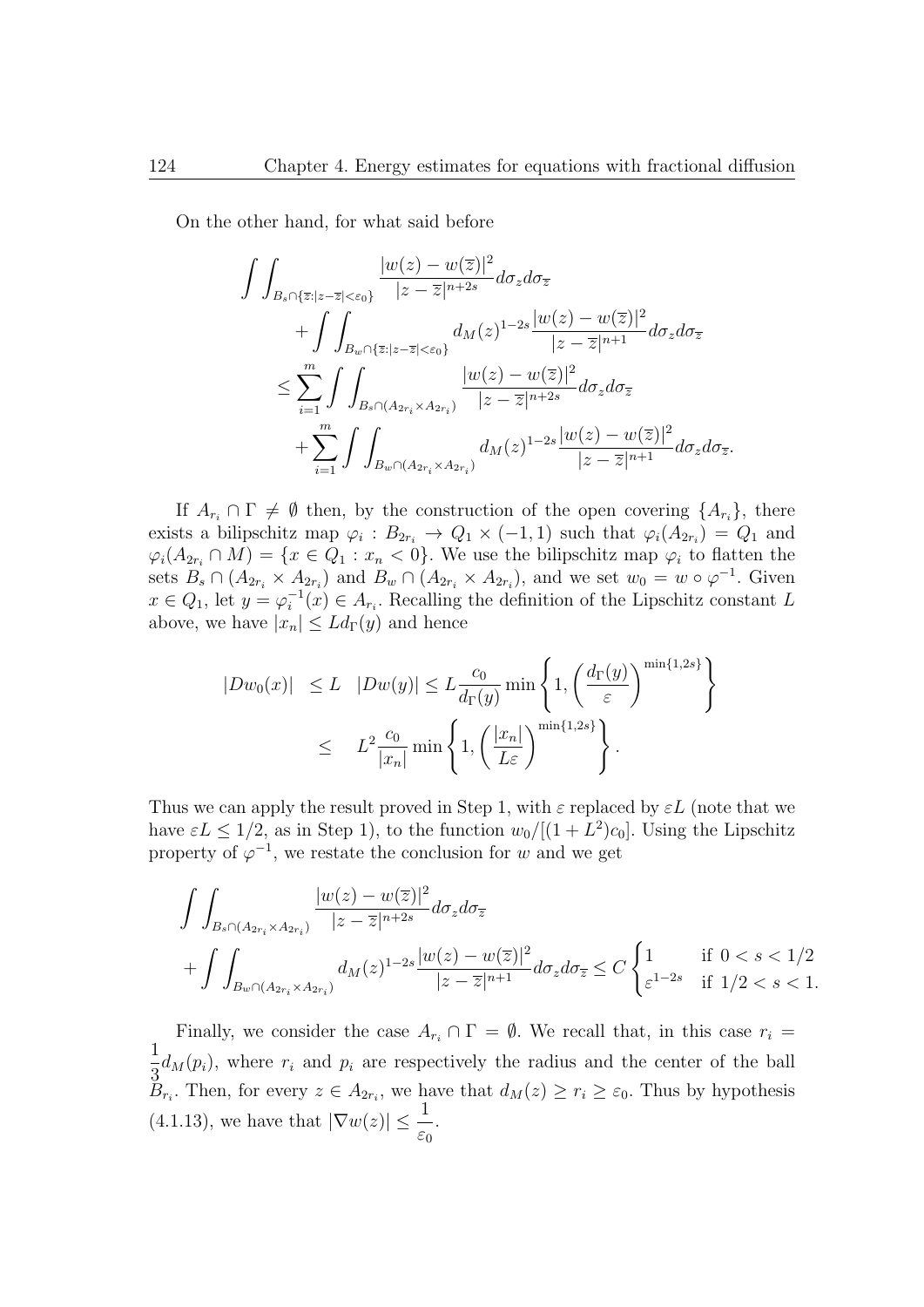On the other hand, for what said before

$$
\begin{aligned}
&\int\int_{B_s\cap\{\overline{z}:|z-\overline{z}|<\varepsilon_0\}} \frac{|w(z)-w(\overline{z})|^2}{|z-\overline{z}|^{n+2s}} d\sigma_z d\sigma_{\overline{z}} \\
&\qquad + \int\int_{B_w\cap\{\overline{z}:|z-\overline{z}|<\varepsilon_0\}} d_M(z)^{1-2s}\frac{|w(z)-w(\overline{z})|^2}{|z-\overline{z}|^{n+1}} d\sigma_z d\sigma_{\overline{z}} \\
&\qquad \leq \sum_{i=1}^m \int\int_{B_s\cap(A_{2r_i}\times A_{2r_i})} \frac{|w(z)-w(\overline{z})|^2}{|z-\overline{z}|^{n+2s}} d\sigma_z d\sigma_{\overline{z}} \\
&\qquad + \sum_{i=1}^m \int\int_{B_w\cap(A_{2r_i}\times A_{2r_i})} d_M(z)^{1-2s}\frac{|w(z)-w(\overline{z})|^2}{|z-\overline{z}|^{n+1}} d\sigma_z d\sigma_{\overline{z}}.
\end{aligned}
$$

If $A_{r_i}\cap\Gamma\neq\emptyset$ then, by the construction of the open covering $\{A_{r_i}\}$, there exists a bilipschitz map $\varphi_i : B_{2r_i}\to Q_1\times(-1,1)$ such that $\varphi_i(A_{2r_i}) = Q_1$ and $\varphi_i(A_{2r_i}\cap M) = \{x\in Q_1 : x_n<0\}$. We use the bilipschitz map $\varphi_i$ to flatten the sets $B_s\cap(A_{2r_i}\times A_{2r_i})$ and $B_w\cap(A_{2r_i}\times A_{2r_i})$, and we set $w_0 = w\circ\varphi^{-1}$. Given $x\in Q_1$, let $y=\varphi_i^{-1}(x)\in A_{r_i}$. Recalling the definition of the Lipschitz constant $L$ above, we have $|x_n|\leq L d_\Gamma(y)$ and hence

$$
\begin{aligned}
|Dw_0(x)| &\leq L \quad |Dw(y)| \leq L\frac{c_0}{d_\Gamma(y)}\min\left\{1, \left(\frac{d_\Gamma(y)}{\varepsilon}\right)^{\min\{1,2s\}}\right\} \\
&\leq \quad L^2\frac{c_0}{|x_n|}\min\left\{1, \left(\frac{|x_n|}{L\varepsilon}\right)^{\min\{1,2s\}}\right\}.
\end{aligned}
$$

Thus we can apply the result proved in Step 1, with $\varepsilon$ replaced by $\varepsilon L$ (note that we have $\varepsilon L\leq 1/2$, as in Step 1), to the function $w_0/[(1+L^2)c_0]$. Using the Lipschitz property of $\varphi^{-1}$, we restate the conclusion for $w$ and we get

$$
\begin{aligned}
&\int\int_{B_s\cap(A_{2r_i}\times A_{2r_i})} \frac{|w(z)-w(\overline{z})|^2}{|z-\overline{z}|^{n+2s}} d\sigma_z d\sigma_{\overline{z}} \\
&+ \int\int_{B_w\cap(A_{2r_i}\times A_{2r_i})} d_M(z)^{1-2s}\frac{|w(z)-w(\overline{z})|^2}{|z-\overline{z}|^{n+1}} d\sigma_z d\sigma_{\overline{z}} \leq C\begin{cases} 1 & \text{if } 0<s<1/2 \\ \varepsilon^{1-2s} & \text{if } 1/2<s<1. \end{cases}
\end{aligned}
$$

Finally, we consider the case $A_{r_i}\cap\Gamma=\emptyset$. We recall that, in this case $r_i = \dfrac{1}{3}d_M(p_i)$, where $r_i$ and $p_i$ are respectively the radius and the center of the ball $B_{r_i}$. Then, for every $z\in A_{2r_i}$, we have that $d_M(z)\geq r_i\geq\varepsilon_0$. Thus by hypothesis (4.1.13), we have that $|\nabla w(z)|\leq\dfrac{1}{\varepsilon_0}$.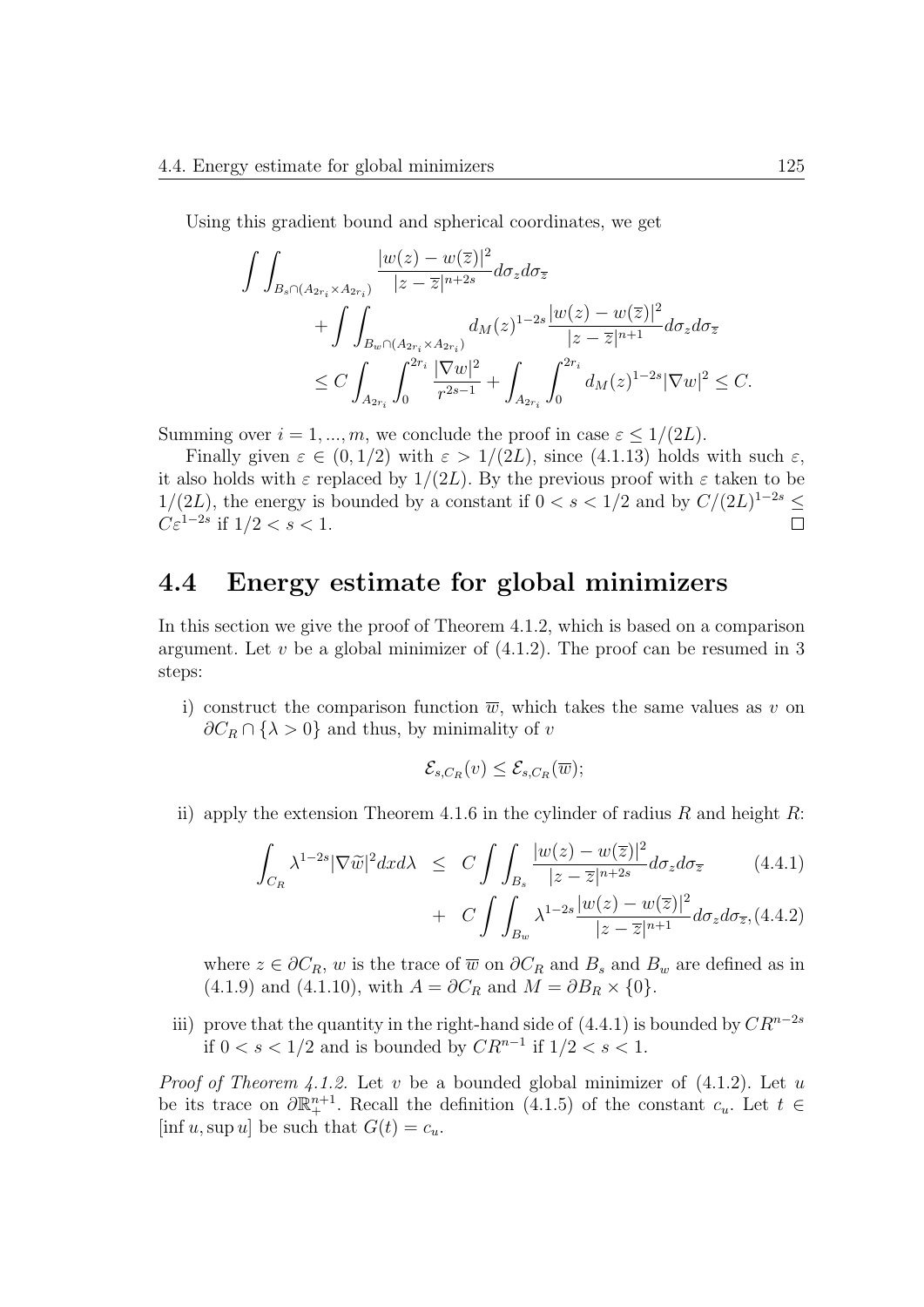Using this gradient bound and spherical coordinates, we get

$$
\begin{aligned}
\int\int_{B_s \cap (A_{2r_i} \times A_{2r_i})} & \frac{|w(z) - w(\overline{z})|^2}{|z - \overline{z}|^{n+2s}} d\sigma_z d\sigma_{\overline{z}} \\
&+ \int\int_{B_w \cap (A_{2r_i} \times A_{2r_i})} d_M(z)^{1-2s} \frac{|w(z) - w(\overline{z})|^2}{|z - \overline{z}|^{n+1}} d\sigma_z d\sigma_{\overline{z}} \\
&\leq C \int_{A_{2r_i}} \int_0^{2r_i} \frac{|\nabla w|^2}{r^{2s-1}} + \int_{A_{2r_i}} \int_0^{2r_i} d_M(z)^{1-2s} |\nabla w|^2 \leq C.
\end{aligned}
$$

Summing over $i = 1, ..., m$, we conclude the proof in case $\varepsilon \leq 1/(2L)$.

Finally given $\varepsilon \in (0, 1/2)$ with $\varepsilon > 1/(2L)$, since (4.1.13) holds with such $\varepsilon$, it also holds with $\varepsilon$ replaced by $1/(2L)$. By the previous proof with $\varepsilon$ taken to be $1/(2L)$, the energy is bounded by a constant if $0 < s < 1/2$ and by $C/(2L)^{1-2s} \leq C\varepsilon^{1-2s}$ if $1/2 < s < 1$. $\square$

## 4.4 Energy estimate for global minimizers

In this section we give the proof of Theorem 4.1.2, which is based on a comparison argument. Let $v$ be a global minimizer of (4.1.2). The proof can be resumed in 3 steps:

i) construct the comparison function $\overline{w}$, which takes the same values as $v$ on $\partial C_R \cap \{\lambda > 0\}$ and thus, by minimality of $v$

$$\mathcal{E}_{s,C_R}(v) \leq \mathcal{E}_{s,C_R}(\overline{w});$$

ii) apply the extension Theorem 4.1.6 in the cylinder of radius $R$ and height $R$:

$$
\begin{aligned}
\int_{C_R} \lambda^{1-2s} |\nabla \widetilde{w}|^2 dx d\lambda &\leq C \int\int_{B_s} \frac{|w(z) - w(\overline{z})|^2}{|z - \overline{z}|^{n+2s}} d\sigma_z d\sigma_{\overline{z}} && (4.4.1)\\
&+ C \int\int_{B_w} \lambda^{1-2s} \frac{|w(z) - w(\overline{z})|^2}{|z - \overline{z}|^{n+1}} d\sigma_z d\sigma_{\overline{z}}, && (4.4.2)
\end{aligned}
$$

where $z \in \partial C_R$, $w$ is the trace of $\overline{w}$ on $\partial C_R$ and $B_s$ and $B_w$ are defined as in (4.1.9) and (4.1.10), with $A = \partial C_R$ and $M = \partial B_R \times \{0\}$.

iii) prove that the quantity in the right-hand side of (4.4.1) is bounded by $CR^{n-2s}$ if $0 < s < 1/2$ and is bounded by $CR^{n-1}$ if $1/2 < s < 1$.

*Proof of Theorem 4.1.2.* Let $v$ be a bounded global minimizer of (4.1.2). Let $u$ be its trace on $\partial \mathbb{R}^{n+1}_+$. Recall the definition (4.1.5) of the constant $c_u$. Let $t \in [\inf u, \sup u]$ be such that $G(t) = c_u$.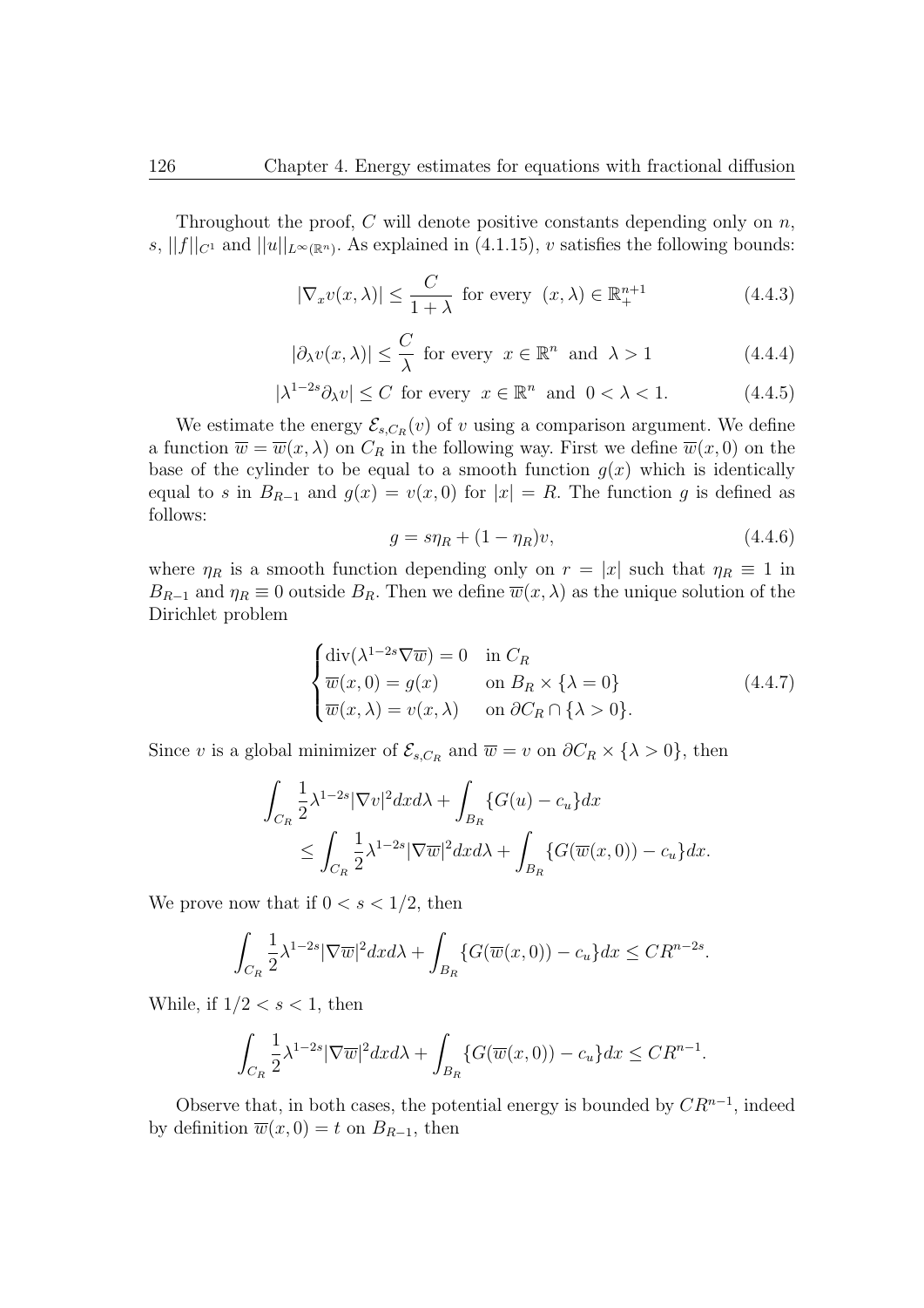Throughout the proof, $C$ will denote positive constants depending only on $n$, $s$, $||f||_{C^1}$ and $||u||_{L^\infty(\mathbb{R}^n)}$. As explained in (4.1.15), $v$ satisfies the following bounds:

$$|\nabla_x v(x,\lambda)| \leq \frac{C}{1+\lambda} \text{ for every } (x,\lambda) \in \mathbb{R}^{n+1}_+ \tag{4.4.3}$$

$$|\partial_\lambda v(x,\lambda)| \leq \frac{C}{\lambda} \text{ for every } x \in \mathbb{R}^n \text{ and } \lambda > 1 \tag{4.4.4}$$

$$|\lambda^{1-2s}\partial_\lambda v| \leq C \text{ for every } x \in \mathbb{R}^n \text{ and } 0 < \lambda < 1. \tag{4.4.5}$$

We estimate the energy $\mathcal{E}_{s,C_R}(v)$ of $v$ using a comparison argument. We define a function $\overline{w} = \overline{w}(x,\lambda)$ on $C_R$ in the following way. First we define $\overline{w}(x,0)$ on the base of the cylinder to be equal to a smooth function $g(x)$ which is identically equal to $s$ in $B_{R-1}$ and $g(x) = v(x,0)$ for $|x| = R$. The function $g$ is defined as follows:

$$g = s\eta_R + (1-\eta_R)v, \tag{4.4.6}$$

where $\eta_R$ is a smooth function depending only on $r = |x|$ such that $\eta_R \equiv 1$ in $B_{R-1}$ and $\eta_R \equiv 0$ outside $B_R$. Then we define $\overline{w}(x,\lambda)$ as the unique solution of the Dirichlet problem

$$\begin{cases} \operatorname{div}(\lambda^{1-2s}\nabla\overline{w}) = 0 & \text{in } C_R \\ \overline{w}(x,0) = g(x) & \text{on } B_R \times \{\lambda = 0\} \\ \overline{w}(x,\lambda) = v(x,\lambda) & \text{on } \partial C_R \cap \{\lambda > 0\}. \end{cases} \tag{4.4.7}$$

Since $v$ is a global minimizer of $\mathcal{E}_{s,C_R}$ and $\overline{w} = v$ on $\partial C_R \times \{\lambda > 0\}$, then

$$\begin{aligned} &\int_{C_R} \frac{1}{2}\lambda^{1-2s}|\nabla v|^2 dx d\lambda + \int_{B_R} \{G(u) - c_u\} dx \\ &\qquad \leq \int_{C_R} \frac{1}{2}\lambda^{1-2s}|\nabla \overline{w}|^2 dx d\lambda + \int_{B_R} \{G(\overline{w}(x,0)) - c_u\} dx. \end{aligned}$$

We prove now that if $0 < s < 1/2$, then

$$\int_{C_R} \frac{1}{2}\lambda^{1-2s}|\nabla \overline{w}|^2 dx d\lambda + \int_{B_R} \{G(\overline{w}(x,0)) - c_u\} dx \leq CR^{n-2s}.$$

While, if $1/2 < s < 1$, then

$$\int_{C_R} \frac{1}{2}\lambda^{1-2s}|\nabla \overline{w}|^2 dx d\lambda + \int_{B_R} \{G(\overline{w}(x,0)) - c_u\} dx \leq CR^{n-1}.$$

Observe that, in both cases, the potential energy is bounded by $CR^{n-1}$, indeed by definition $\overline{w}(x,0) = t$ on $B_{R-1}$, then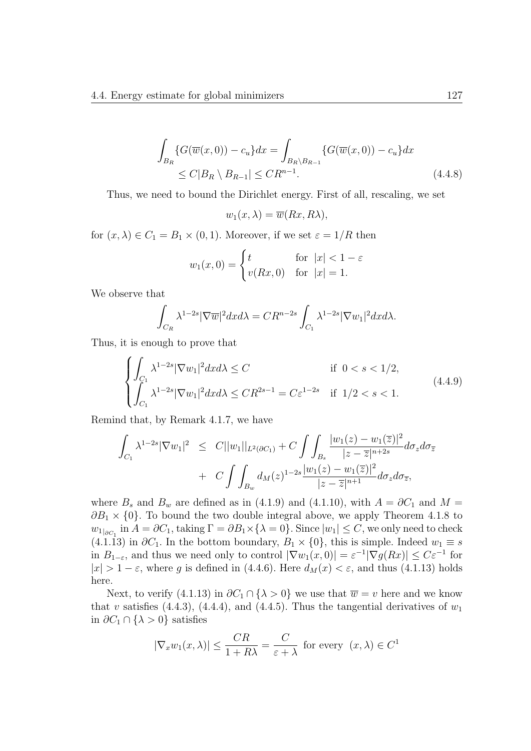$$
\begin{aligned}
\int_{B_R} \{G(\overline{w}(x,0)) - c_u\} dx &= \int_{B_R \setminus B_{R-1}} \{G(\overline{w}(x,0)) - c_u\} dx \\
&\leq C|B_R \setminus B_{R-1}| \leq CR^{n-1}.
\end{aligned} \tag{4.4.8}
$$

Thus, we need to bound the Dirichlet energy. First of all, rescaling, we set

$$
w_1(x,\lambda) = \overline{w}(Rx, R\lambda),
$$

for $(x,\lambda) \in C_1 = B_1 \times (0,1)$. Moreover, if we set $\varepsilon = 1/R$ then

$$
w_1(x,0) = \begin{cases} t & \text{for } |x| < 1-\varepsilon \\ v(Rx,0) & \text{for } |x| = 1. \end{cases}
$$

We observe that

$$
\int_{C_R} \lambda^{1-2s} |\nabla \overline{w}|^2 dx d\lambda = CR^{n-2s} \int_{C_1} \lambda^{1-2s} |\nabla w_1|^2 dx d\lambda.
$$

Thus, it is enough to prove that

$$
\begin{cases} \displaystyle\int_{C_1} \lambda^{1-2s} |\nabla w_1|^2 dx d\lambda \leq C & \text{if } 0 < s < 1/2, \\ \displaystyle\int_{C_1} \lambda^{1-2s} |\nabla w_1|^2 dx d\lambda \leq CR^{2s-1} = C\varepsilon^{1-2s} & \text{if } 1/2 < s < 1. \end{cases} \tag{4.4.9}
$$

Remind that, by Remark 4.1.7, we have

$$
\begin{aligned}
\int_{C_1} \lambda^{1-2s} |\nabla w_1|^2 \; &\leq \; C||w_1||_{L^2(\partial C_1)} + C \int\int_{B_s} \frac{|w_1(z) - w_1(\overline{z})|^2}{|z - \overline{z}|^{n+2s}} d\sigma_z d\sigma_{\overline{z}} \\
&\quad + \; C \int\int_{B_w} d_M(z)^{1-2s} \frac{|w_1(z) - w_1(\overline{z})|^2}{|z - \overline{z}|^{n+1}} d\sigma_z d\sigma_{\overline{z}},
\end{aligned}
$$

where $B_s$ and $B_w$ are defined as in (4.1.9) and (4.1.10), with $A = \partial C_1$ and $M = \partial B_1 \times \{0\}$. To bound the two double integral above, we apply Theorem 4.1.8 to $w_{1|_{\partial C_1}}$ in $A = \partial C_1$, taking $\Gamma = \partial B_1 \times \{\lambda = 0\}$. Since $|w_1| \leq C$, we only need to check (4.1.13) in $\partial C_1$. In the bottom boundary, $B_1 \times \{0\}$, this is simple. Indeed $w_1 \equiv s$ in $B_{1-\varepsilon}$, and thus we need only to control $|\nabla w_1(x,0)| = \varepsilon^{-1} |\nabla g(Rx)| \leq C\varepsilon^{-1}$ for $|x| > 1 - \varepsilon$, where $g$ is defined in (4.4.6). Here $d_M(x) < \varepsilon$, and thus (4.1.13) holds here.

Next, to verify (4.1.13) in $\partial C_1 \cap \{\lambda > 0\}$ we use that $\overline{w} = v$ here and we know that $v$ satisfies (4.4.3), (4.4.4), and (4.4.5). Thus the tangential derivatives of $w_1$ in $\partial C_1 \cap \{\lambda > 0\}$ satisfies

$$
|\nabla_x w_1(x,\lambda)| \leq \frac{CR}{1 + R\lambda} = \frac{C}{\varepsilon + \lambda} \text{ for every } (x,\lambda) \in C^1
$$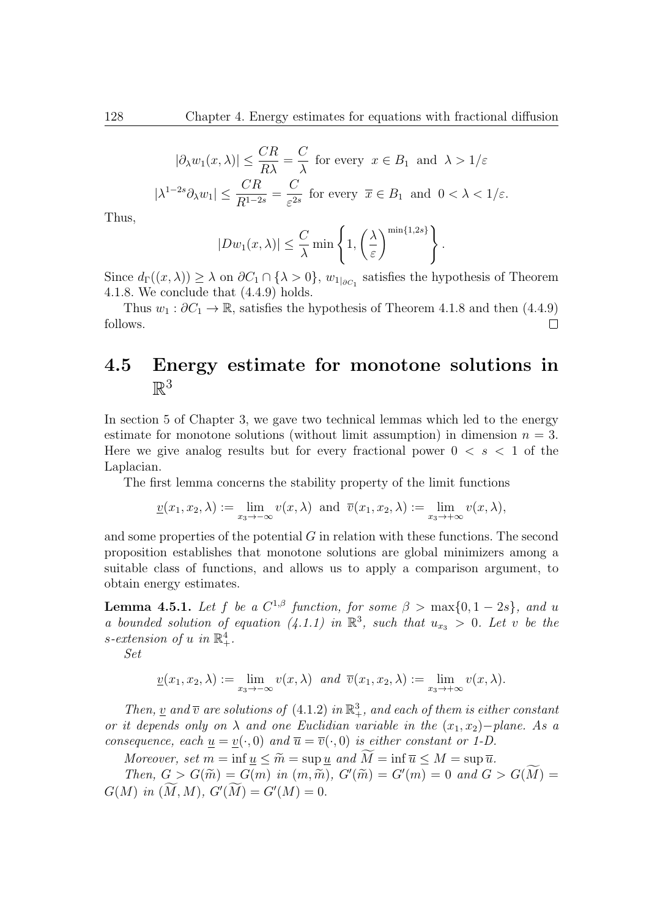$$|\partial_\lambda w_1(x,\lambda)| \leq \frac{CR}{R\lambda} = \frac{C}{\lambda} \text{ for every } x \in B_1 \text{ and } \lambda > 1/\varepsilon$$

$$|\lambda^{1-2s}\partial_\lambda w_1| \leq \frac{CR}{R^{1-2s}} = \frac{C}{\varepsilon^{2s}} \text{ for every } \overline{x} \in B_1 \text{ and } 0 < \lambda < 1/\varepsilon.$$

Thus,

$$|Dw_1(x,\lambda)| \leq \frac{C}{\lambda} \min\left\{1, \left(\frac{\lambda}{\varepsilon}\right)^{\min\{1,2s\}}\right\}.$$

Since $d_\Gamma((x,\lambda)) \geq \lambda$ on $\partial C_1 \cap \{\lambda > 0\}$, $w_{1|_{\partial C_1}}$ satisfies the hypothesis of Theorem 4.1.8. We conclude that (4.4.9) holds.

Thus $w_1 : \partial C_1 \to \mathbb{R}$, satisfies the hypothesis of Theorem 4.1.8 and then (4.4.9) follows. $\square$

## 4.5 Energy estimate for monotone solutions in $\mathbb{R}^3$

In section 5 of Chapter 3, we gave two technical lemmas which led to the energy estimate for monotone solutions (without limit assumption) in dimension $n = 3$. Here we give analog results but for every fractional power $0 < s < 1$ of the Laplacian.

The first lemma concerns the stability property of the limit functions

$$\underline{v}(x_1,x_2,\lambda) := \lim_{x_3\to-\infty} v(x,\lambda) \text{ and } \overline{v}(x_1,x_2,\lambda) := \lim_{x_3\to+\infty} v(x,\lambda),$$

and some properties of the potential $G$ in relation with these functions. The second proposition establishes that monotone solutions are global minimizers among a suitable class of functions, and allows us to apply a comparison argument, to obtain energy estimates.

**Lemma 4.5.1.** *Let $f$ be a $C^{1,\beta}$ function, for some $\beta > \max\{0, 1-2s\}$, and $u$ a bounded solution of equation (4.1.1) in $\mathbb{R}^3$, such that $u_{x_3} > 0$. Let $v$ be the $s$-extension of $u$ in $\mathbb{R}^4_+$.*

*Set*

$$\underline{v}(x_1,x_2,\lambda) := \lim_{x_3\to-\infty} v(x,\lambda) \text{ and } \overline{v}(x_1,x_2,\lambda) := \lim_{x_3\to+\infty} v(x,\lambda).$$

*Then, $\underline{v}$ and $\overline{v}$ are solutions of (4.1.2) in $\mathbb{R}^3_+$, and each of them is either constant or it depends only on $\lambda$ and one Euclidean variable in the $(x_1,x_2)-$plane. As a consequence, each $\underline{u} = \underline{v}(\cdot,0)$ and $\overline{u} = \overline{v}(\cdot,0)$ is either constant or 1-D.*

*Moreover, set $m = \inf \underline{u} \leq \widetilde{m} = \sup \underline{u}$ and $\widetilde{M} = \inf \overline{u} \leq M = \sup \overline{u}$.*

*Then, $G > G(\widetilde{m}) = G(m)$ in $(m,\widetilde{m})$, $G'(\widetilde{m}) = G'(m) = 0$ and $G > G(\widetilde{M}) = G(M)$ in $(\widetilde{M}, M)$, $G'(\widetilde{M}) = G'(M) = 0$.*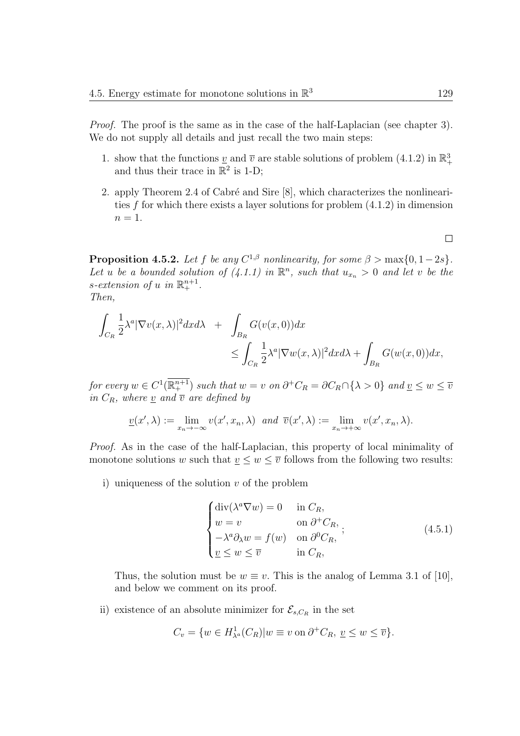*Proof.* The proof is the same as in the case of the half-Laplacian (see chapter 3). We do not supply all details and just recall the two main steps:

1. show that the functions $\underline{v}$ and $\overline{v}$ are stable solutions of problem (4.1.2) in $\mathbb{R}^3_+$ and thus their trace in $\mathbb{R}^2$ is 1-D;
2. apply Theorem 2.4 of Cabré and Sire [8], which characterizes the nonlinearities $f$ for which there exists a layer solutions for problem (4.1.2) in dimension $n = 1$.

$\square$

**Proposition 4.5.2.** *Let $f$ be any $C^{1,\beta}$ nonlinearity, for some $\beta > \max\{0, 1-2s\}$. Let $u$ be a bounded solution of (4.1.1) in $\mathbb{R}^n$, such that $u_{x_n} > 0$ and let $v$ be the $s$-extension of $u$ in $\mathbb{R}^{n+1}_+$.*
*Then,*

$$\int_{C_R} \frac{1}{2}\lambda^a |\nabla v(x,\lambda)|^2 dx d\lambda \quad + \quad \int_{B_R} G(v(x,0))dx \leq \int_{C_R} \frac{1}{2}\lambda^a |\nabla w(x,\lambda)|^2 dx d\lambda + \int_{B_R} G(w(x,0))dx,$$

*for every $w \in C^1(\overline{\mathbb{R}^{n+1}_+})$ such that $w = v$ on $\partial^+ C_R = \partial C_R \cap \{\lambda > 0\}$ and $\underline{v} \leq w \leq \overline{v}$ in $C_R$, where $\underline{v}$ and $\overline{v}$ are defined by*

$$\underline{v}(x', \lambda) := \lim_{x_n \to -\infty} v(x', x_n, \lambda) \quad \text{and} \quad \overline{v}(x', \lambda) := \lim_{x_n \to +\infty} v(x', x_n, \lambda).$$

*Proof.* As in the case of the half-Laplacian, this property of local minimality of monotone solutions $w$ such that $\underline{v} \leq w \leq \overline{v}$ follows from the following two results:

i) uniqueness of the solution $v$ of the problem

$$\begin{cases} \operatorname{div}(\lambda^a \nabla w) = 0 & \text{in } C_R, \\ w = v & \text{on } \partial^+ C_R, \\ -\lambda^a \partial_\lambda w = f(w) & \text{on } \partial^0 C_R, \\ \underline{v} \leq w \leq \overline{v} & \text{in } C_R, \end{cases} ; \tag{4.5.1}$$

Thus, the solution must be $w \equiv v$. This is the analog of Lemma 3.1 of [10], and below we comment on its proof.

ii) existence of an absolute minimizer for $\mathcal{E}_{s,C_R}$ in the set

$$C_v = \{w \in H^1_{\lambda^a}(C_R) | w \equiv v \text{ on } \partial^+ C_R, \ \underline{v} \leq w \leq \overline{v}\}.$$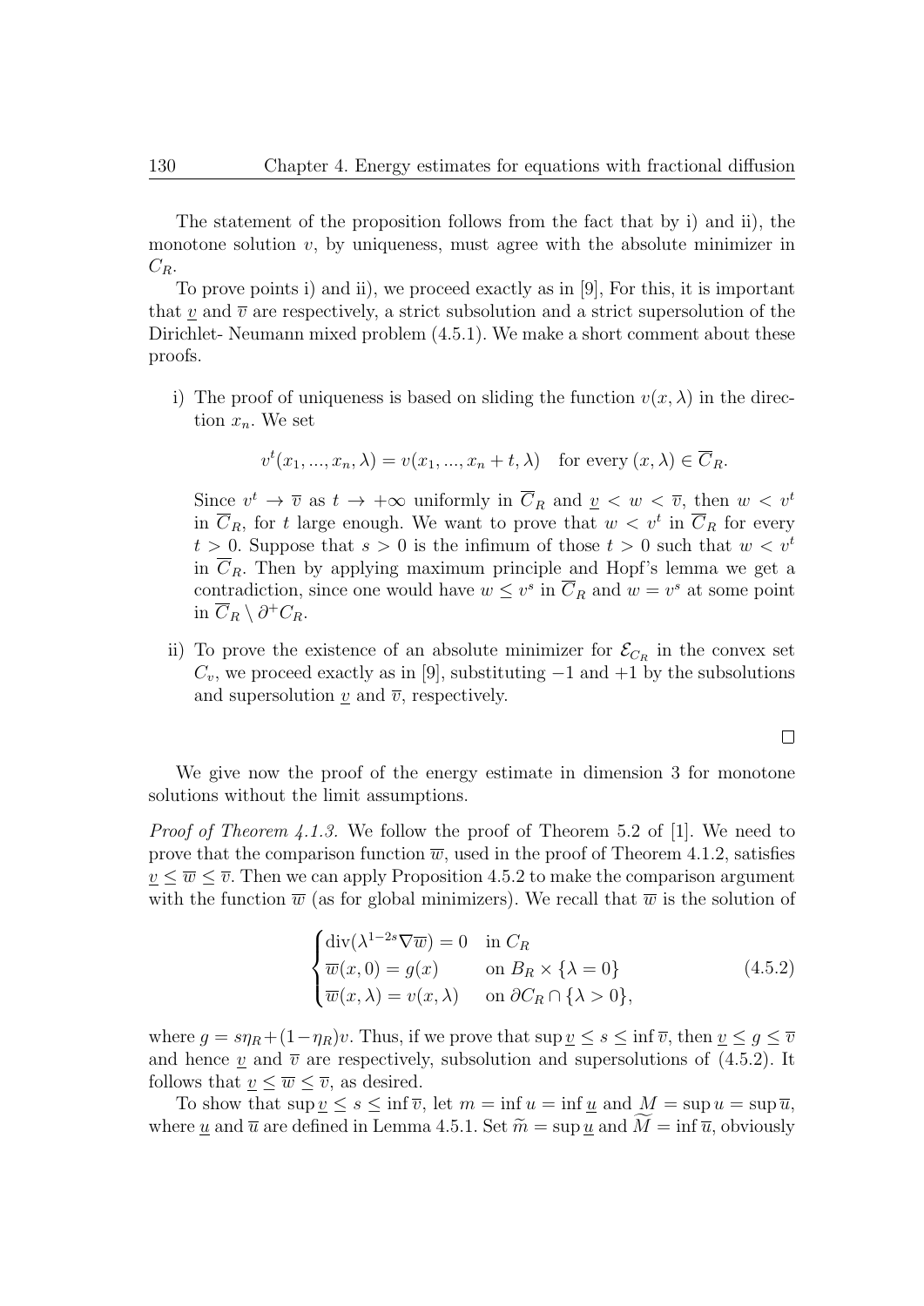The statement of the proposition follows from the fact that by i) and ii), the monotone solution $v$, by uniqueness, must agree with the absolute minimizer in $C_R$.

To prove points i) and ii), we proceed exactly as in [9], For this, it is important that $\underline{v}$ and $\overline{v}$ are respectively, a strict subsolution and a strict supersolution of the Dirichlet- Neumann mixed problem (4.5.1). We make a short comment about these proofs.

i) The proof of uniqueness is based on sliding the function $v(x, \lambda)$ in the direction $x_n$. We set

$$v^t(x_1, ..., x_n, \lambda) = v(x_1, ..., x_n + t, \lambda) \quad \text{for every } (x, \lambda) \in \overline{C}_R.$$

Since $v^t \to \overline{v}$ as $t \to +\infty$ uniformly in $\overline{C}_R$ and $\underline{v} < w < \overline{v}$, then $w < v^t$ in $\overline{C}_R$, for $t$ large enough. We want to prove that $w < v^t$ in $\overline{C}_R$ for every $t > 0$. Suppose that $s > 0$ is the infimum of those $t > 0$ such that $w < v^t$ in $\overline{C}_R$. Then by applying maximum principle and Hopf's lemma we get a contradiction, since one would have $w \le v^s$ in $\overline{C}_R$ and $w = v^s$ at some point in $\overline{C}_R \setminus \partial^+ C_R$.

ii) To prove the existence of an absolute minimizer for $\mathcal{E}_{C_R}$ in the convex set $C_v$, we proceed exactly as in [9], substituting $-1$ and $+1$ by the subsolutions and supersolution $\underline{v}$ and $\overline{v}$, respectively.

$\square$

We give now the proof of the energy estimate in dimension 3 for monotone solutions without the limit assumptions.

*Proof of Theorem 4.1.3.* We follow the proof of Theorem 5.2 of [1]. We need to prove that the comparison function $\overline{w}$, used in the proof of Theorem 4.1.2, satisfies $\underline{v} \le \overline{w} \le \overline{v}$. Then we can apply Proposition 4.5.2 to make the comparison argument with the function $\overline{w}$ (as for global minimizers). We recall that $\overline{w}$ is the solution of

$$\begin{cases} \operatorname{div}(\lambda^{1-2s}\nabla \overline{w}) = 0 & \text{in } C_R \\ \overline{w}(x, 0) = g(x) & \text{on } B_R \times \{\lambda = 0\} \\ \overline{w}(x, \lambda) = v(x, \lambda) & \text{on } \partial C_R \cap \{\lambda > 0\}, \end{cases} \tag{4.5.2}$$

where $g = s\eta_R + (1 - \eta_R)v$. Thus, if we prove that $\sup \underline{v} \le s \le \inf \overline{v}$, then $\underline{v} \le g \le \overline{v}$ and hence $\underline{v}$ and $\overline{v}$ are respectively, subsolution and supersolutions of (4.5.2). It follows that $\underline{v} \le \overline{w} \le \overline{v}$, as desired.

To show that $\sup \underline{v} \le s \le \inf \overline{v}$, let $m = \inf u = \inf \underline{u}$ and $M = \sup u = \sup \overline{u}$, where $\underline{u}$ and $\overline{u}$ are defined in Lemma 4.5.1. Set $\widetilde{m} = \sup \underline{u}$ and $\widetilde{M} = \inf \overline{u}$, obviously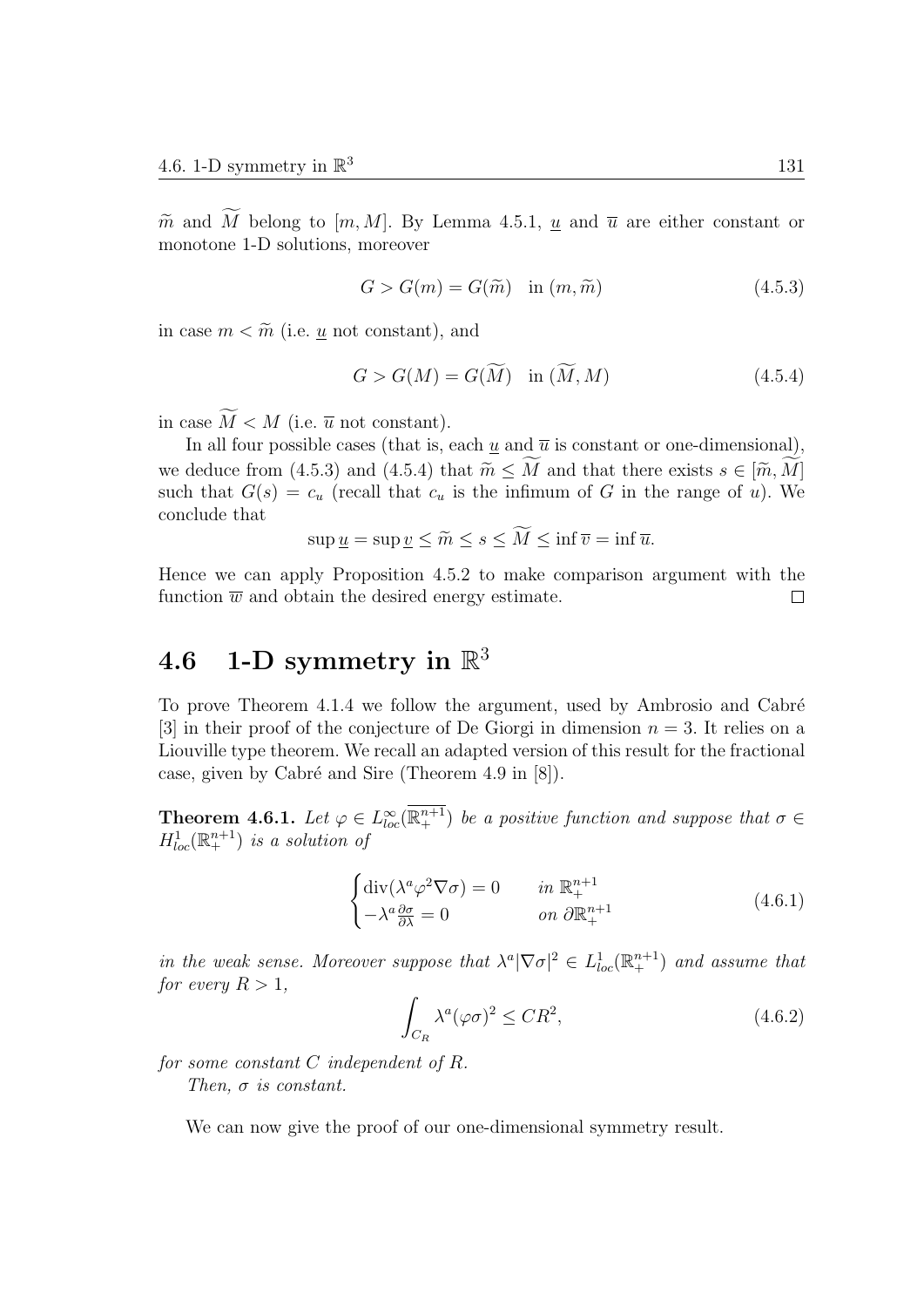$\widetilde{m}$ and $\widetilde{M}$ belong to $[m, M]$. By Lemma 4.5.1, $\underline{u}$ and $\overline{u}$ are either constant or monotone 1-D solutions, moreover

$$G > G(m) = G(\widetilde{m}) \quad \text{in } (m, \widetilde{m}) \tag{4.5.3}$$

in case $m < \widetilde{m}$ (i.e. $\underline{u}$ not constant), and

$$G > G(M) = G(\widetilde{M}) \quad \text{in } (\widetilde{M}, M) \tag{4.5.4}$$

in case $\widetilde{M} < M$ (i.e. $\overline{u}$ not constant).

In all four possible cases (that is, each $\underline{u}$ and $\overline{u}$ is constant or one-dimensional), we deduce from (4.5.3) and (4.5.4) that $\widetilde{m} \leq \widetilde{M}$ and that there exists $s \in [\widetilde{m}, \widetilde{M}]$ such that $G(s) = c_u$ (recall that $c_u$ is the infimum of $G$ in the range of $u$). We conclude that

$$\sup \underline{u} = \sup \underline{v} \leq \widetilde{m} \leq s \leq \widetilde{M} \leq \inf \overline{v} = \inf \overline{u}.$$

Hence we can apply Proposition 4.5.2 to make comparison argument with the function $\overline{w}$ and obtain the desired energy estimate. $\square$

## 4.6 1-D symmetry in $\mathbb{R}^3$

To prove Theorem 4.1.4 we follow the argument, used by Ambrosio and Cabré [3] in their proof of the conjecture of De Giorgi in dimension $n = 3$. It relies on a Liouville type theorem. We recall an adapted version of this result for the fractional case, given by Cabré and Sire (Theorem 4.9 in [8]).

**Theorem 4.6.1.** *Let $\varphi \in L^\infty_{loc}(\overline{\mathbb{R}^{n+1}_+})$ be a positive function and suppose that $\sigma \in H^1_{loc}(\mathbb{R}^{n+1}_+)$ is a solution of*

$$\begin{cases} \operatorname{div}(\lambda^a \varphi^2 \nabla \sigma) = 0 & \text{in } \mathbb{R}^{n+1}_+ \\ -\lambda^a \frac{\partial \sigma}{\partial \lambda} = 0 & \text{on } \partial \mathbb{R}^{n+1}_+ \end{cases} \tag{4.6.1}$$

*in the weak sense. Moreover suppose that $\lambda^a |\nabla \sigma|^2 \in L^1_{loc}(\mathbb{R}^{n+1}_+)$ and assume that for every $R > 1$,*

$$\int_{C_R} \lambda^a (\varphi \sigma)^2 \leq C R^2, \tag{4.6.2}$$

*for some constant $C$ independent of $R$.*

*Then, $\sigma$ is constant.*

We can now give the proof of our one-dimensional symmetry result.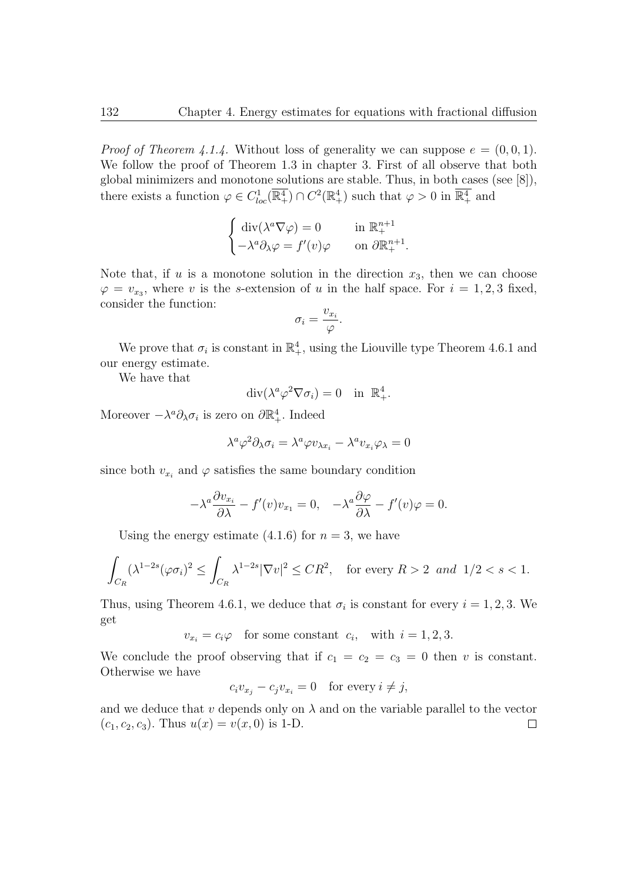*Proof of Theorem 4.1.4.* Without loss of generality we can suppose $e = (0, 0, 1)$. We follow the proof of Theorem 1.3 in chapter 3. First of all observe that both global minimizers and monotone solutions are stable. Thus, in both cases (see [8]), there exists a function $\varphi \in C^1_{loc}(\overline{\mathbb{R}^4_+}) \cap C^2(\mathbb{R}^4_+)$ such that $\varphi > 0$ in $\overline{\mathbb{R}^4_+}$ and

$$\begin{cases} \operatorname{div}(\lambda^a \nabla \varphi) = 0 & \text{in } \mathbb{R}^{n+1}_+ \\ -\lambda^a \partial_\lambda \varphi = f'(v)\varphi & \text{on } \partial\mathbb{R}^{n+1}_+. \end{cases}$$

Note that, if $u$ is a monotone solution in the direction $x_3$, then we can choose $\varphi = v_{x_3}$, where $v$ is the $s$-extension of $u$ in the half space. For $i = 1, 2, 3$ fixed, consider the function:

$$\sigma_i = \frac{v_{x_i}}{\varphi}.$$

We prove that $\sigma_i$ is constant in $\mathbb{R}^4_+$, using the Liouville type Theorem 4.6.1 and our energy estimate.

We have that

$$\operatorname{div}(\lambda^a \varphi^2 \nabla \sigma_i) = 0 \quad \text{in } \mathbb{R}^4_+.$$

Moreover $-\lambda^a \partial_\lambda \sigma_i$ is zero on $\partial\mathbb{R}^4_+$. Indeed

$$\lambda^a \varphi^2 \partial_\lambda \sigma_i = \lambda^a \varphi v_{\lambda x_i} - \lambda^a v_{x_i} \varphi_\lambda = 0$$

since both $v_{x_i}$ and $\varphi$ satisfies the same boundary condition

$$-\lambda^a \frac{\partial v_{x_i}}{\partial \lambda} - f'(v) v_{x_1} = 0, \quad -\lambda^a \frac{\partial \varphi}{\partial \lambda} - f'(v)\varphi = 0.$$

Using the energy estimate (4.1.6) for $n = 3$, we have

$$\int_{C_R} (\lambda^{1-2s} (\varphi \sigma_i)^2 \leq \int_{C_R} \lambda^{1-2s} |\nabla v|^2 \leq C R^2, \quad \text{for every } R > 2 \text{ and } 1/2 < s < 1.$$

Thus, using Theorem 4.6.1, we deduce that $\sigma_i$ is constant for every $i = 1, 2, 3$. We get

$$v_{x_i} = c_i \varphi \quad \text{for some constant } c_i, \quad \text{with } i = 1, 2, 3.$$

We conclude the proof observing that if $c_1 = c_2 = c_3 = 0$ then $v$ is constant. Otherwise we have

$$c_i v_{x_j} - c_j v_{x_i} = 0 \quad \text{for every } i \neq j,$$

and we deduce that $v$ depends only on $\lambda$ and on the variable parallel to the vector $(c_1, c_2, c_3)$. Thus $u(x) = v(x, 0)$ is 1-D. $\square$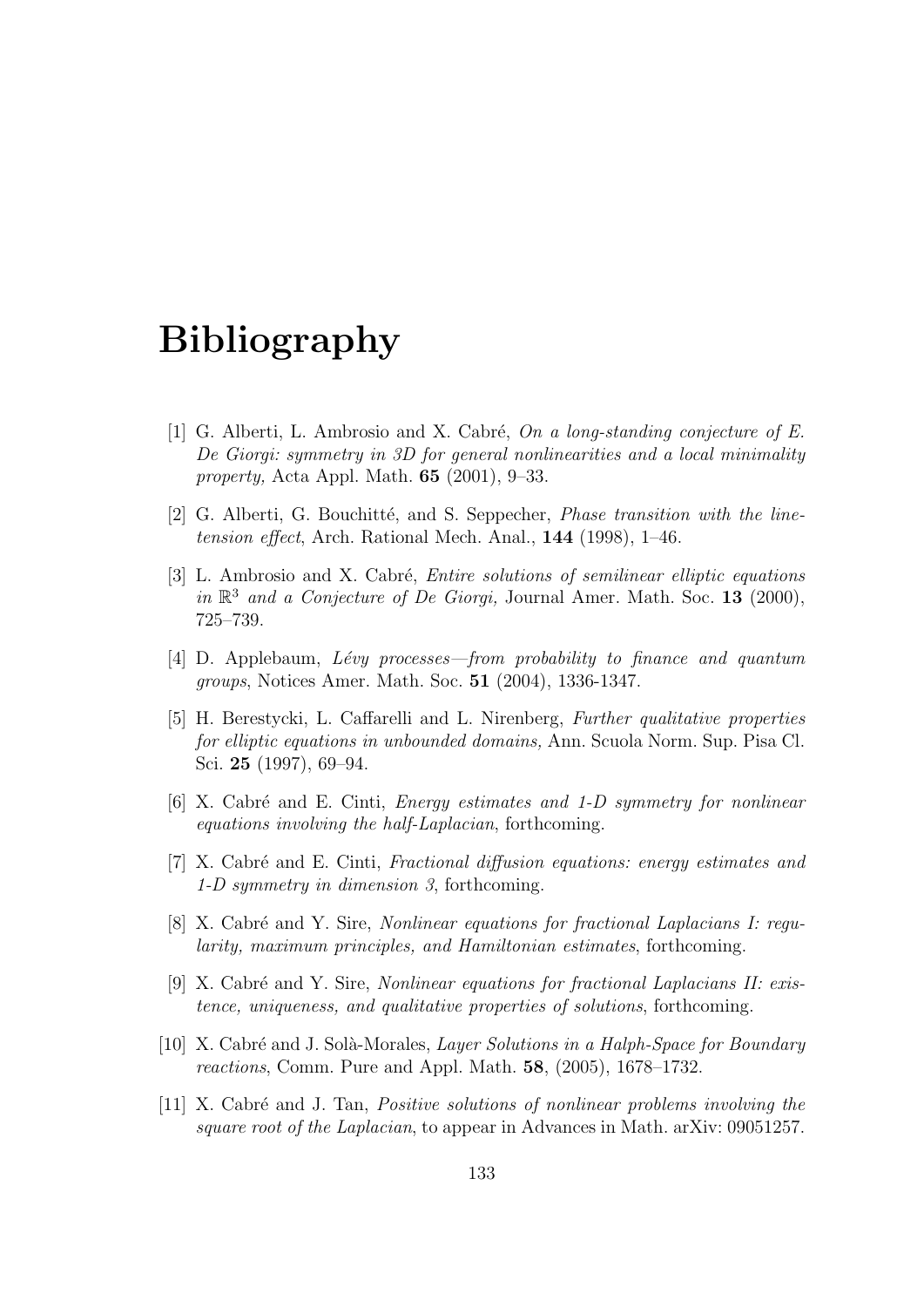# Bibliography

[1] G. Alberti, L. Ambrosio and X. Cabré, *On a long-standing conjecture of E. De Giorgi: symmetry in 3D for general nonlinearities and a local minimality property,* Acta Appl. Math. **65** (2001), 9–33.

[2] G. Alberti, G. Bouchitté, and S. Seppecher, *Phase transition with the line-tension effect*, Arch. Rational Mech. Anal., **144** (1998), 1–46.

[3] L. Ambrosio and X. Cabré, *Entire solutions of semilinear elliptic equations in $\mathbb{R}^3$ and a Conjecture of De Giorgi,* Journal Amer. Math. Soc. **13** (2000), 725–739.

[4] D. Applebaum, *Lévy processes—from probability to finance and quantum groups*, Notices Amer. Math. Soc. **51** (2004), 1336-1347.

[5] H. Berestycki, L. Caffarelli and L. Nirenberg, *Further qualitative properties for elliptic equations in unbounded domains,* Ann. Scuola Norm. Sup. Pisa Cl. Sci. **25** (1997), 69–94.

[6] X. Cabré and E. Cinti, *Energy estimates and 1-D symmetry for nonlinear equations involving the half-Laplacian*, forthcoming.

[7] X. Cabré and E. Cinti, *Fractional diffusion equations: energy estimates and 1-D symmetry in dimension 3*, forthcoming.

[8] X. Cabré and Y. Sire, *Nonlinear equations for fractional Laplacians I: regularity, maximum principles, and Hamiltonian estimates*, forthcoming.

[9] X. Cabré and Y. Sire, *Nonlinear equations for fractional Laplacians II: existence, uniqueness, and qualitative properties of solutions*, forthcoming.

[10] X. Cabré and J. Solà-Morales, *Layer Solutions in a Halph-Space for Boundary reactions*, Comm. Pure and Appl. Math. **58**, (2005), 1678–1732.

[11] X. Cabré and J. Tan, *Positive solutions of nonlinear problems involving the square root of the Laplacian*, to appear in Advances in Math. arXiv: 09051257.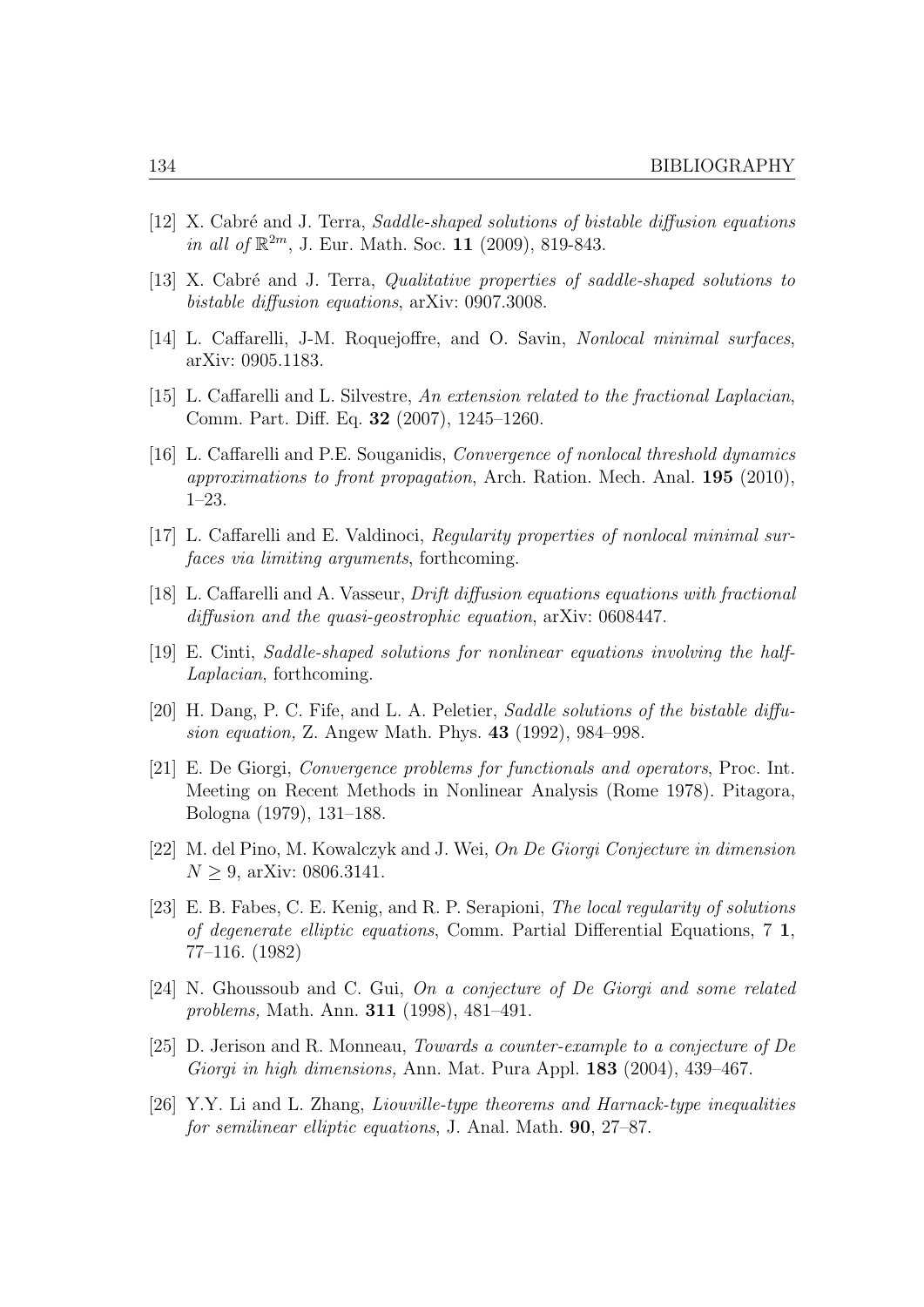[12] X. Cabré and J. Terra, *Saddle-shaped solutions of bistable diffusion equations in all of* $\mathbb{R}^{2m}$, J. Eur. Math. Soc. **11** (2009), 819-843.

[13] X. Cabré and J. Terra, *Qualitative properties of saddle-shaped solutions to bistable diffusion equations*, arXiv: 0907.3008.

[14] L. Caffarelli, J-M. Roquejoffre, and O. Savin, *Nonlocal minimal surfaces*, arXiv: 0905.1183.

[15] L. Caffarelli and L. Silvestre, *An extension related to the fractional Laplacian*, Comm. Part. Diff. Eq. **32** (2007), 1245–1260.

[16] L. Caffarelli and P.E. Souganidis, *Convergence of nonlocal threshold dynamics approximations to front propagation*, Arch. Ration. Mech. Anal. **195** (2010), 1–23.

[17] L. Caffarelli and E. Valdinoci, *Regularity properties of nonlocal minimal surfaces via limiting arguments*, forthcoming.

[18] L. Caffarelli and A. Vasseur, *Drift diffusion equations equations with fractional diffusion and the quasi-geostrophic equation*, arXiv: 0608447.

[19] E. Cinti, *Saddle-shaped solutions for nonlinear equations involving the half-Laplacian*, forthcoming.

[20] H. Dang, P. C. Fife, and L. A. Peletier, *Saddle solutions of the bistable diffusion equation,* Z. Angew Math. Phys. **43** (1992), 984–998.

[21] E. De Giorgi, *Convergence problems for functionals and operators*, Proc. Int. Meeting on Recent Methods in Nonlinear Analysis (Rome 1978). Pitagora, Bologna (1979), 131–188.

[22] M. del Pino, M. Kowalczyk and J. Wei, *On De Giorgi Conjecture in dimension* $N \geq 9$, arXiv: 0806.3141.

[23] E. B. Fabes, C. E. Kenig, and R. P. Serapioni, *The local regularity of solutions of degenerate elliptic equations*, Comm. Partial Differential Equations, 7 **1**, 77–116. (1982)

[24] N. Ghoussoub and C. Gui, *On a conjecture of De Giorgi and some related problems,* Math. Ann. **311** (1998), 481–491.

[25] D. Jerison and R. Monneau, *Towards a counter-example to a conjecture of De Giorgi in high dimensions,* Ann. Mat. Pura Appl. **183** (2004), 439–467.

[26] Y.Y. Li and L. Zhang, *Liouville-type theorems and Harnack-type inequalities for semilinear elliptic equations*, J. Anal. Math. **90**, 27–87.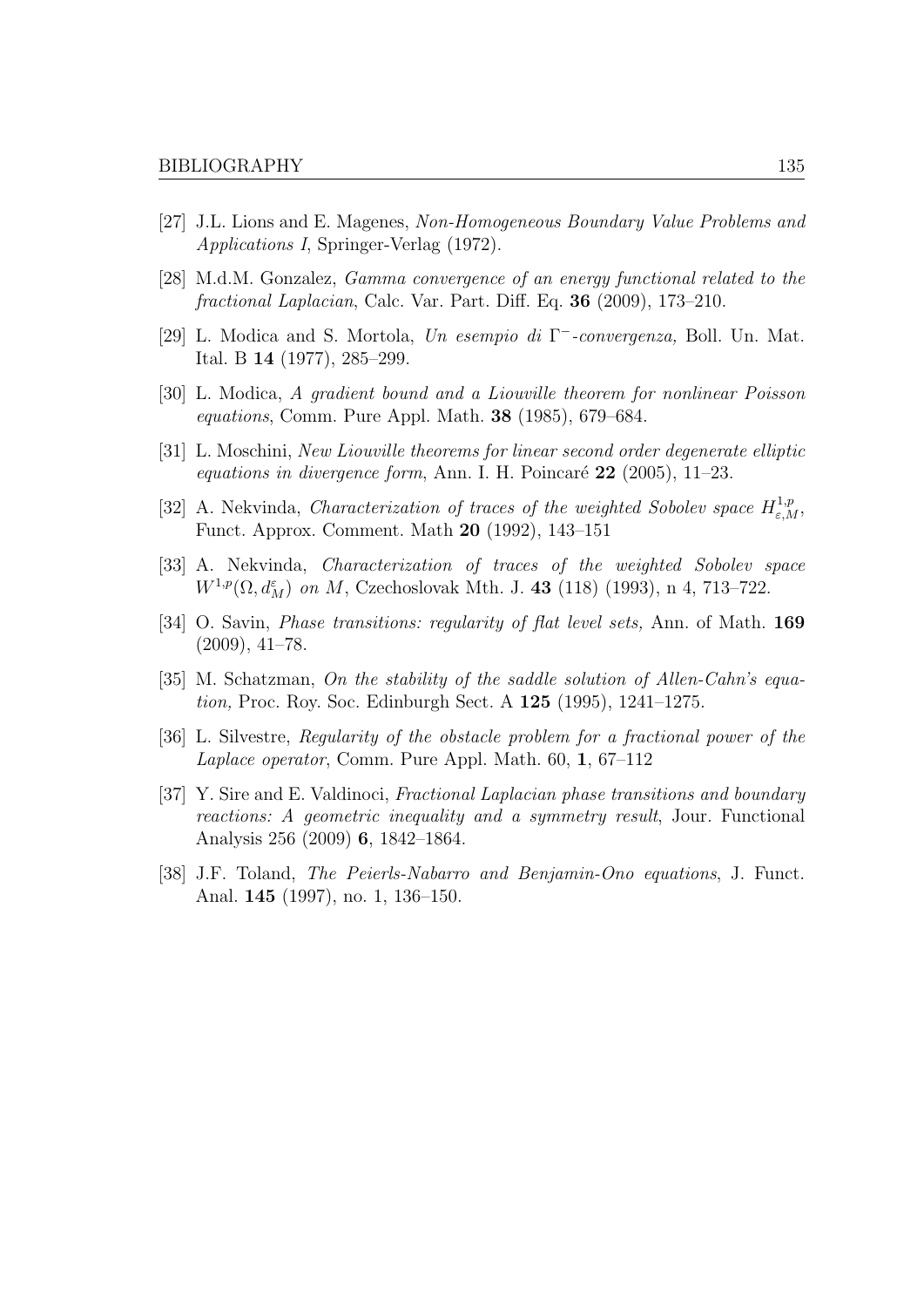[27] J.L. Lions and E. Magenes, *Non-Homogeneous Boundary Value Problems and Applications I*, Springer-Verlag (1972).

[28] M.d.M. Gonzalez, *Gamma convergence of an energy functional related to the fractional Laplacian*, Calc. Var. Part. Diff. Eq. **36** (2009), 173–210.

[29] L. Modica and S. Mortola, *Un esempio di $\Gamma^-$-convergenza,* Boll. Un. Mat. Ital. B **14** (1977), 285–299.

[30] L. Modica, *A gradient bound and a Liouville theorem for nonlinear Poisson equations*, Comm. Pure Appl. Math. **38** (1985), 679–684.

[31] L. Moschini, *New Liouville theorems for linear second order degenerate elliptic equations in divergence form*, Ann. I. H. Poincaré **22** (2005), 11–23.

[32] A. Nekvinda, *Characterization of traces of the weighted Sobolev space $H^{1,p}_{\varepsilon,M}$*, Funct. Approx. Comment. Math **20** (1992), 143–151

[33] A. Nekvinda, *Characterization of traces of the weighted Sobolev space $W^{1,p}(\Omega, d_M^\varepsilon)$ on $M$*, Czechoslovak Mth. J. **43** (118) (1993), n 4, 713–722.

[34] O. Savin, *Phase transitions: regularity of flat level sets,* Ann. of Math. **169** (2009), 41–78.

[35] M. Schatzman, *On the stability of the saddle solution of Allen-Cahn's equation,* Proc. Roy. Soc. Edinburgh Sect. A **125** (1995), 1241–1275.

[36] L. Silvestre, *Regularity of the obstacle problem for a fractional power of the Laplace operator*, Comm. Pure Appl. Math. 60, **1**, 67–112

[37] Y. Sire and E. Valdinoci, *Fractional Laplacian phase transitions and boundary reactions: A geometric inequality and a symmetry result*, Jour. Functional Analysis 256 (2009) **6**, 1842–1864.

[38] J.F. Toland, *The Peierls-Nabarro and Benjamin-Ono equations*, J. Funct. Anal. **145** (1997), no. 1, 136–150.